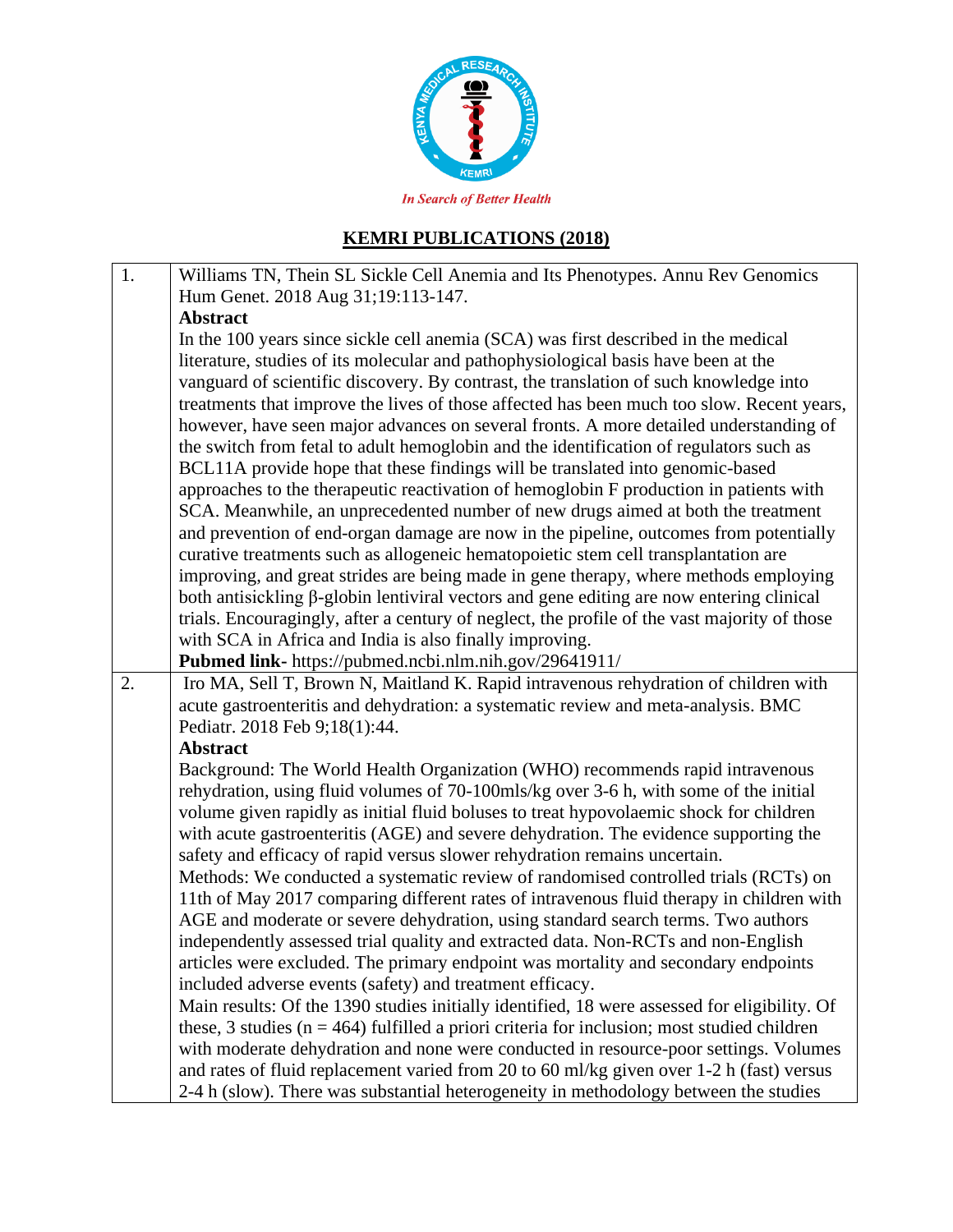In Search of Better Health

# KEMRI PUBLICATIONS (2018)

| | |
|---|---|
| 1. | Williams TN, Thein SL Sickle Cell Anemia and Its Phenotypes. Annu Rev Genomics Hum Genet. 2018 Aug 31;19:113-147.<br>**Abstract**<br>In the 100 years since sickle cell anemia (SCA) was first described in the medical literature, studies of its molecular and pathophysiological basis have been at the vanguard of scientific discovery. By contrast, the translation of such knowledge into treatments that improve the lives of those affected has been much too slow. Recent years, however, have seen major advances on several fronts. A more detailed understanding of the switch from fetal to adult hemoglobin and the identification of regulators such as BCL11A provide hope that these findings will be translated into genomic-based approaches to the therapeutic reactivation of hemoglobin F production in patients with SCA. Meanwhile, an unprecedented number of new drugs aimed at both the treatment and prevention of end-organ damage are now in the pipeline, outcomes from potentially curative treatments such as allogeneic hematopoietic stem cell transplantation are improving, and great strides are being made in gene therapy, where methods employing both antisickling β-globin lentiviral vectors and gene editing are now entering clinical trials. Encouragingly, after a century of neglect, the profile of the vast majority of those with SCA in Africa and India is also finally improving.<br>**Pubmed link-** https://pubmed.ncbi.nlm.nih.gov/29641911/ |
| 2. | Iro MA, Sell T, Brown N, Maitland K. Rapid intravenous rehydration of children with acute gastroenteritis and dehydration: a systematic review and meta-analysis. BMC Pediatr. 2018 Feb 9;18(1):44.<br>**Abstract**<br>Background: The World Health Organization (WHO) recommends rapid intravenous rehydration, using fluid volumes of 70-100mls/kg over 3-6 h, with some of the initial volume given rapidly as initial fluid boluses to treat hypovolaemic shock for children with acute gastroenteritis (AGE) and severe dehydration. The evidence supporting the safety and efficacy of rapid versus slower rehydration remains uncertain.<br>Methods: We conducted a systematic review of randomised controlled trials (RCTs) on 11th of May 2017 comparing different rates of intravenous fluid therapy in children with AGE and moderate or severe dehydration, using standard search terms. Two authors independently assessed trial quality and extracted data. Non-RCTs and non-English articles were excluded. The primary endpoint was mortality and secondary endpoints included adverse events (safety) and treatment efficacy.<br>Main results: Of the 1390 studies initially identified, 18 were assessed for eligibility. Of these, 3 studies (n = 464) fulfilled a priori criteria for inclusion; most studied children with moderate dehydration and none were conducted in resource-poor settings. Volumes and rates of fluid replacement varied from 20 to 60 ml/kg given over 1-2 h (fast) versus 2-4 h (slow). There was substantial heterogeneity in methodology between the studies |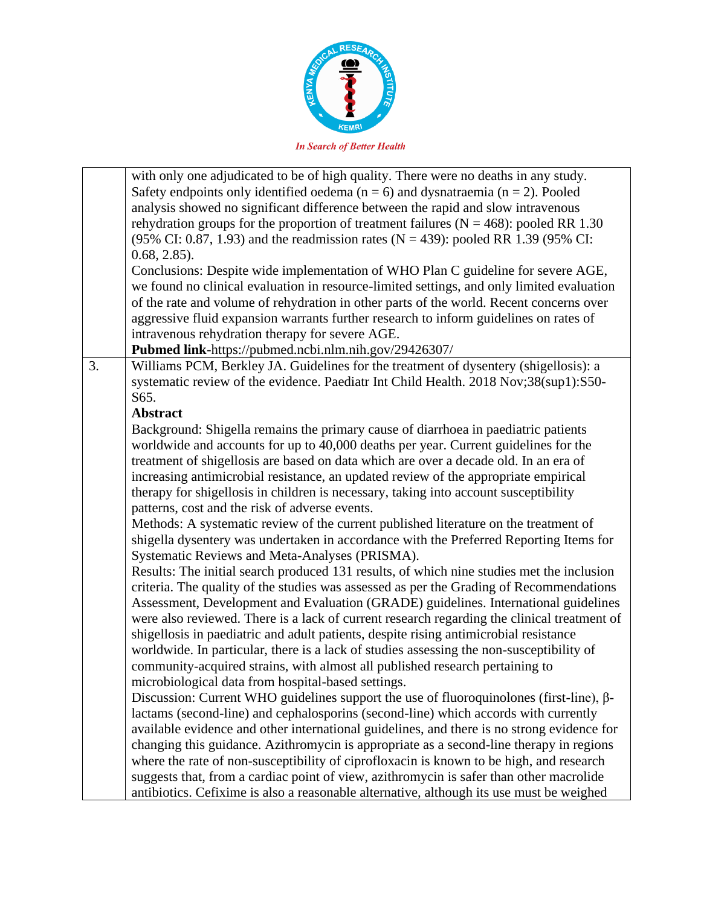| | |
|---|---|
| | with only one adjudicated to be of high quality. There were no deaths in any study. Safety endpoints only identified oedema (n = 6) and dysnatraemia (n = 2). Pooled analysis showed no significant difference between the rapid and slow intravenous rehydration groups for the proportion of treatment failures (N = 468): pooled RR 1.30 (95% CI: 0.87, 1.93) and the readmission rates (N = 439): pooled RR 1.39 (95% CI: 0.68, 2.85).<br>Conclusions: Despite wide implementation of WHO Plan C guideline for severe AGE, we found no clinical evaluation in resource-limited settings, and only limited evaluation of the rate and volume of rehydration in other parts of the world. Recent concerns over aggressive fluid expansion warrants further research to inform guidelines on rates of intravenous rehydration therapy for severe AGE.<br>**Pubmed link**-https://pubmed.ncbi.nlm.nih.gov/29426307/ |
| 3. | Williams PCM, Berkley JA. Guidelines for the treatment of dysentery (shigellosis): a systematic review of the evidence. Paediatr Int Child Health. 2018 Nov;38(sup1):S50-S65.<br>**Abstract**<br>Background: Shigella remains the primary cause of diarrhoea in paediatric patients worldwide and accounts for up to 40,000 deaths per year. Current guidelines for the treatment of shigellosis are based on data which are over a decade old. In an era of increasing antimicrobial resistance, an updated review of the appropriate empirical therapy for shigellosis in children is necessary, taking into account susceptibility patterns, cost and the risk of adverse events.<br>Methods: A systematic review of the current published literature on the treatment of shigella dysentery was undertaken in accordance with the Preferred Reporting Items for Systematic Reviews and Meta-Analyses (PRISMA).<br>Results: The initial search produced 131 results, of which nine studies met the inclusion criteria. The quality of the studies was assessed as per the Grading of Recommendations Assessment, Development and Evaluation (GRADE) guidelines. International guidelines were also reviewed. There is a lack of current research regarding the clinical treatment of shigellosis in paediatric and adult patients, despite rising antimicrobial resistance worldwide. In particular, there is a lack of studies assessing the non-susceptibility of community-acquired strains, with almost all published research pertaining to microbiological data from hospital-based settings.<br>Discussion: Current WHO guidelines support the use of fluoroquinolones (first-line), β-lactams (second-line) and cephalosporins (second-line) which accords with currently available evidence and other international guidelines, and there is no strong evidence for changing this guidance. Azithromycin is appropriate as a second-line therapy in regions where the rate of non-susceptibility of ciprofloxacin is known to be high, and research suggests that, from a cardiac point of view, azithromycin is safer than other macrolide antibiotics. Cefixime is also a reasonable alternative, although its use must be weighed |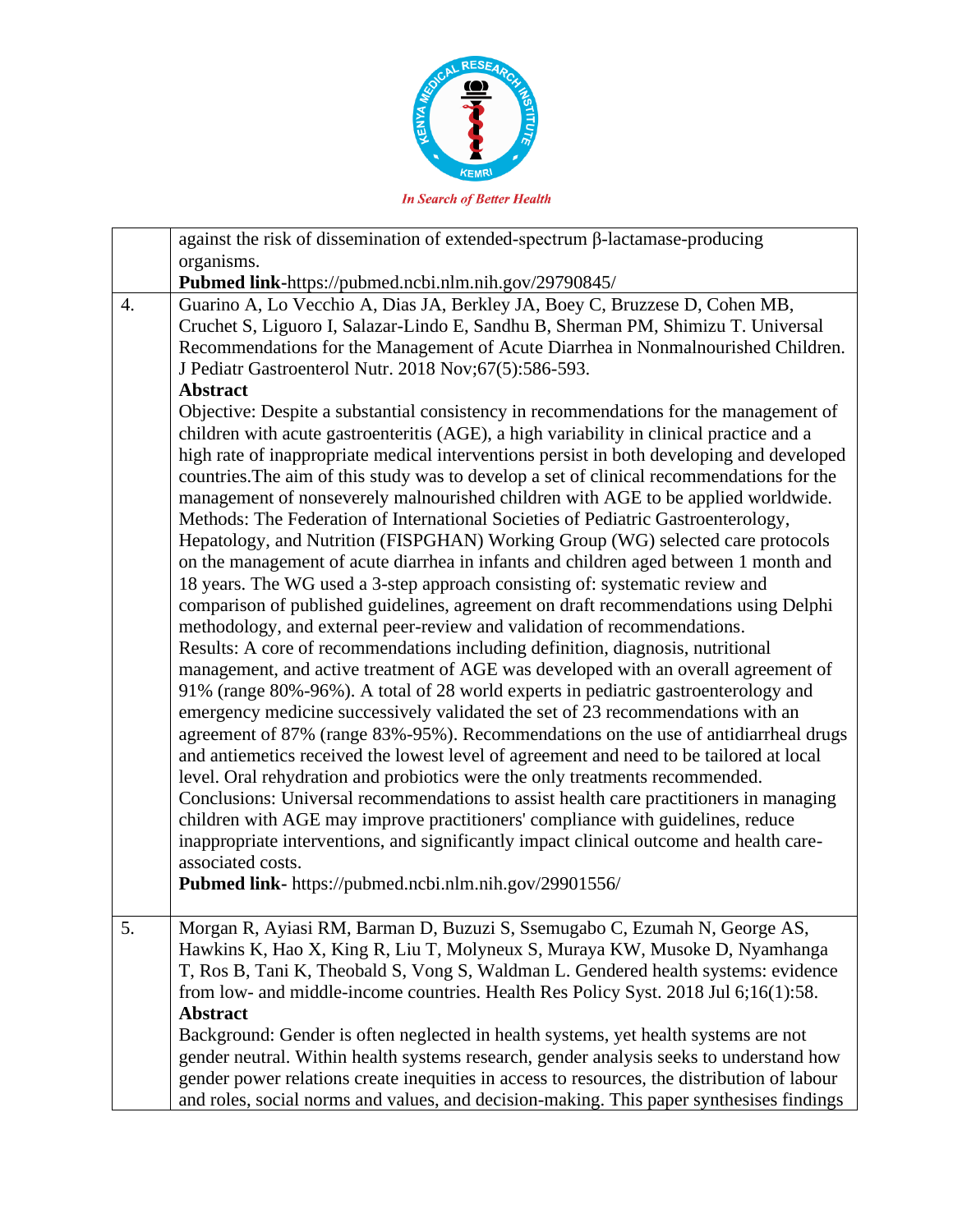| | |
|---|---|
| | against the risk of dissemination of extended-spectrum β-lactamase-producing organisms. **Pubmed link**-https://pubmed.ncbi.nlm.nih.gov/29790845/ |
| 4. | Guarino A, Lo Vecchio A, Dias JA, Berkley JA, Boey C, Bruzzese D, Cohen MB, Cruchet S, Liguoro I, Salazar-Lindo E, Sandhu B, Sherman PM, Shimizu T. Universal Recommendations for the Management of Acute Diarrhea in Nonmalnourished Children. J Pediatr Gastroenterol Nutr. 2018 Nov;67(5):586-593. **Abstract** Objective: Despite a substantial consistency in recommendations for the management of children with acute gastroenteritis (AGE), a high variability in clinical practice and a high rate of inappropriate medical interventions persist in both developing and developed countries.The aim of this study was to develop a set of clinical recommendations for the management of nonseverely malnourished children with AGE to be applied worldwide. Methods: The Federation of International Societies of Pediatric Gastroenterology, Hepatology, and Nutrition (FISPGHAN) Working Group (WG) selected care protocols on the management of acute diarrhea in infants and children aged between 1 month and 18 years. The WG used a 3-step approach consisting of: systematic review and comparison of published guidelines, agreement on draft recommendations using Delphi methodology, and external peer-review and validation of recommendations. Results: A core of recommendations including definition, diagnosis, nutritional management, and active treatment of AGE was developed with an overall agreement of 91% (range 80%-96%). A total of 28 world experts in pediatric gastroenterology and emergency medicine successively validated the set of 23 recommendations with an agreement of 87% (range 83%-95%). Recommendations on the use of antidiarrheal drugs and antiemetics received the lowest level of agreement and need to be tailored at local level. Oral rehydration and probiotics were the only treatments recommended. Conclusions: Universal recommendations to assist health care practitioners in managing children with AGE may improve practitioners' compliance with guidelines, reduce inappropriate interventions, and significantly impact clinical outcome and health care-associated costs. **Pubmed link**- https://pubmed.ncbi.nlm.nih.gov/29901556/ |
| 5. | Morgan R, Ayiasi RM, Barman D, Buzuzi S, Ssemugabo C, Ezumah N, George AS, Hawkins K, Hao X, King R, Liu T, Molyneux S, Muraya KW, Musoke D, Nyamhanga T, Ros B, Tani K, Theobald S, Vong S, Waldman L. Gendered health systems: evidence from low- and middle-income countries. Health Res Policy Syst. 2018 Jul 6;16(1):58. **Abstract** Background: Gender is often neglected in health systems, yet health systems are not gender neutral. Within health systems research, gender analysis seeks to understand how gender power relations create inequities in access to resources, the distribution of labour and roles, social norms and values, and decision-making. This paper synthesises findings |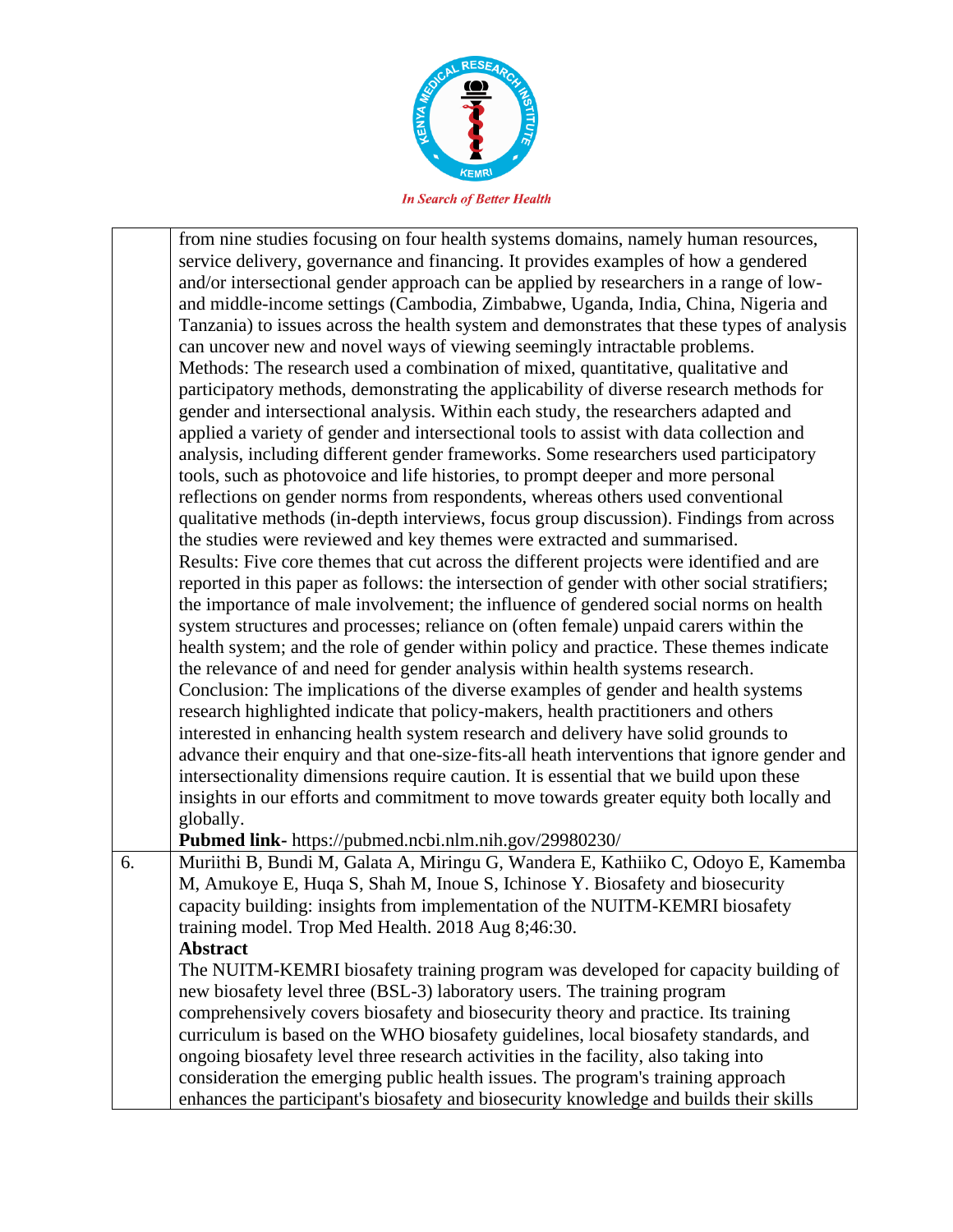|  |  |
|---|---|
|  | from nine studies focusing on four health systems domains, namely human resources, service delivery, governance and financing. It provides examples of how a gendered and/or intersectional gender approach can be applied by researchers in a range of low- and middle-income settings (Cambodia, Zimbabwe, Uganda, India, China, Nigeria and Tanzania) to issues across the health system and demonstrates that these types of analysis can uncover new and novel ways of viewing seemingly intractable problems.<br>Methods: The research used a combination of mixed, quantitative, qualitative and participatory methods, demonstrating the applicability of diverse research methods for gender and intersectional analysis. Within each study, the researchers adapted and applied a variety of gender and intersectional tools to assist with data collection and analysis, including different gender frameworks. Some researchers used participatory tools, such as photovoice and life histories, to prompt deeper and more personal reflections on gender norms from respondents, whereas others used conventional qualitative methods (in-depth interviews, focus group discussion). Findings from across the studies were reviewed and key themes were extracted and summarised.<br>Results: Five core themes that cut across the different projects were identified and are reported in this paper as follows: the intersection of gender with other social stratifiers; the importance of male involvement; the influence of gendered social norms on health system structures and processes; reliance on (often female) unpaid carers within the health system; and the role of gender within policy and practice. These themes indicate the relevance of and need for gender analysis within health systems research.<br>Conclusion: The implications of the diverse examples of gender and health systems research highlighted indicate that policy-makers, health practitioners and others interested in enhancing health system research and delivery have solid grounds to advance their enquiry and that one-size-fits-all heath interventions that ignore gender and intersectionality dimensions require caution. It is essential that we build upon these insights in our efforts and commitment to move towards greater equity both locally and globally.<br>**Pubmed link-** https://pubmed.ncbi.nlm.nih.gov/29980230/ |
| 6. | Muriithi B, Bundi M, Galata A, Miringu G, Wandera E, Kathiiko C, Odoyo E, Kamemba M, Amukoye E, Huqa S, Shah M, Inoue S, Ichinose Y. Biosafety and biosecurity capacity building: insights from implementation of the NUITM-KEMRI biosafety training model. Trop Med Health. 2018 Aug 8;46:30.<br>**Abstract**<br>The NUITM-KEMRI biosafety training program was developed for capacity building of new biosafety level three (BSL-3) laboratory users. The training program comprehensively covers biosafety and biosecurity theory and practice. Its training curriculum is based on the WHO biosafety guidelines, local biosafety standards, and ongoing biosafety level three research activities in the facility, also taking into consideration the emerging public health issues. The program's training approach enhances the participant's biosafety and biosecurity knowledge and builds their skills |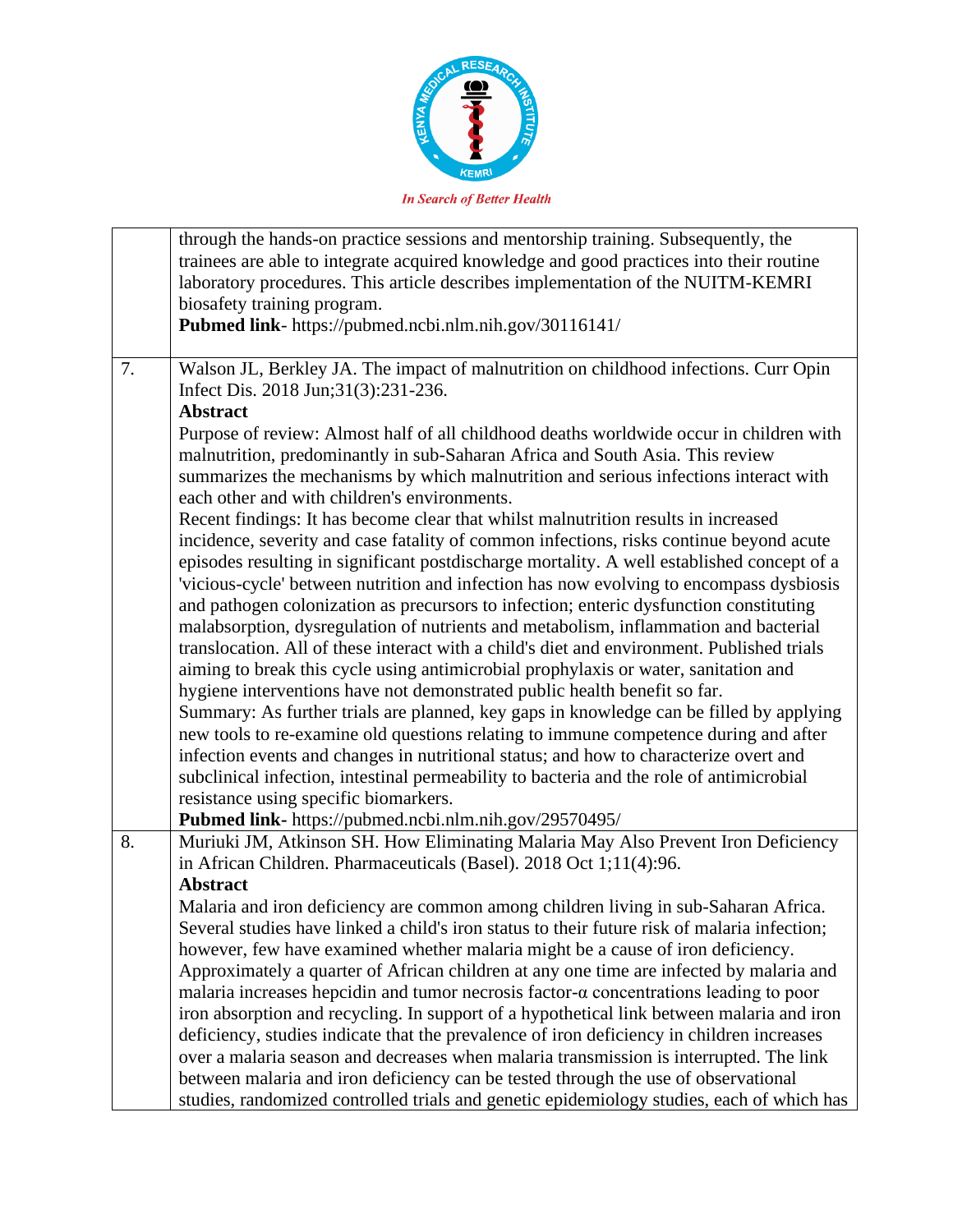| | |
|---|---|
| | through the hands-on practice sessions and mentorship training. Subsequently, the trainees are able to integrate acquired knowledge and good practices into their routine laboratory procedures. This article describes implementation of the NUITM-KEMRI biosafety training program.<br>**Pubmed link**- https://pubmed.ncbi.nlm.nih.gov/30116141/ |
| 7. | Walson JL, Berkley JA. The impact of malnutrition on childhood infections. Curr Opin Infect Dis. 2018 Jun;31(3):231-236.<br>**Abstract**<br>Purpose of review: Almost half of all childhood deaths worldwide occur in children with malnutrition, predominantly in sub-Saharan Africa and South Asia. This review summarizes the mechanisms by which malnutrition and serious infections interact with each other and with children's environments.<br>Recent findings: It has become clear that whilst malnutrition results in increased incidence, severity and case fatality of common infections, risks continue beyond acute episodes resulting in significant postdischarge mortality. A well established concept of a 'vicious-cycle' between nutrition and infection has now evolving to encompass dysbiosis and pathogen colonization as precursors to infection; enteric dysfunction constituting malabsorption, dysregulation of nutrients and metabolism, inflammation and bacterial translocation. All of these interact with a child's diet and environment. Published trials aiming to break this cycle using antimicrobial prophylaxis or water, sanitation and hygiene interventions have not demonstrated public health benefit so far.<br>Summary: As further trials are planned, key gaps in knowledge can be filled by applying new tools to re-examine old questions relating to immune competence during and after infection events and changes in nutritional status; and how to characterize overt and subclinical infection, intestinal permeability to bacteria and the role of antimicrobial resistance using specific biomarkers.<br>**Pubmed link**- https://pubmed.ncbi.nlm.nih.gov/29570495/ |
| 8. | Muriuki JM, Atkinson SH. How Eliminating Malaria May Also Prevent Iron Deficiency in African Children. Pharmaceuticals (Basel). 2018 Oct 1;11(4):96.<br>**Abstract**<br>Malaria and iron deficiency are common among children living in sub-Saharan Africa. Several studies have linked a child's iron status to their future risk of malaria infection; however, few have examined whether malaria might be a cause of iron deficiency. Approximately a quarter of African children at any one time are infected by malaria and malaria increases hepcidin and tumor necrosis factor-α concentrations leading to poor iron absorption and recycling. In support of a hypothetical link between malaria and iron deficiency, studies indicate that the prevalence of iron deficiency in children increases over a malaria season and decreases when malaria transmission is interrupted. The link between malaria and iron deficiency can be tested through the use of observational studies, randomized controlled trials and genetic epidemiology studies, each of which has |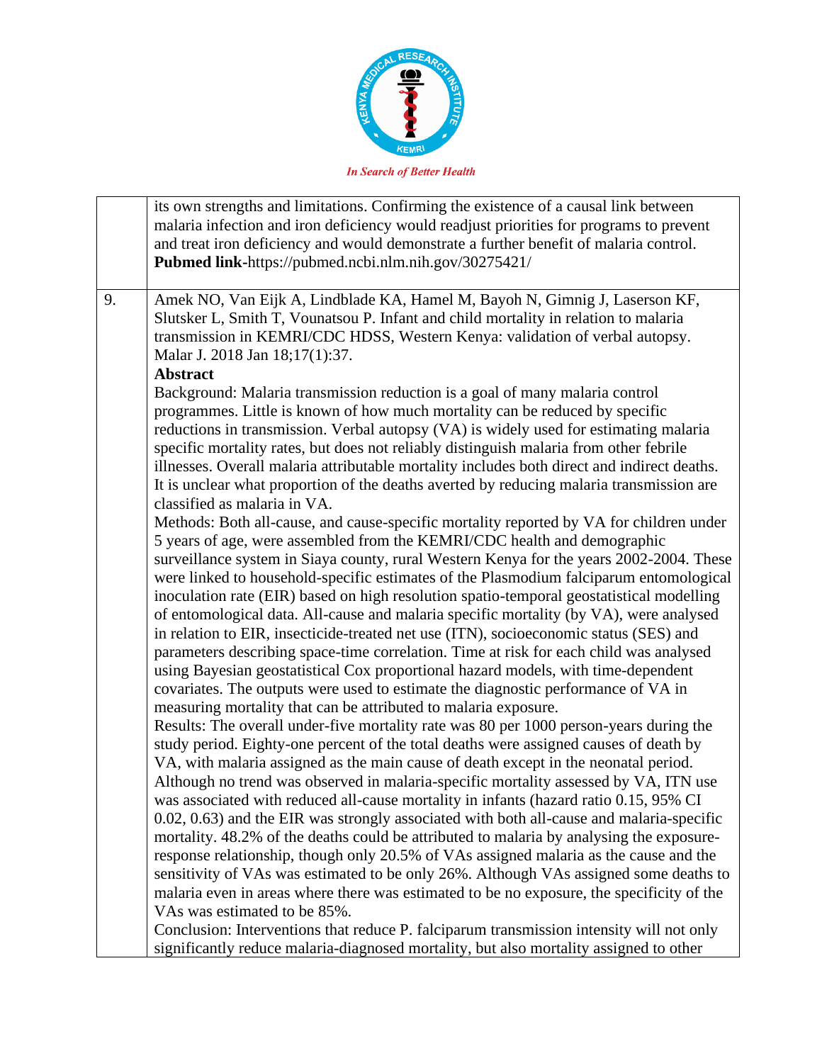| | |
|---|---|
| | its own strengths and limitations. Confirming the existence of a causal link between malaria infection and iron deficiency would readjust priorities for programs to prevent and treat iron deficiency and would demonstrate a further benefit of malaria control. **Pubmed link**-https://pubmed.ncbi.nlm.nih.gov/30275421/ |
| 9. | Amek NO, Van Eijk A, Lindblade KA, Hamel M, Bayoh N, Gimnig J, Laserson KF, Slutsker L, Smith T, Vounatsou P. Infant and child mortality in relation to malaria transmission in KEMRI/CDC HDSS, Western Kenya: validation of verbal autopsy. Malar J. 2018 Jan 18;17(1):37.<br>**Abstract**<br>Background: Malaria transmission reduction is a goal of many malaria control programmes. Little is known of how much mortality can be reduced by specific reductions in transmission. Verbal autopsy (VA) is widely used for estimating malaria specific mortality rates, but does not reliably distinguish malaria from other febrile illnesses. Overall malaria attributable mortality includes both direct and indirect deaths. It is unclear what proportion of the deaths averted by reducing malaria transmission are classified as malaria in VA.<br>Methods: Both all-cause, and cause-specific mortality reported by VA for children under 5 years of age, were assembled from the KEMRI/CDC health and demographic surveillance system in Siaya county, rural Western Kenya for the years 2002-2004. These were linked to household-specific estimates of the Plasmodium falciparum entomological inoculation rate (EIR) based on high resolution spatio-temporal geostatistical modelling of entomological data. All-cause and malaria specific mortality (by VA), were analysed in relation to EIR, insecticide-treated net use (ITN), socioeconomic status (SES) and parameters describing space-time correlation. Time at risk for each child was analysed using Bayesian geostatistical Cox proportional hazard models, with time-dependent covariates. The outputs were used to estimate the diagnostic performance of VA in measuring mortality that can be attributed to malaria exposure.<br>Results: The overall under-five mortality rate was 80 per 1000 person-years during the study period. Eighty-one percent of the total deaths were assigned causes of death by VA, with malaria assigned as the main cause of death except in the neonatal period. Although no trend was observed in malaria-specific mortality assessed by VA, ITN use was associated with reduced all-cause mortality in infants (hazard ratio 0.15, 95% CI 0.02, 0.63) and the EIR was strongly associated with both all-cause and malaria-specific mortality. 48.2% of the deaths could be attributed to malaria by analysing the exposure-response relationship, though only 20.5% of VAs assigned malaria as the cause and the sensitivity of VAs was estimated to be only 26%. Although VAs assigned some deaths to malaria even in areas where there was estimated to be no exposure, the specificity of the VAs was estimated to be 85%.<br>Conclusion: Interventions that reduce P. falciparum transmission intensity will not only significantly reduce malaria-diagnosed mortality, but also mortality assigned to other |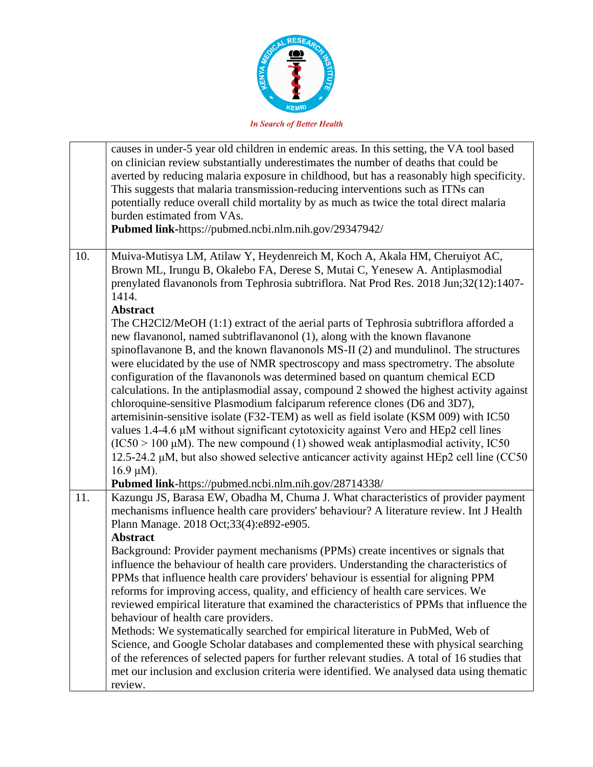|  |  |
|---|---|
|  | causes in under-5 year old children in endemic areas. In this setting, the VA tool based on clinician review substantially underestimates the number of deaths that could be averted by reducing malaria exposure in childhood, but has a reasonably high specificity. This suggests that malaria transmission-reducing interventions such as ITNs can potentially reduce overall child mortality by as much as twice the total direct malaria burden estimated from VAs.<br>**Pubmed link**-https://pubmed.ncbi.nlm.nih.gov/29347942/ |
| 10. | Muiva-Mutisya LM, Atilaw Y, Heydenreich M, Koch A, Akala HM, Cheruiyot AC, Brown ML, Irungu B, Okalebo FA, Derese S, Mutai C, Yenesew A. Antiplasmodial prenylated flavanonols from Tephrosia subtriflora. Nat Prod Res. 2018 Jun;32(12):1407-1414.<br>**Abstract**<br>The $CH_2Cl_2$/MeOH (1:1) extract of the aerial parts of Tephrosia subtriflora afforded a new flavanonol, named subtriflavanonol (1), along with the known flavanone spinoflavanone B, and the known flavanonols MS-II (2) and mundulinol. The structures were elucidated by the use of NMR spectroscopy and mass spectrometry. The absolute configuration of the flavanonols was determined based on quantum chemical ECD calculations. In the antiplasmodial assay, compound 2 showed the highest activity against chloroquine-sensitive Plasmodium falciparum reference clones (D6 and 3D7), artemisinin-sensitive isolate (F32-TEM) as well as field isolate (KSM 009) with $IC_{50}$ values 1.4-4.6 μM without significant cytotoxicity against Vero and HEp2 cell lines ($IC_{50}$ > 100 μM). The new compound (1) showed weak antiplasmodial activity, $IC_{50}$ 12.5-24.2 μM, but also showed selective anticancer activity against HEp2 cell line ($CC_{50}$ 16.9 μM).<br>**Pubmed link**-https://pubmed.ncbi.nlm.nih.gov/28714338/ |
| 11. | Kazungu JS, Barasa EW, Obadha M, Chuma J. What characteristics of provider payment mechanisms influence health care providers' behaviour? A literature review. Int J Health Plann Manage. 2018 Oct;33(4):e892-e905.<br>**Abstract**<br>Background: Provider payment mechanisms (PPMs) create incentives or signals that influence the behaviour of health care providers. Understanding the characteristics of PPMs that influence health care providers' behaviour is essential for aligning PPM reforms for improving access, quality, and efficiency of health care services. We reviewed empirical literature that examined the characteristics of PPMs that influence the behaviour of health care providers.<br>Methods: We systematically searched for empirical literature in PubMed, Web of Science, and Google Scholar databases and complemented these with physical searching of the references of selected papers for further relevant studies. A total of 16 studies that met our inclusion and exclusion criteria were identified. We analysed data using thematic review. |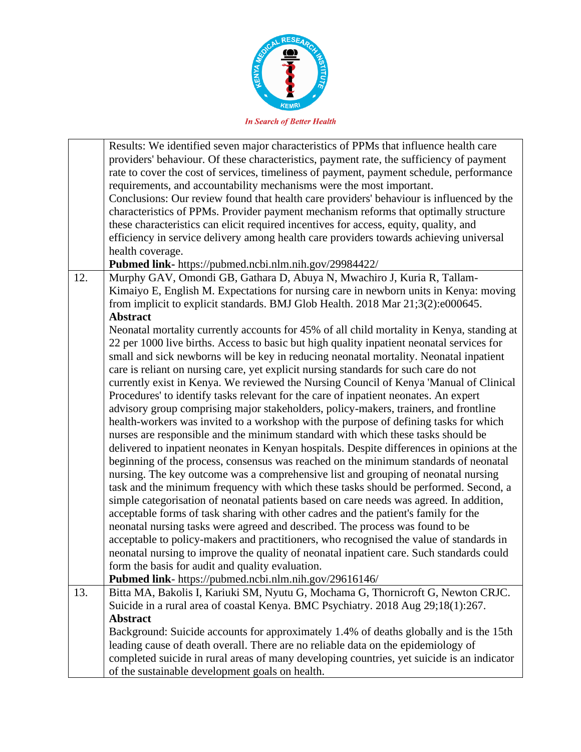| | |
|---|---|
| | Results: We identified seven major characteristics of PPMs that influence health care providers' behaviour. Of these characteristics, payment rate, the sufficiency of payment rate to cover the cost of services, timeliness of payment, payment schedule, performance requirements, and accountability mechanisms were the most important.<br>Conclusions: Our review found that health care providers' behaviour is influenced by the characteristics of PPMs. Provider payment mechanism reforms that optimally structure these characteristics can elicit required incentives for access, equity, quality, and efficiency in service delivery among health care providers towards achieving universal health coverage.<br>**Pubmed link**- https://pubmed.ncbi.nlm.nih.gov/29984422/ |
| 12. | Murphy GAV, Omondi GB, Gathara D, Abuya N, Mwachiro J, Kuria R, Tallam-Kimaiyo E, English M. Expectations for nursing care in newborn units in Kenya: moving from implicit to explicit standards. BMJ Glob Health. 2018 Mar 21;3(2):e000645.<br>**Abstract**<br>Neonatal mortality currently accounts for 45% of all child mortality in Kenya, standing at 22 per 1000 live births. Access to basic but high quality inpatient neonatal services for small and sick newborns will be key in reducing neonatal mortality. Neonatal inpatient care is reliant on nursing care, yet explicit nursing standards for such care do not currently exist in Kenya. We reviewed the Nursing Council of Kenya 'Manual of Clinical Procedures' to identify tasks relevant for the care of inpatient neonates. An expert advisory group comprising major stakeholders, policy-makers, trainers, and frontline health-workers was invited to a workshop with the purpose of defining tasks for which nurses are responsible and the minimum standard with which these tasks should be delivered to inpatient neonates in Kenyan hospitals. Despite differences in opinions at the beginning of the process, consensus was reached on the minimum standards of neonatal nursing. The key outcome was a comprehensive list and grouping of neonatal nursing task and the minimum frequency with which these tasks should be performed. Second, a simple categorisation of neonatal patients based on care needs was agreed. In addition, acceptable forms of task sharing with other cadres and the patient's family for the neonatal nursing tasks were agreed and described. The process was found to be acceptable to policy-makers and practitioners, who recognised the value of standards in neonatal nursing to improve the quality of neonatal inpatient care. Such standards could form the basis for audit and quality evaluation.<br>**Pubmed link**- https://pubmed.ncbi.nlm.nih.gov/29616146/ |
| 13. | Bitta MA, Bakolis I, Kariuki SM, Nyutu G, Mochama G, Thornicroft G, Newton CRJC. Suicide in a rural area of coastal Kenya. BMC Psychiatry. 2018 Aug 29;18(1):267.<br>**Abstract**<br>Background: Suicide accounts for approximately 1.4% of deaths globally and is the 15th leading cause of death overall. There are no reliable data on the epidemiology of completed suicide in rural areas of many developing countries, yet suicide is an indicator of the sustainable development goals on health. |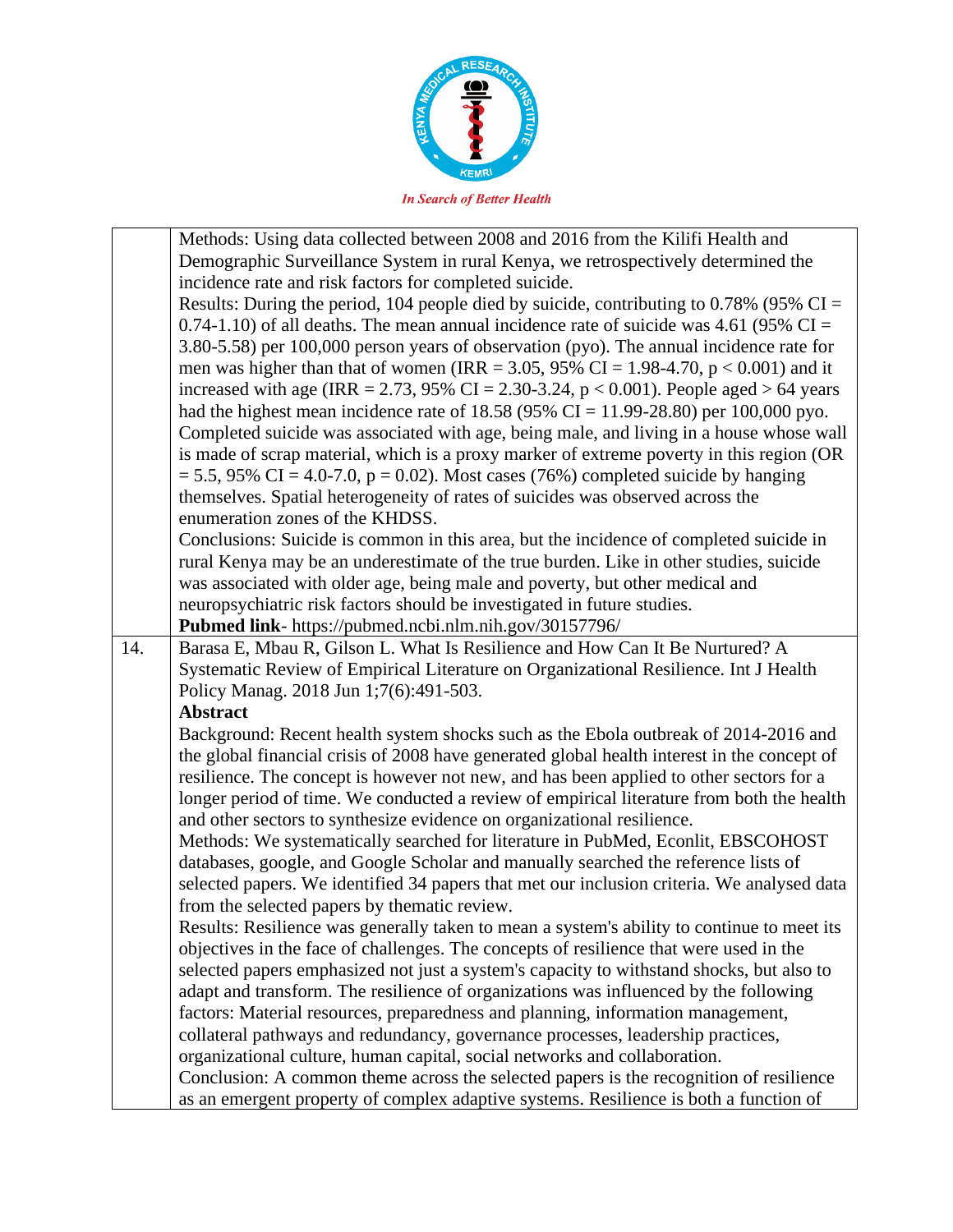| | |
|---|---|
| | Methods: Using data collected between 2008 and 2016 from the Kilifi Health and Demographic Surveillance System in rural Kenya, we retrospectively determined the incidence rate and risk factors for completed suicide.<br>Results: During the period, 104 people died by suicide, contributing to 0.78% (95% CI = 0.74-1.10) of all deaths. The mean annual incidence rate of suicide was 4.61 (95% CI = 3.80-5.58) per 100,000 person years of observation (pyo). The annual incidence rate for men was higher than that of women (IRR = 3.05, 95% CI = 1.98-4.70, $p < 0.001$) and it increased with age (IRR = 2.73, 95% CI = 2.30-3.24, $p < 0.001$). People aged > 64 years had the highest mean incidence rate of 18.58 (95% CI = 11.99-28.80) per 100,000 pyo. Completed suicide was associated with age, being male, and living in a house whose wall is made of scrap material, which is a proxy marker of extreme poverty in this region (OR = 5.5, 95% CI = 4.0-7.0, $p = 0.02$). Most cases (76%) completed suicide by hanging themselves. Spatial heterogeneity of rates of suicides was observed across the enumeration zones of the KHDSS.<br>Conclusions: Suicide is common in this area, but the incidence of completed suicide in rural Kenya may be an underestimate of the true burden. Like in other studies, suicide was associated with older age, being male and poverty, but other medical and neuropsychiatric risk factors should be investigated in future studies.<br>**Pubmed link**- https://pubmed.ncbi.nlm.nih.gov/30157796/ |
| 14. | Barasa E, Mbau R, Gilson L. What Is Resilience and How Can It Be Nurtured? A Systematic Review of Empirical Literature on Organizational Resilience. Int J Health Policy Manag. 2018 Jun 1;7(6):491-503.<br>**Abstract**<br>Background: Recent health system shocks such as the Ebola outbreak of 2014-2016 and the global financial crisis of 2008 have generated global health interest in the concept of resilience. The concept is however not new, and has been applied to other sectors for a longer period of time. We conducted a review of empirical literature from both the health and other sectors to synthesize evidence on organizational resilience.<br>Methods: We systematically searched for literature in PubMed, Econlit, EBSCOHOST databases, google, and Google Scholar and manually searched the reference lists of selected papers. We identified 34 papers that met our inclusion criteria. We analysed data from the selected papers by thematic review.<br>Results: Resilience was generally taken to mean a system's ability to continue to meet its objectives in the face of challenges. The concepts of resilience that were used in the selected papers emphasized not just a system's capacity to withstand shocks, but also to adapt and transform. The resilience of organizations was influenced by the following factors: Material resources, preparedness and planning, information management, collateral pathways and redundancy, governance processes, leadership practices, organizational culture, human capital, social networks and collaboration.<br>Conclusion: A common theme across the selected papers is the recognition of resilience as an emergent property of complex adaptive systems. Resilience is both a function of |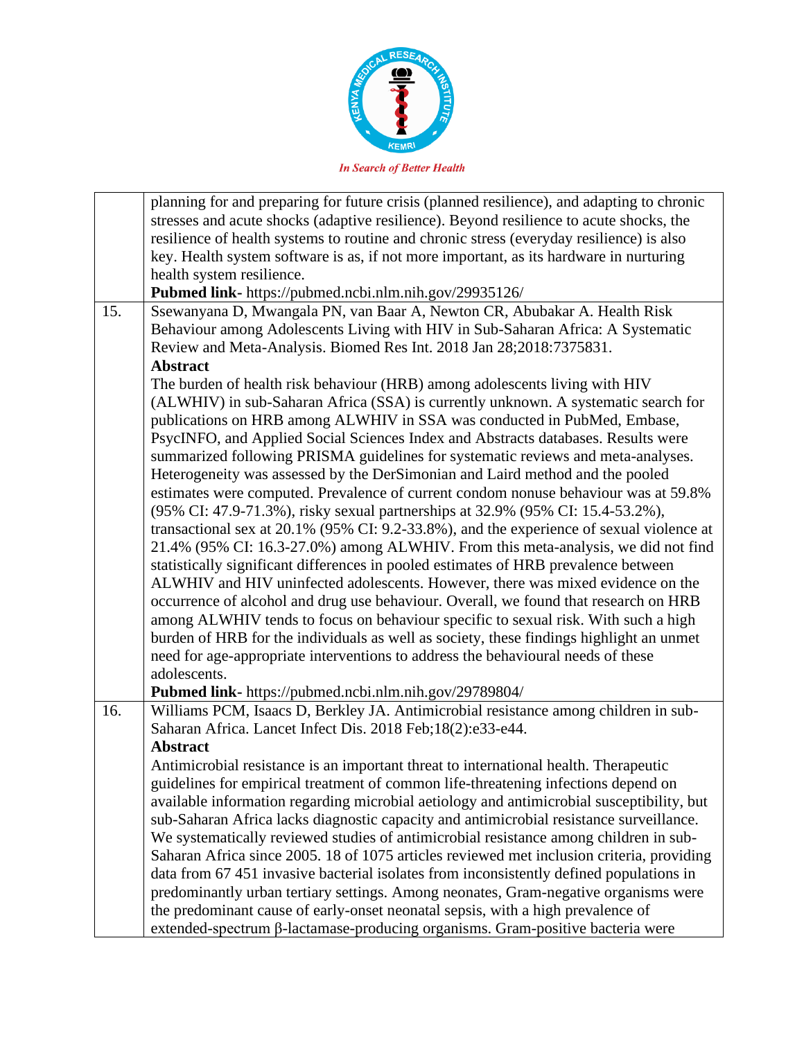| | |
|---|---|
| | planning for and preparing for future crisis (planned resilience), and adapting to chronic stresses and acute shocks (adaptive resilience). Beyond resilience to acute shocks, the resilience of health systems to routine and chronic stress (everyday resilience) is also key. Health system software is as, if not more important, as its hardware in nurturing health system resilience.<br>**Pubmed link**- https://pubmed.ncbi.nlm.nih.gov/29935126/ |
| 15. | Ssewanyana D, Mwangala PN, van Baar A, Newton CR, Abubakar A. Health Risk Behaviour among Adolescents Living with HIV in Sub-Saharan Africa: A Systematic Review and Meta-Analysis. Biomed Res Int. 2018 Jan 28;2018:7375831.<br>**Abstract**<br>The burden of health risk behaviour (HRB) among adolescents living with HIV (ALWHIV) in sub-Saharan Africa (SSA) is currently unknown. A systematic search for publications on HRB among ALWHIV in SSA was conducted in PubMed, Embase, PsycINFO, and Applied Social Sciences Index and Abstracts databases. Results were summarized following PRISMA guidelines for systematic reviews and meta-analyses. Heterogeneity was assessed by the DerSimonian and Laird method and the pooled estimates were computed. Prevalence of current condom nonuse behaviour was at 59.8% (95% CI: 47.9-71.3%), risky sexual partnerships at 32.9% (95% CI: 15.4-53.2%), transactional sex at 20.1% (95% CI: 9.2-33.8%), and the experience of sexual violence at 21.4% (95% CI: 16.3-27.0%) among ALWHIV. From this meta-analysis, we did not find statistically significant differences in pooled estimates of HRB prevalence between ALWHIV and HIV uninfected adolescents. However, there was mixed evidence on the occurrence of alcohol and drug use behaviour. Overall, we found that research on HRB among ALWHIV tends to focus on behaviour specific to sexual risk. With such a high burden of HRB for the individuals as well as society, these findings highlight an unmet need for age-appropriate interventions to address the behavioural needs of these adolescents.<br>**Pubmed link**- https://pubmed.ncbi.nlm.nih.gov/29789804/ |
| 16. | Williams PCM, Isaacs D, Berkley JA. Antimicrobial resistance among children in sub-Saharan Africa. Lancet Infect Dis. 2018 Feb;18(2):e33-e44.<br>**Abstract**<br>Antimicrobial resistance is an important threat to international health. Therapeutic guidelines for empirical treatment of common life-threatening infections depend on available information regarding microbial aetiology and antimicrobial susceptibility, but sub-Saharan Africa lacks diagnostic capacity and antimicrobial resistance surveillance. We systematically reviewed studies of antimicrobial resistance among children in sub-Saharan Africa since 2005. 18 of 1075 articles reviewed met inclusion criteria, providing data from 67 451 invasive bacterial isolates from inconsistently defined populations in predominantly urban tertiary settings. Among neonates, Gram-negative organisms were the predominant cause of early-onset neonatal sepsis, with a high prevalence of extended-spectrum β-lactamase-producing organisms. Gram-positive bacteria were |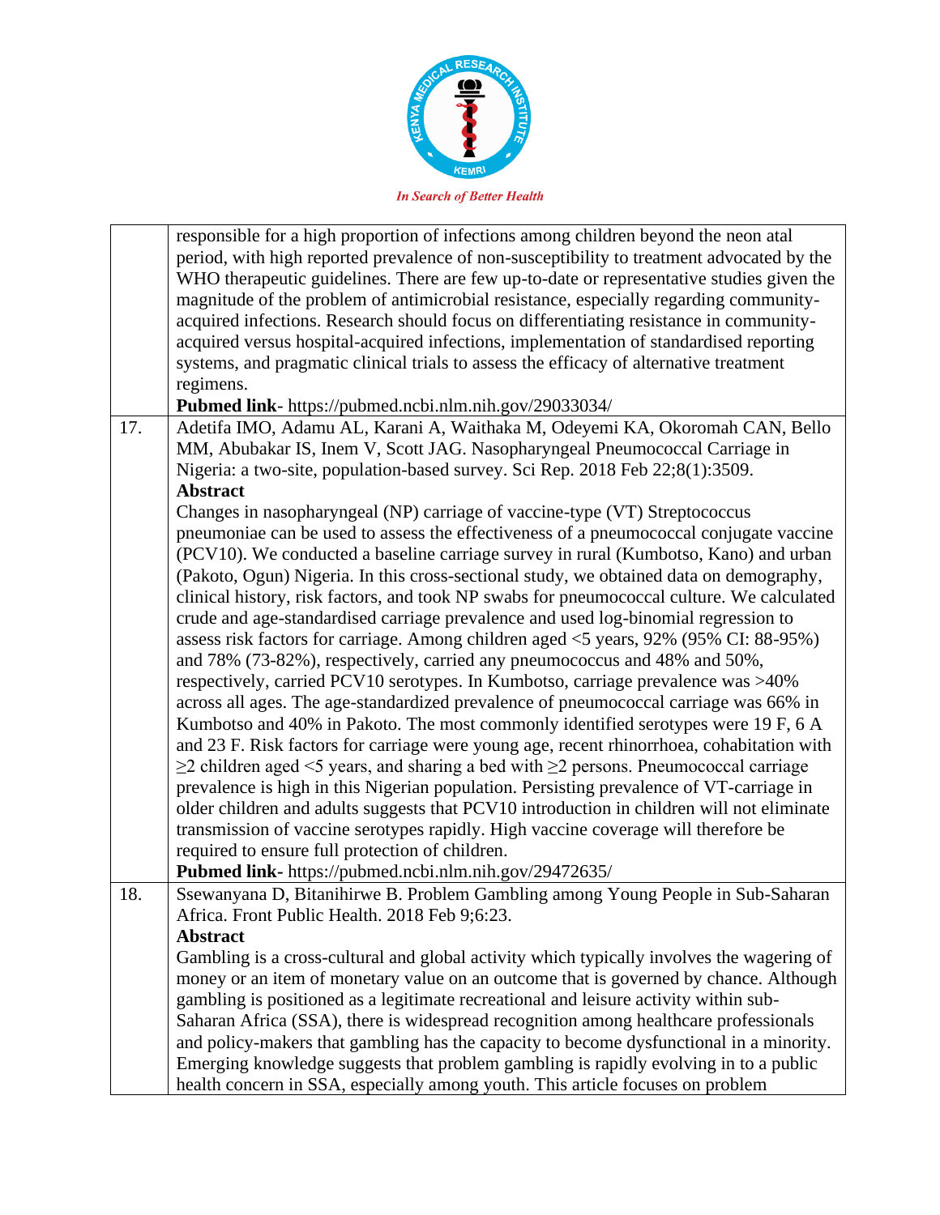| | |
|---|---|
| | responsible for a high proportion of infections among children beyond the neon atal period, with high reported prevalence of non-susceptibility to treatment advocated by the WHO therapeutic guidelines. There are few up-to-date or representative studies given the magnitude of the problem of antimicrobial resistance, especially regarding community-acquired infections. Research should focus on differentiating resistance in community-acquired versus hospital-acquired infections, implementation of standardised reporting systems, and pragmatic clinical trials to assess the efficacy of alternative treatment regimens. **Pubmed link**- https://pubmed.ncbi.nlm.nih.gov/29033034/ |
| 17. | Adetifa IMO, Adamu AL, Karani A, Waithaka M, Odeyemi KA, Okoromah CAN, Bello MM, Abubakar IS, Inem V, Scott JAG. Nasopharyngeal Pneumococcal Carriage in Nigeria: a two-site, population-based survey. Sci Rep. 2018 Feb 22;8(1):3509. **Abstract** Changes in nasopharyngeal (NP) carriage of vaccine-type (VT) Streptococcus pneumoniae can be used to assess the effectiveness of a pneumococcal conjugate vaccine (PCV10). We conducted a baseline carriage survey in rural (Kumbotso, Kano) and urban (Pakoto, Ogun) Nigeria. In this cross-sectional study, we obtained data on demography, clinical history, risk factors, and took NP swabs for pneumococcal culture. We calculated crude and age-standardised carriage prevalence and used log-binomial regression to assess risk factors for carriage. Among children aged <5 years, 92% (95% CI: 88-95%) and 78% (73-82%), respectively, carried any pneumococcus and 48% and 50%, respectively, carried PCV10 serotypes. In Kumbotso, carriage prevalence was >40% across all ages. The age-standardized prevalence of pneumococcal carriage was 66% in Kumbotso and 40% in Pakoto. The most commonly identified serotypes were 19 F, 6 A and 23 F. Risk factors for carriage were young age, recent rhinorrhoea, cohabitation with ≥2 children aged <5 years, and sharing a bed with ≥2 persons. Pneumococcal carriage prevalence is high in this Nigerian population. Persisting prevalence of VT-carriage in older children and adults suggests that PCV10 introduction in children will not eliminate transmission of vaccine serotypes rapidly. High vaccine coverage will therefore be required to ensure full protection of children. **Pubmed link**- https://pubmed.ncbi.nlm.nih.gov/29472635/ |
| 18. | Ssewanyana D, Bitanihirwe B. Problem Gambling among Young People in Sub-Saharan Africa. Front Public Health. 2018 Feb 9;6:23. **Abstract** Gambling is a cross-cultural and global activity which typically involves the wagering of money or an item of monetary value on an outcome that is governed by chance. Although gambling is positioned as a legitimate recreational and leisure activity within sub-Saharan Africa (SSA), there is widespread recognition among healthcare professionals and policy-makers that gambling has the capacity to become dysfunctional in a minority. Emerging knowledge suggests that problem gambling is rapidly evolving in to a public health concern in SSA, especially among youth. This article focuses on problem |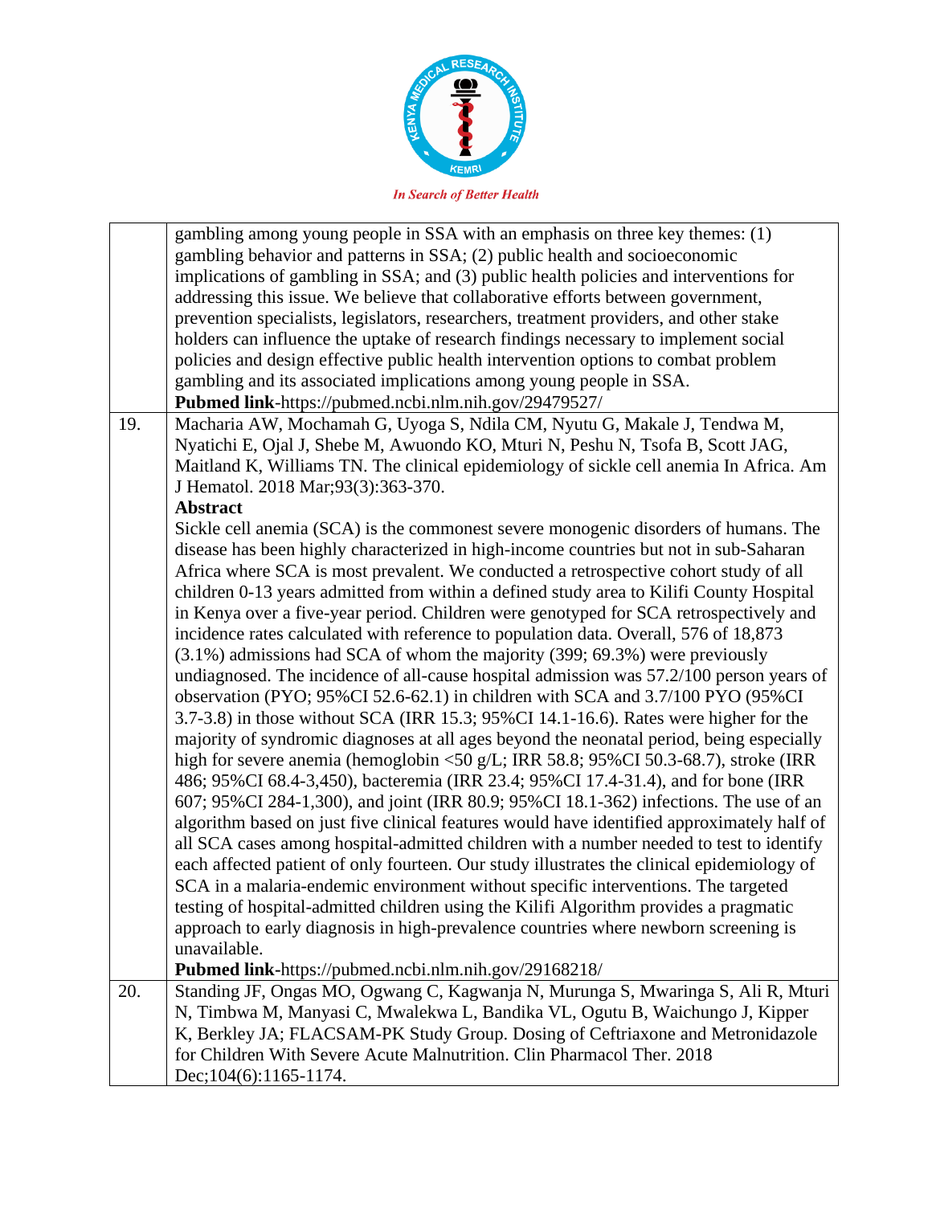|  |  |
|---|---|
|  | gambling among young people in SSA with an emphasis on three key themes: (1) gambling behavior and patterns in SSA; (2) public health and socioeconomic implications of gambling in SSA; and (3) public health policies and interventions for addressing this issue. We believe that collaborative efforts between government, prevention specialists, legislators, researchers, treatment providers, and other stake holders can influence the uptake of research findings necessary to implement social policies and design effective public health intervention options to combat problem gambling and its associated implications among young people in SSA.<br>**Pubmed link**-https://pubmed.ncbi.nlm.nih.gov/29479527/ |
| 19. | Macharia AW, Mochamah G, Uyoga S, Ndila CM, Nyutu G, Makale J, Tendwa M, Nyatichi E, Ojal J, Shebe M, Awuondo KO, Mturi N, Peshu N, Tsofa B, Scott JAG, Maitland K, Williams TN. The clinical epidemiology of sickle cell anemia In Africa. Am J Hematol. 2018 Mar;93(3):363-370.<br>**Abstract**<br>Sickle cell anemia (SCA) is the commonest severe monogenic disorders of humans. The disease has been highly characterized in high-income countries but not in sub-Saharan Africa where SCA is most prevalent. We conducted a retrospective cohort study of all children 0-13 years admitted from within a defined study area to Kilifi County Hospital in Kenya over a five-year period. Children were genotyped for SCA retrospectively and incidence rates calculated with reference to population data. Overall, 576 of 18,873 (3.1%) admissions had SCA of whom the majority (399; 69.3%) were previously undiagnosed. The incidence of all-cause hospital admission was 57.2/100 person years of observation (PYO; 95%CI 52.6-62.1) in children with SCA and 3.7/100 PYO (95%CI 3.7-3.8) in those without SCA (IRR 15.3; 95%CI 14.1-16.6). Rates were higher for the majority of syndromic diagnoses at all ages beyond the neonatal period, being especially high for severe anemia (hemoglobin <50 g/L; IRR 58.8; 95%CI 50.3-68.7), stroke (IRR 486; 95%CI 68.4-3,450), bacteremia (IRR 23.4; 95%CI 17.4-31.4), and for bone (IRR 607; 95%CI 284-1,300), and joint (IRR 80.9; 95%CI 18.1-362) infections. The use of an algorithm based on just five clinical features would have identified approximately half of all SCA cases among hospital-admitted children with a number needed to test to identify each affected patient of only fourteen. Our study illustrates the clinical epidemiology of SCA in a malaria-endemic environment without specific interventions. The targeted testing of hospital-admitted children using the Kilifi Algorithm provides a pragmatic approach to early diagnosis in high-prevalence countries where newborn screening is unavailable.<br>**Pubmed link**-https://pubmed.ncbi.nlm.nih.gov/29168218/ |
| 20. | Standing JF, Ongas MO, Ogwang C, Kagwanja N, Murunga S, Mwaringa S, Ali R, Mturi N, Timbwa M, Manyasi C, Mwalekwa L, Bandika VL, Ogutu B, Waichungo J, Kipper K, Berkley JA; FLACSAM-PK Study Group. Dosing of Ceftriaxone and Metronidazole for Children With Severe Acute Malnutrition. Clin Pharmacol Ther. 2018 Dec;104(6):1165-1174. |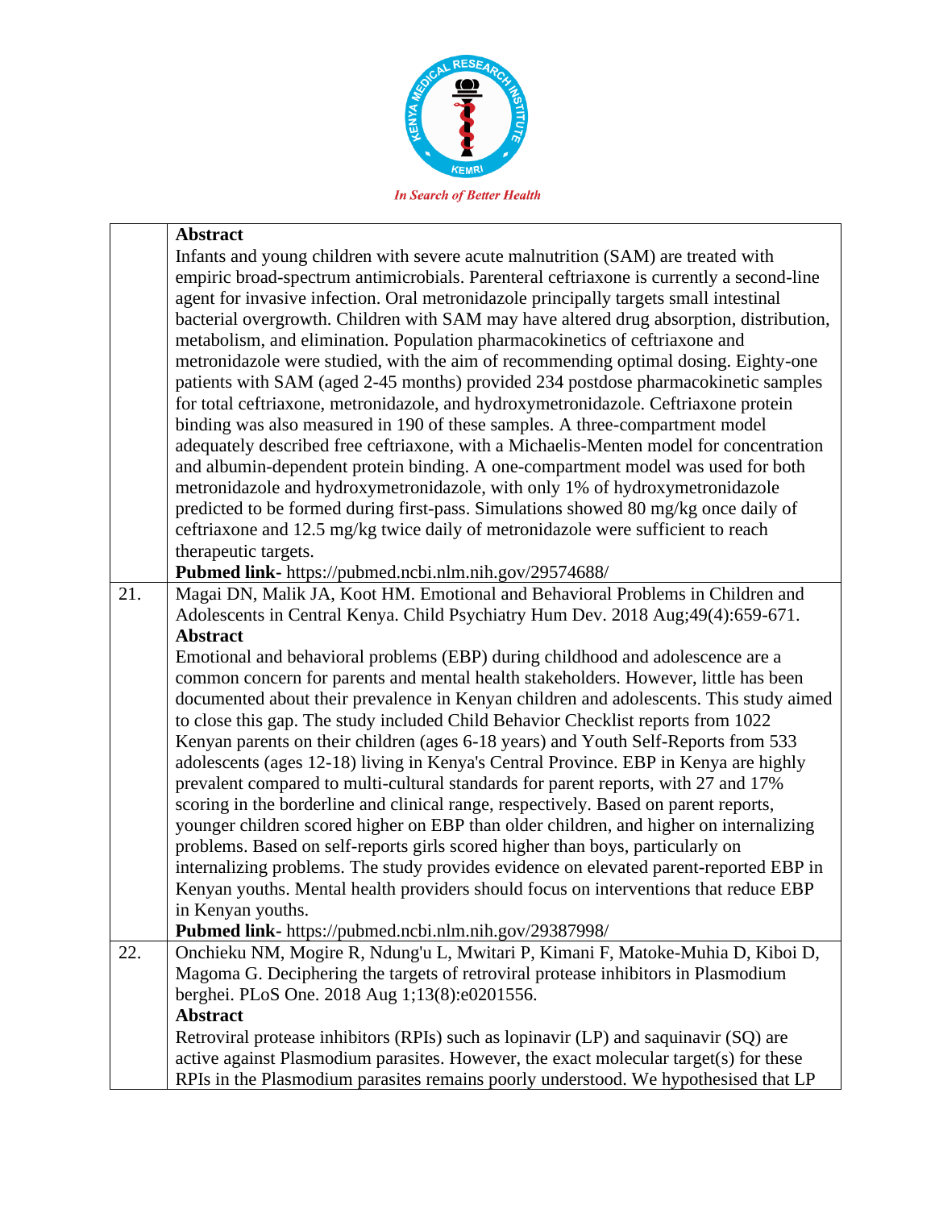| | |
|---|---|
| | **Abstract**<br>Infants and young children with severe acute malnutrition (SAM) are treated with empiric broad-spectrum antimicrobials. Parenteral ceftriaxone is currently a second-line agent for invasive infection. Oral metronidazole principally targets small intestinal bacterial overgrowth. Children with SAM may have altered drug absorption, distribution, metabolism, and elimination. Population pharmacokinetics of ceftriaxone and metronidazole were studied, with the aim of recommending optimal dosing. Eighty-one patients with SAM (aged 2-45 months) provided 234 postdose pharmacokinetic samples for total ceftriaxone, metronidazole, and hydroxymetronidazole. Ceftriaxone protein binding was also measured in 190 of these samples. A three-compartment model adequately described free ceftriaxone, with a Michaelis-Menten model for concentration and albumin-dependent protein binding. A one-compartment model was used for both metronidazole and hydroxymetronidazole, with only 1% of hydroxymetronidazole predicted to be formed during first-pass. Simulations showed 80 mg/kg once daily of ceftriaxone and 12.5 mg/kg twice daily of metronidazole were sufficient to reach therapeutic targets.<br>**Pubmed link-** https://pubmed.ncbi.nlm.nih.gov/29574688/ |
| 21. | Magai DN, Malik JA, Koot HM. Emotional and Behavioral Problems in Children and Adolescents in Central Kenya. Child Psychiatry Hum Dev. 2018 Aug;49(4):659-671.<br>**Abstract**<br>Emotional and behavioral problems (EBP) during childhood and adolescence are a common concern for parents and mental health stakeholders. However, little has been documented about their prevalence in Kenyan children and adolescents. This study aimed to close this gap. The study included Child Behavior Checklist reports from 1022 Kenyan parents on their children (ages 6-18 years) and Youth Self-Reports from 533 adolescents (ages 12-18) living in Kenya's Central Province. EBP in Kenya are highly prevalent compared to multi-cultural standards for parent reports, with 27 and 17% scoring in the borderline and clinical range, respectively. Based on parent reports, younger children scored higher on EBP than older children, and higher on internalizing problems. Based on self-reports girls scored higher than boys, particularly on internalizing problems. The study provides evidence on elevated parent-reported EBP in Kenyan youths. Mental health providers should focus on interventions that reduce EBP in Kenyan youths.<br>**Pubmed link-** https://pubmed.ncbi.nlm.nih.gov/29387998/ |
| 22. | Onchieku NM, Mogire R, Ndung'u L, Mwitari P, Kimani F, Matoke-Muhia D, Kiboi D, Magoma G. Deciphering the targets of retroviral protease inhibitors in Plasmodium berghei. PLoS One. 2018 Aug 1;13(8):e0201556.<br>**Abstract**<br>Retroviral protease inhibitors (RPIs) such as lopinavir (LP) and saquinavir (SQ) are active against Plasmodium parasites. However, the exact molecular target(s) for these RPIs in the Plasmodium parasites remains poorly understood. We hypothesised that LP |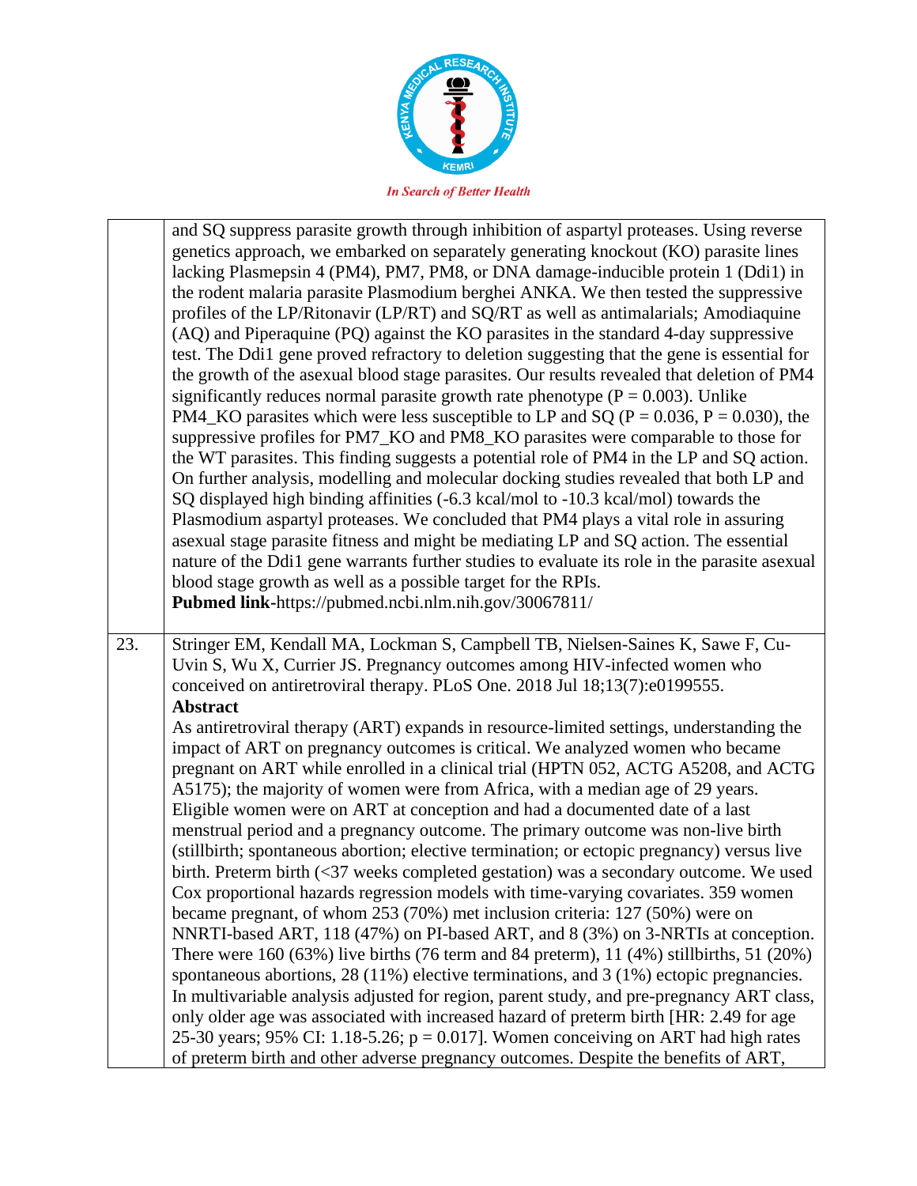| | |
|---|---|
| | and SQ suppress parasite growth through inhibition of aspartyl proteases. Using reverse genetics approach, we embarked on separately generating knockout (KO) parasite lines lacking Plasmepsin 4 (PM4), PM7, PM8, or DNA damage-inducible protein 1 (Ddi1) in the rodent malaria parasite Plasmodium berghei ANKA. We then tested the suppressive profiles of the LP/Ritonavir (LP/RT) and SQ/RT as well as antimalarials; Amodiaquine (AQ) and Piperaquine (PQ) against the KO parasites in the standard 4-day suppressive test. The Ddi1 gene proved refractory to deletion suggesting that the gene is essential for the growth of the asexual blood stage parasites. Our results revealed that deletion of PM4 significantly reduces normal parasite growth rate phenotype (P = 0.003). Unlike PM4_KO parasites which were less susceptible to LP and SQ (P = 0.036, P = 0.030), the suppressive profiles for PM7_KO and PM8_KO parasites were comparable to those for the WT parasites. This finding suggests a potential role of PM4 in the LP and SQ action. On further analysis, modelling and molecular docking studies revealed that both LP and SQ displayed high binding affinities (-6.3 kcal/mol to -10.3 kcal/mol) towards the Plasmodium aspartyl proteases. We concluded that PM4 plays a vital role in assuring asexual stage parasite fitness and might be mediating LP and SQ action. The essential nature of the Ddi1 gene warrants further studies to evaluate its role in the parasite asexual blood stage growth as well as a possible target for the RPIs.<br>**Pubmed link**-https://pubmed.ncbi.nlm.nih.gov/30067811/ |
| 23. | Stringer EM, Kendall MA, Lockman S, Campbell TB, Nielsen-Saines K, Sawe F, Cu-Uvin S, Wu X, Currier JS. Pregnancy outcomes among HIV-infected women who conceived on antiretroviral therapy. PLoS One. 2018 Jul 18;13(7):e0199555.<br>**Abstract**<br>As antiretroviral therapy (ART) expands in resource-limited settings, understanding the impact of ART on pregnancy outcomes is critical. We analyzed women who became pregnant on ART while enrolled in a clinical trial (HPTN 052, ACTG A5208, and ACTG A5175); the majority of women were from Africa, with a median age of 29 years. Eligible women were on ART at conception and had a documented date of a last menstrual period and a pregnancy outcome. The primary outcome was non-live birth (stillbirth; spontaneous abortion; elective termination; or ectopic pregnancy) versus live birth. Preterm birth (<37 weeks completed gestation) was a secondary outcome. We used Cox proportional hazards regression models with time-varying covariates. 359 women became pregnant, of whom 253 (70%) met inclusion criteria: 127 (50%) were on NNRTI-based ART, 118 (47%) on PI-based ART, and 8 (3%) on 3-NRTIs at conception. There were 160 (63%) live births (76 term and 84 preterm), 11 (4%) stillbirths, 51 (20%) spontaneous abortions, 28 (11%) elective terminations, and 3 (1%) ectopic pregnancies. In multivariable analysis adjusted for region, parent study, and pre-pregnancy ART class, only older age was associated with increased hazard of preterm birth [HR: 2.49 for age 25-30 years; 95% CI: 1.18-5.26; p = 0.017]. Women conceiving on ART had high rates of preterm birth and other adverse pregnancy outcomes. Despite the benefits of ART, |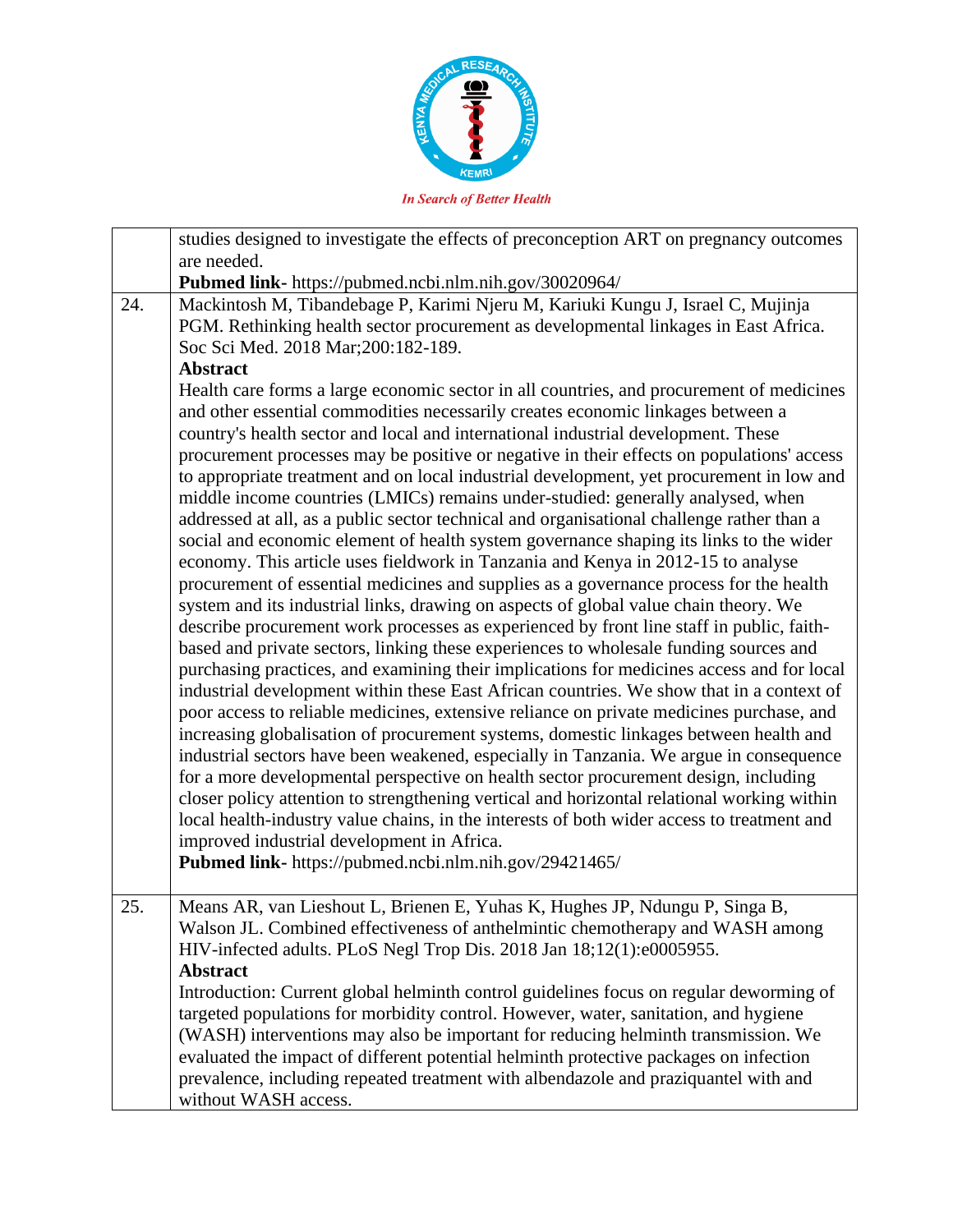| | |
|---|---|
| | studies designed to investigate the effects of preconception ART on pregnancy outcomes are needed.<br>**Pubmed link-** https://pubmed.ncbi.nlm.nih.gov/30020964/ |
| 24. | Mackintosh M, Tibandebage P, Karimi Njeru M, Kariuki Kungu J, Israel C, Mujinja PGM. Rethinking health sector procurement as developmental linkages in East Africa. Soc Sci Med. 2018 Mar;200:182-189.<br>**Abstract**<br>Health care forms a large economic sector in all countries, and procurement of medicines and other essential commodities necessarily creates economic linkages between a country's health sector and local and international industrial development. These procurement processes may be positive or negative in their effects on populations' access to appropriate treatment and on local industrial development, yet procurement in low and middle income countries (LMICs) remains under-studied: generally analysed, when addressed at all, as a public sector technical and organisational challenge rather than a social and economic element of health system governance shaping its links to the wider economy. This article uses fieldwork in Tanzania and Kenya in 2012-15 to analyse procurement of essential medicines and supplies as a governance process for the health system and its industrial links, drawing on aspects of global value chain theory. We describe procurement work processes as experienced by front line staff in public, faith-based and private sectors, linking these experiences to wholesale funding sources and purchasing practices, and examining their implications for medicines access and for local industrial development within these East African countries. We show that in a context of poor access to reliable medicines, extensive reliance on private medicines purchase, and increasing globalisation of procurement systems, domestic linkages between health and industrial sectors have been weakened, especially in Tanzania. We argue in consequence for a more developmental perspective on health sector procurement design, including closer policy attention to strengthening vertical and horizontal relational working within local health-industry value chains, in the interests of both wider access to treatment and improved industrial development in Africa.<br>**Pubmed link-** https://pubmed.ncbi.nlm.nih.gov/29421465/ |
| 25. | Means AR, van Lieshout L, Brienen E, Yuhas K, Hughes JP, Ndungu P, Singa B, Walson JL. Combined effectiveness of anthelmintic chemotherapy and WASH among HIV-infected adults. PLoS Negl Trop Dis. 2018 Jan 18;12(1):e0005955.<br>**Abstract**<br>Introduction: Current global helminth control guidelines focus on regular deworming of targeted populations for morbidity control. However, water, sanitation, and hygiene (WASH) interventions may also be important for reducing helminth transmission. We evaluated the impact of different potential helminth protective packages on infection prevalence, including repeated treatment with albendazole and praziquantel with and without WASH access. |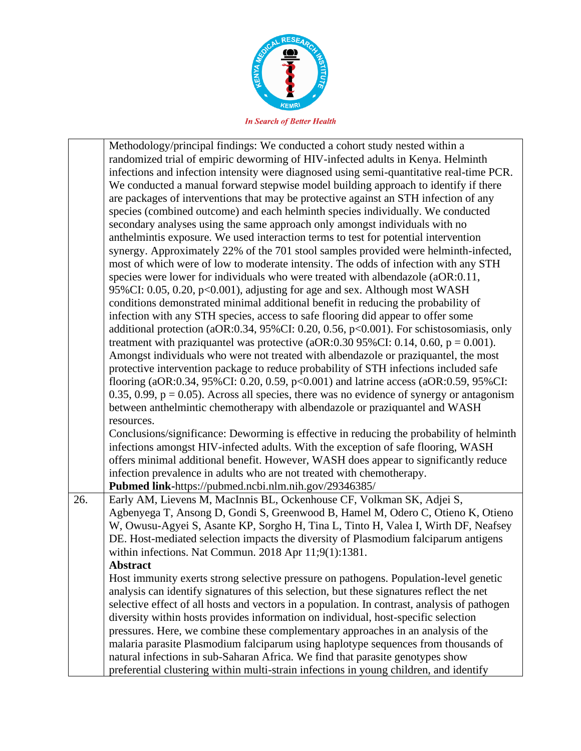| | |
|---|---|
| | Methodology/principal findings: We conducted a cohort study nested within a randomized trial of empiric deworming of HIV-infected adults in Kenya. Helminth infections and infection intensity were diagnosed using semi-quantitative real-time PCR. We conducted a manual forward stepwise model building approach to identify if there are packages of interventions that may be protective against an STH infection of any species (combined outcome) and each helminth species individually. We conducted secondary analyses using the same approach only amongst individuals with no anthelmintis exposure. We used interaction terms to test for potential intervention synergy. Approximately 22% of the 701 stool samples provided were helminth-infected, most of which were of low to moderate intensity. The odds of infection with any STH species were lower for individuals who were treated with albendazole (aOR:0.11, 95%CI: 0.05, 0.20, p<0.001), adjusting for age and sex. Although most WASH conditions demonstrated minimal additional benefit in reducing the probability of infection with any STH species, access to safe flooring did appear to offer some additional protection (aOR:0.34, 95%CI: 0.20, 0.56, p<0.001). For schistosomiasis, only treatment with praziquantel was protective (aOR:0.30 95%CI: 0.14, 0.60, p = 0.001). Amongst individuals who were not treated with albendazole or praziquantel, the most protective intervention package to reduce probability of STH infections included safe flooring (aOR:0.34, 95%CI: 0.20, 0.59, p<0.001) and latrine access (aOR:0.59, 95%CI: 0.35, 0.99, p = 0.05). Across all species, there was no evidence of synergy or antagonism between anthelmintic chemotherapy with albendazole or praziquantel and WASH resources.<br>Conclusions/significance: Deworming is effective in reducing the probability of helminth infections amongst HIV-infected adults. With the exception of safe flooring, WASH offers minimal additional benefit. However, WASH does appear to significantly reduce infection prevalence in adults who are not treated with chemotherapy.<br>**Pubmed link**-https://pubmed.ncbi.nlm.nih.gov/29346385/ |
| 26. | Early AM, Lievens M, MacInnis BL, Ockenhouse CF, Volkman SK, Adjei S, Agbenyega T, Ansong D, Gondi S, Greenwood B, Hamel M, Odero C, Otieno K, Otieno W, Owusu-Agyei S, Asante KP, Sorgho H, Tina L, Tinto H, Valea I, Wirth DF, Neafsey DE. Host-mediated selection impacts the diversity of Plasmodium falciparum antigens within infections. Nat Commun. 2018 Apr 11;9(1):1381.<br>**Abstract**<br>Host immunity exerts strong selective pressure on pathogens. Population-level genetic analysis can identify signatures of this selection, but these signatures reflect the net selective effect of all hosts and vectors in a population. In contrast, analysis of pathogen diversity within hosts provides information on individual, host-specific selection pressures. Here, we combine these complementary approaches in an analysis of the malaria parasite Plasmodium falciparum using haplotype sequences from thousands of natural infections in sub-Saharan Africa. We find that parasite genotypes show preferential clustering within multi-strain infections in young children, and identify |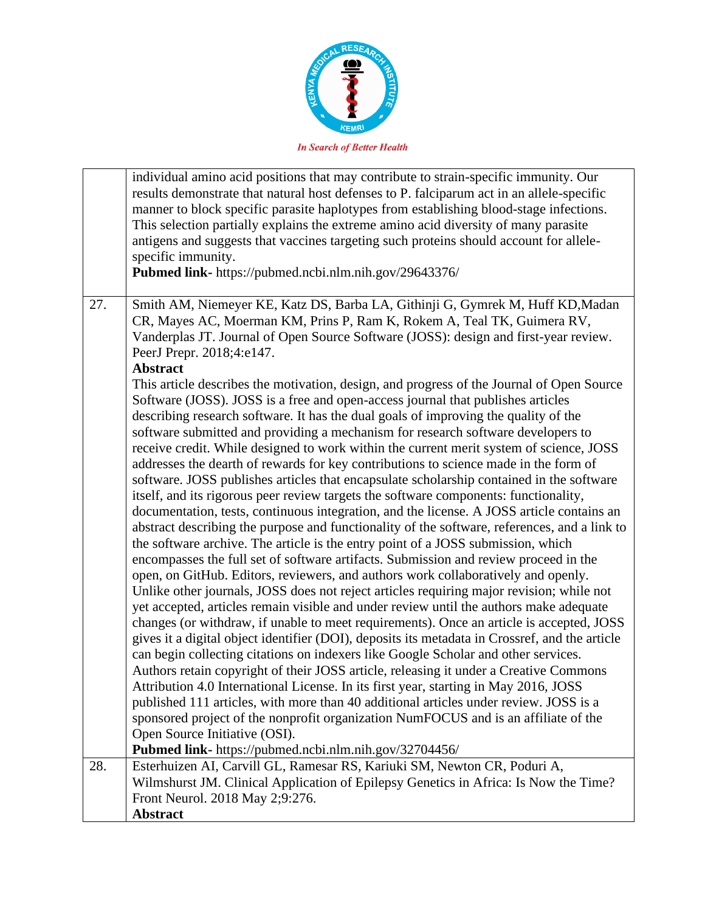| | |
|---|---|
| | individual amino acid positions that may contribute to strain-specific immunity. Our results demonstrate that natural host defenses to P. falciparum act in an allele-specific manner to block specific parasite haplotypes from establishing blood-stage infections. This selection partially explains the extreme amino acid diversity of many parasite antigens and suggests that vaccines targeting such proteins should account for allele-specific immunity.<br>**Pubmed link**- https://pubmed.ncbi.nlm.nih.gov/29643376/ |
| 27. | Smith AM, Niemeyer KE, Katz DS, Barba LA, Githinji G, Gymrek M, Huff KD,Madan CR, Mayes AC, Moerman KM, Prins P, Ram K, Rokem A, Teal TK, Guimera RV, Vanderplas JT. Journal of Open Source Software (JOSS): design and first-year review. PeerJ Prepr. 2018;4:e147.<br>**Abstract**<br>This article describes the motivation, design, and progress of the Journal of Open Source Software (JOSS). JOSS is a free and open-access journal that publishes articles describing research software. It has the dual goals of improving the quality of the software submitted and providing a mechanism for research software developers to receive credit. While designed to work within the current merit system of science, JOSS addresses the dearth of rewards for key contributions to science made in the form of software. JOSS publishes articles that encapsulate scholarship contained in the software itself, and its rigorous peer review targets the software components: functionality, documentation, tests, continuous integration, and the license. A JOSS article contains an abstract describing the purpose and functionality of the software, references, and a link to the software archive. The article is the entry point of a JOSS submission, which encompasses the full set of software artifacts. Submission and review proceed in the open, on GitHub. Editors, reviewers, and authors work collaboratively and openly. Unlike other journals, JOSS does not reject articles requiring major revision; while not yet accepted, articles remain visible and under review until the authors make adequate changes (or withdraw, if unable to meet requirements). Once an article is accepted, JOSS gives it a digital object identifier (DOI), deposits its metadata in Crossref, and the article can begin collecting citations on indexers like Google Scholar and other services. Authors retain copyright of their JOSS article, releasing it under a Creative Commons Attribution 4.0 International License. In its first year, starting in May 2016, JOSS published 111 articles, with more than 40 additional articles under review. JOSS is a sponsored project of the nonprofit organization NumFOCUS and is an affiliate of the Open Source Initiative (OSI).<br>**Pubmed link**- https://pubmed.ncbi.nlm.nih.gov/32704456/ |
| 28. | Esterhuizen AI, Carvill GL, Ramesar RS, Kariuki SM, Newton CR, Poduri A, Wilmshurst JM. Clinical Application of Epilepsy Genetics in Africa: Is Now the Time? Front Neurol. 2018 May 2;9:276.<br>**Abstract** |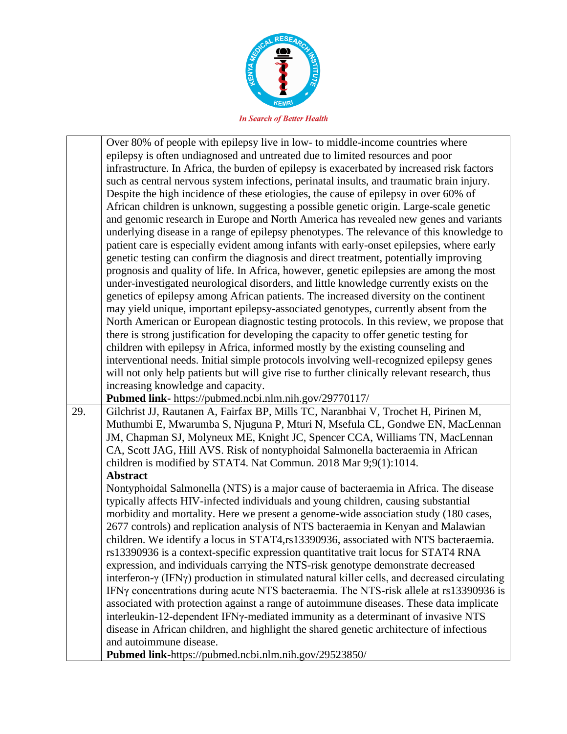| | |
|---|---|
| | Over 80% of people with epilepsy live in low- to middle-income countries where epilepsy is often undiagnosed and untreated due to limited resources and poor infrastructure. In Africa, the burden of epilepsy is exacerbated by increased risk factors such as central nervous system infections, perinatal insults, and traumatic brain injury. Despite the high incidence of these etiologies, the cause of epilepsy in over 60% of African children is unknown, suggesting a possible genetic origin. Large-scale genetic and genomic research in Europe and North America has revealed new genes and variants underlying disease in a range of epilepsy phenotypes. The relevance of this knowledge to patient care is especially evident among infants with early-onset epilepsies, where early genetic testing can confirm the diagnosis and direct treatment, potentially improving prognosis and quality of life. In Africa, however, genetic epilepsies are among the most under-investigated neurological disorders, and little knowledge currently exists on the genetics of epilepsy among African patients. The increased diversity on the continent may yield unique, important epilepsy-associated genotypes, currently absent from the North American or European diagnostic testing protocols. In this review, we propose that there is strong justification for developing the capacity to offer genetic testing for children with epilepsy in Africa, informed mostly by the existing counseling and interventional needs. Initial simple protocols involving well-recognized epilepsy genes will not only help patients but will give rise to further clinically relevant research, thus increasing knowledge and capacity.<br>**Pubmed link-** https://pubmed.ncbi.nlm.nih.gov/29770117/ |
| 29. | Gilchrist JJ, Rautanen A, Fairfax BP, Mills TC, Naranbhai V, Trochet H, Pirinen M, Muthumbi E, Mwarumba S, Njuguna P, Mturi N, Msefula CL, Gondwe EN, MacLennan JM, Chapman SJ, Molyneux ME, Knight JC, Spencer CCA, Williams TN, MacLennan CA, Scott JAG, Hill AVS. Risk of nontyphoidal Salmonella bacteraemia in African children is modified by STAT4. Nat Commun. 2018 Mar 9;9(1):1014.<br>**Abstract**<br>Nontyphoidal Salmonella (NTS) is a major cause of bacteraemia in Africa. The disease typically affects HIV-infected individuals and young children, causing substantial morbidity and mortality. Here we present a genome-wide association study (180 cases, 2677 controls) and replication analysis of NTS bacteraemia in Kenyan and Malawian children. We identify a locus in STAT4,rs13390936, associated with NTS bacteraemia. rs13390936 is a context-specific expression quantitative trait locus for STAT4 RNA expression, and individuals carrying the NTS-risk genotype demonstrate decreased interferon-γ (IFNγ) production in stimulated natural killer cells, and decreased circulating IFNγ concentrations during acute NTS bacteraemia. The NTS-risk allele at rs13390936 is associated with protection against a range of autoimmune diseases. These data implicate interleukin-12-dependent IFNγ-mediated immunity as a determinant of invasive NTS disease in African children, and highlight the shared genetic architecture of infectious and autoimmune disease.<br>**Pubmed link**-https://pubmed.ncbi.nlm.nih.gov/29523850/ |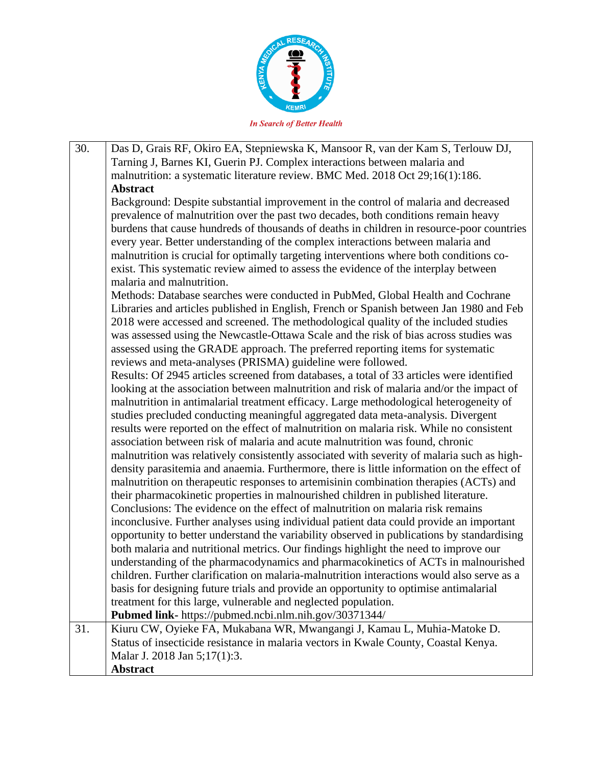| | |
|---|---|
| 30. | Das D, Grais RF, Okiro EA, Stepniewska K, Mansoor R, van der Kam S, Terlouw DJ, Tarning J, Barnes KI, Guerin PJ. Complex interactions between malaria and malnutrition: a systematic literature review. BMC Med. 2018 Oct 29;16(1):186.<br>**Abstract**<br>Background: Despite substantial improvement in the control of malaria and decreased prevalence of malnutrition over the past two decades, both conditions remain heavy burdens that cause hundreds of thousands of deaths in children in resource-poor countries every year. Better understanding of the complex interactions between malaria and malnutrition is crucial for optimally targeting interventions where both conditions co-exist. This systematic review aimed to assess the evidence of the interplay between malaria and malnutrition.<br>Methods: Database searches were conducted in PubMed, Global Health and Cochrane Libraries and articles published in English, French or Spanish between Jan 1980 and Feb 2018 were accessed and screened. The methodological quality of the included studies was assessed using the Newcastle-Ottawa Scale and the risk of bias across studies was assessed using the GRADE approach. The preferred reporting items for systematic reviews and meta-analyses (PRISMA) guideline were followed.<br>Results: Of 2945 articles screened from databases, a total of 33 articles were identified looking at the association between malnutrition and risk of malaria and/or the impact of malnutrition in antimalarial treatment efficacy. Large methodological heterogeneity of studies precluded conducting meaningful aggregated data meta-analysis. Divergent results were reported on the effect of malnutrition on malaria risk. While no consistent association between risk of malaria and acute malnutrition was found, chronic malnutrition was relatively consistently associated with severity of malaria such as high-density parasitemia and anaemia. Furthermore, there is little information on the effect of malnutrition on therapeutic responses to artemisinin combination therapies (ACTs) and their pharmacokinetic properties in malnourished children in published literature.<br>Conclusions: The evidence on the effect of malnutrition on malaria risk remains inconclusive. Further analyses using individual patient data could provide an important opportunity to better understand the variability observed in publications by standardising both malaria and nutritional metrics. Our findings highlight the need to improve our understanding of the pharmacodynamics and pharmacokinetics of ACTs in malnourished children. Further clarification on malaria-malnutrition interactions would also serve as a basis for designing future trials and provide an opportunity to optimise antimalarial treatment for this large, vulnerable and neglected population.<br>**Pubmed link-** https://pubmed.ncbi.nlm.nih.gov/30371344/ |
| 31. | Kiuru CW, Oyieke FA, Mukabana WR, Mwangangi J, Kamau L, Muhia-Matoke D. Status of insecticide resistance in malaria vectors in Kwale County, Coastal Kenya. Malar J. 2018 Jan 5;17(1):3.<br>**Abstract** |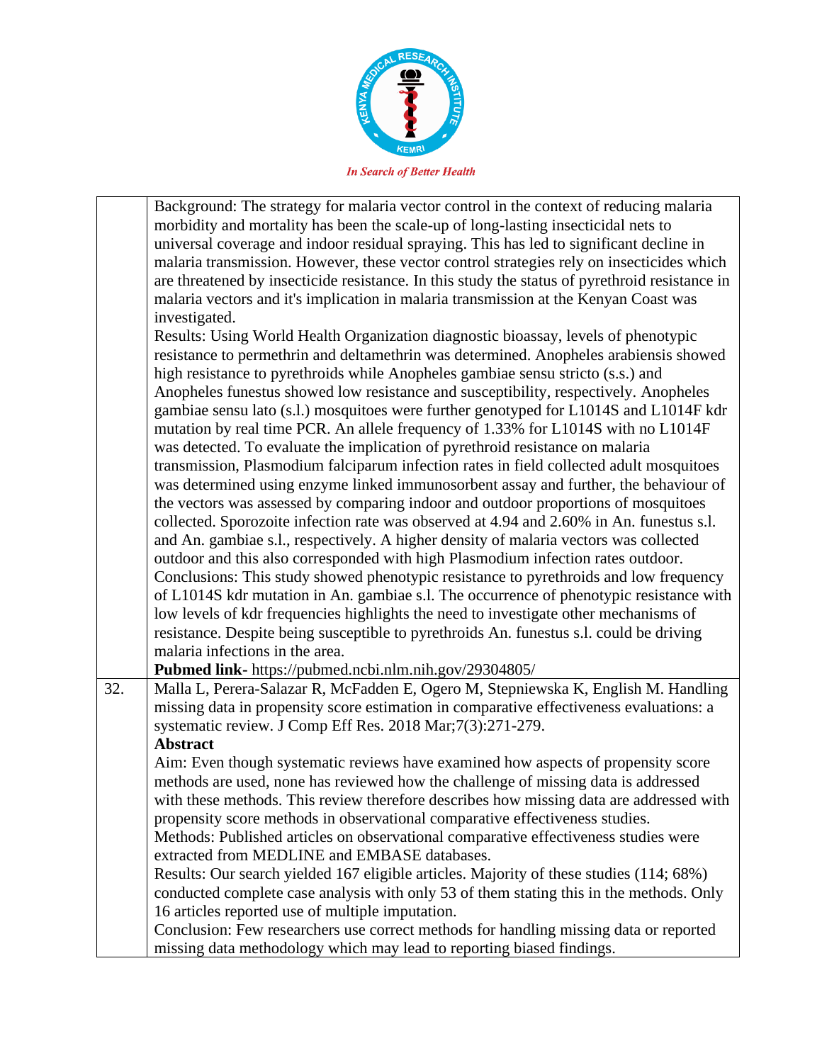| | |
|---|---|
| | Background: The strategy for malaria vector control in the context of reducing malaria morbidity and mortality has been the scale-up of long-lasting insecticidal nets to universal coverage and indoor residual spraying. This has led to significant decline in malaria transmission. However, these vector control strategies rely on insecticides which are threatened by insecticide resistance. In this study the status of pyrethroid resistance in malaria vectors and it's implication in malaria transmission at the Kenyan Coast was investigated.<br>Results: Using World Health Organization diagnostic bioassay, levels of phenotypic resistance to permethrin and deltamethrin was determined. Anopheles arabiensis showed high resistance to pyrethroids while Anopheles gambiae sensu stricto (s.s.) and Anopheles funestus showed low resistance and susceptibility, respectively. Anopheles gambiae sensu lato (s.l.) mosquitoes were further genotyped for L1014S and L1014F kdr mutation by real time PCR. An allele frequency of 1.33% for L1014S with no L1014F was detected. To evaluate the implication of pyrethroid resistance on malaria transmission, Plasmodium falciparum infection rates in field collected adult mosquitoes was determined using enzyme linked immunosorbent assay and further, the behaviour of the vectors was assessed by comparing indoor and outdoor proportions of mosquitoes collected. Sporozoite infection rate was observed at 4.94 and 2.60% in An. funestus s.l. and An. gambiae s.l., respectively. A higher density of malaria vectors was collected outdoor and this also corresponded with high Plasmodium infection rates outdoor.<br>Conclusions: This study showed phenotypic resistance to pyrethroids and low frequency of L1014S kdr mutation in An. gambiae s.l. The occurrence of phenotypic resistance with low levels of kdr frequencies highlights the need to investigate other mechanisms of resistance. Despite being susceptible to pyrethroids An. funestus s.l. could be driving malaria infections in the area.<br>**Pubmed link-** https://pubmed.ncbi.nlm.nih.gov/29304805/ |
| 32. | Malla L, Perera-Salazar R, McFadden E, Ogero M, Stepniewska K, English M. Handling missing data in propensity score estimation in comparative effectiveness evaluations: a systematic review. J Comp Eff Res. 2018 Mar;7(3):271-279.<br>**Abstract**<br>Aim: Even though systematic reviews have examined how aspects of propensity score methods are used, none has reviewed how the challenge of missing data is addressed with these methods. This review therefore describes how missing data are addressed with propensity score methods in observational comparative effectiveness studies.<br>Methods: Published articles on observational comparative effectiveness studies were extracted from MEDLINE and EMBASE databases.<br>Results: Our search yielded 167 eligible articles. Majority of these studies (114; 68%) conducted complete case analysis with only 53 of them stating this in the methods. Only 16 articles reported use of multiple imputation.<br>Conclusion: Few researchers use correct methods for handling missing data or reported missing data methodology which may lead to reporting biased findings. |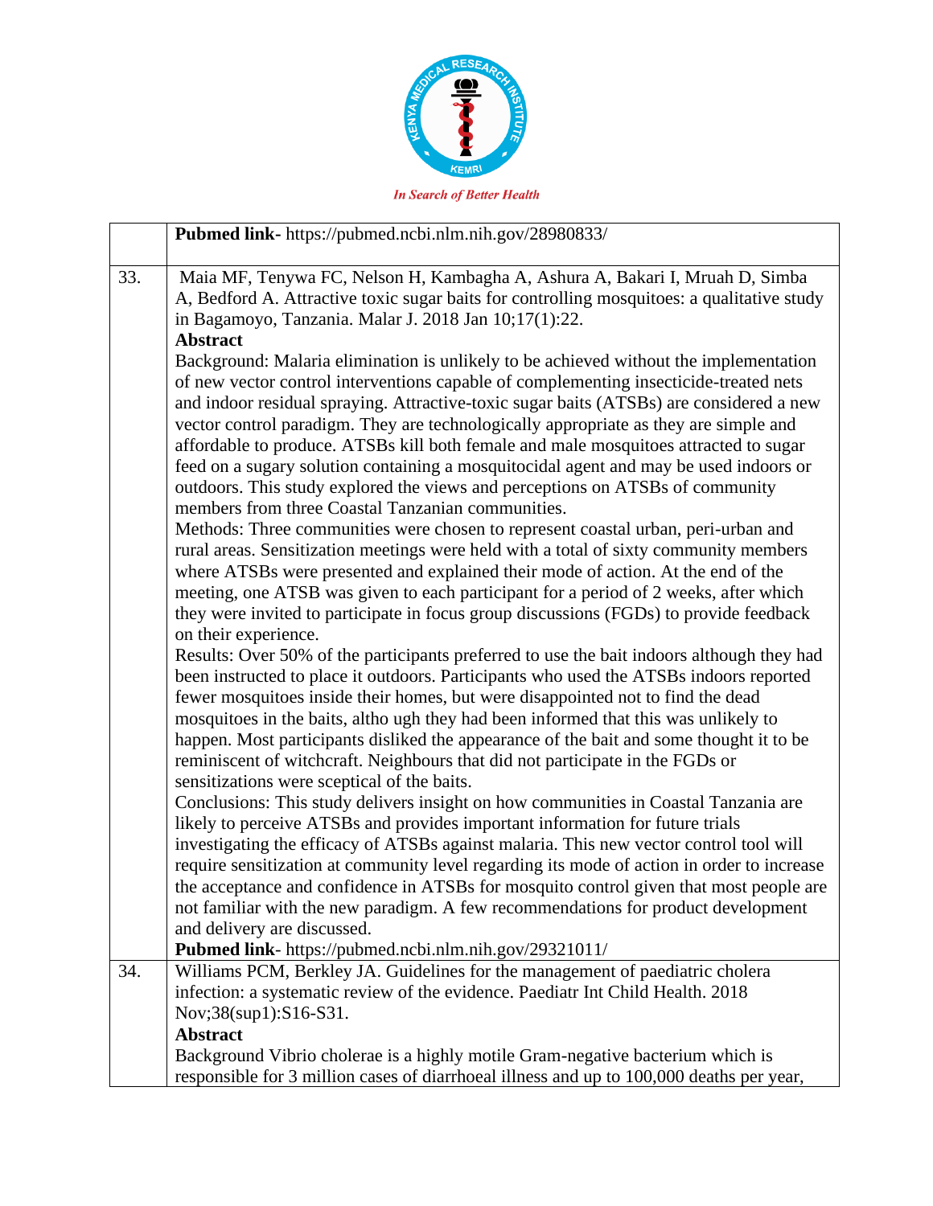| | |
|---|---|
| | **Pubmed link**- https://pubmed.ncbi.nlm.nih.gov/28980833/ |
| 33. | Maia MF, Tenywa FC, Nelson H, Kambagha A, Ashura A, Bakari I, Mruah D, Simba A, Bedford A. Attractive toxic sugar baits for controlling mosquitoes: a qualitative study in Bagamoyo, Tanzania. Malar J. 2018 Jan 10;17(1):22.<br>**Abstract**<br>Background: Malaria elimination is unlikely to be achieved without the implementation of new vector control interventions capable of complementing insecticide-treated nets and indoor residual spraying. Attractive-toxic sugar baits (ATSBs) are considered a new vector control paradigm. They are technologically appropriate as they are simple and affordable to produce. ATSBs kill both female and male mosquitoes attracted to sugar feed on a sugary solution containing a mosquitocidal agent and may be used indoors or outdoors. This study explored the views and perceptions on ATSBs of community members from three Coastal Tanzanian communities.<br>Methods: Three communities were chosen to represent coastal urban, peri-urban and rural areas. Sensitization meetings were held with a total of sixty community members where ATSBs were presented and explained their mode of action. At the end of the meeting, one ATSB was given to each participant for a period of 2 weeks, after which they were invited to participate in focus group discussions (FGDs) to provide feedback on their experience.<br>Results: Over 50% of the participants preferred to use the bait indoors although they had been instructed to place it outdoors. Participants who used the ATSBs indoors reported fewer mosquitoes inside their homes, but were disappointed not to find the dead mosquitoes in the baits, altho ugh they had been informed that this was unlikely to happen. Most participants disliked the appearance of the bait and some thought it to be reminiscent of witchcraft. Neighbours that did not participate in the FGDs or sensitizations were sceptical of the baits.<br>Conclusions: This study delivers insight on how communities in Coastal Tanzania are likely to perceive ATSBs and provides important information for future trials investigating the efficacy of ATSBs against malaria. This new vector control tool will require sensitization at community level regarding its mode of action in order to increase the acceptance and confidence in ATSBs for mosquito control given that most people are not familiar with the new paradigm. A few recommendations for product development and delivery are discussed.<br>**Pubmed link**- https://pubmed.ncbi.nlm.nih.gov/29321011/ |
| 34. | Williams PCM, Berkley JA. Guidelines for the management of paediatric cholera infection: a systematic review of the evidence. Paediatr Int Child Health. 2018 Nov;38(sup1):S16-S31.<br>**Abstract**<br>Background Vibrio cholerae is a highly motile Gram-negative bacterium which is responsible for 3 million cases of diarrhoeal illness and up to 100,000 deaths per year, |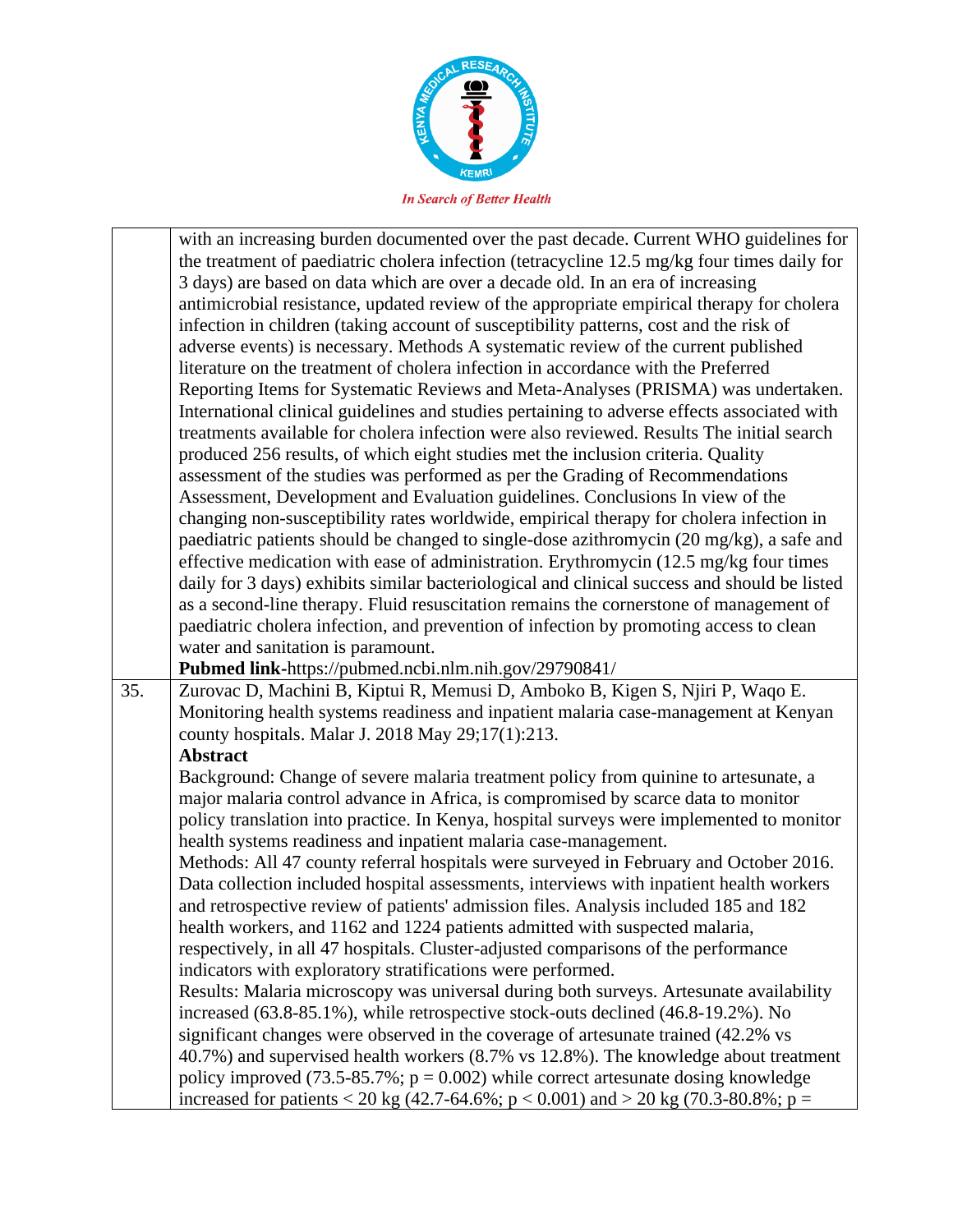| | |
|---|---|
| | with an increasing burden documented over the past decade. Current WHO guidelines for the treatment of paediatric cholera infection (tetracycline 12.5 mg/kg four times daily for 3 days) are based on data which are over a decade old. In an era of increasing antimicrobial resistance, updated review of the appropriate empirical therapy for cholera infection in children (taking account of susceptibility patterns, cost and the risk of adverse events) is necessary. Methods A systematic review of the current published literature on the treatment of cholera infection in accordance with the Preferred Reporting Items for Systematic Reviews and Meta-Analyses (PRISMA) was undertaken. International clinical guidelines and studies pertaining to adverse effects associated with treatments available for cholera infection were also reviewed. Results The initial search produced 256 results, of which eight studies met the inclusion criteria. Quality assessment of the studies was performed as per the Grading of Recommendations Assessment, Development and Evaluation guidelines. Conclusions In view of the changing non-susceptibility rates worldwide, empirical therapy for cholera infection in paediatric patients should be changed to single-dose azithromycin (20 mg/kg), a safe and effective medication with ease of administration. Erythromycin (12.5 mg/kg four times daily for 3 days) exhibits similar bacteriological and clinical success and should be listed as a second-line therapy. Fluid resuscitation remains the cornerstone of management of paediatric cholera infection, and prevention of infection by promoting access to clean water and sanitation is paramount.<br>**Pubmed link**-https://pubmed.ncbi.nlm.nih.gov/29790841/ |
| 35. | Zurovac D, Machini B, Kiptui R, Memusi D, Amboko B, Kigen S, Njiri P, Waqo E. Monitoring health systems readiness and inpatient malaria case-management at Kenyan county hospitals. Malar J. 2018 May 29;17(1):213.<br>**Abstract**<br>Background: Change of severe malaria treatment policy from quinine to artesunate, a major malaria control advance in Africa, is compromised by scarce data to monitor policy translation into practice. In Kenya, hospital surveys were implemented to monitor health systems readiness and inpatient malaria case-management.<br>Methods: All 47 county referral hospitals were surveyed in February and October 2016. Data collection included hospital assessments, interviews with inpatient health workers and retrospective review of patients' admission files. Analysis included 185 and 182 health workers, and 1162 and 1224 patients admitted with suspected malaria, respectively, in all 47 hospitals. Cluster-adjusted comparisons of the performance indicators with exploratory stratifications were performed.<br>Results: Malaria microscopy was universal during both surveys. Artesunate availability increased (63.8-85.1%), while retrospective stock-outs declined (46.8-19.2%). No significant changes were observed in the coverage of artesunate trained (42.2% vs 40.7%) and supervised health workers (8.7% vs 12.8%). The knowledge about treatment policy improved (73.5-85.7%; $p = 0.002$) while correct artesunate dosing knowledge increased for patients < 20 kg (42.7-64.6%; $p < 0.001$) and > 20 kg (70.3-80.8%; p = |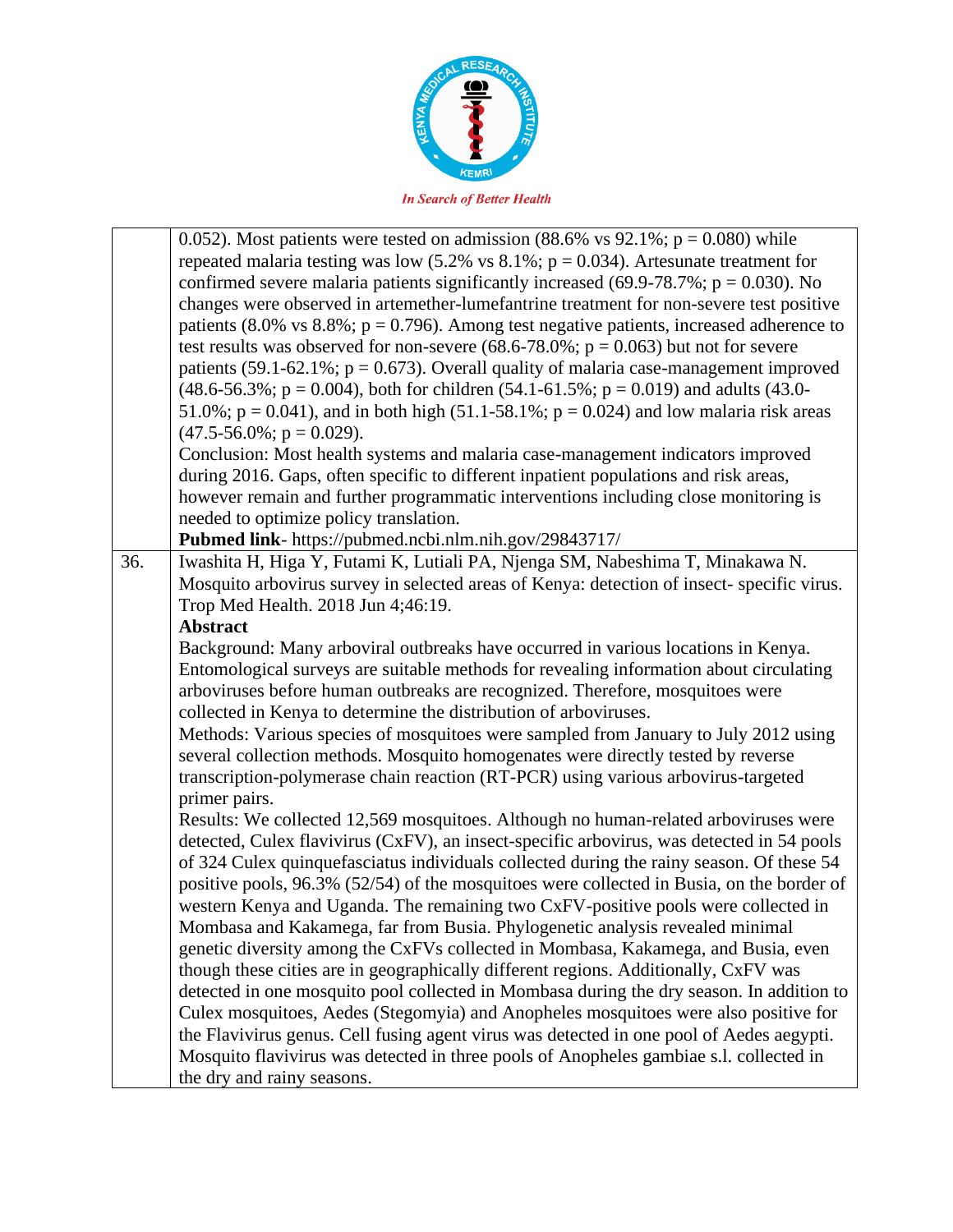| | |
|---|---|
| | 0.052). Most patients were tested on admission (88.6% vs 92.1%; p = 0.080) while repeated malaria testing was low (5.2% vs 8.1%; p = 0.034). Artesunate treatment for confirmed severe malaria patients significantly increased (69.9-78.7%; p = 0.030). No changes were observed in artemether-lumefantrine treatment for non-severe test positive patients (8.0% vs 8.8%; p = 0.796). Among test negative patients, increased adherence to test results was observed for non-severe (68.6-78.0%; p = 0.063) but not for severe patients (59.1-62.1%; p = 0.673). Overall quality of malaria case-management improved (48.6-56.3%; p = 0.004), both for children (54.1-61.5%; p = 0.019) and adults (43.0-51.0%; p = 0.041), and in both high (51.1-58.1%; p = 0.024) and low malaria risk areas (47.5-56.0%; p = 0.029).<br>Conclusion: Most health systems and malaria case-management indicators improved during 2016. Gaps, often specific to different inpatient populations and risk areas, however remain and further programmatic interventions including close monitoring is needed to optimize policy translation.<br>**Pubmed link**- https://pubmed.ncbi.nlm.nih.gov/29843717/ |
| 36. | Iwashita H, Higa Y, Futami K, Lutiali PA, Njenga SM, Nabeshima T, Minakawa N. Mosquito arbovirus survey in selected areas of Kenya: detection of insect- specific virus. Trop Med Health. 2018 Jun 4;46:19.<br>**Abstract**<br>Background: Many arboviral outbreaks have occurred in various locations in Kenya. Entomological surveys are suitable methods for revealing information about circulating arboviruses before human outbreaks are recognized. Therefore, mosquitoes were collected in Kenya to determine the distribution of arboviruses.<br>Methods: Various species of mosquitoes were sampled from January to July 2012 using several collection methods. Mosquito homogenates were directly tested by reverse transcription-polymerase chain reaction (RT-PCR) using various arbovirus-targeted primer pairs.<br>Results: We collected 12,569 mosquitoes. Although no human-related arboviruses were detected, Culex flavivirus (CxFV), an insect-specific arbovirus, was detected in 54 pools of 324 Culex quinquefasciatus individuals collected during the rainy season. Of these 54 positive pools, 96.3% (52/54) of the mosquitoes were collected in Busia, on the border of western Kenya and Uganda. The remaining two CxFV-positive pools were collected in Mombasa and Kakamega, far from Busia. Phylogenetic analysis revealed minimal genetic diversity among the CxFVs collected in Mombasa, Kakamega, and Busia, even though these cities are in geographically different regions. Additionally, CxFV was detected in one mosquito pool collected in Mombasa during the dry season. In addition to Culex mosquitoes, Aedes (Stegomyia) and Anopheles mosquitoes were also positive for the Flavivirus genus. Cell fusing agent virus was detected in one pool of Aedes aegypti. Mosquito flavivirus was detected in three pools of Anopheles gambiae s.l. collected in the dry and rainy seasons. |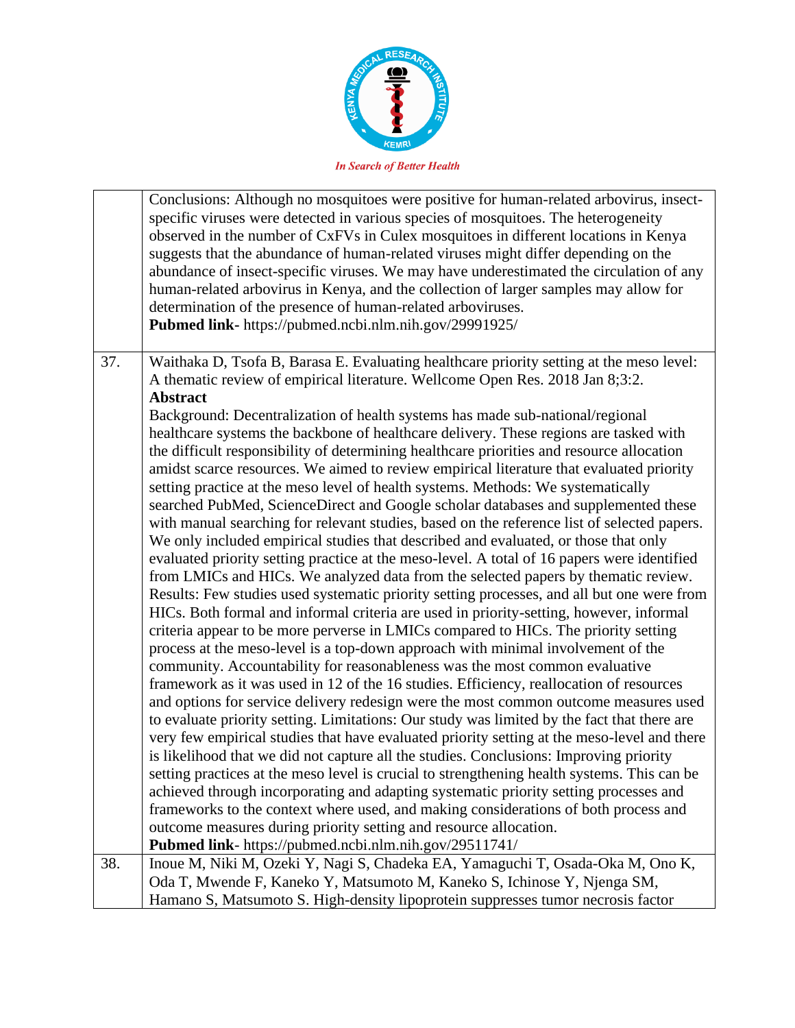| | |
|---|---|
| | Conclusions: Although no mosquitoes were positive for human-related arbovirus, insect-specific viruses were detected in various species of mosquitoes. The heterogeneity observed in the number of CxFVs in Culex mosquitoes in different locations in Kenya suggests that the abundance of human-related viruses might differ depending on the abundance of insect-specific viruses. We may have underestimated the circulation of any human-related arbovirus in Kenya, and the collection of larger samples may allow for determination of the presence of human-related arboviruses.<br>**Pubmed link**- https://pubmed.ncbi.nlm.nih.gov/29991925/ |
| 37. | Waithaka D, Tsofa B, Barasa E. Evaluating healthcare priority setting at the meso level: A thematic review of empirical literature. Wellcome Open Res. 2018 Jan 8;3:2.<br>**Abstract**<br>Background: Decentralization of health systems has made sub-national/regional healthcare systems the backbone of healthcare delivery. These regions are tasked with the difficult responsibility of determining healthcare priorities and resource allocation amidst scarce resources. We aimed to review empirical literature that evaluated priority setting practice at the meso level of health systems. Methods: We systematically searched PubMed, ScienceDirect and Google scholar databases and supplemented these with manual searching for relevant studies, based on the reference list of selected papers. We only included empirical studies that described and evaluated, or those that only evaluated priority setting practice at the meso-level. A total of 16 papers were identified from LMICs and HICs. We analyzed data from the selected papers by thematic review. Results: Few studies used systematic priority setting processes, and all but one were from HICs. Both formal and informal criteria are used in priority-setting, however, informal criteria appear to be more perverse in LMICs compared to HICs. The priority setting process at the meso-level is a top-down approach with minimal involvement of the community. Accountability for reasonableness was the most common evaluative framework as it was used in 12 of the 16 studies. Efficiency, reallocation of resources and options for service delivery redesign were the most common outcome measures used to evaluate priority setting. Limitations: Our study was limited by the fact that there are very few empirical studies that have evaluated priority setting at the meso-level and there is likelihood that we did not capture all the studies. Conclusions: Improving priority setting practices at the meso level is crucial to strengthening health systems. This can be achieved through incorporating and adapting systematic priority setting processes and frameworks to the context where used, and making considerations of both process and outcome measures during priority setting and resource allocation.<br>**Pubmed link**- https://pubmed.ncbi.nlm.nih.gov/29511741/ |
| 38. | Inoue M, Niki M, Ozeki Y, Nagi S, Chadeka EA, Yamaguchi T, Osada-Oka M, Ono K, Oda T, Mwende F, Kaneko Y, Matsumoto M, Kaneko S, Ichinose Y, Njenga SM, Hamano S, Matsumoto S. High-density lipoprotein suppresses tumor necrosis factor |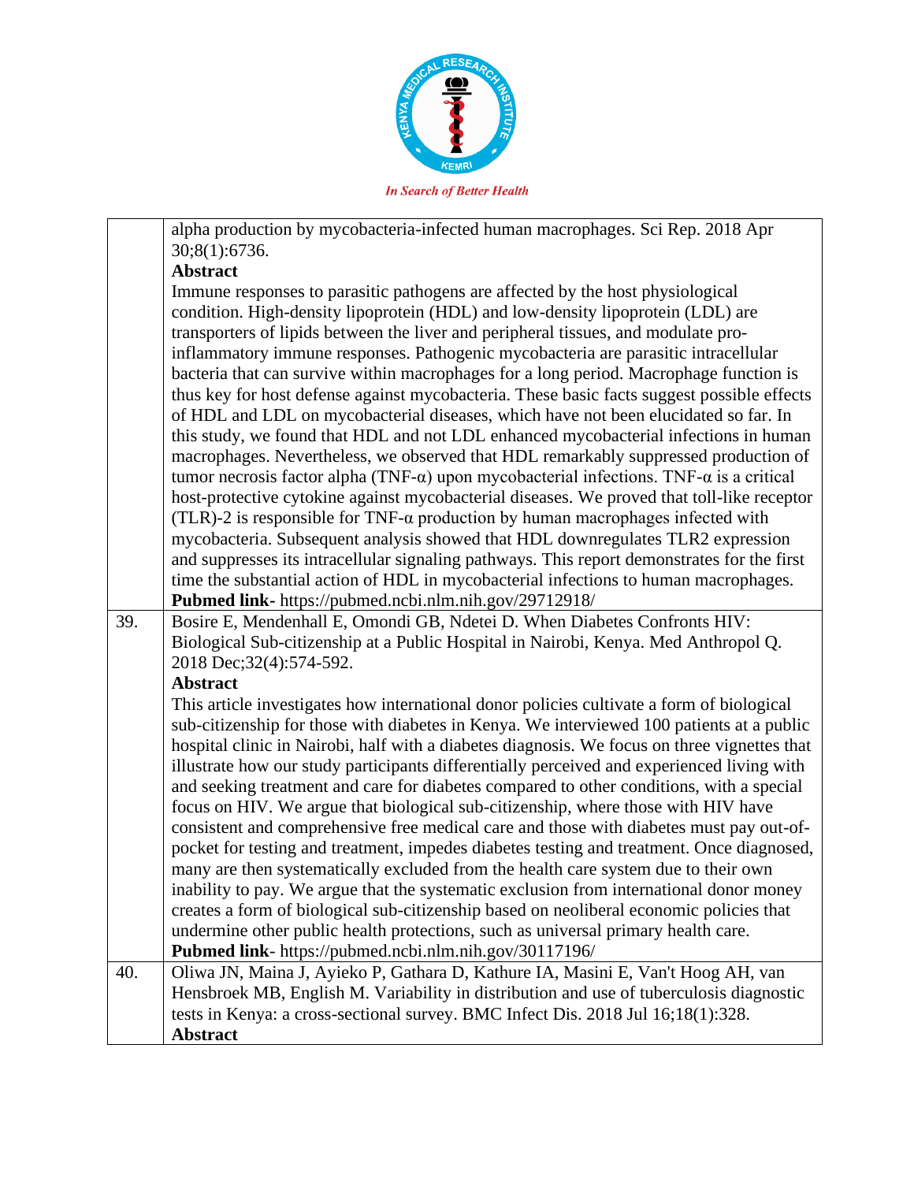| | |
|---|---|
| | alpha production by mycobacteria-infected human macrophages. Sci Rep. 2018 Apr 30;8(1):6736.<br>**Abstract**<br>Immune responses to parasitic pathogens are affected by the host physiological condition. High-density lipoprotein (HDL) and low-density lipoprotein (LDL) are transporters of lipids between the liver and peripheral tissues, and modulate pro-inflammatory immune responses. Pathogenic mycobacteria are parasitic intracellular bacteria that can survive within macrophages for a long period. Macrophage function is thus key for host defense against mycobacteria. These basic facts suggest possible effects of HDL and LDL on mycobacterial diseases, which have not been elucidated so far. In this study, we found that HDL and not LDL enhanced mycobacterial infections in human macrophages. Nevertheless, we observed that HDL remarkably suppressed production of tumor necrosis factor alpha (TNF-α) upon mycobacterial infections. TNF-α is a critical host-protective cytokine against mycobacterial diseases. We proved that toll-like receptor (TLR)-2 is responsible for TNF-α production by human macrophages infected with mycobacteria. Subsequent analysis showed that HDL downregulates TLR2 expression and suppresses its intracellular signaling pathways. This report demonstrates for the first time the substantial action of HDL in mycobacterial infections to human macrophages.<br>**Pubmed link**- https://pubmed.ncbi.nlm.nih.gov/29712918/ |
| 39. | Bosire E, Mendenhall E, Omondi GB, Ndetei D. When Diabetes Confronts HIV: Biological Sub-citizenship at a Public Hospital in Nairobi, Kenya. Med Anthropol Q. 2018 Dec;32(4):574-592.<br>**Abstract**<br>This article investigates how international donor policies cultivate a form of biological sub-citizenship for those with diabetes in Kenya. We interviewed 100 patients at a public hospital clinic in Nairobi, half with a diabetes diagnosis. We focus on three vignettes that illustrate how our study participants differentially perceived and experienced living with and seeking treatment and care for diabetes compared to other conditions, with a special focus on HIV. We argue that biological sub-citizenship, where those with HIV have consistent and comprehensive free medical care and those with diabetes must pay out-of-pocket for testing and treatment, impedes diabetes testing and treatment. Once diagnosed, many are then systematically excluded from the health care system due to their own inability to pay. We argue that the systematic exclusion from international donor money creates a form of biological sub-citizenship based on neoliberal economic policies that undermine other public health protections, such as universal primary health care.<br>**Pubmed link**- https://pubmed.ncbi.nlm.nih.gov/30117196/ |
| 40. | Oliwa JN, Maina J, Ayieko P, Gathara D, Kathure IA, Masini E, Van't Hoog AH, van Hensbroek MB, English M. Variability in distribution and use of tuberculosis diagnostic tests in Kenya: a cross-sectional survey. BMC Infect Dis. 2018 Jul 16;18(1):328.<br>**Abstract** |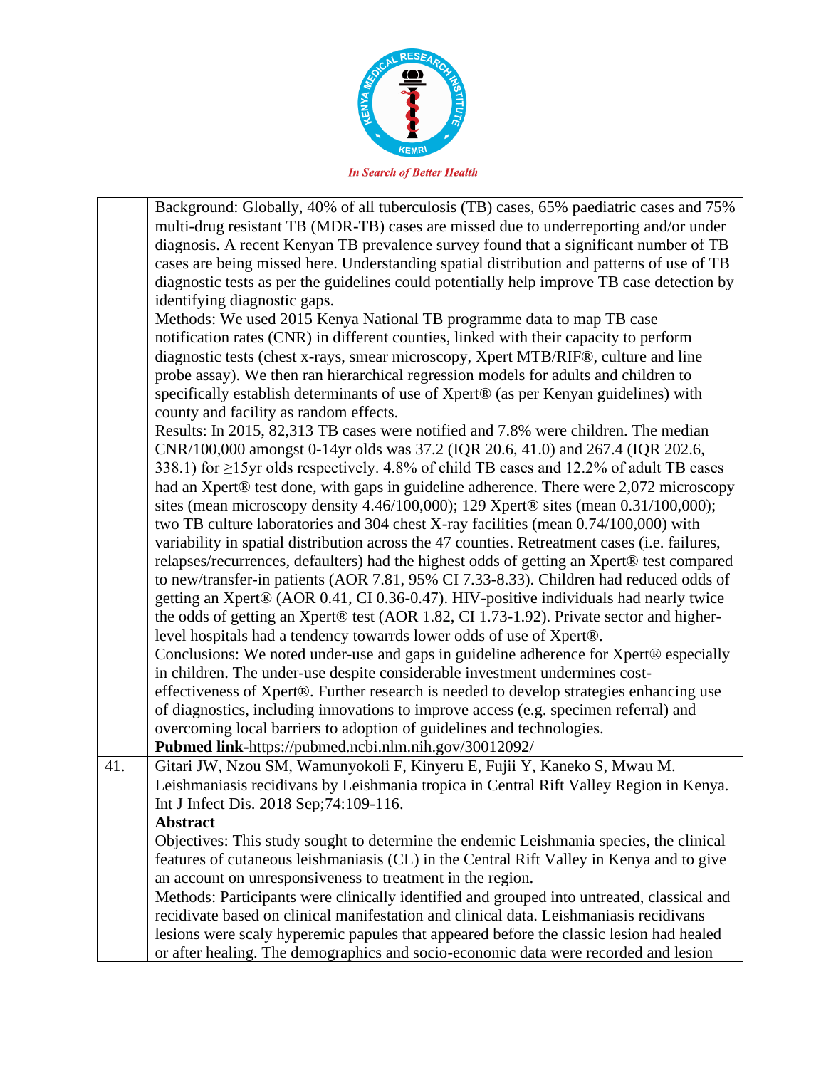| | |
|---|---|
| | Background: Globally, 40% of all tuberculosis (TB) cases, 65% paediatric cases and 75% multi-drug resistant TB (MDR-TB) cases are missed due to underreporting and/or under diagnosis. A recent Kenyan TB prevalence survey found that a significant number of TB cases are being missed here. Understanding spatial distribution and patterns of use of TB diagnostic tests as per the guidelines could potentially help improve TB case detection by identifying diagnostic gaps.<br>Methods: We used 2015 Kenya National TB programme data to map TB case notification rates (CNR) in different counties, linked with their capacity to perform diagnostic tests (chest x-rays, smear microscopy, Xpert MTB/RIF®, culture and line probe assay). We then ran hierarchical regression models for adults and children to specifically establish determinants of use of Xpert® (as per Kenyan guidelines) with county and facility as random effects.<br>Results: In 2015, 82,313 TB cases were notified and 7.8% were children. The median CNR/100,000 amongst 0-14yr olds was 37.2 (IQR 20.6, 41.0) and 267.4 (IQR 202.6, 338.1) for ≥15yr olds respectively. 4.8% of child TB cases and 12.2% of adult TB cases had an Xpert® test done, with gaps in guideline adherence. There were 2,072 microscopy sites (mean microscopy density 4.46/100,000); 129 Xpert® sites (mean 0.31/100,000); two TB culture laboratories and 304 chest X-ray facilities (mean 0.74/100,000) with variability in spatial distribution across the 47 counties. Retreatment cases (i.e. failures, relapses/recurrences, defaulters) had the highest odds of getting an Xpert® test compared to new/transfer-in patients (AOR 7.81, 95% CI 7.33-8.33). Children had reduced odds of getting an Xpert® (AOR 0.41, CI 0.36-0.47). HIV-positive individuals had nearly twice the odds of getting an Xpert® test (AOR 1.82, CI 1.73-1.92). Private sector and higher-level hospitals had a tendency towarrds lower odds of use of Xpert®.<br>Conclusions: We noted under-use and gaps in guideline adherence for Xpert® especially in children. The under-use despite considerable investment undermines cost-effectiveness of Xpert®. Further research is needed to develop strategies enhancing use of diagnostics, including innovations to improve access (e.g. specimen referral) and overcoming local barriers to adoption of guidelines and technologies.<br>**Pubmed link**-https://pubmed.ncbi.nlm.nih.gov/30012092/ |
| 41. | Gitari JW, Nzou SM, Wamunyokoli F, Kinyeru E, Fujii Y, Kaneko S, Mwau M. Leishmaniasis recidivans by Leishmania tropica in Central Rift Valley Region in Kenya. Int J Infect Dis. 2018 Sep;74:109-116.<br>**Abstract**<br>Objectives: This study sought to determine the endemic Leishmania species, the clinical features of cutaneous leishmaniasis (CL) in the Central Rift Valley in Kenya and to give an account on unresponsiveness to treatment in the region.<br>Methods: Participants were clinically identified and grouped into untreated, classical and recidivate based on clinical manifestation and clinical data. Leishmaniasis recidivans lesions were scaly hyperemic papules that appeared before the classic lesion had healed or after healing. The demographics and socio-economic data were recorded and lesion |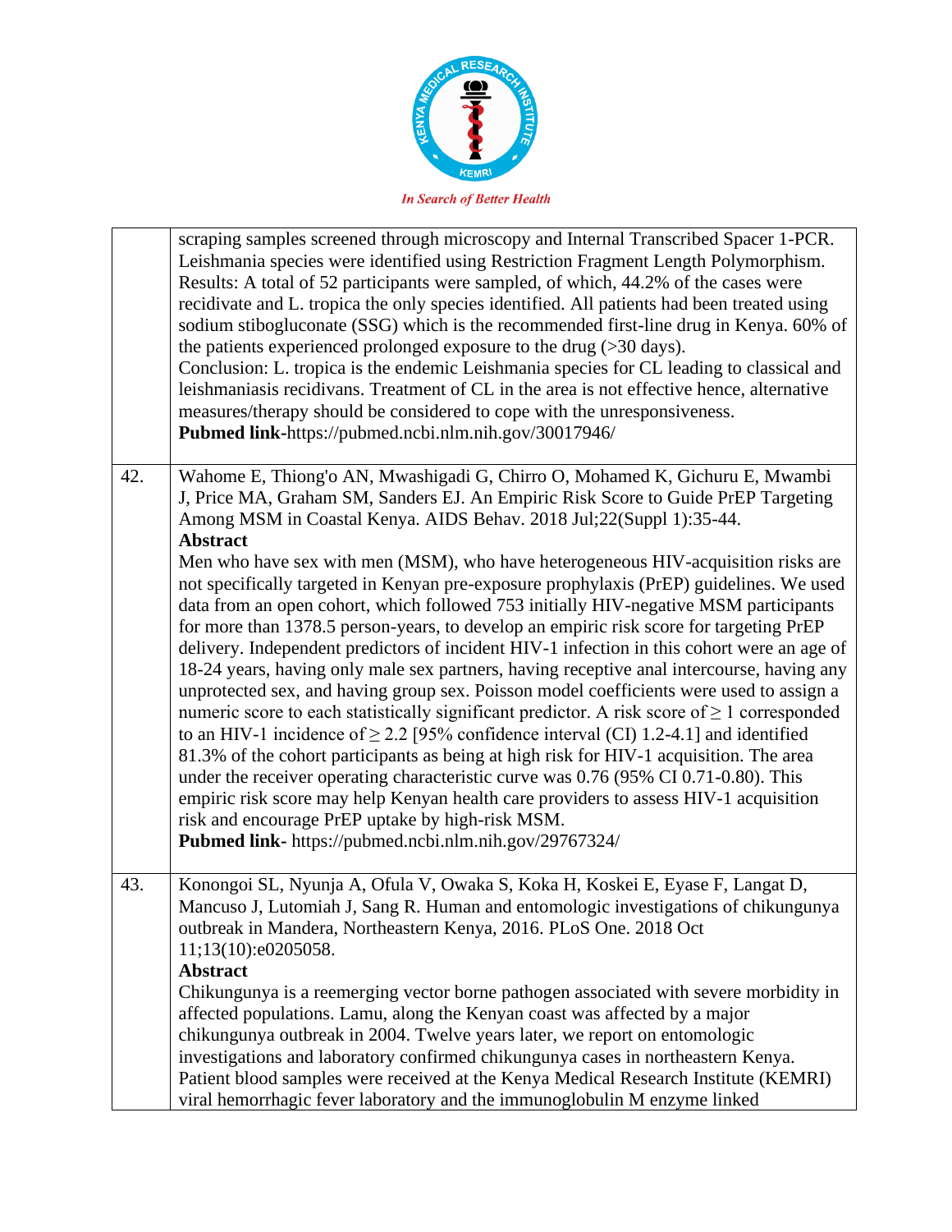| | |
|---|---|
| | scraping samples screened through microscopy and Internal Transcribed Spacer 1-PCR. Leishmania species were identified using Restriction Fragment Length Polymorphism. Results: A total of 52 participants were sampled, of which, 44.2% of the cases were recidivate and L. tropica the only species identified. All patients had been treated using sodium stibogluconate (SSG) which is the recommended first-line drug in Kenya. 60% of the patients experienced prolonged exposure to the drug (>30 days).<br>Conclusion: L. tropica is the endemic Leishmania species for CL leading to classical and leishmaniasis recidivans. Treatment of CL in the area is not effective hence, alternative measures/therapy should be considered to cope with the unresponsiveness.<br>**Pubmed link**-https://pubmed.ncbi.nlm.nih.gov/30017946/ |
| 42. | Wahome E, Thiong'o AN, Mwashigadi G, Chirro O, Mohamed K, Gichuru E, Mwambi J, Price MA, Graham SM, Sanders EJ. An Empiric Risk Score to Guide PrEP Targeting Among MSM in Coastal Kenya. AIDS Behav. 2018 Jul;22(Suppl 1):35-44.<br>**Abstract**<br>Men who have sex with men (MSM), who have heterogeneous HIV-acquisition risks are not specifically targeted in Kenyan pre-exposure prophylaxis (PrEP) guidelines. We used data from an open cohort, which followed 753 initially HIV-negative MSM participants for more than 1378.5 person-years, to develop an empiric risk score for targeting PrEP delivery. Independent predictors of incident HIV-1 infection in this cohort were an age of 18-24 years, having only male sex partners, having receptive anal intercourse, having any unprotected sex, and having group sex. Poisson model coefficients were used to assign a numeric score to each statistically significant predictor. A risk score of ≥ 1 corresponded to an HIV-1 incidence of ≥ 2.2 [95% confidence interval (CI) 1.2-4.1] and identified 81.3% of the cohort participants as being at high risk for HIV-1 acquisition. The area under the receiver operating characteristic curve was 0.76 (95% CI 0.71-0.80). This empiric risk score may help Kenyan health care providers to assess HIV-1 acquisition risk and encourage PrEP uptake by high-risk MSM.<br>**Pubmed link**- https://pubmed.ncbi.nlm.nih.gov/29767324/ |
| 43. | Konongoi SL, Nyunja A, Ofula V, Owaka S, Koka H, Koskei E, Eyase F, Langat D, Mancuso J, Lutomiah J, Sang R. Human and entomologic investigations of chikungunya outbreak in Mandera, Northeastern Kenya, 2016. PLoS One. 2018 Oct 11;13(10):e0205058.<br>**Abstract**<br>Chikungunya is a reemerging vector borne pathogen associated with severe morbidity in affected populations. Lamu, along the Kenyan coast was affected by a major chikungunya outbreak in 2004. Twelve years later, we report on entomologic investigations and laboratory confirmed chikungunya cases in northeastern Kenya. Patient blood samples were received at the Kenya Medical Research Institute (KEMRI) viral hemorrhagic fever laboratory and the immunoglobulin M enzyme linked |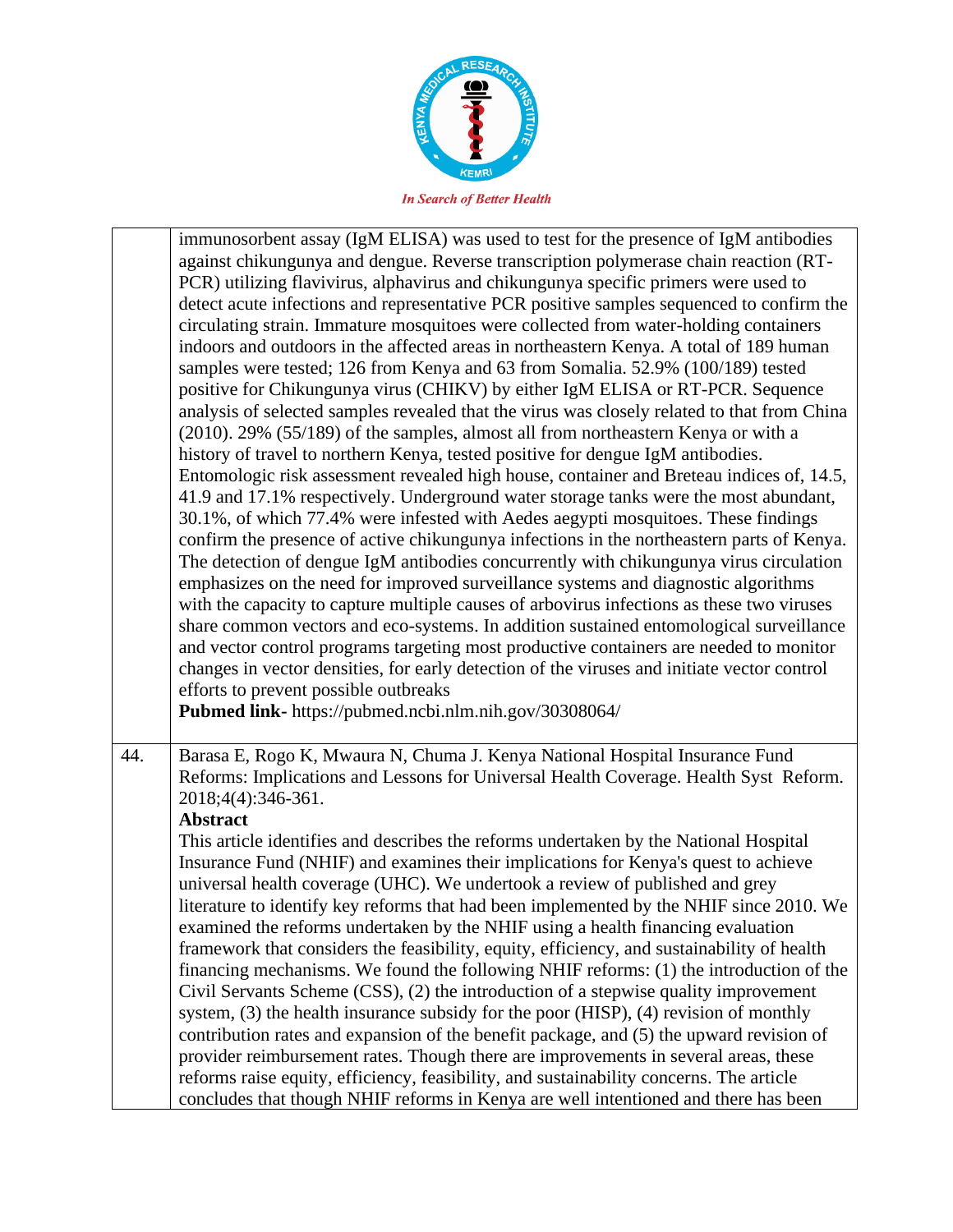| | |
|---|---|
| | immunosorbent assay (IgM ELISA) was used to test for the presence of IgM antibodies against chikungunya and dengue. Reverse transcription polymerase chain reaction (RT-PCR) utilizing flavivirus, alphavirus and chikungunya specific primers were used to detect acute infections and representative PCR positive samples sequenced to confirm the circulating strain. Immature mosquitoes were collected from water-holding containers indoors and outdoors in the affected areas in northeastern Kenya. A total of 189 human samples were tested; 126 from Kenya and 63 from Somalia. 52.9% (100/189) tested positive for Chikungunya virus (CHIKV) by either IgM ELISA or RT-PCR. Sequence analysis of selected samples revealed that the virus was closely related to that from China (2010). 29% (55/189) of the samples, almost all from northeastern Kenya or with a history of travel to northern Kenya, tested positive for dengue IgM antibodies. Entomologic risk assessment revealed high house, container and Breteau indices of, 14.5, 41.9 and 17.1% respectively. Underground water storage tanks were the most abundant, 30.1%, of which 77.4% were infested with Aedes aegypti mosquitoes. These findings confirm the presence of active chikungunya infections in the northeastern parts of Kenya. The detection of dengue IgM antibodies concurrently with chikungunya virus circulation emphasizes on the need for improved surveillance systems and diagnostic algorithms with the capacity to capture multiple causes of arbovirus infections as these two viruses share common vectors and eco-systems. In addition sustained entomological surveillance and vector control programs targeting most productive containers are needed to monitor changes in vector densities, for early detection of the viruses and initiate vector control efforts to prevent possible outbreaks<br>**Pubmed link-** https://pubmed.ncbi.nlm.nih.gov/30308064/ |
| 44. | Barasa E, Rogo K, Mwaura N, Chuma J. Kenya National Hospital Insurance Fund Reforms: Implications and Lessons for Universal Health Coverage. Health Syst Reform. 2018;4(4):346-361.<br>**Abstract**<br>This article identifies and describes the reforms undertaken by the National Hospital Insurance Fund (NHIF) and examines their implications for Kenya's quest to achieve universal health coverage (UHC). We undertook a review of published and grey literature to identify key reforms that had been implemented by the NHIF since 2010. We examined the reforms undertaken by the NHIF using a health financing evaluation framework that considers the feasibility, equity, efficiency, and sustainability of health financing mechanisms. We found the following NHIF reforms: (1) the introduction of the Civil Servants Scheme (CSS), (2) the introduction of a stepwise quality improvement system, (3) the health insurance subsidy for the poor (HISP), (4) revision of monthly contribution rates and expansion of the benefit package, and (5) the upward revision of provider reimbursement rates. Though there are improvements in several areas, these reforms raise equity, efficiency, feasibility, and sustainability concerns. The article concludes that though NHIF reforms in Kenya are well intentioned and there has been |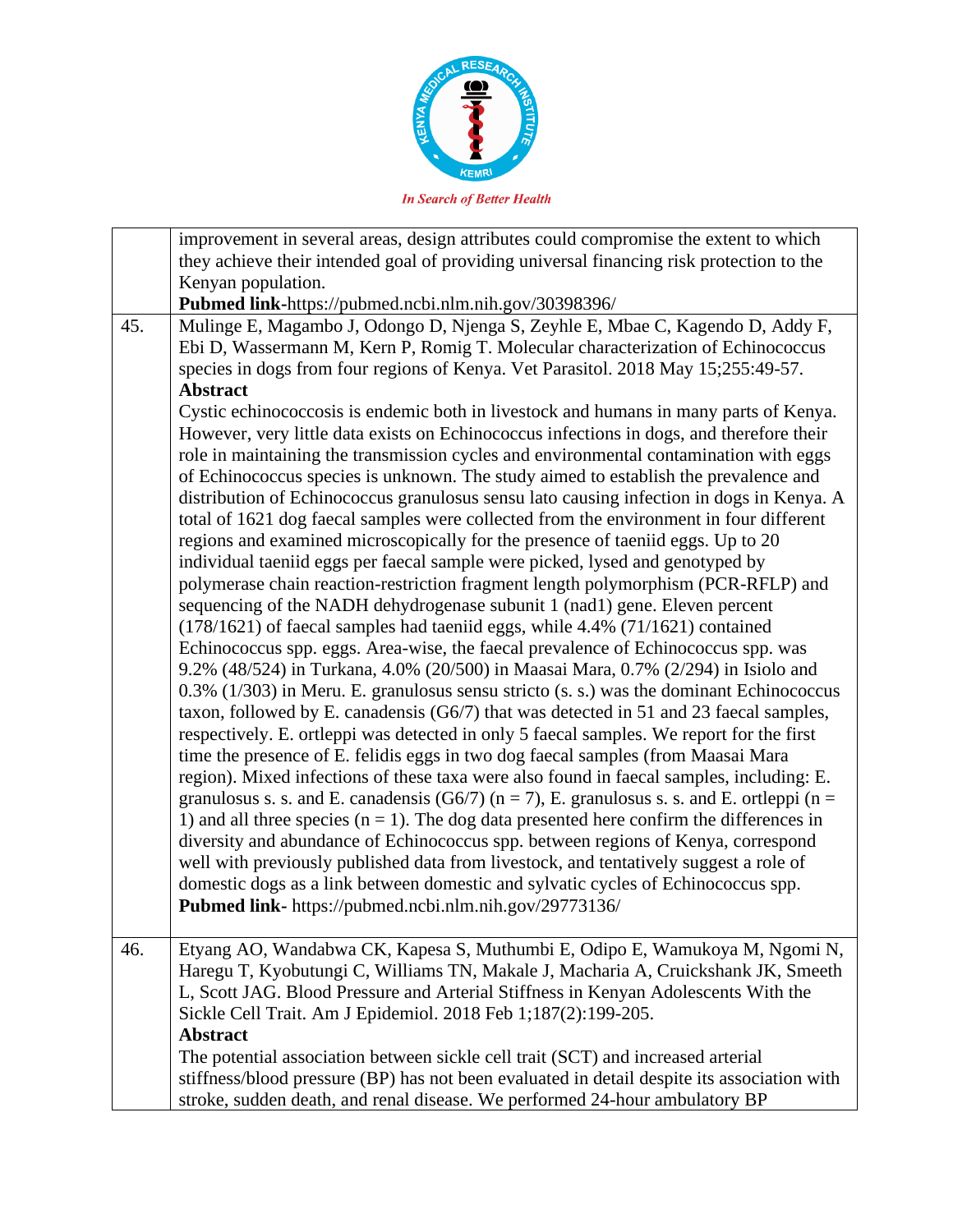| | |
|---|---|
| | improvement in several areas, design attributes could compromise the extent to which they achieve their intended goal of providing universal financing risk protection to the Kenyan population.<br>**Pubmed link**-https://pubmed.ncbi.nlm.nih.gov/30398396/ |
| 45. | Mulinge E, Magambo J, Odongo D, Njenga S, Zeyhle E, Mbae C, Kagendo D, Addy F, Ebi D, Wassermann M, Kern P, Romig T. Molecular characterization of Echinococcus species in dogs from four regions of Kenya. Vet Parasitol. 2018 May 15;255:49-57.<br>**Abstract**<br>Cystic echinococcosis is endemic both in livestock and humans in many parts of Kenya. However, very little data exists on Echinococcus infections in dogs, and therefore their role in maintaining the transmission cycles and environmental contamination with eggs of Echinococcus species is unknown. The study aimed to establish the prevalence and distribution of Echinococcus granulosus sensu lato causing infection in dogs in Kenya. A total of 1621 dog faecal samples were collected from the environment in four different regions and examined microscopically for the presence of taeniid eggs. Up to 20 individual taeniid eggs per faecal sample were picked, lysed and genotyped by polymerase chain reaction-restriction fragment length polymorphism (PCR-RFLP) and sequencing of the NADH dehydrogenase subunit 1 (nad1) gene. Eleven percent (178/1621) of faecal samples had taeniid eggs, while 4.4% (71/1621) contained Echinococcus spp. eggs. Area-wise, the faecal prevalence of Echinococcus spp. was 9.2% (48/524) in Turkana, 4.0% (20/500) in Maasai Mara, 0.7% (2/294) in Isiolo and 0.3% (1/303) in Meru. E. granulosus sensu stricto (s. s.) was the dominant Echinococcus taxon, followed by E. canadensis (G6/7) that was detected in 51 and 23 faecal samples, respectively. E. ortleppi was detected in only 5 faecal samples. We report for the first time the presence of E. felidis eggs in two dog faecal samples (from Maasai Mara region). Mixed infections of these taxa were also found in faecal samples, including: E. granulosus s. s. and E. canadensis (G6/7) (n = 7), E. granulosus s. s. and E. ortleppi (n = 1) and all three species (n = 1). The dog data presented here confirm the differences in diversity and abundance of Echinococcus spp. between regions of Kenya, correspond well with previously published data from livestock, and tentatively suggest a role of domestic dogs as a link between domestic and sylvatic cycles of Echinococcus spp.<br>**Pubmed link**- https://pubmed.ncbi.nlm.nih.gov/29773136/ |
| 46. | Etyang AO, Wandabwa CK, Kapesa S, Muthumbi E, Odipo E, Wamukoya M, Ngomi N, Haregu T, Kyobutungi C, Williams TN, Makale J, Macharia A, Cruickshank JK, Smeeth L, Scott JAG. Blood Pressure and Arterial Stiffness in Kenyan Adolescents With the Sickle Cell Trait. Am J Epidemiol. 2018 Feb 1;187(2):199-205.<br>**Abstract**<br>The potential association between sickle cell trait (SCT) and increased arterial stiffness/blood pressure (BP) has not been evaluated in detail despite its association with stroke, sudden death, and renal disease. We performed 24-hour ambulatory BP |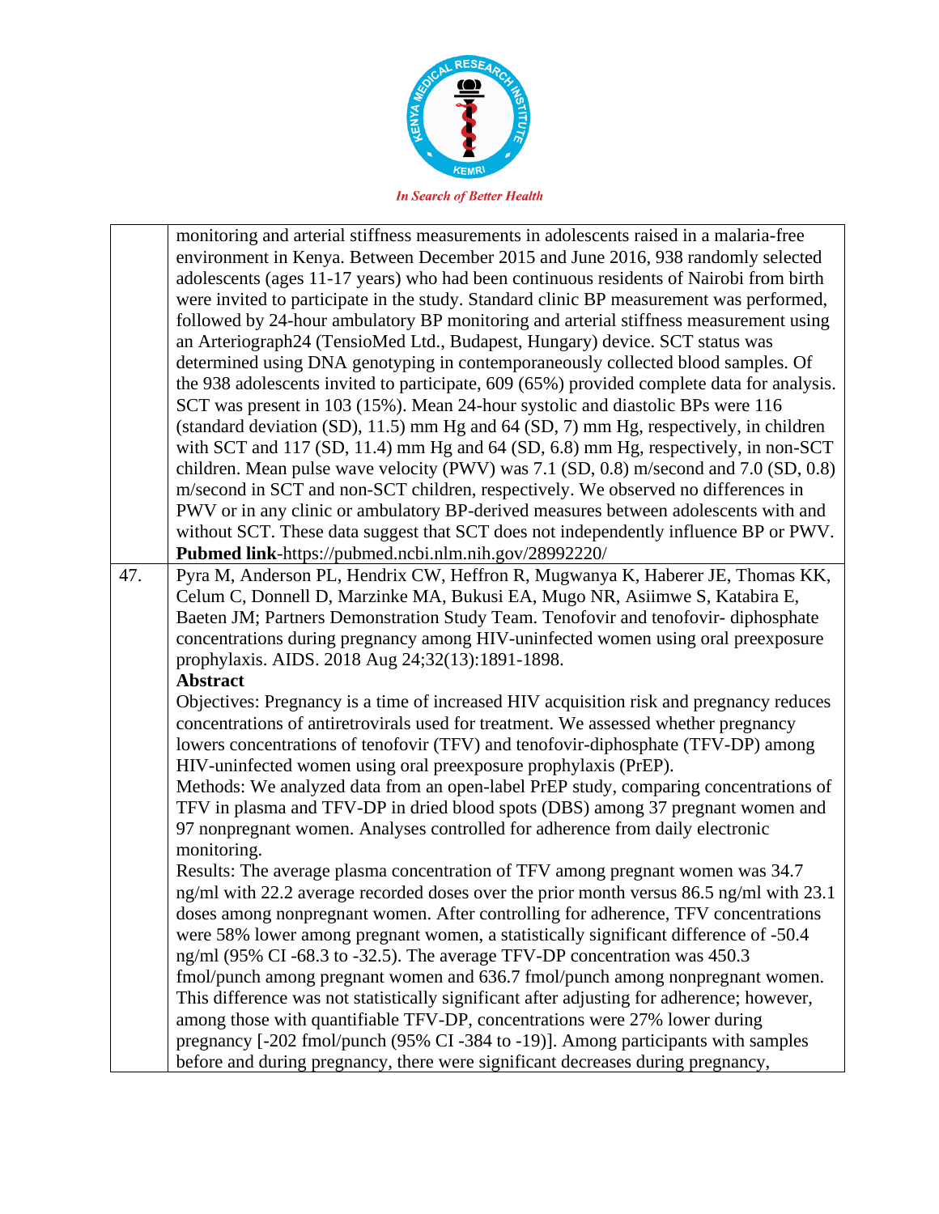| | |
|---|---|
| | monitoring and arterial stiffness measurements in adolescents raised in a malaria-free environment in Kenya. Between December 2015 and June 2016, 938 randomly selected adolescents (ages 11-17 years) who had been continuous residents of Nairobi from birth were invited to participate in the study. Standard clinic BP measurement was performed, followed by 24-hour ambulatory BP monitoring and arterial stiffness measurement using an Arteriograph24 (TensioMed Ltd., Budapest, Hungary) device. SCT status was determined using DNA genotyping in contemporaneously collected blood samples. Of the 938 adolescents invited to participate, 609 (65%) provided complete data for analysis. SCT was present in 103 (15%). Mean 24-hour systolic and diastolic BPs were 116 (standard deviation (SD), 11.5) mm Hg and 64 (SD, 7) mm Hg, respectively, in children with SCT and 117 (SD, 11.4) mm Hg and 64 (SD, 6.8) mm Hg, respectively, in non-SCT children. Mean pulse wave velocity (PWV) was 7.1 (SD, 0.8) m/second and 7.0 (SD, 0.8) m/second in SCT and non-SCT children, respectively. We observed no differences in PWV or in any clinic or ambulatory BP-derived measures between adolescents with and without SCT. These data suggest that SCT does not independently influence BP or PWV. **Pubmed link**-https://pubmed.ncbi.nlm.nih.gov/28992220/ |
| 47. | Pyra M, Anderson PL, Hendrix CW, Heffron R, Mugwanya K, Haberer JE, Thomas KK, Celum C, Donnell D, Marzinke MA, Bukusi EA, Mugo NR, Asiimwe S, Katabira E, Baeten JM; Partners Demonstration Study Team. Tenofovir and tenofovir- diphosphate concentrations during pregnancy among HIV-uninfected women using oral preexposure prophylaxis. AIDS. 2018 Aug 24;32(13):1891-1898.<br>**Abstract**<br>Objectives: Pregnancy is a time of increased HIV acquisition risk and pregnancy reduces concentrations of antiretrovirals used for treatment. We assessed whether pregnancy lowers concentrations of tenofovir (TFV) and tenofovir-diphosphate (TFV-DP) among HIV-uninfected women using oral preexposure prophylaxis (PrEP).<br>Methods: We analyzed data from an open-label PrEP study, comparing concentrations of TFV in plasma and TFV-DP in dried blood spots (DBS) among 37 pregnant women and 97 nonpregnant women. Analyses controlled for adherence from daily electronic monitoring.<br>Results: The average plasma concentration of TFV among pregnant women was 34.7 ng/ml with 22.2 average recorded doses over the prior month versus 86.5 ng/ml with 23.1 doses among nonpregnant women. After controlling for adherence, TFV concentrations were 58% lower among pregnant women, a statistically significant difference of -50.4 ng/ml (95% CI -68.3 to -32.5). The average TFV-DP concentration was 450.3 fmol/punch among pregnant women and 636.7 fmol/punch among nonpregnant women. This difference was not statistically significant after adjusting for adherence; however, among those with quantifiable TFV-DP, concentrations were 27% lower during pregnancy [-202 fmol/punch (95% CI -384 to -19)]. Among participants with samples before and during pregnancy, there were significant decreases during pregnancy, |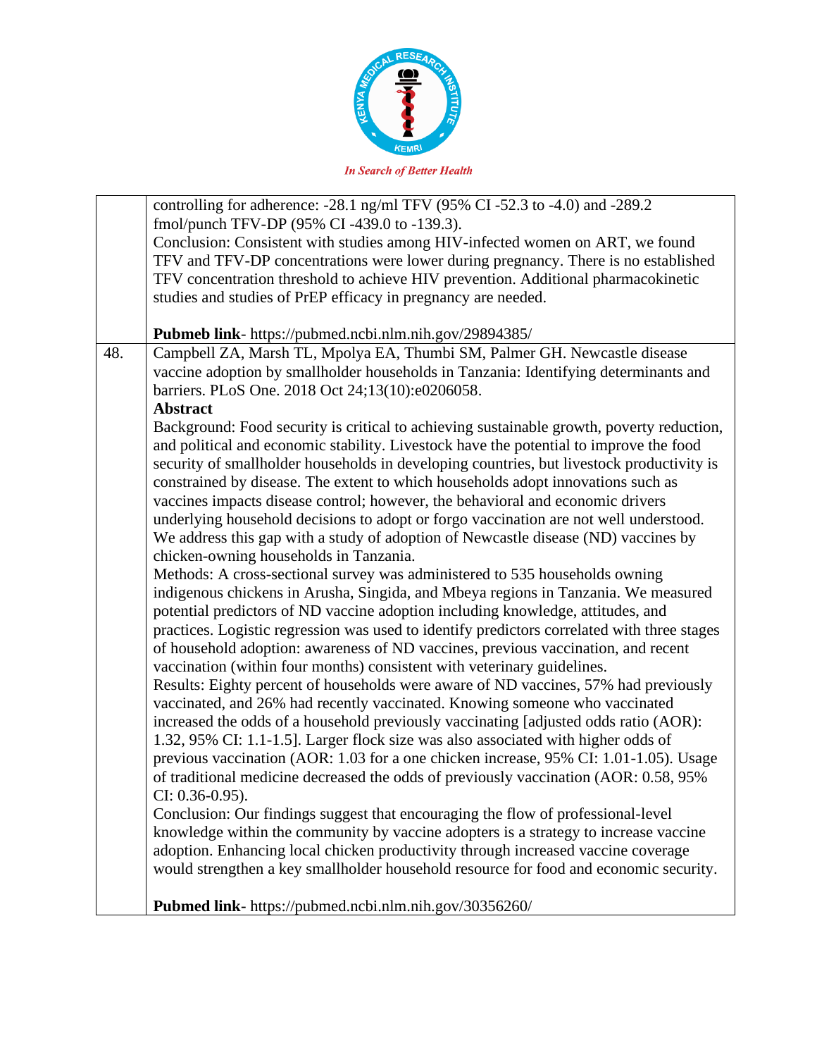| | |
|---|---|
| | controlling for adherence: -28.1 ng/ml TFV (95% CI -52.3 to -4.0) and -289.2 fmol/punch TFV-DP (95% CI -439.0 to -139.3).<br>Conclusion: Consistent with studies among HIV-infected women on ART, we found TFV and TFV-DP concentrations were lower during pregnancy. There is no established TFV concentration threshold to achieve HIV prevention. Additional pharmacokinetic studies and studies of PrEP efficacy in pregnancy are needed.<br><br>**Pubmeb link**- https://pubmed.ncbi.nlm.nih.gov/29894385/ |
| 48. | Campbell ZA, Marsh TL, Mpolya EA, Thumbi SM, Palmer GH. Newcastle disease vaccine adoption by smallholder households in Tanzania: Identifying determinants and barriers. PLoS One. 2018 Oct 24;13(10):e0206058.<br>**Abstract**<br>Background: Food security is critical to achieving sustainable growth, poverty reduction, and political and economic stability. Livestock have the potential to improve the food security of smallholder households in developing countries, but livestock productivity is constrained by disease. The extent to which households adopt innovations such as vaccines impacts disease control; however, the behavioral and economic drivers underlying household decisions to adopt or forgo vaccination are not well understood. We address this gap with a study of adoption of Newcastle disease (ND) vaccines by chicken-owning households in Tanzania.<br>Methods: A cross-sectional survey was administered to 535 households owning indigenous chickens in Arusha, Singida, and Mbeya regions in Tanzania. We measured potential predictors of ND vaccine adoption including knowledge, attitudes, and practices. Logistic regression was used to identify predictors correlated with three stages of household adoption: awareness of ND vaccines, previous vaccination, and recent vaccination (within four months) consistent with veterinary guidelines.<br>Results: Eighty percent of households were aware of ND vaccines, 57% had previously vaccinated, and 26% had recently vaccinated. Knowing someone who vaccinated increased the odds of a household previously vaccinating [adjusted odds ratio (AOR): 1.32, 95% CI: 1.1-1.5]. Larger flock size was also associated with higher odds of previous vaccination (AOR: 1.03 for a one chicken increase, 95% CI: 1.01-1.05). Usage of traditional medicine decreased the odds of previously vaccination (AOR: 0.58, 95% CI: 0.36-0.95).<br>Conclusion: Our findings suggest that encouraging the flow of professional-level knowledge within the community by vaccine adopters is a strategy to increase vaccine adoption. Enhancing local chicken productivity through increased vaccine coverage would strengthen a key smallholder household resource for food and economic security.<br><br>**Pubmed link**- https://pubmed.ncbi.nlm.nih.gov/30356260/ |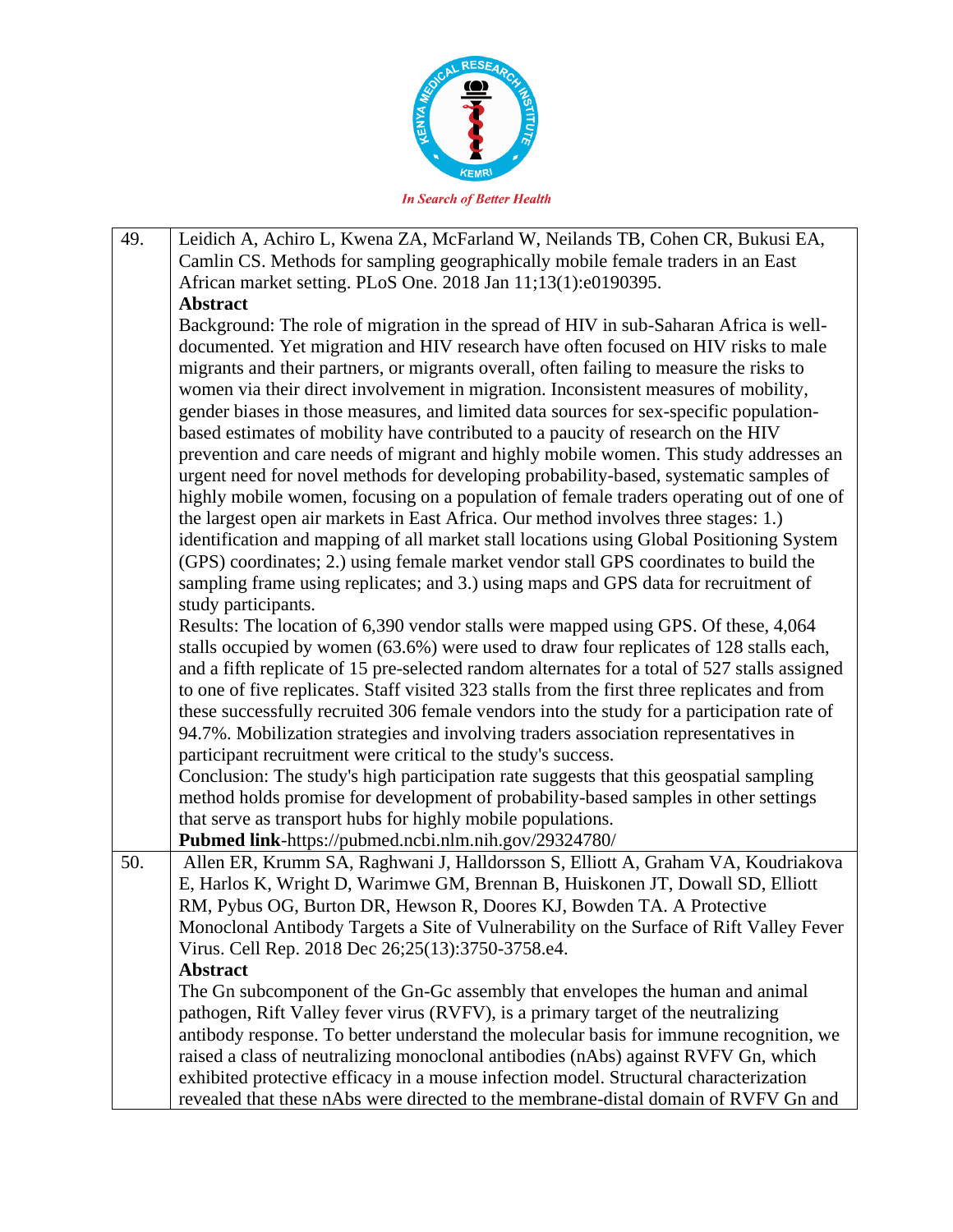| | |
|---|---|
| 49. | Leidich A, Achiro L, Kwena ZA, McFarland W, Neilands TB, Cohen CR, Bukusi EA, Camlin CS. Methods for sampling geographically mobile female traders in an East African market setting. PLoS One. 2018 Jan 11;13(1):e0190395.<br>**Abstract**<br>Background: The role of migration in the spread of HIV in sub-Saharan Africa is well-documented. Yet migration and HIV research have often focused on HIV risks to male migrants and their partners, or migrants overall, often failing to measure the risks to women via their direct involvement in migration. Inconsistent measures of mobility, gender biases in those measures, and limited data sources for sex-specific population-based estimates of mobility have contributed to a paucity of research on the HIV prevention and care needs of migrant and highly mobile women. This study addresses an urgent need for novel methods for developing probability-based, systematic samples of highly mobile women, focusing on a population of female traders operating out of one of the largest open air markets in East Africa. Our method involves three stages: 1.) identification and mapping of all market stall locations using Global Positioning System (GPS) coordinates; 2.) using female market vendor stall GPS coordinates to build the sampling frame using replicates; and 3.) using maps and GPS data for recruitment of study participants.<br>Results: The location of 6,390 vendor stalls were mapped using GPS. Of these, 4,064 stalls occupied by women (63.6%) were used to draw four replicates of 128 stalls each, and a fifth replicate of 15 pre-selected random alternates for a total of 527 stalls assigned to one of five replicates. Staff visited 323 stalls from the first three replicates and from these successfully recruited 306 female vendors into the study for a participation rate of 94.7%. Mobilization strategies and involving traders association representatives in participant recruitment were critical to the study's success.<br>Conclusion: The study's high participation rate suggests that this geospatial sampling method holds promise for development of probability-based samples in other settings that serve as transport hubs for highly mobile populations.<br>**Pubmed link**-https://pubmed.ncbi.nlm.nih.gov/29324780/ |
| 50. | Allen ER, Krumm SA, Raghwani J, Halldorsson S, Elliott A, Graham VA, Koudriakova E, Harlos K, Wright D, Warimwe GM, Brennan B, Huiskonen JT, Dowall SD, Elliott RM, Pybus OG, Burton DR, Hewson R, Doores KJ, Bowden TA. A Protective Monoclonal Antibody Targets a Site of Vulnerability on the Surface of Rift Valley Fever Virus. Cell Rep. 2018 Dec 26;25(13):3750-3758.e4.<br>**Abstract**<br>The Gn subcomponent of the Gn-Gc assembly that envelopes the human and animal pathogen, Rift Valley fever virus (RVFV), is a primary target of the neutralizing antibody response. To better understand the molecular basis for immune recognition, we raised a class of neutralizing monoclonal antibodies (nAbs) against RVFV Gn, which exhibited protective efficacy in a mouse infection model. Structural characterization revealed that these nAbs were directed to the membrane-distal domain of RVFV Gn and |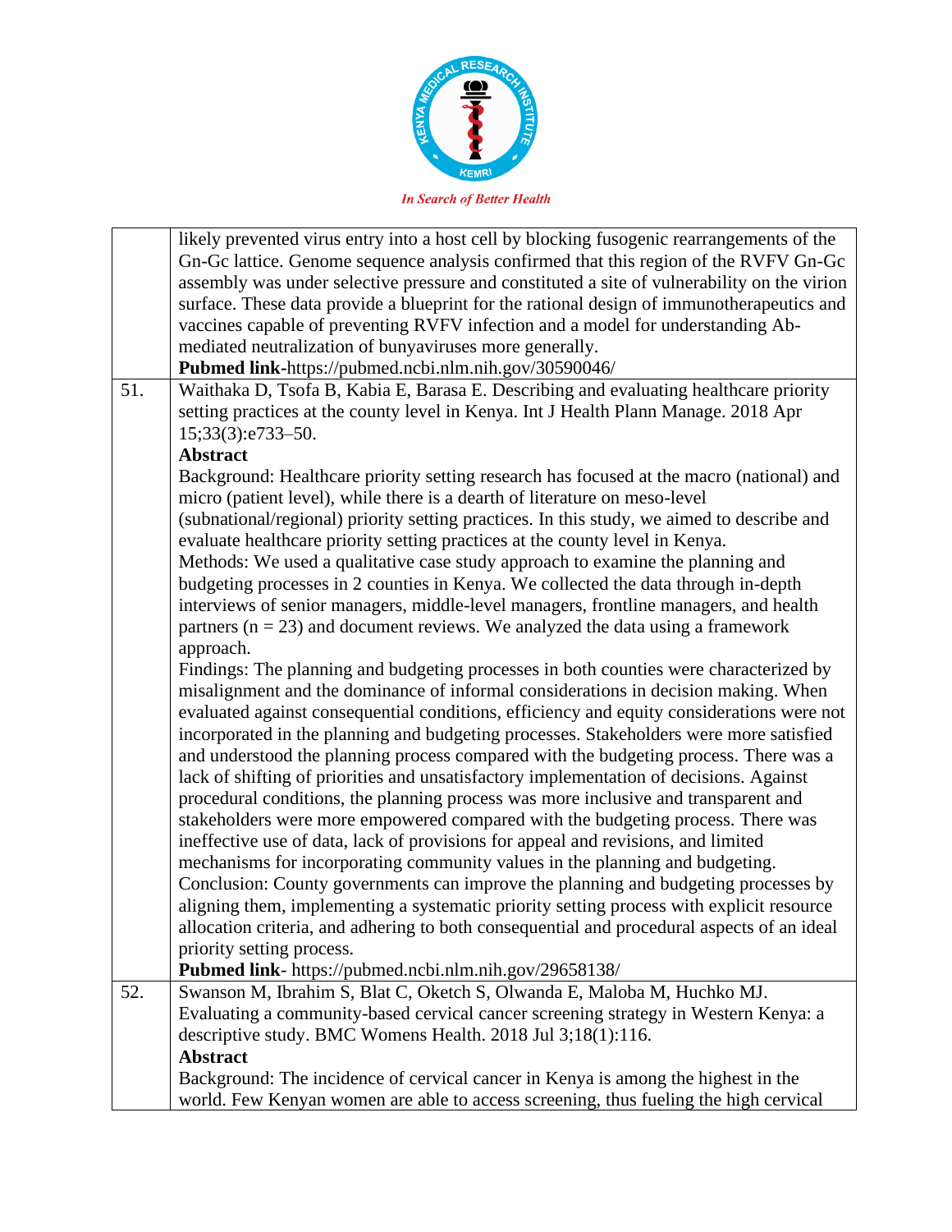| | |
|---|---|
| | likely prevented virus entry into a host cell by blocking fusogenic rearrangements of the Gn-Gc lattice. Genome sequence analysis confirmed that this region of the RVFV Gn-Gc assembly was under selective pressure and constituted a site of vulnerability on the virion surface. These data provide a blueprint for the rational design of immunotherapeutics and vaccines capable of preventing RVFV infection and a model for understanding Ab-mediated neutralization of bunyaviruses more generally.<br>**Pubmed link**-https://pubmed.ncbi.nlm.nih.gov/30590046/ |
| 51. | Waithaka D, Tsofa B, Kabia E, Barasa E. Describing and evaluating healthcare priority setting practices at the county level in Kenya. Int J Health Plann Manage. 2018 Apr 15;33(3):e733–50.<br>**Abstract**<br>Background: Healthcare priority setting research has focused at the macro (national) and micro (patient level), while there is a dearth of literature on meso-level (subnational/regional) priority setting practices. In this study, we aimed to describe and evaluate healthcare priority setting practices at the county level in Kenya.<br>Methods: We used a qualitative case study approach to examine the planning and budgeting processes in 2 counties in Kenya. We collected the data through in-depth interviews of senior managers, middle-level managers, frontline managers, and health partners (n = 23) and document reviews. We analyzed the data using a framework approach.<br>Findings: The planning and budgeting processes in both counties were characterized by misalignment and the dominance of informal considerations in decision making. When evaluated against consequential conditions, efficiency and equity considerations were not incorporated in the planning and budgeting processes. Stakeholders were more satisfied and understood the planning process compared with the budgeting process. There was a lack of shifting of priorities and unsatisfactory implementation of decisions. Against procedural conditions, the planning process was more inclusive and transparent and stakeholders were more empowered compared with the budgeting process. There was ineffective use of data, lack of provisions for appeal and revisions, and limited mechanisms for incorporating community values in the planning and budgeting.<br>Conclusion: County governments can improve the planning and budgeting processes by aligning them, implementing a systematic priority setting process with explicit resource allocation criteria, and adhering to both consequential and procedural aspects of an ideal priority setting process.<br>**Pubmed link**- https://pubmed.ncbi.nlm.nih.gov/29658138/ |
| 52. | Swanson M, Ibrahim S, Blat C, Oketch S, Olwanda E, Maloba M, Huchko MJ. Evaluating a community-based cervical cancer screening strategy in Western Kenya: a descriptive study. BMC Womens Health. 2018 Jul 3;18(1):116.<br>**Abstract**<br>Background: The incidence of cervical cancer in Kenya is among the highest in the world. Few Kenyan women are able to access screening, thus fueling the high cervical |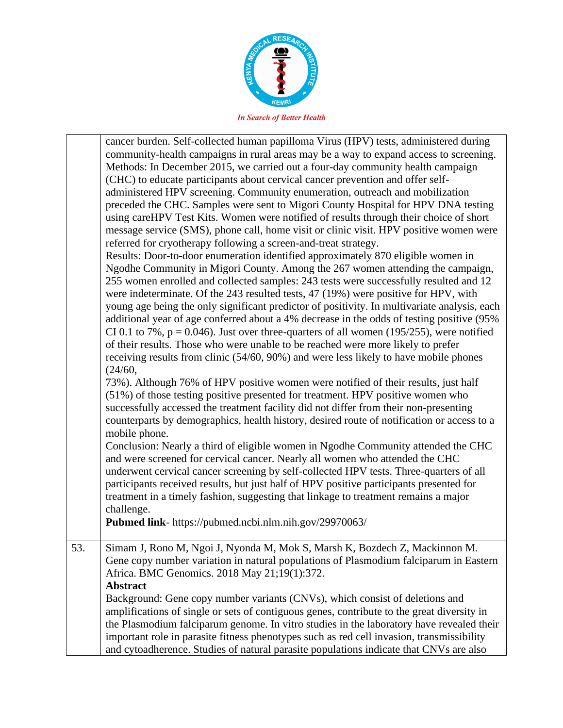| | |
|---|---|
| | cancer burden. Self-collected human papilloma Virus (HPV) tests, administered during community-health campaigns in rural areas may be a way to expand access to screening. Methods: In December 2015, we carried out a four-day community health campaign (CHC) to educate participants about cervical cancer prevention and offer self-administered HPV screening. Community enumeration, outreach and mobilization preceded the CHC. Samples were sent to Migori County Hospital for HPV DNA testing using careHPV Test Kits. Women were notified of results through their choice of short message service (SMS), phone call, home visit or clinic visit. HPV positive women were referred for cryotherapy following a screen-and-treat strategy.<br>Results: Door-to-door enumeration identified approximately 870 eligible women in Ngodhe Community in Migori County. Among the 267 women attending the campaign, 255 women enrolled and collected samples: 243 tests were successfully resulted and 12 were indeterminate. Of the 243 resulted tests, 47 (19%) were positive for HPV, with young age being the only significant predictor of positivity. In multivariate analysis, each additional year of age conferred about a 4% decrease in the odds of testing positive (95% CI 0.1 to 7%, $p = 0.046$). Just over three-quarters of all women (195/255), were notified of their results. Those who were unable to be reached were more likely to prefer receiving results from clinic (54/60, 90%) and were less likely to have mobile phones (24/60,<br>73%). Although 76% of HPV positive women were notified of their results, just half (51%) of those testing positive presented for treatment. HPV positive women who successfully accessed the treatment facility did not differ from their non-presenting counterparts by demographics, health history, desired route of notification or access to a mobile phone.<br>Conclusion: Nearly a third of eligible women in Ngodhe Community attended the CHC and were screened for cervical cancer. Nearly all women who attended the CHC underwent cervical cancer screening by self-collected HPV tests. Three-quarters of all participants received results, but just half of HPV positive participants presented for treatment in a timely fashion, suggesting that linkage to treatment remains a major challenge.<br>**Pubmed link**- https://pubmed.ncbi.nlm.nih.gov/29970063/ |
| 53. | Simam J, Rono M, Ngoi J, Nyonda M, Mok S, Marsh K, Bozdech Z, Mackinnon M. Gene copy number variation in natural populations of Plasmodium falciparum in Eastern Africa. BMC Genomics. 2018 May 21;19(1):372.<br>**Abstract**<br>Background: Gene copy number variants (CNVs), which consist of deletions and amplifications of single or sets of contiguous genes, contribute to the great diversity in the Plasmodium falciparum genome. In vitro studies in the laboratory have revealed their important role in parasite fitness phenotypes such as red cell invasion, transmissibility and cytoadherence. Studies of natural parasite populations indicate that CNVs are also |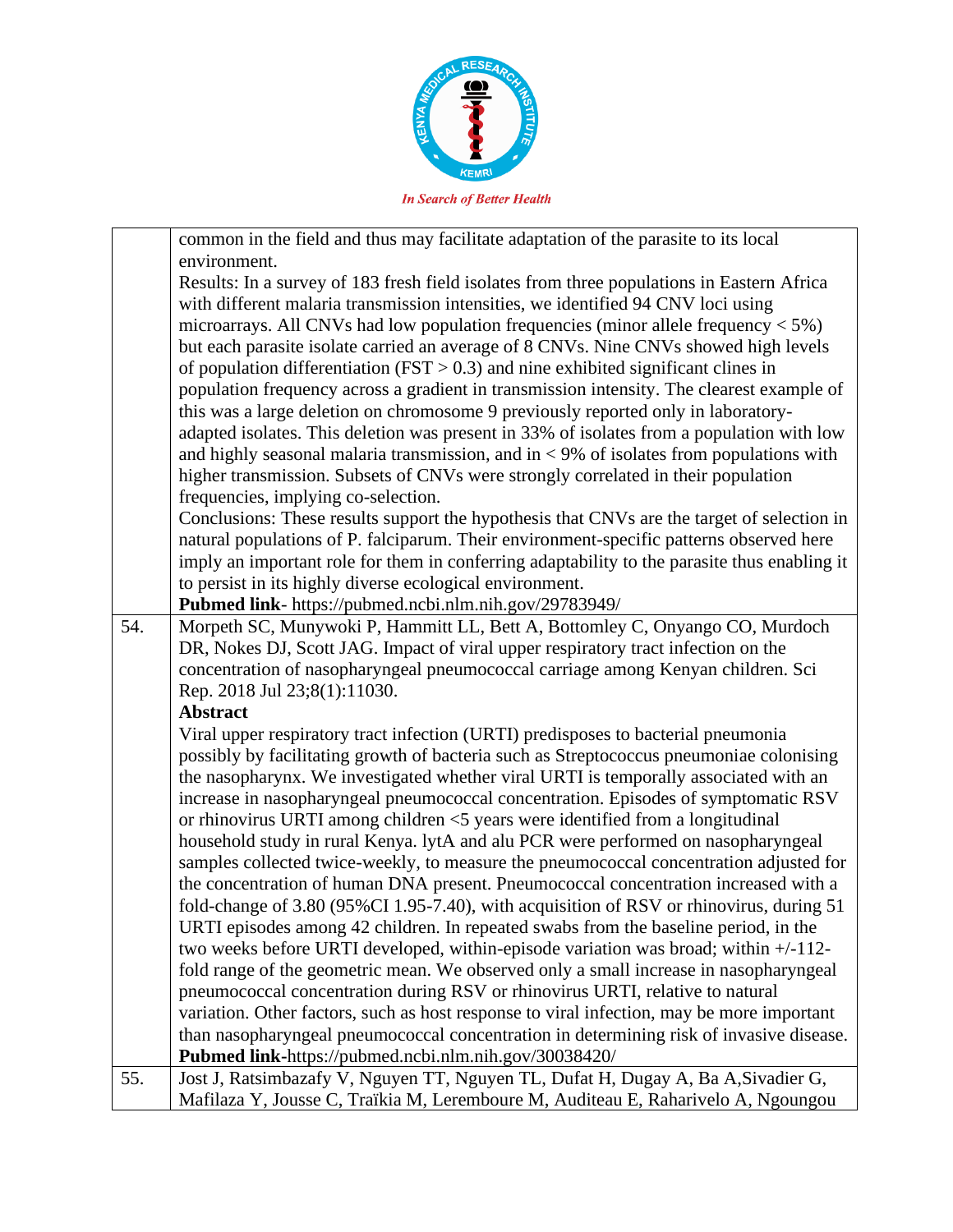| | |
|---|---|
| | common in the field and thus may facilitate adaptation of the parasite to its local environment.<br>Results: In a survey of 183 fresh field isolates from three populations in Eastern Africa with different malaria transmission intensities, we identified 94 CNV loci using microarrays. All CNVs had low population frequencies (minor allele frequency < 5%) but each parasite isolate carried an average of 8 CNVs. Nine CNVs showed high levels of population differentiation (FST > 0.3) and nine exhibited significant clines in population frequency across a gradient in transmission intensity. The clearest example of this was a large deletion on chromosome 9 previously reported only in laboratory-adapted isolates. This deletion was present in 33% of isolates from a population with low and highly seasonal malaria transmission, and in < 9% of isolates from populations with higher transmission. Subsets of CNVs were strongly correlated in their population frequencies, implying co-selection.<br>Conclusions: These results support the hypothesis that CNVs are the target of selection in natural populations of P. falciparum. Their environment-specific patterns observed here imply an important role for them in conferring adaptability to the parasite thus enabling it to persist in its highly diverse ecological environment.<br>**Pubmed link**- https://pubmed.ncbi.nlm.nih.gov/29783949/ |
| 54. | Morpeth SC, Munywoki P, Hammitt LL, Bett A, Bottomley C, Onyango CO, Murdoch DR, Nokes DJ, Scott JAG. Impact of viral upper respiratory tract infection on the concentration of nasopharyngeal pneumococcal carriage among Kenyan children. Sci Rep. 2018 Jul 23;8(1):11030.<br>**Abstract**<br>Viral upper respiratory tract infection (URTI) predisposes to bacterial pneumonia possibly by facilitating growth of bacteria such as Streptococcus pneumoniae colonising the nasopharynx. We investigated whether viral URTI is temporally associated with an increase in nasopharyngeal pneumococcal concentration. Episodes of symptomatic RSV or rhinovirus URTI among children <5 years were identified from a longitudinal household study in rural Kenya. lytA and alu PCR were performed on nasopharyngeal samples collected twice-weekly, to measure the pneumococcal concentration adjusted for the concentration of human DNA present. Pneumococcal concentration increased with a fold-change of 3.80 (95%CI 1.95-7.40), with acquisition of RSV or rhinovirus, during 51 URTI episodes among 42 children. In repeated swabs from the baseline period, in the two weeks before URTI developed, within-episode variation was broad; within +/-112-fold range of the geometric mean. We observed only a small increase in nasopharyngeal pneumococcal concentration during RSV or rhinovirus URTI, relative to natural variation. Other factors, such as host response to viral infection, may be more important than nasopharyngeal pneumococcal concentration in determining risk of invasive disease.<br>**Pubmed link**-https://pubmed.ncbi.nlm.nih.gov/30038420/ |
| 55. | Jost J, Ratsimbazafy V, Nguyen TT, Nguyen TL, Dufat H, Dugay A, Ba A,Sivadier G, Mafilaza Y, Jousse C, Traïkia M, Leremboure M, Auditeau E, Raharivelo A, Ngoungou |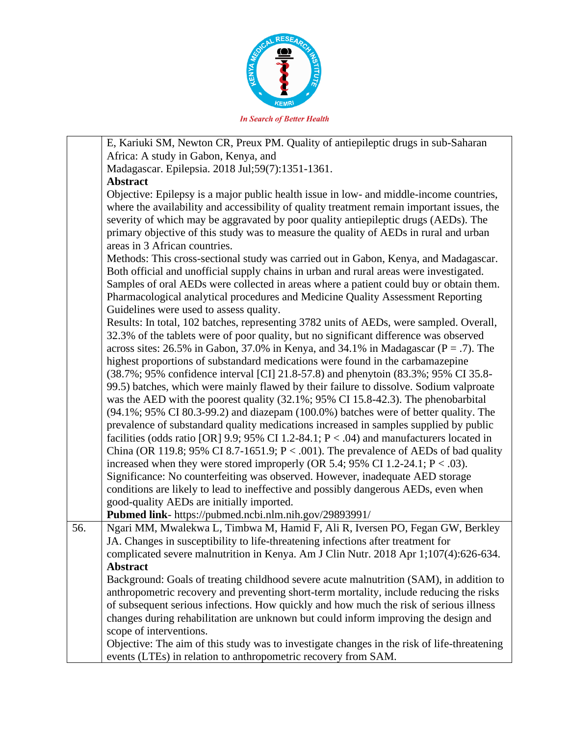|  |  |
|---|---|
|  | E, Kariuki SM, Newton CR, Preux PM. Quality of antiepileptic drugs in sub-Saharan Africa: A study in Gabon, Kenya, and Madagascar. Epilepsia. 2018 Jul;59(7):1351-1361.<br>**Abstract**<br>Objective: Epilepsy is a major public health issue in low- and middle-income countries, where the availability and accessibility of quality treatment remain important issues, the severity of which may be aggravated by poor quality antiepileptic drugs (AEDs). The primary objective of this study was to measure the quality of AEDs in rural and urban areas in 3 African countries.<br>Methods: This cross-sectional study was carried out in Gabon, Kenya, and Madagascar. Both official and unofficial supply chains in urban and rural areas were investigated. Samples of oral AEDs were collected in areas where a patient could buy or obtain them. Pharmacological analytical procedures and Medicine Quality Assessment Reporting Guidelines were used to assess quality.<br>Results: In total, 102 batches, representing 3782 units of AEDs, were sampled. Overall, 32.3% of the tablets were of poor quality, but no significant difference was observed across sites: 26.5% in Gabon, 37.0% in Kenya, and 34.1% in Madagascar (P = .7). The highest proportions of substandard medications were found in the carbamazepine (38.7%; 95% confidence interval [CI] 21.8-57.8) and phenytoin (83.3%; 95% CI 35.8-99.5) batches, which were mainly flawed by their failure to dissolve. Sodium valproate was the AED with the poorest quality (32.1%; 95% CI 15.8-42.3). The phenobarbital (94.1%; 95% CI 80.3-99.2) and diazepam (100.0%) batches were of better quality. The prevalence of substandard quality medications increased in samples supplied by public facilities (odds ratio [OR] 9.9; 95% CI 1.2-84.1; P < .04) and manufacturers located in China (OR 119.8; 95% CI 8.7-1651.9; P < .001). The prevalence of AEDs of bad quality increased when they were stored improperly (OR 5.4; 95% CI 1.2-24.1; P < .03).<br>Significance: No counterfeiting was observed. However, inadequate AED storage conditions are likely to lead to ineffective and possibly dangerous AEDs, even when good-quality AEDs are initially imported.<br>**Pubmed link**- https://pubmed.ncbi.nlm.nih.gov/29893991/ |
| 56. | Ngari MM, Mwalekwa L, Timbwa M, Hamid F, Ali R, Iversen PO, Fegan GW, Berkley JA. Changes in susceptibility to life-threatening infections after treatment for complicated severe malnutrition in Kenya. Am J Clin Nutr. 2018 Apr 1;107(4):626-634.<br>**Abstract**<br>Background: Goals of treating childhood severe acute malnutrition (SAM), in addition to anthropometric recovery and preventing short-term mortality, include reducing the risks of subsequent serious infections. How quickly and how much the risk of serious illness changes during rehabilitation are unknown but could inform improving the design and scope of interventions.<br>Objective: The aim of this study was to investigate changes in the risk of life-threatening events (LTEs) in relation to anthropometric recovery from SAM. |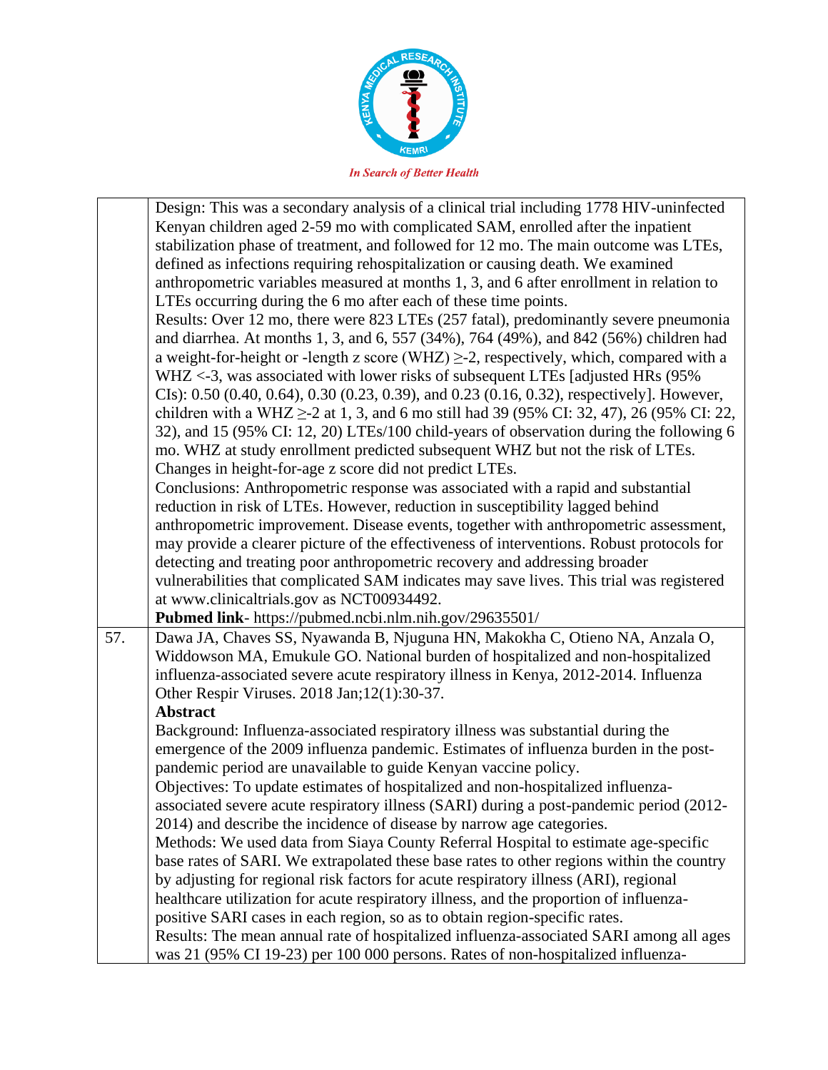| | |
|---|---|
| | Design: This was a secondary analysis of a clinical trial including 1778 HIV-uninfected Kenyan children aged 2-59 mo with complicated SAM, enrolled after the inpatient stabilization phase of treatment, and followed for 12 mo. The main outcome was LTEs, defined as infections requiring rehospitalization or causing death. We examined anthropometric variables measured at months 1, 3, and 6 after enrollment in relation to LTEs occurring during the 6 mo after each of these time points.<br>Results: Over 12 mo, there were 823 LTEs (257 fatal), predominantly severe pneumonia and diarrhea. At months 1, 3, and 6, 557 (34%), 764 (49%), and 842 (56%) children had a weight-for-height or -length z score (WHZ) ≥-2, respectively, which, compared with a WHZ <-3, was associated with lower risks of subsequent LTEs [adjusted HRs (95% CIs): 0.50 (0.40, 0.64), 0.30 (0.23, 0.39), and 0.23 (0.16, 0.32), respectively]. However, children with a WHZ ≥-2 at 1, 3, and 6 mo still had 39 (95% CI: 32, 47), 26 (95% CI: 22, 32), and 15 (95% CI: 12, 20) LTEs/100 child-years of observation during the following 6 mo. WHZ at study enrollment predicted subsequent WHZ but not the risk of LTEs. Changes in height-for-age z score did not predict LTEs.<br>Conclusions: Anthropometric response was associated with a rapid and substantial reduction in risk of LTEs. However, reduction in susceptibility lagged behind anthropometric improvement. Disease events, together with anthropometric assessment, may provide a clearer picture of the effectiveness of interventions. Robust protocols for detecting and treating poor anthropometric recovery and addressing broader vulnerabilities that complicated SAM indicates may save lives. This trial was registered at www.clinicaltrials.gov as NCT00934492.<br>**Pubmed link**- https://pubmed.ncbi.nlm.nih.gov/29635501/ |
| 57. | Dawa JA, Chaves SS, Nyawanda B, Njuguna HN, Makokha C, Otieno NA, Anzala O, Widdowson MA, Emukule GO. National burden of hospitalized and non-hospitalized influenza-associated severe acute respiratory illness in Kenya, 2012-2014. Influenza Other Respir Viruses. 2018 Jan;12(1):30-37.<br>**Abstract**<br>Background: Influenza-associated respiratory illness was substantial during the emergence of the 2009 influenza pandemic. Estimates of influenza burden in the post-pandemic period are unavailable to guide Kenyan vaccine policy.<br>Objectives: To update estimates of hospitalized and non-hospitalized influenza-associated severe acute respiratory illness (SARI) during a post-pandemic period (2012-2014) and describe the incidence of disease by narrow age categories.<br>Methods: We used data from Siaya County Referral Hospital to estimate age-specific base rates of SARI. We extrapolated these base rates to other regions within the country by adjusting for regional risk factors for acute respiratory illness (ARI), regional healthcare utilization for acute respiratory illness, and the proportion of influenza-positive SARI cases in each region, so as to obtain region-specific rates.<br>Results: The mean annual rate of hospitalized influenza-associated SARI among all ages was 21 (95% CI 19-23) per 100 000 persons. Rates of non-hospitalized influenza- |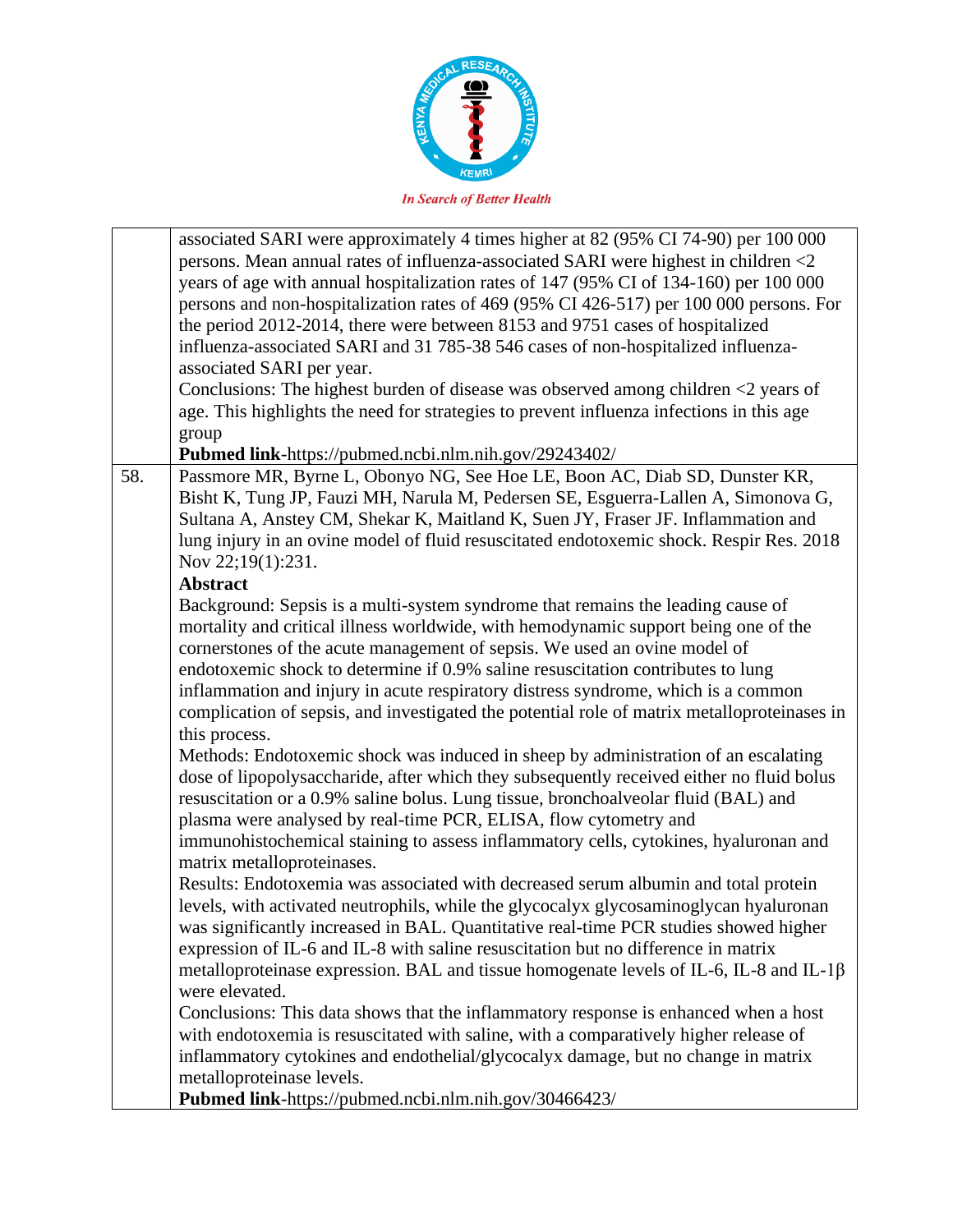| | |
|---|---|
| | associated SARI were approximately 4 times higher at 82 (95% CI 74-90) per 100 000 persons. Mean annual rates of influenza-associated SARI were highest in children <2 years of age with annual hospitalization rates of 147 (95% CI of 134-160) per 100 000 persons and non-hospitalization rates of 469 (95% CI 426-517) per 100 000 persons. For the period 2012-2014, there were between 8153 and 9751 cases of hospitalized influenza-associated SARI and 31 785-38 546 cases of non-hospitalized influenza-associated SARI per year.<br>Conclusions: The highest burden of disease was observed among children <2 years of age. This highlights the need for strategies to prevent influenza infections in this age group<br>**Pubmed link**-https://pubmed.ncbi.nlm.nih.gov/29243402/ |
| 58. | Passmore MR, Byrne L, Obonyo NG, See Hoe LE, Boon AC, Diab SD, Dunster KR, Bisht K, Tung JP, Fauzi MH, Narula M, Pedersen SE, Esguerra-Lallen A, Simonova G, Sultana A, Anstey CM, Shekar K, Maitland K, Suen JY, Fraser JF. Inflammation and lung injury in an ovine model of fluid resuscitated endotoxemic shock. Respir Res. 2018 Nov 22;19(1):231.<br>**Abstract**<br>Background: Sepsis is a multi-system syndrome that remains the leading cause of mortality and critical illness worldwide, with hemodynamic support being one of the cornerstones of the acute management of sepsis. We used an ovine model of endotoxemic shock to determine if 0.9% saline resuscitation contributes to lung inflammation and injury in acute respiratory distress syndrome, which is a common complication of sepsis, and investigated the potential role of matrix metalloproteinases in this process.<br>Methods: Endotoxemic shock was induced in sheep by administration of an escalating dose of lipopolysaccharide, after which they subsequently received either no fluid bolus resuscitation or a 0.9% saline bolus. Lung tissue, bronchoalveolar fluid (BAL) and plasma were analysed by real-time PCR, ELISA, flow cytometry and immunohistochemical staining to assess inflammatory cells, cytokines, hyaluronan and matrix metalloproteinases.<br>Results: Endotoxemia was associated with decreased serum albumin and total protein levels, with activated neutrophils, while the glycocalyx glycosaminoglycan hyaluronan was significantly increased in BAL. Quantitative real-time PCR studies showed higher expression of IL-6 and IL-8 with saline resuscitation but no difference in matrix metalloproteinase expression. BAL and tissue homogenate levels of IL-6, IL-8 and IL-1β were elevated.<br>Conclusions: This data shows that the inflammatory response is enhanced when a host with endotoxemia is resuscitated with saline, with a comparatively higher release of inflammatory cytokines and endothelial/glycocalyx damage, but no change in matrix metalloproteinase levels.<br>**Pubmed link**-https://pubmed.ncbi.nlm.nih.gov/30466423/ |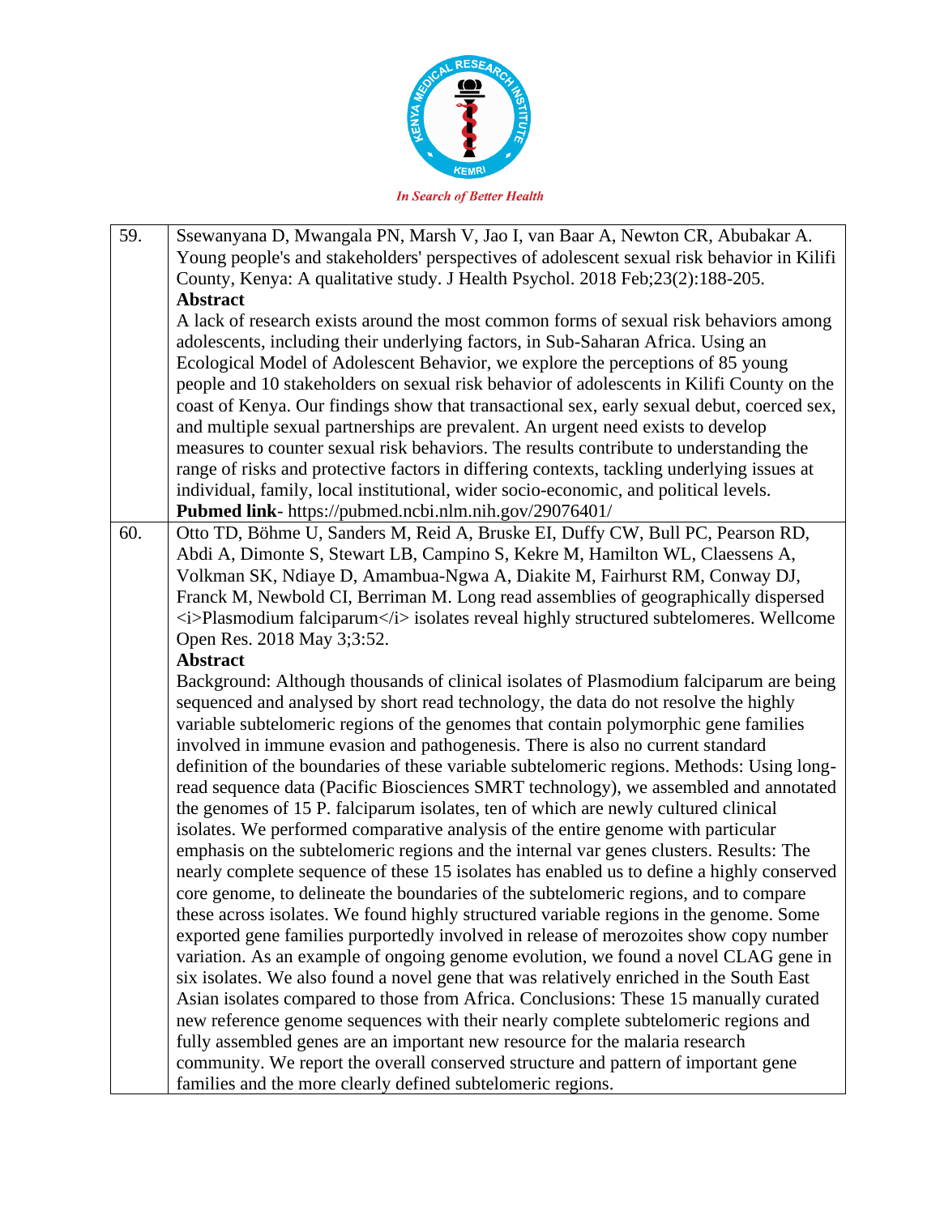| | |
|---|---|
| 59. | Ssewanyana D, Mwangala PN, Marsh V, Jao I, van Baar A, Newton CR, Abubakar A. Young people's and stakeholders' perspectives of adolescent sexual risk behavior in Kilifi County, Kenya: A qualitative study. J Health Psychol. 2018 Feb;23(2):188-205.<br>**Abstract**<br>A lack of research exists around the most common forms of sexual risk behaviors among adolescents, including their underlying factors, in Sub-Saharan Africa. Using an Ecological Model of Adolescent Behavior, we explore the perceptions of 85 young people and 10 stakeholders on sexual risk behavior of adolescents in Kilifi County on the coast of Kenya. Our findings show that transactional sex, early sexual debut, coerced sex, and multiple sexual partnerships are prevalent. An urgent need exists to develop measures to counter sexual risk behaviors. The results contribute to understanding the range of risks and protective factors in differing contexts, tackling underlying issues at individual, family, local institutional, wider socio-economic, and political levels.<br>**Pubmed link**- https://pubmed.ncbi.nlm.nih.gov/29076401/ |
| 60. | Otto TD, Böhme U, Sanders M, Reid A, Bruske EI, Duffy CW, Bull PC, Pearson RD, Abdi A, Dimonte S, Stewart LB, Campino S, Kekre M, Hamilton WL, Claessens A, Volkman SK, Ndiaye D, Amambua-Ngwa A, Diakite M, Fairhurst RM, Conway DJ, Franck M, Newbold CI, Berriman M. Long read assemblies of geographically dispersed <i>Plasmodium falciparum</i> isolates reveal highly structured subtelomeres. Wellcome Open Res. 2018 May 3;3:52.<br>**Abstract**<br>Background: Although thousands of clinical isolates of Plasmodium falciparum are being sequenced and analysed by short read technology, the data do not resolve the highly variable subtelomeric regions of the genomes that contain polymorphic gene families involved in immune evasion and pathogenesis. There is also no current standard definition of the boundaries of these variable subtelomeric regions. Methods: Using long-read sequence data (Pacific Biosciences SMRT technology), we assembled and annotated the genomes of 15 P. falciparum isolates, ten of which are newly cultured clinical isolates. We performed comparative analysis of the entire genome with particular emphasis on the subtelomeric regions and the internal var genes clusters. Results: The nearly complete sequence of these 15 isolates has enabled us to define a highly conserved core genome, to delineate the boundaries of the subtelomeric regions, and to compare these across isolates. We found highly structured variable regions in the genome. Some exported gene families purportedly involved in release of merozoites show copy number variation. As an example of ongoing genome evolution, we found a novel CLAG gene in six isolates. We also found a novel gene that was relatively enriched in the South East Asian isolates compared to those from Africa. Conclusions: These 15 manually curated new reference genome sequences with their nearly complete subtelomeric regions and fully assembled genes are an important new resource for the malaria research community. We report the overall conserved structure and pattern of important gene families and the more clearly defined subtelomeric regions. |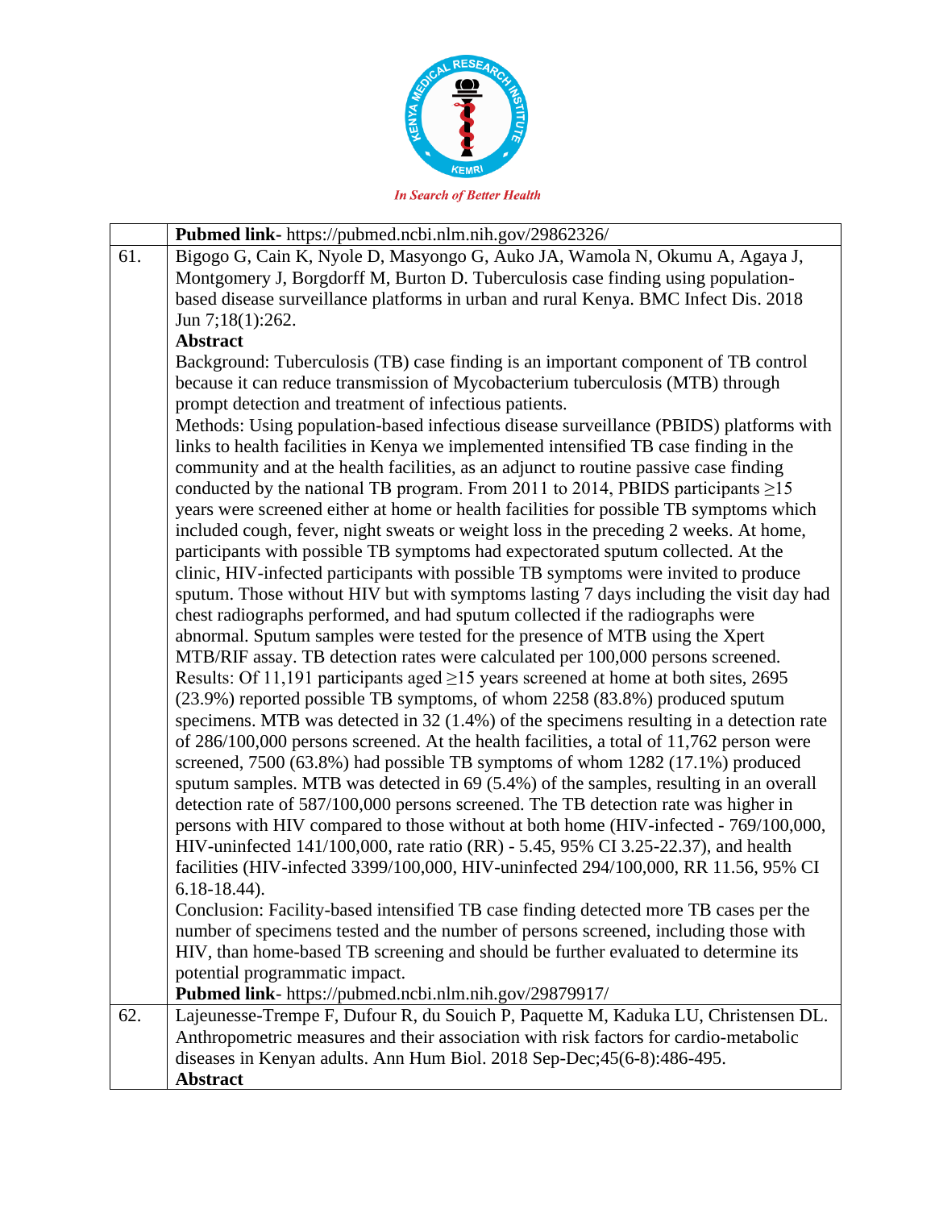| | |
|---|---|
| | **Pubmed link**- https://pubmed.ncbi.nlm.nih.gov/29862326/ |
| 61. | Bigogo G, Cain K, Nyole D, Masyongo G, Auko JA, Wamola N, Okumu A, Agaya J, Montgomery J, Borgdorff M, Burton D. Tuberculosis case finding using population-based disease surveillance platforms in urban and rural Kenya. BMC Infect Dis. 2018 Jun 7;18(1):262.<br>**Abstract**<br>Background: Tuberculosis (TB) case finding is an important component of TB control because it can reduce transmission of Mycobacterium tuberculosis (MTB) through prompt detection and treatment of infectious patients.<br>Methods: Using population-based infectious disease surveillance (PBIDS) platforms with links to health facilities in Kenya we implemented intensified TB case finding in the community and at the health facilities, as an adjunct to routine passive case finding conducted by the national TB program. From 2011 to 2014, PBIDS participants ≥15 years were screened either at home or health facilities for possible TB symptoms which included cough, fever, night sweats or weight loss in the preceding 2 weeks. At home, participants with possible TB symptoms had expectorated sputum collected. At the clinic, HIV-infected participants with possible TB symptoms were invited to produce sputum. Those without HIV but with symptoms lasting 7 days including the visit day had chest radiographs performed, and had sputum collected if the radiographs were abnormal. Sputum samples were tested for the presence of MTB using the Xpert MTB/RIF assay. TB detection rates were calculated per 100,000 persons screened.<br>Results: Of 11,191 participants aged ≥15 years screened at home at both sites, 2695 (23.9%) reported possible TB symptoms, of whom 2258 (83.8%) produced sputum specimens. MTB was detected in 32 (1.4%) of the specimens resulting in a detection rate of 286/100,000 persons screened. At the health facilities, a total of 11,762 person were screened, 7500 (63.8%) had possible TB symptoms of whom 1282 (17.1%) produced sputum samples. MTB was detected in 69 (5.4%) of the samples, resulting in an overall detection rate of 587/100,000 persons screened. The TB detection rate was higher in persons with HIV compared to those without at both home (HIV-infected - 769/100,000, HIV-uninfected 141/100,000, rate ratio (RR) - 5.45, 95% CI 3.25-22.37), and health facilities (HIV-infected 3399/100,000, HIV-uninfected 294/100,000, RR 11.56, 95% CI 6.18-18.44).<br>Conclusion: Facility-based intensified TB case finding detected more TB cases per the number of specimens tested and the number of persons screened, including those with HIV, than home-based TB screening and should be further evaluated to determine its potential programmatic impact.<br>**Pubmed link**- https://pubmed.ncbi.nlm.nih.gov/29879917/ |
| 62. | Lajeunesse-Trempe F, Dufour R, du Souich P, Paquette M, Kaduka LU, Christensen DL. Anthropometric measures and their association with risk factors for cardio-metabolic diseases in Kenyan adults. Ann Hum Biol. 2018 Sep-Dec;45(6-8):486-495.<br>**Abstract** |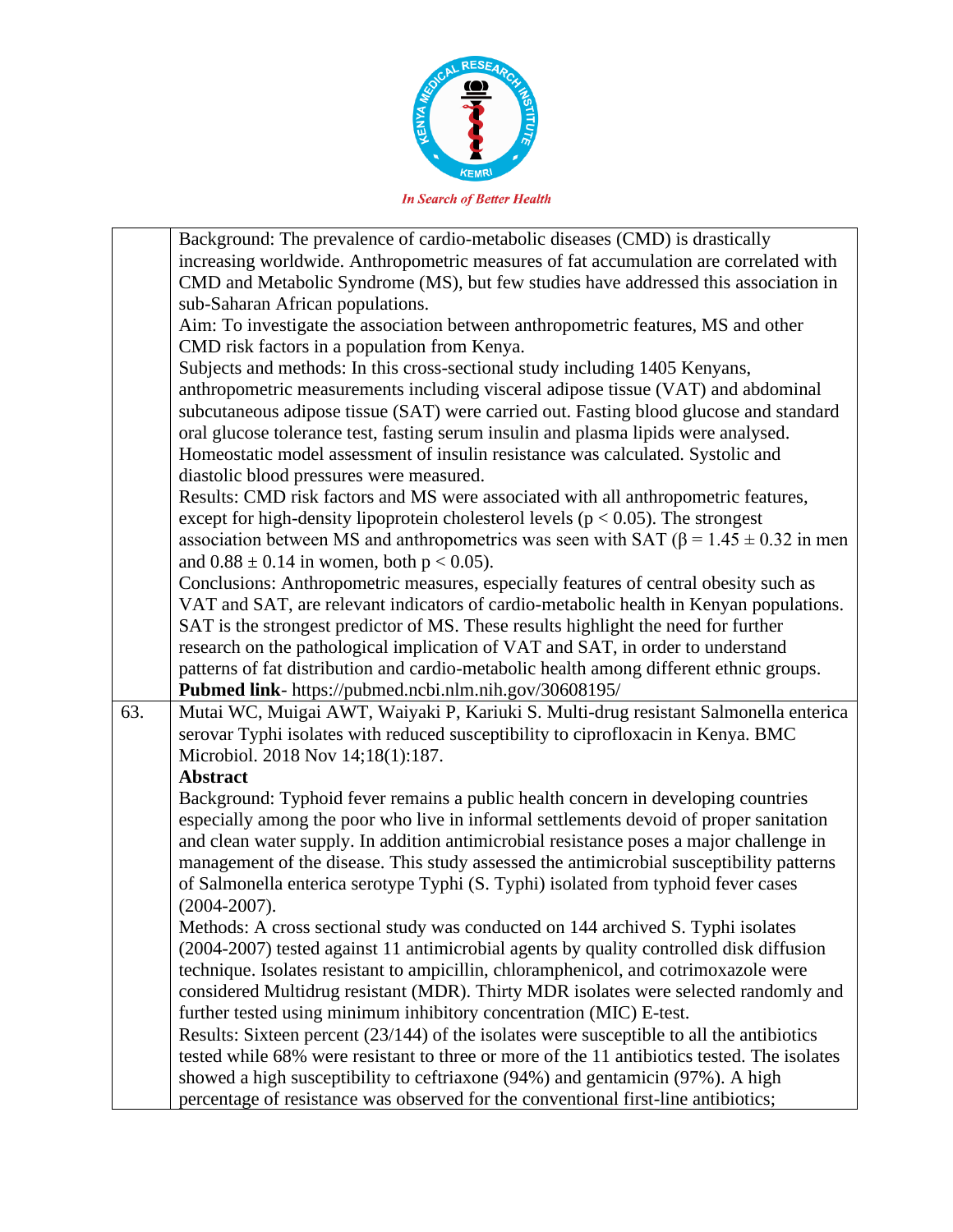| | |
|---|---|
| | Background: The prevalence of cardio-metabolic diseases (CMD) is drastically increasing worldwide. Anthropometric measures of fat accumulation are correlated with CMD and Metabolic Syndrome (MS), but few studies have addressed this association in sub-Saharan African populations.<br>Aim: To investigate the association between anthropometric features, MS and other CMD risk factors in a population from Kenya.<br>Subjects and methods: In this cross-sectional study including 1405 Kenyans, anthropometric measurements including visceral adipose tissue (VAT) and abdominal subcutaneous adipose tissue (SAT) were carried out. Fasting blood glucose and standard oral glucose tolerance test, fasting serum insulin and plasma lipids were analysed. Homeostatic model assessment of insulin resistance was calculated. Systolic and diastolic blood pressures were measured.<br>Results: CMD risk factors and MS were associated with all anthropometric features, except for high-density lipoprotein cholesterol levels ($p < 0.05$). The strongest association between MS and anthropometrics was seen with SAT ($\beta = 1.45 \pm 0.32$ in men and $0.88 \pm 0.14$ in women, both $p < 0.05$).<br>Conclusions: Anthropometric measures, especially features of central obesity such as VAT and SAT, are relevant indicators of cardio-metabolic health in Kenyan populations. SAT is the strongest predictor of MS. These results highlight the need for further research on the pathological implication of VAT and SAT, in order to understand patterns of fat distribution and cardio-metabolic health among different ethnic groups.<br>**Pubmed link**- https://pubmed.ncbi.nlm.nih.gov/30608195/ |
| 63. | Mutai WC, Muigai AWT, Waiyaki P, Kariuki S. Multi-drug resistant Salmonella enterica serovar Typhi isolates with reduced susceptibility to ciprofloxacin in Kenya. BMC Microbiol. 2018 Nov 14;18(1):187.<br>**Abstract**<br>Background: Typhoid fever remains a public health concern in developing countries especially among the poor who live in informal settlements devoid of proper sanitation and clean water supply. In addition antimicrobial resistance poses a major challenge in management of the disease. This study assessed the antimicrobial susceptibility patterns of Salmonella enterica serotype Typhi (S. Typhi) isolated from typhoid fever cases (2004-2007).<br>Methods: A cross sectional study was conducted on 144 archived S. Typhi isolates (2004-2007) tested against 11 antimicrobial agents by quality controlled disk diffusion technique. Isolates resistant to ampicillin, chloramphenicol, and cotrimoxazole were considered Multidrug resistant (MDR). Thirty MDR isolates were selected randomly and further tested using minimum inhibitory concentration (MIC) E-test.<br>Results: Sixteen percent (23/144) of the isolates were susceptible to all the antibiotics tested while 68% were resistant to three or more of the 11 antibiotics tested. The isolates showed a high susceptibility to ceftriaxone (94%) and gentamicin (97%). A high percentage of resistance was observed for the conventional first-line antibiotics; |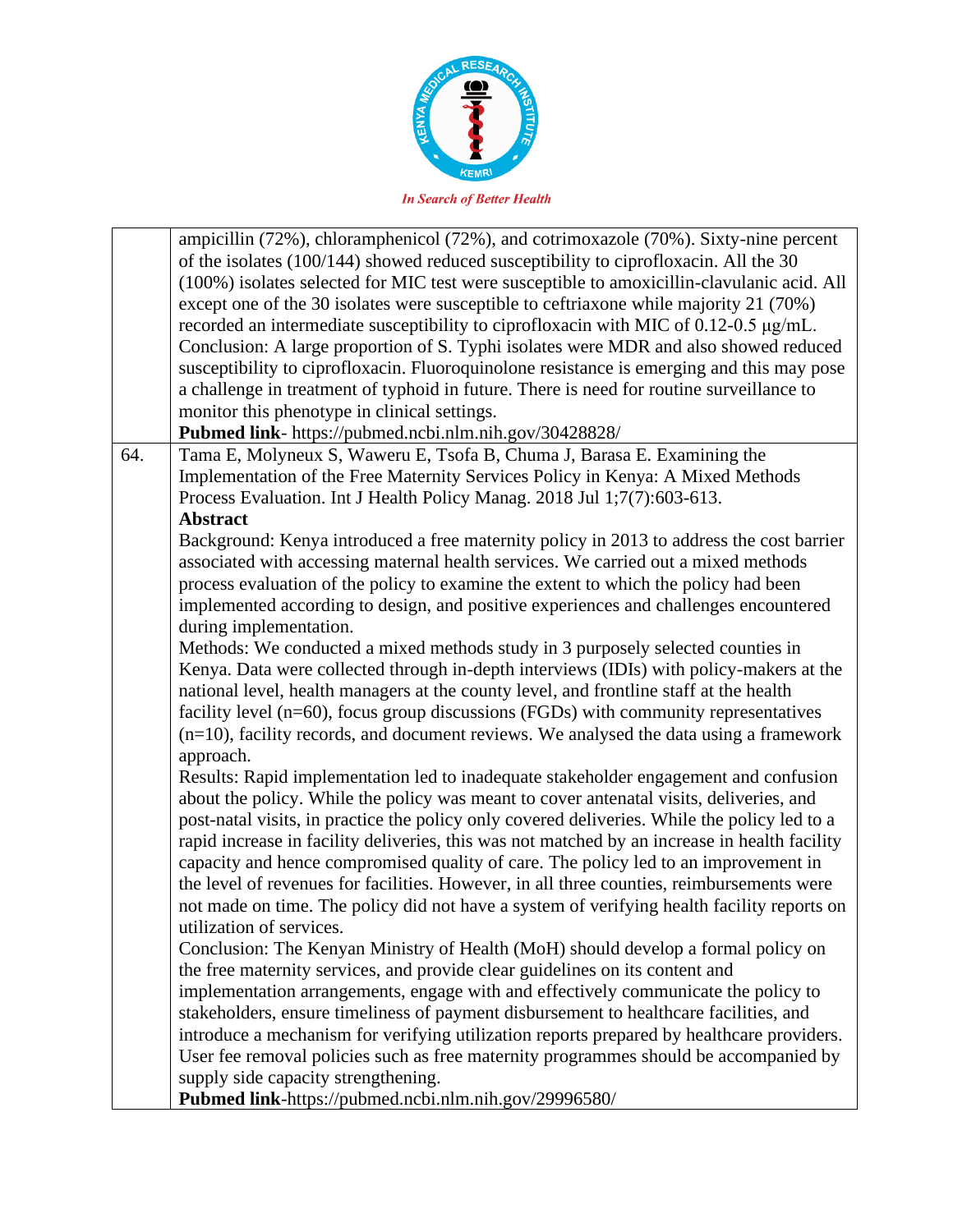|  |  |
|---|---|
|  | ampicillin (72%), chloramphenicol (72%), and cotrimoxazole (70%). Sixty-nine percent of the isolates (100/144) showed reduced susceptibility to ciprofloxacin. All the 30 (100%) isolates selected for MIC test were susceptible to amoxicillin-clavulanic acid. All except one of the 30 isolates were susceptible to ceftriaxone while majority 21 (70%) recorded an intermediate susceptibility to ciprofloxacin with MIC of 0.12-0.5 µg/mL.<br>Conclusion: A large proportion of S. Typhi isolates were MDR and also showed reduced susceptibility to ciprofloxacin. Fluoroquinolone resistance is emerging and this may pose a challenge in treatment of typhoid in future. There is need for routine surveillance to monitor this phenotype in clinical settings.<br>**Pubmed link**- https://pubmed.ncbi.nlm.nih.gov/30428828/ |
| 64. | Tama E, Molyneux S, Waweru E, Tsofa B, Chuma J, Barasa E. Examining the Implementation of the Free Maternity Services Policy in Kenya: A Mixed Methods Process Evaluation. Int J Health Policy Manag. 2018 Jul 1;7(7):603-613.<br>**Abstract**<br>Background: Kenya introduced a free maternity policy in 2013 to address the cost barrier associated with accessing maternal health services. We carried out a mixed methods process evaluation of the policy to examine the extent to which the policy had been implemented according to design, and positive experiences and challenges encountered during implementation.<br>Methods: We conducted a mixed methods study in 3 purposely selected counties in Kenya. Data were collected through in-depth interviews (IDIs) with policy-makers at the national level, health managers at the county level, and frontline staff at the health facility level (n=60), focus group discussions (FGDs) with community representatives (n=10), facility records, and document reviews. We analysed the data using a framework approach.<br>Results: Rapid implementation led to inadequate stakeholder engagement and confusion about the policy. While the policy was meant to cover antenatal visits, deliveries, and post-natal visits, in practice the policy only covered deliveries. While the policy led to a rapid increase in facility deliveries, this was not matched by an increase in health facility capacity and hence compromised quality of care. The policy led to an improvement in the level of revenues for facilities. However, in all three counties, reimbursements were not made on time. The policy did not have a system of verifying health facility reports on utilization of services.<br>Conclusion: The Kenyan Ministry of Health (MoH) should develop a formal policy on the free maternity services, and provide clear guidelines on its content and implementation arrangements, engage with and effectively communicate the policy to stakeholders, ensure timeliness of payment disbursement to healthcare facilities, and introduce a mechanism for verifying utilization reports prepared by healthcare providers. User fee removal policies such as free maternity programmes should be accompanied by supply side capacity strengthening.<br>**Pubmed link**-https://pubmed.ncbi.nlm.nih.gov/29996580/ |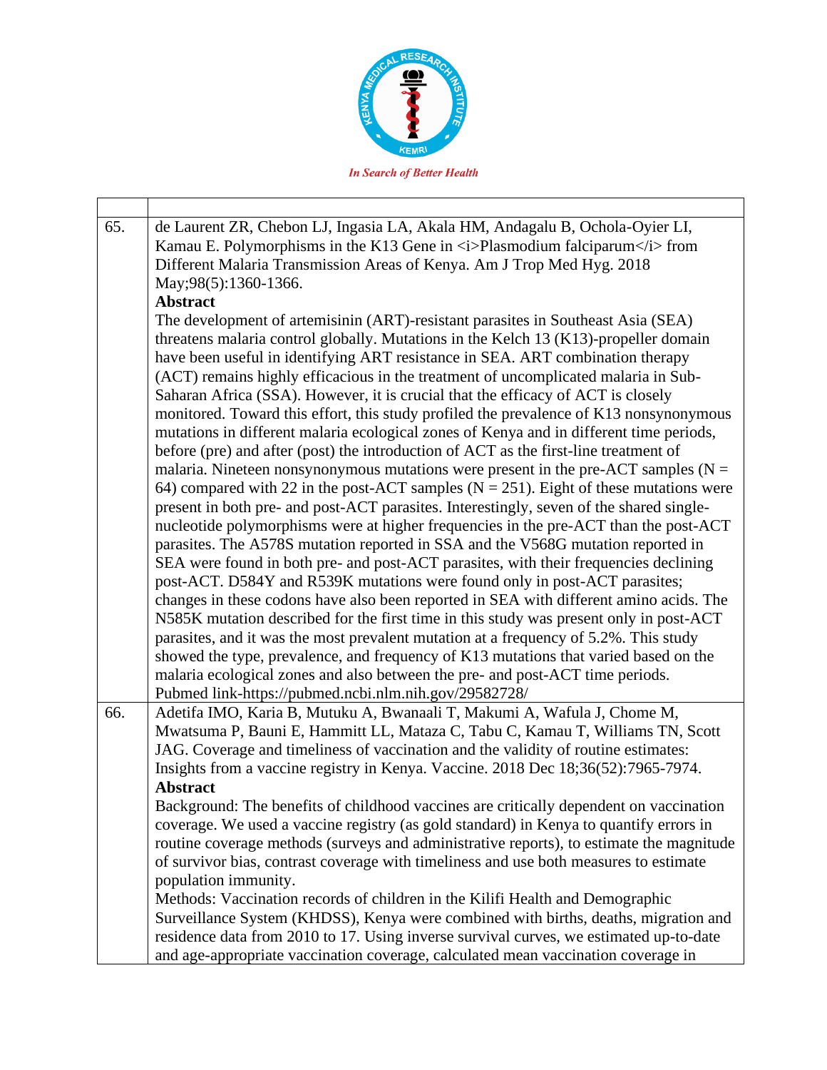| | |
|---|---|
| 65. | de Laurent ZR, Chebon LJ, Ingasia LA, Akala HM, Andagalu B, Ochola-Oyier LI, Kamau E. Polymorphisms in the K13 Gene in <i>Plasmodium falciparum</i> from Different Malaria Transmission Areas of Kenya. Am J Trop Med Hyg. 2018 May;98(5):1360-1366.<br>**Abstract**<br>The development of artemisinin (ART)-resistant parasites in Southeast Asia (SEA) threatens malaria control globally. Mutations in the Kelch 13 (K13)-propeller domain have been useful in identifying ART resistance in SEA. ART combination therapy (ACT) remains highly efficacious in the treatment of uncomplicated malaria in Sub-Saharan Africa (SSA). However, it is crucial that the efficacy of ACT is closely monitored. Toward this effort, this study profiled the prevalence of K13 nonsynonymous mutations in different malaria ecological zones of Kenya and in different time periods, before (pre) and after (post) the introduction of ACT as the first-line treatment of malaria. Nineteen nonsynonymous mutations were present in the pre-ACT samples (N = 64) compared with 22 in the post-ACT samples (N = 251). Eight of these mutations were present in both pre- and post-ACT parasites. Interestingly, seven of the shared single-nucleotide polymorphisms were at higher frequencies in the pre-ACT than the post-ACT parasites. The A578S mutation reported in SSA and the V568G mutation reported in SEA were found in both pre- and post-ACT parasites, with their frequencies declining post-ACT. D584Y and R539K mutations were found only in post-ACT parasites; changes in these codons have also been reported in SEA with different amino acids. The N585K mutation described for the first time in this study was present only in post-ACT parasites, and it was the most prevalent mutation at a frequency of 5.2%. This study showed the type, prevalence, and frequency of K13 mutations that varied based on the malaria ecological zones and also between the pre- and post-ACT time periods.<br>Pubmed link-https://pubmed.ncbi.nlm.nih.gov/29582728/ |
| 66. | Adetifa IMO, Karia B, Mutuku A, Bwanaali T, Makumi A, Wafula J, Chome M, Mwatsuma P, Bauni E, Hammitt LL, Mataza C, Tabu C, Kamau T, Williams TN, Scott JAG. Coverage and timeliness of vaccination and the validity of routine estimates: Insights from a vaccine registry in Kenya. Vaccine. 2018 Dec 18;36(52):7965-7974.<br>**Abstract**<br>Background: The benefits of childhood vaccines are critically dependent on vaccination coverage. We used a vaccine registry (as gold standard) in Kenya to quantify errors in routine coverage methods (surveys and administrative reports), to estimate the magnitude of survivor bias, contrast coverage with timeliness and use both measures to estimate population immunity.<br>Methods: Vaccination records of children in the Kilifi Health and Demographic Surveillance System (KHDSS), Kenya were combined with births, deaths, migration and residence data from 2010 to 17. Using inverse survival curves, we estimated up-to-date and age-appropriate vaccination coverage, calculated mean vaccination coverage in |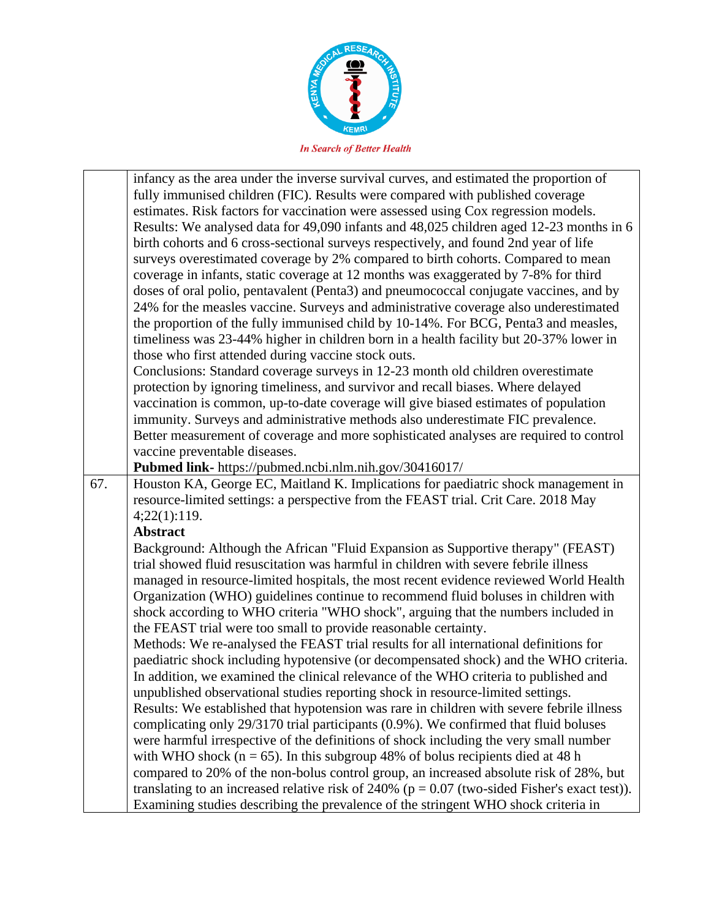| | |
|---|---|
| | infancy as the area under the inverse survival curves, and estimated the proportion of fully immunised children (FIC). Results were compared with published coverage estimates. Risk factors for vaccination were assessed using Cox regression models.<br>Results: We analysed data for 49,090 infants and 48,025 children aged 12-23 months in 6 birth cohorts and 6 cross-sectional surveys respectively, and found 2nd year of life surveys overestimated coverage by 2% compared to birth cohorts. Compared to mean coverage in infants, static coverage at 12 months was exaggerated by 7-8% for third doses of oral polio, pentavalent (Penta3) and pneumococcal conjugate vaccines, and by 24% for the measles vaccine. Surveys and administrative coverage also underestimated the proportion of the fully immunised child by 10-14%. For BCG, Penta3 and measles, timeliness was 23-44% higher in children born in a health facility but 20-37% lower in those who first attended during vaccine stock outs.<br>Conclusions: Standard coverage surveys in 12-23 month old children overestimate protection by ignoring timeliness, and survivor and recall biases. Where delayed vaccination is common, up-to-date coverage will give biased estimates of population immunity. Surveys and administrative methods also underestimate FIC prevalence. Better measurement of coverage and more sophisticated analyses are required to control vaccine preventable diseases.<br>**Pubmed link**- https://pubmed.ncbi.nlm.nih.gov/30416017/ |
| 67. | Houston KA, George EC, Maitland K. Implications for paediatric shock management in resource-limited settings: a perspective from the FEAST trial. Crit Care. 2018 May 4;22(1):119.<br>**Abstract**<br>Background: Although the African "Fluid Expansion as Supportive therapy" (FEAST) trial showed fluid resuscitation was harmful in children with severe febrile illness managed in resource-limited hospitals, the most recent evidence reviewed World Health Organization (WHO) guidelines continue to recommend fluid boluses in children with shock according to WHO criteria "WHO shock", arguing that the numbers included in the FEAST trial were too small to provide reasonable certainty.<br>Methods: We re-analysed the FEAST trial results for all international definitions for paediatric shock including hypotensive (or decompensated shock) and the WHO criteria. In addition, we examined the clinical relevance of the WHO criteria to published and unpublished observational studies reporting shock in resource-limited settings.<br>Results: We established that hypotension was rare in children with severe febrile illness complicating only 29/3170 trial participants (0.9%). We confirmed that fluid boluses were harmful irrespective of the definitions of shock including the very small number with WHO shock (n = 65). In this subgroup 48% of bolus recipients died at 48 h compared to 20% of the non-bolus control group, an increased absolute risk of 28%, but translating to an increased relative risk of 240% (p = 0.07 (two-sided Fisher's exact test)). Examining studies describing the prevalence of the stringent WHO shock criteria in |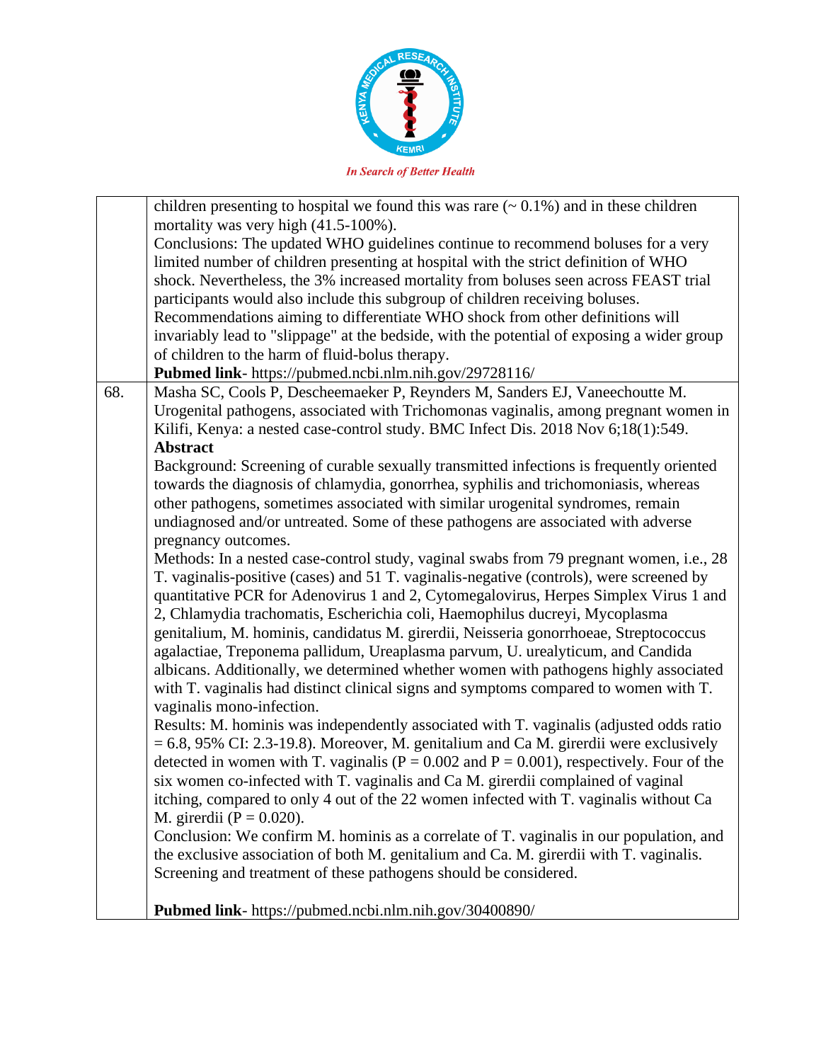| | |
|---|---|
| | children presenting to hospital we found this was rare (~ 0.1%) and in these children mortality was very high (41.5-100%).<br>Conclusions: The updated WHO guidelines continue to recommend boluses for a very limited number of children presenting at hospital with the strict definition of WHO shock. Nevertheless, the 3% increased mortality from boluses seen across FEAST trial participants would also include this subgroup of children receiving boluses. Recommendations aiming to differentiate WHO shock from other definitions will invariably lead to "slippage" at the bedside, with the potential of exposing a wider group of children to the harm of fluid-bolus therapy.<br>**Pubmed link**- https://pubmed.ncbi.nlm.nih.gov/29728116/ |
| 68. | Masha SC, Cools P, Descheemaeker P, Reynders M, Sanders EJ, Vaneechoutte M. Urogenital pathogens, associated with Trichomonas vaginalis, among pregnant women in Kilifi, Kenya: a nested case-control study. BMC Infect Dis. 2018 Nov 6;18(1):549.<br>**Abstract**<br>Background: Screening of curable sexually transmitted infections is frequently oriented towards the diagnosis of chlamydia, gonorrhea, syphilis and trichomoniasis, whereas other pathogens, sometimes associated with similar urogenital syndromes, remain undiagnosed and/or untreated. Some of these pathogens are associated with adverse pregnancy outcomes.<br>Methods: In a nested case-control study, vaginal swabs from 79 pregnant women, i.e., 28 T. vaginalis-positive (cases) and 51 T. vaginalis-negative (controls), were screened by quantitative PCR for Adenovirus 1 and 2, Cytomegalovirus, Herpes Simplex Virus 1 and 2, Chlamydia trachomatis, Escherichia coli, Haemophilus ducreyi, Mycoplasma genitalium, M. hominis, candidatus M. girerdii, Neisseria gonorrhoeae, Streptococcus agalactiae, Treponema pallidum, Ureaplasma parvum, U. urealyticum, and Candida albicans. Additionally, we determined whether women with pathogens highly associated with T. vaginalis had distinct clinical signs and symptoms compared to women with T. vaginalis mono-infection.<br>Results: M. hominis was independently associated with T. vaginalis (adjusted odds ratio = 6.8, 95% CI: 2.3-19.8). Moreover, M. genitalium and Ca M. girerdii were exclusively detected in women with T. vaginalis (P = 0.002 and P = 0.001), respectively. Four of the six women co-infected with T. vaginalis and Ca M. girerdii complained of vaginal itching, compared to only 4 out of the 22 women infected with T. vaginalis without Ca M. girerdii (P = 0.020).<br>Conclusion: We confirm M. hominis as a correlate of T. vaginalis in our population, and the exclusive association of both M. genitalium and Ca. M. girerdii with T. vaginalis. Screening and treatment of these pathogens should be considered.<br><br>**Pubmed link**- https://pubmed.ncbi.nlm.nih.gov/30400890/ |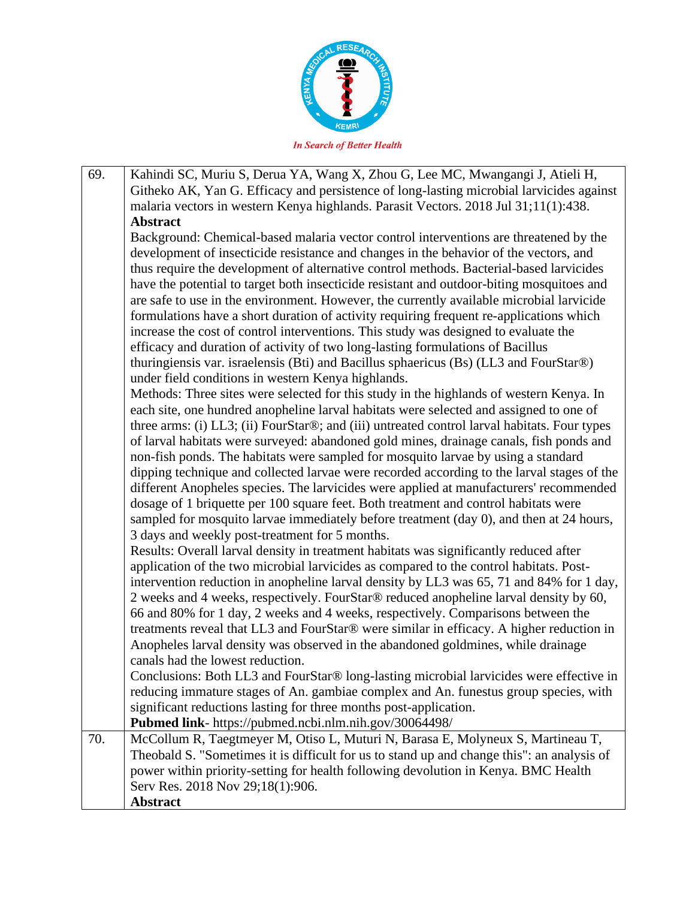| | |
|---|---|
| 69. | Kahindi SC, Muriu S, Derua YA, Wang X, Zhou G, Lee MC, Mwangangi J, Atieli H, Githeko AK, Yan G. Efficacy and persistence of long-lasting microbial larvicides against malaria vectors in western Kenya highlands. Parasit Vectors. 2018 Jul 31;11(1):438.<br>**Abstract**<br>Background: Chemical-based malaria vector control interventions are threatened by the development of insecticide resistance and changes in the behavior of the vectors, and thus require the development of alternative control methods. Bacterial-based larvicides have the potential to target both insecticide resistant and outdoor-biting mosquitoes and are safe to use in the environment. However, the currently available microbial larvicide formulations have a short duration of activity requiring frequent re-applications which increase the cost of control interventions. This study was designed to evaluate the efficacy and duration of activity of two long-lasting formulations of Bacillus thuringiensis var. israelensis (Bti) and Bacillus sphaericus (Bs) (LL3 and FourStar®) under field conditions in western Kenya highlands.<br>Methods: Three sites were selected for this study in the highlands of western Kenya. In each site, one hundred anopheline larval habitats were selected and assigned to one of three arms: (i) LL3; (ii) FourStar®; and (iii) untreated control larval habitats. Four types of larval habitats were surveyed: abandoned gold mines, drainage canals, fish ponds and non-fish ponds. The habitats were sampled for mosquito larvae by using a standard dipping technique and collected larvae were recorded according to the larval stages of the different Anopheles species. The larvicides were applied at manufacturers' recommended dosage of 1 briquette per 100 square feet. Both treatment and control habitats were sampled for mosquito larvae immediately before treatment (day 0), and then at 24 hours, 3 days and weekly post-treatment for 5 months.<br>Results: Overall larval density in treatment habitats was significantly reduced after application of the two microbial larvicides as compared to the control habitats. Post-intervention reduction in anopheline larval density by LL3 was 65, 71 and 84% for 1 day, 2 weeks and 4 weeks, respectively. FourStar® reduced anopheline larval density by 60, 66 and 80% for 1 day, 2 weeks and 4 weeks, respectively. Comparisons between the treatments reveal that LL3 and FourStar® were similar in efficacy. A higher reduction in Anopheles larval density was observed in the abandoned goldmines, while drainage canals had the lowest reduction.<br>Conclusions: Both LL3 and FourStar® long-lasting microbial larvicides were effective in reducing immature stages of An. gambiae complex and An. funestus group species, with significant reductions lasting for three months post-application.<br>**Pubmed link**- https://pubmed.ncbi.nlm.nih.gov/30064498/ |
| 70. | McCollum R, Taegtmeyer M, Otiso L, Muturi N, Barasa E, Molyneux S, Martineau T, Theobald S. "Sometimes it is difficult for us to stand up and change this": an analysis of power within priority-setting for health following devolution in Kenya. BMC Health Serv Res. 2018 Nov 29;18(1):906.<br>**Abstract** |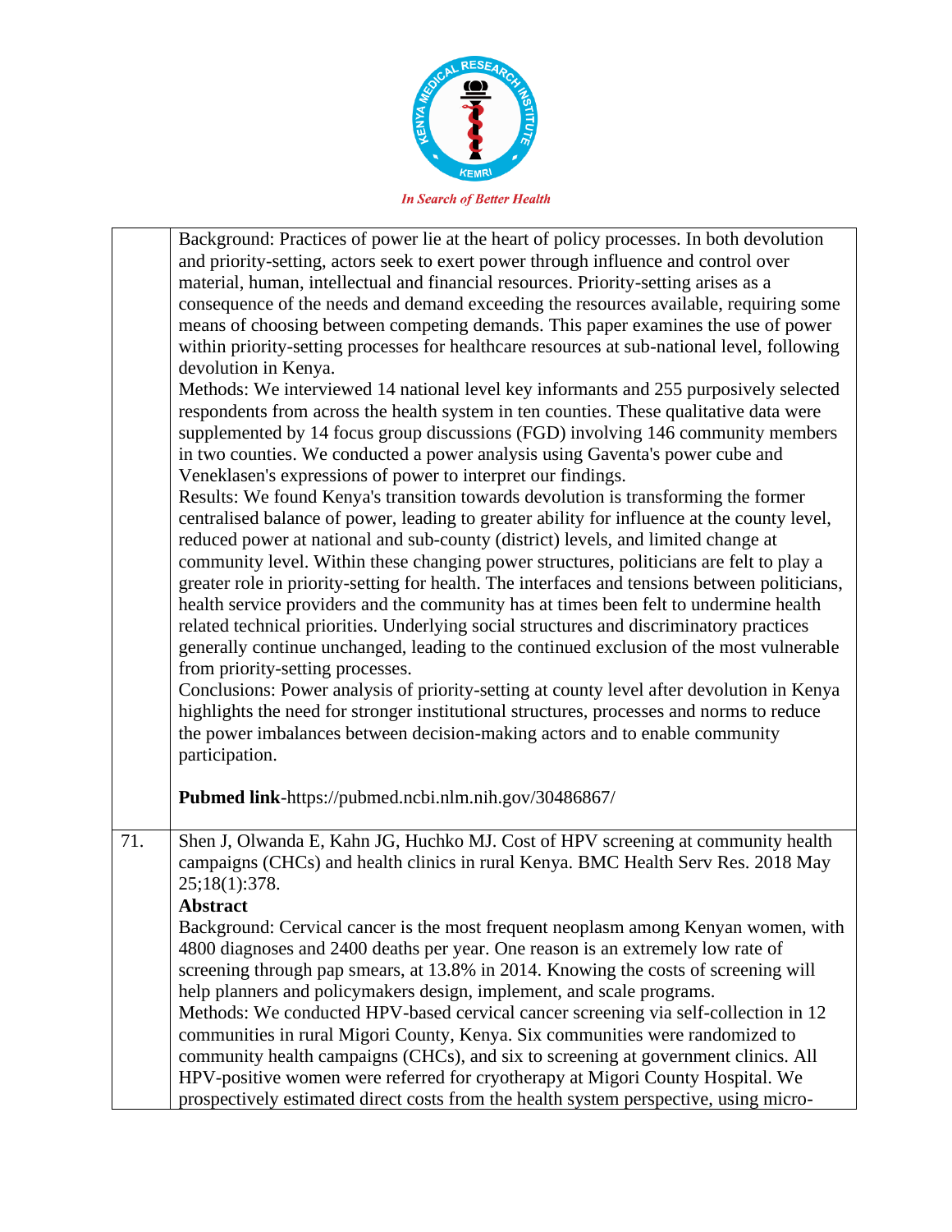| | |
|---|---|
| | Background: Practices of power lie at the heart of policy processes. In both devolution and priority-setting, actors seek to exert power through influence and control over material, human, intellectual and financial resources. Priority-setting arises as a consequence of the needs and demand exceeding the resources available, requiring some means of choosing between competing demands. This paper examines the use of power within priority-setting processes for healthcare resources at sub-national level, following devolution in Kenya.<br>Methods: We interviewed 14 national level key informants and 255 purposively selected respondents from across the health system in ten counties. These qualitative data were supplemented by 14 focus group discussions (FGD) involving 146 community members in two counties. We conducted a power analysis using Gaventa's power cube and Veneklasen's expressions of power to interpret our findings.<br>Results: We found Kenya's transition towards devolution is transforming the former centralised balance of power, leading to greater ability for influence at the county level, reduced power at national and sub-county (district) levels, and limited change at community level. Within these changing power structures, politicians are felt to play a greater role in priority-setting for health. The interfaces and tensions between politicians, health service providers and the community has at times been felt to undermine health related technical priorities. Underlying social structures and discriminatory practices generally continue unchanged, leading to the continued exclusion of the most vulnerable from priority-setting processes.<br>Conclusions: Power analysis of priority-setting at county level after devolution in Kenya highlights the need for stronger institutional structures, processes and norms to reduce the power imbalances between decision-making actors and to enable community participation.<br><br>**Pubmed link**-https://pubmed.ncbi.nlm.nih.gov/30486867/ |
| 71. | Shen J, Olwanda E, Kahn JG, Huchko MJ. Cost of HPV screening at community health campaigns (CHCs) and health clinics in rural Kenya. BMC Health Serv Res. 2018 May 25;18(1):378.<br>**Abstract**<br>Background: Cervical cancer is the most frequent neoplasm among Kenyan women, with 4800 diagnoses and 2400 deaths per year. One reason is an extremely low rate of screening through pap smears, at 13.8% in 2014. Knowing the costs of screening will help planners and policymakers design, implement, and scale programs.<br>Methods: We conducted HPV-based cervical cancer screening via self-collection in 12 communities in rural Migori County, Kenya. Six communities were randomized to community health campaigns (CHCs), and six to screening at government clinics. All HPV-positive women were referred for cryotherapy at Migori County Hospital. We prospectively estimated direct costs from the health system perspective, using micro- |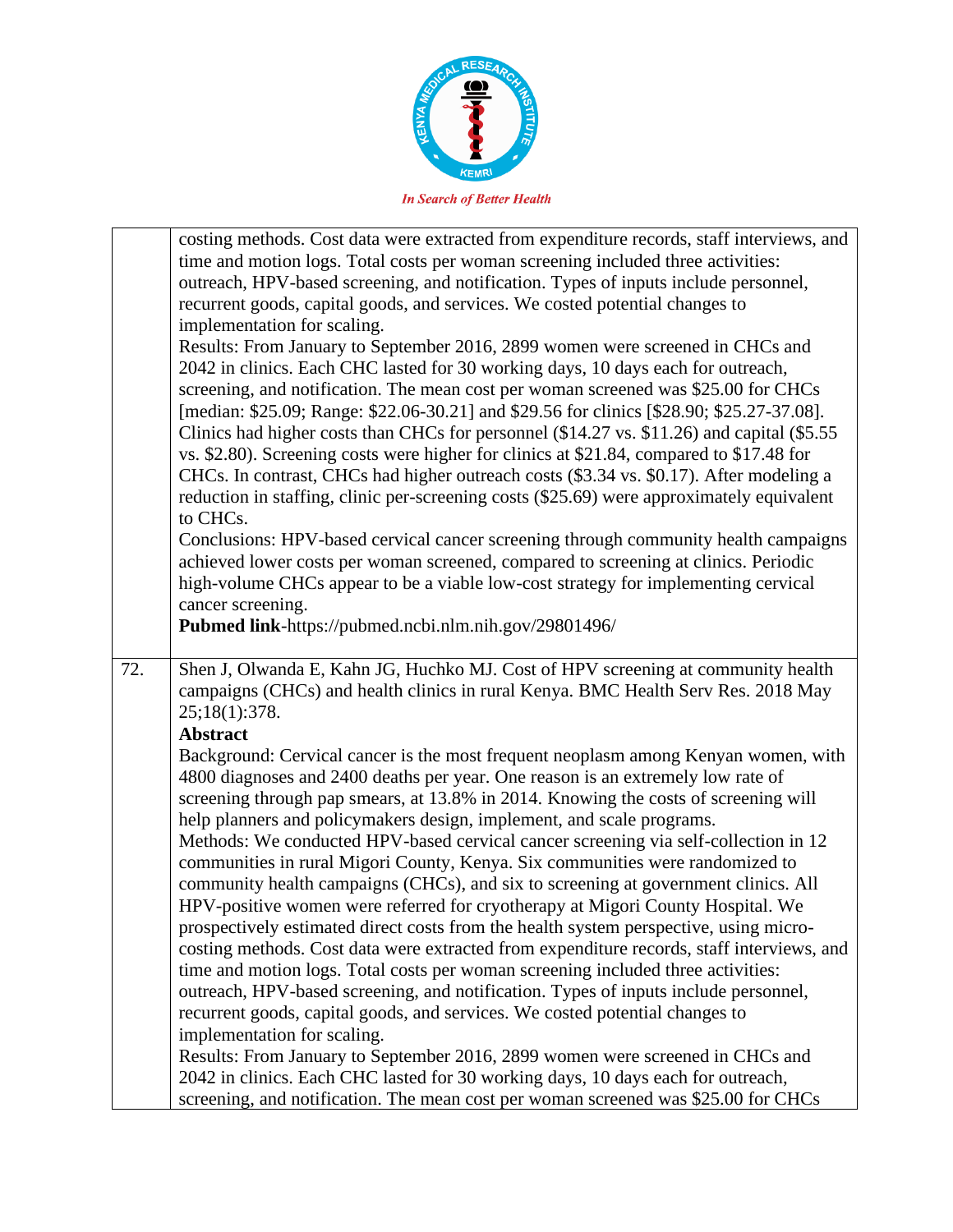| | |
|---|---|
| | costing methods. Cost data were extracted from expenditure records, staff interviews, and time and motion logs. Total costs per woman screening included three activities: outreach, HPV-based screening, and notification. Types of inputs include personnel, recurrent goods, capital goods, and services. We costed potential changes to implementation for scaling.<br>Results: From January to September 2016, 2899 women were screened in CHCs and 2042 in clinics. Each CHC lasted for 30 working days, 10 days each for outreach, screening, and notification. The mean cost per woman screened was $25.00 for CHCs [median: $25.09; Range: $22.06-30.21] and $29.56 for clinics [$28.90; $25.27-37.08]. Clinics had higher costs than CHCs for personnel ($14.27 vs. $11.26) and capital ($5.55 vs. $2.80). Screening costs were higher for clinics at $21.84, compared to $17.48 for CHCs. In contrast, CHCs had higher outreach costs ($3.34 vs. $0.17). After modeling a reduction in staffing, clinic per-screening costs ($25.69) were approximately equivalent to CHCs.<br>Conclusions: HPV-based cervical cancer screening through community health campaigns achieved lower costs per woman screened, compared to screening at clinics. Periodic high-volume CHCs appear to be a viable low-cost strategy for implementing cervical cancer screening.<br>**Pubmed link**-https://pubmed.ncbi.nlm.nih.gov/29801496/ |
| 72. | Shen J, Olwanda E, Kahn JG, Huchko MJ. Cost of HPV screening at community health campaigns (CHCs) and health clinics in rural Kenya. BMC Health Serv Res. 2018 May 25;18(1):378.<br>**Abstract**<br>Background: Cervical cancer is the most frequent neoplasm among Kenyan women, with 4800 diagnoses and 2400 deaths per year. One reason is an extremely low rate of screening through pap smears, at 13.8% in 2014. Knowing the costs of screening will help planners and policymakers design, implement, and scale programs.<br>Methods: We conducted HPV-based cervical cancer screening via self-collection in 12 communities in rural Migori County, Kenya. Six communities were randomized to community health campaigns (CHCs), and six to screening at government clinics. All HPV-positive women were referred for cryotherapy at Migori County Hospital. We prospectively estimated direct costs from the health system perspective, using micro-costing methods. Cost data were extracted from expenditure records, staff interviews, and time and motion logs. Total costs per woman screening included three activities: outreach, HPV-based screening, and notification. Types of inputs include personnel, recurrent goods, capital goods, and services. We costed potential changes to implementation for scaling.<br>Results: From January to September 2016, 2899 women were screened in CHCs and 2042 in clinics. Each CHC lasted for 30 working days, 10 days each for outreach, screening, and notification. The mean cost per woman screened was $25.00 for CHCs |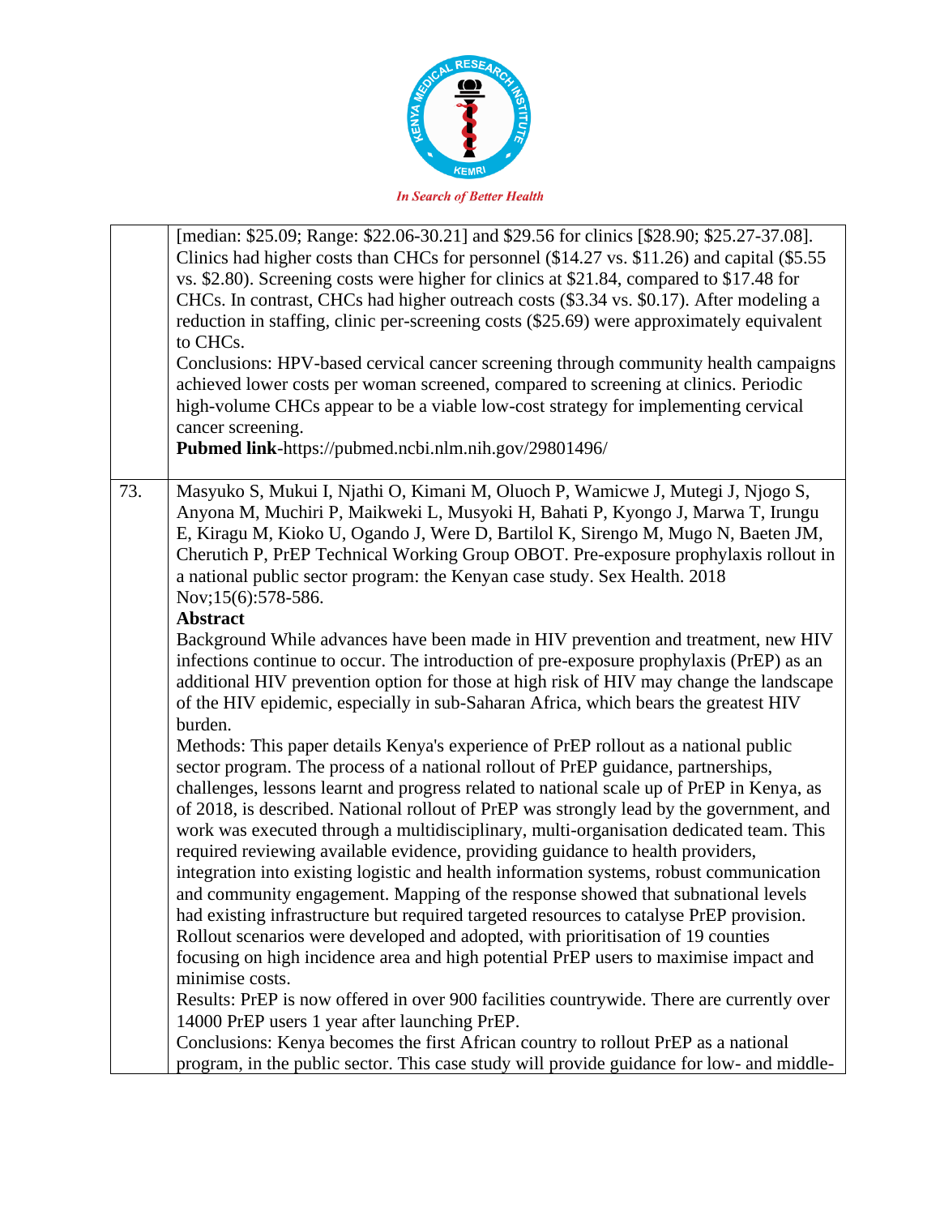| | |
|---|---|
| | [median: $25.09; Range: $22.06-30.21] and $29.56 for clinics [$28.90; $25.27-37.08]. Clinics had higher costs than CHCs for personnel ($14.27 vs. $11.26) and capital ($5.55 vs. $2.80). Screening costs were higher for clinics at $21.84, compared to $17.48 for CHCs. In contrast, CHCs had higher outreach costs ($3.34 vs. $0.17). After modeling a reduction in staffing, clinic per-screening costs ($25.69) were approximately equivalent to CHCs.<br>Conclusions: HPV-based cervical cancer screening through community health campaigns achieved lower costs per woman screened, compared to screening at clinics. Periodic high-volume CHCs appear to be a viable low-cost strategy for implementing cervical cancer screening.<br>**Pubmed link**-https://pubmed.ncbi.nlm.nih.gov/29801496/ |
| 73. | Masyuko S, Mukui I, Njathi O, Kimani M, Oluoch P, Wamicwe J, Mutegi J, Njogo S, Anyona M, Muchiri P, Maikweki L, Musyoki H, Bahati P, Kyongo J, Marwa T, Irungu E, Kiragu M, Kioko U, Ogando J, Were D, Bartilol K, Sirengo M, Mugo N, Baeten JM, Cherutich P, PrEP Technical Working Group OBOT. Pre-exposure prophylaxis rollout in a national public sector program: the Kenyan case study. Sex Health. 2018 Nov;15(6):578-586.<br>**Abstract**<br>Background While advances have been made in HIV prevention and treatment, new HIV infections continue to occur. The introduction of pre-exposure prophylaxis (PrEP) as an additional HIV prevention option for those at high risk of HIV may change the landscape of the HIV epidemic, especially in sub-Saharan Africa, which bears the greatest HIV burden.<br>Methods: This paper details Kenya's experience of PrEP rollout as a national public sector program. The process of a national rollout of PrEP guidance, partnerships, challenges, lessons learnt and progress related to national scale up of PrEP in Kenya, as of 2018, is described. National rollout of PrEP was strongly lead by the government, and work was executed through a multidisciplinary, multi-organisation dedicated team. This required reviewing available evidence, providing guidance to health providers, integration into existing logistic and health information systems, robust communication and community engagement. Mapping of the response showed that subnational levels had existing infrastructure but required targeted resources to catalyse PrEP provision. Rollout scenarios were developed and adopted, with prioritisation of 19 counties focusing on high incidence area and high potential PrEP users to maximise impact and minimise costs.<br>Results: PrEP is now offered in over 900 facilities countrywide. There are currently over 14000 PrEP users 1 year after launching PrEP.<br>Conclusions: Kenya becomes the first African country to rollout PrEP as a national program, in the public sector. This case study will provide guidance for low- and middle- |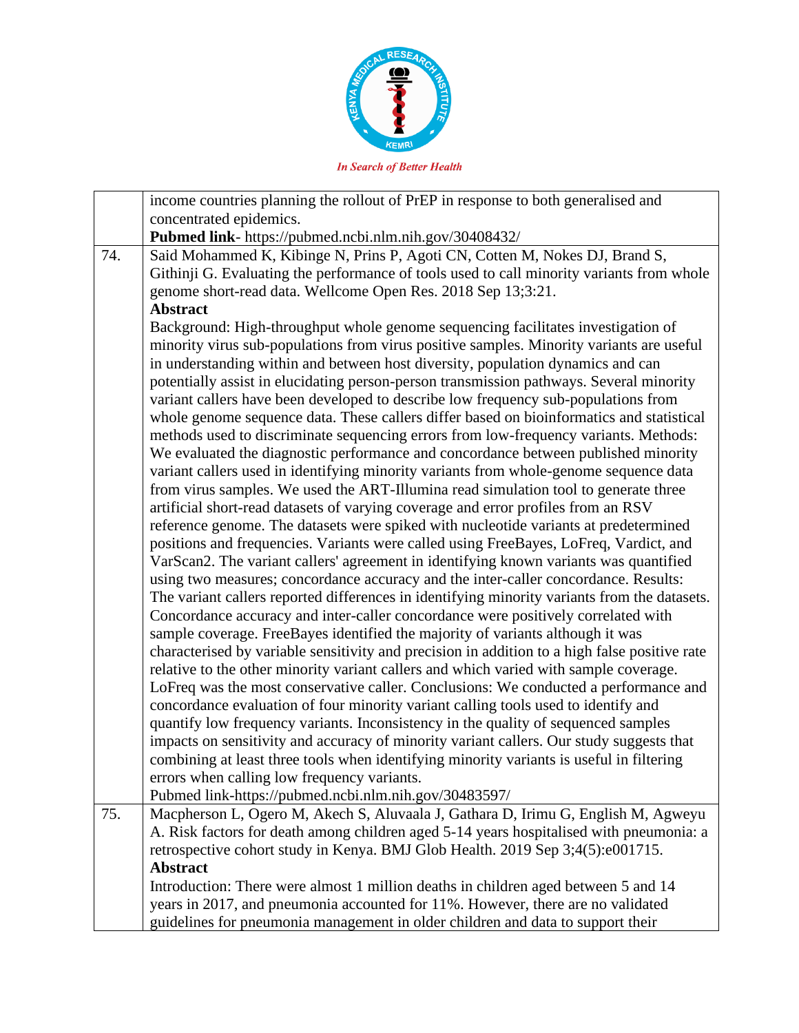| | |
|---|---|
| | income countries planning the rollout of PrEP in response to both generalised and concentrated epidemics.<br>**Pubmed link**- https://pubmed.ncbi.nlm.nih.gov/30408432/ |
| 74. | Said Mohammed K, Kibinge N, Prins P, Agoti CN, Cotten M, Nokes DJ, Brand S, Githinji G. Evaluating the performance of tools used to call minority variants from whole genome short-read data. Wellcome Open Res. 2018 Sep 13;3:21.<br>**Abstract**<br>Background: High-throughput whole genome sequencing facilitates investigation of minority virus sub-populations from virus positive samples. Minority variants are useful in understanding within and between host diversity, population dynamics and can potentially assist in elucidating person-person transmission pathways. Several minority variant callers have been developed to describe low frequency sub-populations from whole genome sequence data. These callers differ based on bioinformatics and statistical methods used to discriminate sequencing errors from low-frequency variants. Methods: We evaluated the diagnostic performance and concordance between published minority variant callers used in identifying minority variants from whole-genome sequence data from virus samples. We used the ART-Illumina read simulation tool to generate three artificial short-read datasets of varying coverage and error profiles from an RSV reference genome. The datasets were spiked with nucleotide variants at predetermined positions and frequencies. Variants were called using FreeBayes, LoFreq, Vardict, and VarScan2. The variant callers' agreement in identifying known variants was quantified using two measures; concordance accuracy and the inter-caller concordance. Results: The variant callers reported differences in identifying minority variants from the datasets. Concordance accuracy and inter-caller concordance were positively correlated with sample coverage. FreeBayes identified the majority of variants although it was characterised by variable sensitivity and precision in addition to a high false positive rate relative to the other minority variant callers and which varied with sample coverage. LoFreq was the most conservative caller. Conclusions: We conducted a performance and concordance evaluation of four minority variant calling tools used to identify and quantify low frequency variants. Inconsistency in the quality of sequenced samples impacts on sensitivity and accuracy of minority variant callers. Our study suggests that combining at least three tools when identifying minority variants is useful in filtering errors when calling low frequency variants.<br>Pubmed link-https://pubmed.ncbi.nlm.nih.gov/30483597/ |
| 75. | Macpherson L, Ogero M, Akech S, Aluvaala J, Gathara D, Irimu G, English M, Agweyu A. Risk factors for death among children aged 5-14 years hospitalised with pneumonia: a retrospective cohort study in Kenya. BMJ Glob Health. 2019 Sep 3;4(5):e001715.<br>**Abstract**<br>Introduction: There were almost 1 million deaths in children aged between 5 and 14 years in 2017, and pneumonia accounted for 11%. However, there are no validated guidelines for pneumonia management in older children and data to support their |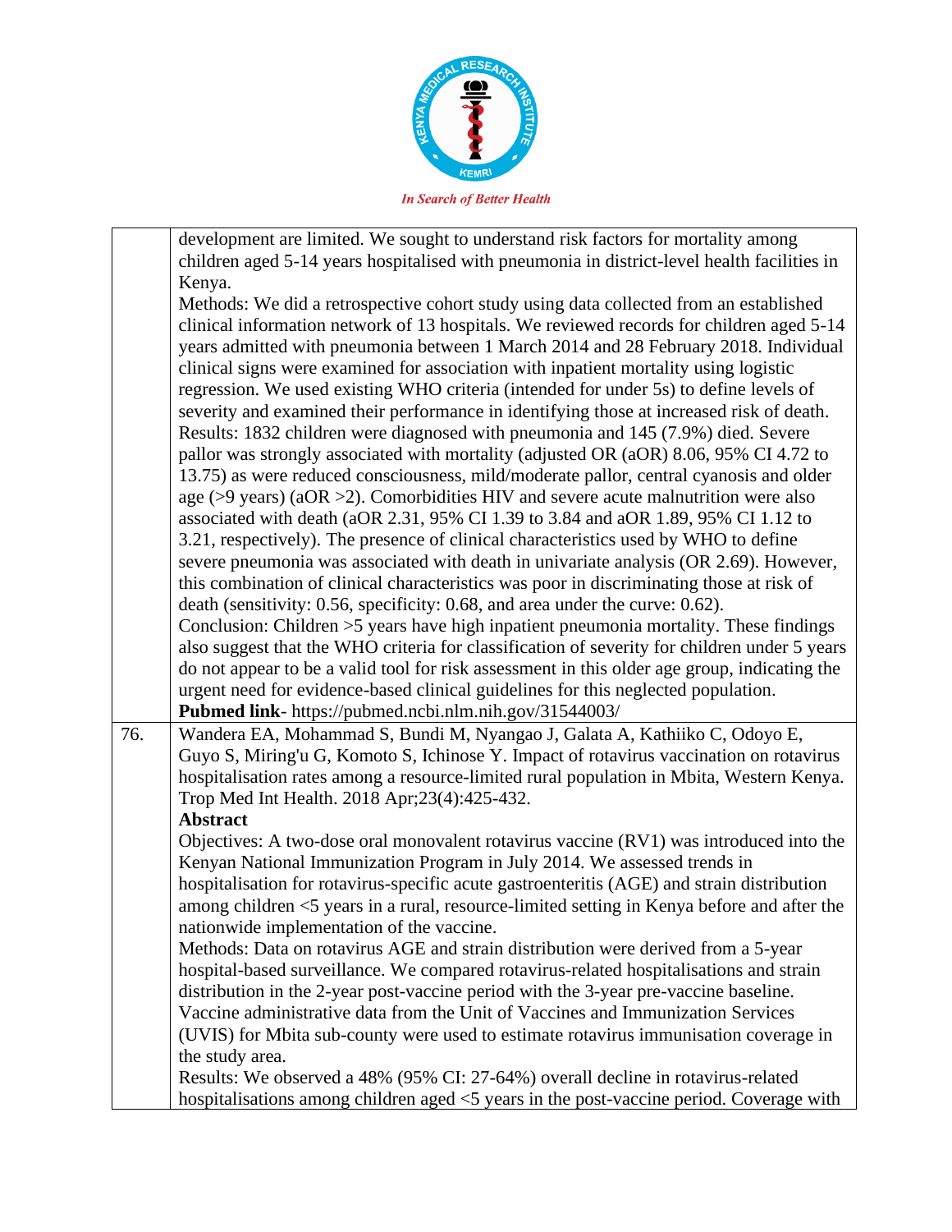| | |
|---|---|
| | development are limited. We sought to understand risk factors for mortality among children aged 5-14 years hospitalised with pneumonia in district-level health facilities in Kenya.<br>Methods: We did a retrospective cohort study using data collected from an established clinical information network of 13 hospitals. We reviewed records for children aged 5-14 years admitted with pneumonia between 1 March 2014 and 28 February 2018. Individual clinical signs were examined for association with inpatient mortality using logistic regression. We used existing WHO criteria (intended for under 5s) to define levels of severity and examined their performance in identifying those at increased risk of death.<br>Results: 1832 children were diagnosed with pneumonia and 145 (7.9%) died. Severe pallor was strongly associated with mortality (adjusted OR (aOR) 8.06, 95% CI 4.72 to 13.75) as were reduced consciousness, mild/moderate pallor, central cyanosis and older age (>9 years) (aOR >2). Comorbidities HIV and severe acute malnutrition were also associated with death (aOR 2.31, 95% CI 1.39 to 3.84 and aOR 1.89, 95% CI 1.12 to 3.21, respectively). The presence of clinical characteristics used by WHO to define severe pneumonia was associated with death in univariate analysis (OR 2.69). However, this combination of clinical characteristics was poor in discriminating those at risk of death (sensitivity: 0.56, specificity: 0.68, and area under the curve: 0.62).<br>Conclusion: Children >5 years have high inpatient pneumonia mortality. These findings also suggest that the WHO criteria for classification of severity for children under 5 years do not appear to be a valid tool for risk assessment in this older age group, indicating the urgent need for evidence-based clinical guidelines for this neglected population.<br>**Pubmed link**- https://pubmed.ncbi.nlm.nih.gov/31544003/ |
| 76. | Wandera EA, Mohammad S, Bundi M, Nyangao J, Galata A, Kathiiko C, Odoyo E, Guyo S, Miring'u G, Komoto S, Ichinose Y. Impact of rotavirus vaccination on rotavirus hospitalisation rates among a resource-limited rural population in Mbita, Western Kenya. Trop Med Int Health. 2018 Apr;23(4):425-432.<br>**Abstract**<br>Objectives: A two-dose oral monovalent rotavirus vaccine (RV1) was introduced into the Kenyan National Immunization Program in July 2014. We assessed trends in hospitalisation for rotavirus-specific acute gastroenteritis (AGE) and strain distribution among children <5 years in a rural, resource-limited setting in Kenya before and after the nationwide implementation of the vaccine.<br>Methods: Data on rotavirus AGE and strain distribution were derived from a 5-year hospital-based surveillance. We compared rotavirus-related hospitalisations and strain distribution in the 2-year post-vaccine period with the 3-year pre-vaccine baseline. Vaccine administrative data from the Unit of Vaccines and Immunization Services (UVIS) for Mbita sub-county were used to estimate rotavirus immunisation coverage in the study area.<br>Results: We observed a 48% (95% CI: 27-64%) overall decline in rotavirus-related hospitalisations among children aged <5 years in the post-vaccine period. Coverage with |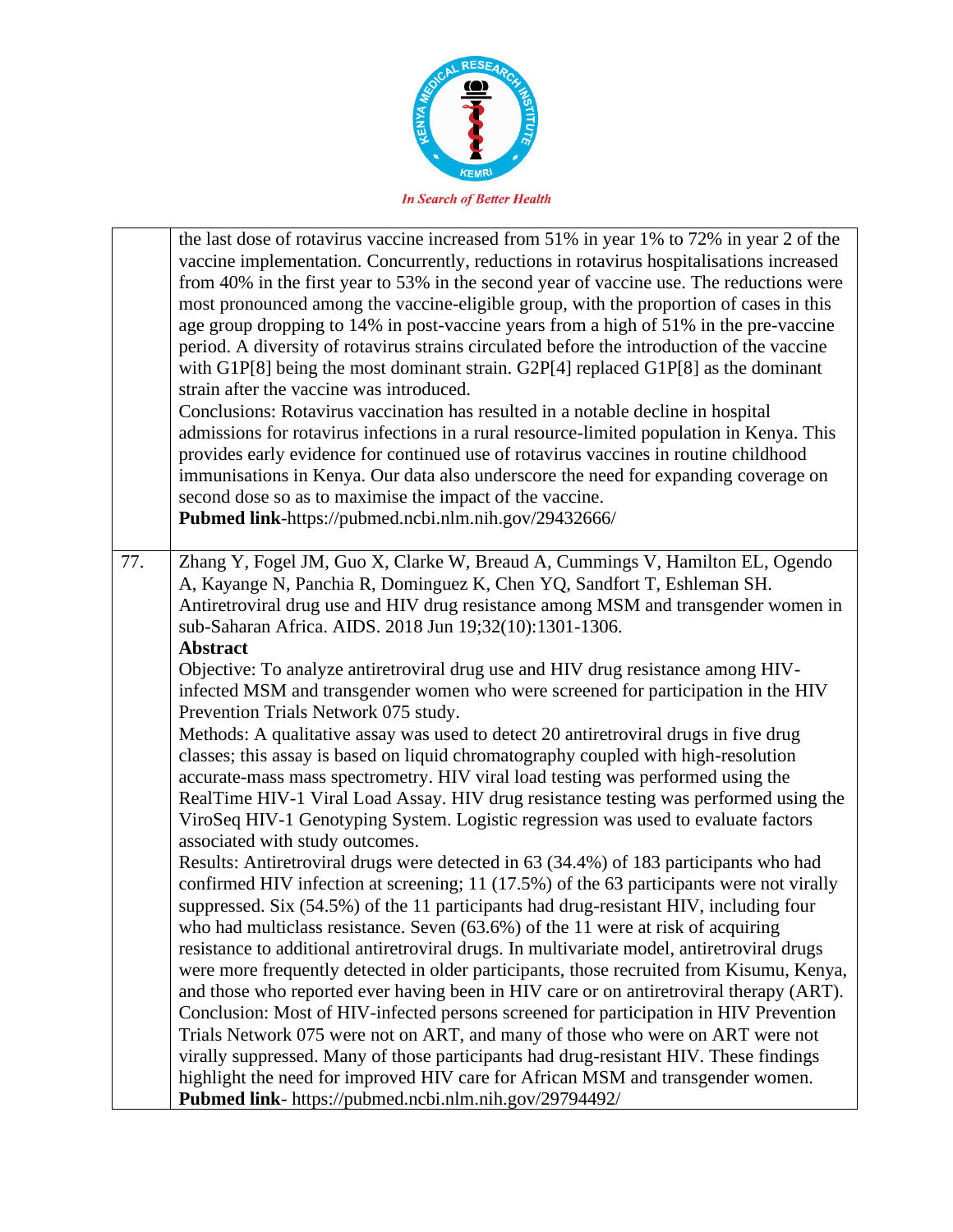| | |
|---|---|
| | the last dose of rotavirus vaccine increased from 51% in year 1% to 72% in year 2 of the vaccine implementation. Concurrently, reductions in rotavirus hospitalisations increased from 40% in the first year to 53% in the second year of vaccine use. The reductions were most pronounced among the vaccine-eligible group, with the proportion of cases in this age group dropping to 14% in post-vaccine years from a high of 51% in the pre-vaccine period. A diversity of rotavirus strains circulated before the introduction of the vaccine with G1P[8] being the most dominant strain. G2P[4] replaced G1P[8] as the dominant strain after the vaccine was introduced.<br>Conclusions: Rotavirus vaccination has resulted in a notable decline in hospital admissions for rotavirus infections in a rural resource-limited population in Kenya. This provides early evidence for continued use of rotavirus vaccines in routine childhood immunisations in Kenya. Our data also underscore the need for expanding coverage on second dose so as to maximise the impact of the vaccine.<br>**Pubmed link**-https://pubmed.ncbi.nlm.nih.gov/29432666/ |
| 77. | Zhang Y, Fogel JM, Guo X, Clarke W, Breaud A, Cummings V, Hamilton EL, Ogendo A, Kayange N, Panchia R, Dominguez K, Chen YQ, Sandfort T, Eshleman SH. Antiretroviral drug use and HIV drug resistance among MSM and transgender women in sub-Saharan Africa. AIDS. 2018 Jun 19;32(10):1301-1306.<br>**Abstract**<br>Objective: To analyze antiretroviral drug use and HIV drug resistance among HIV-infected MSM and transgender women who were screened for participation in the HIV Prevention Trials Network 075 study.<br>Methods: A qualitative assay was used to detect 20 antiretroviral drugs in five drug classes; this assay is based on liquid chromatography coupled with high-resolution accurate-mass mass spectrometry. HIV viral load testing was performed using the RealTime HIV-1 Viral Load Assay. HIV drug resistance testing was performed using the ViroSeq HIV-1 Genotyping System. Logistic regression was used to evaluate factors associated with study outcomes.<br>Results: Antiretroviral drugs were detected in 63 (34.4%) of 183 participants who had confirmed HIV infection at screening; 11 (17.5%) of the 63 participants were not virally suppressed. Six (54.5%) of the 11 participants had drug-resistant HIV, including four who had multiclass resistance. Seven (63.6%) of the 11 were at risk of acquiring resistance to additional antiretroviral drugs. In multivariate model, antiretroviral drugs were more frequently detected in older participants, those recruited from Kisumu, Kenya, and those who reported ever having been in HIV care or on antiretroviral therapy (ART).<br>Conclusion: Most of HIV-infected persons screened for participation in HIV Prevention Trials Network 075 were not on ART, and many of those who were on ART were not virally suppressed. Many of those participants had drug-resistant HIV. These findings highlight the need for improved HIV care for African MSM and transgender women.<br>**Pubmed link**- https://pubmed.ncbi.nlm.nih.gov/29794492/ |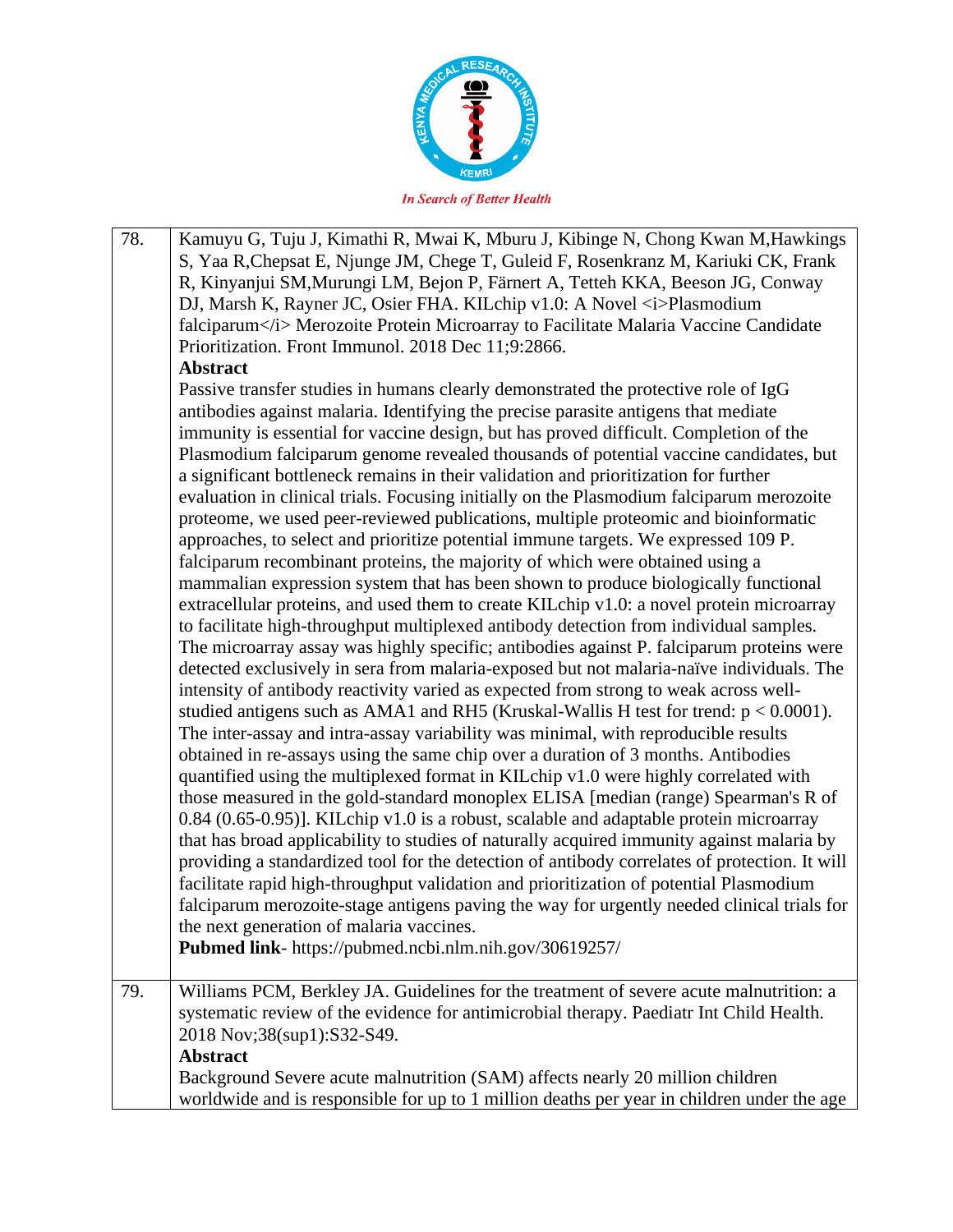| | |
|---|---|
| 78. | Kamuyu G, Tuju J, Kimathi R, Mwai K, Mburu J, Kibinge N, Chong Kwan M,Hawkings S, Yaa R,Chepsat E, Njunge JM, Chege T, Guleid F, Rosenkranz M, Kariuki CK, Frank R, Kinyanjui SM,Murungi LM, Bejon P, Färnert A, Tetteh KKA, Beeson JG, Conway DJ, Marsh K, Rayner JC, Osier FHA. KILchip v1.0: A Novel <i>Plasmodium falciparum</i> Merozoite Protein Microarray to Facilitate Malaria Vaccine Candidate Prioritization. Front Immunol. 2018 Dec 11;9:2866.<br>**Abstract**<br>Passive transfer studies in humans clearly demonstrated the protective role of IgG antibodies against malaria. Identifying the precise parasite antigens that mediate immunity is essential for vaccine design, but has proved difficult. Completion of the Plasmodium falciparum genome revealed thousands of potential vaccine candidates, but a significant bottleneck remains in their validation and prioritization for further evaluation in clinical trials. Focusing initially on the Plasmodium falciparum merozoite proteome, we used peer-reviewed publications, multiple proteomic and bioinformatic approaches, to select and prioritize potential immune targets. We expressed 109 P. falciparum recombinant proteins, the majority of which were obtained using a mammalian expression system that has been shown to produce biologically functional extracellular proteins, and used them to create KILchip v1.0: a novel protein microarray to facilitate high-throughput multiplexed antibody detection from individual samples. The microarray assay was highly specific; antibodies against P. falciparum proteins were detected exclusively in sera from malaria-exposed but not malaria-naïve individuals. The intensity of antibody reactivity varied as expected from strong to weak across well-studied antigens such as AMA1 and RH5 (Kruskal-Wallis H test for trend: $p < 0.0001$). The inter-assay and intra-assay variability was minimal, with reproducible results obtained in re-assays using the same chip over a duration of 3 months. Antibodies quantified using the multiplexed format in KILchip v1.0 were highly correlated with those measured in the gold-standard monoplex ELISA [median (range) Spearman's R of 0.84 (0.65-0.95)]. KILchip v1.0 is a robust, scalable and adaptable protein microarray that has broad applicability to studies of naturally acquired immunity against malaria by providing a standardized tool for the detection of antibody correlates of protection. It will facilitate rapid high-throughput validation and prioritization of potential Plasmodium falciparum merozoite-stage antigens paving the way for urgently needed clinical trials for the next generation of malaria vaccines.<br>**Pubmed link**- https://pubmed.ncbi.nlm.nih.gov/30619257/ |
| 79. | Williams PCM, Berkley JA. Guidelines for the treatment of severe acute malnutrition: a systematic review of the evidence for antimicrobial therapy. Paediatr Int Child Health. 2018 Nov;38(sup1):S32-S49.<br>**Abstract**<br>Background Severe acute malnutrition (SAM) affects nearly 20 million children worldwide and is responsible for up to 1 million deaths per year in children under the age |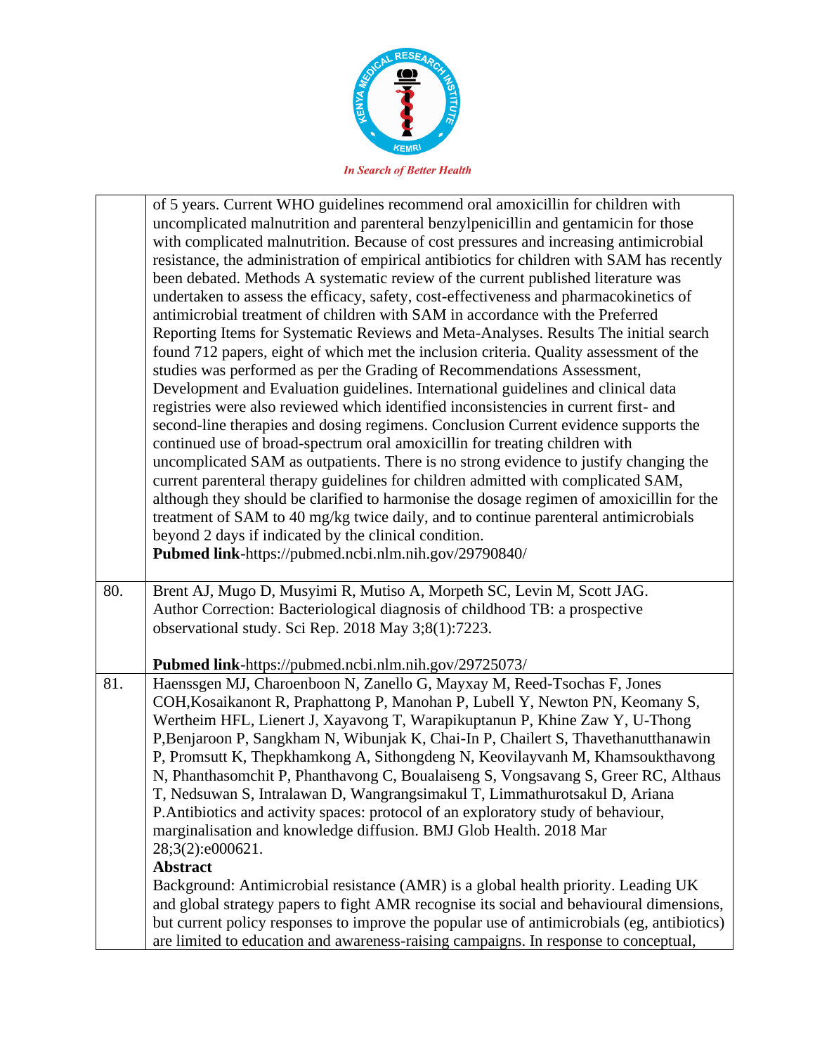| | |
|---|---|
| | of 5 years. Current WHO guidelines recommend oral amoxicillin for children with uncomplicated malnutrition and parenteral benzylpenicillin and gentamicin for those with complicated malnutrition. Because of cost pressures and increasing antimicrobial resistance, the administration of empirical antibiotics for children with SAM has recently been debated. Methods A systematic review of the current published literature was undertaken to assess the efficacy, safety, cost-effectiveness and pharmacokinetics of antimicrobial treatment of children with SAM in accordance with the Preferred Reporting Items for Systematic Reviews and Meta-Analyses. Results The initial search found 712 papers, eight of which met the inclusion criteria. Quality assessment of the studies was performed as per the Grading of Recommendations Assessment, Development and Evaluation guidelines. International guidelines and clinical data registries were also reviewed which identified inconsistencies in current first- and second-line therapies and dosing regimens. Conclusion Current evidence supports the continued use of broad-spectrum oral amoxicillin for treating children with uncomplicated SAM as outpatients. There is no strong evidence to justify changing the current parenteral therapy guidelines for children admitted with complicated SAM, although they should be clarified to harmonise the dosage regimen of amoxicillin for the treatment of SAM to 40 mg/kg twice daily, and to continue parenteral antimicrobials beyond 2 days if indicated by the clinical condition.<br>**Pubmed link**-https://pubmed.ncbi.nlm.nih.gov/29790840/ |
| 80. | Brent AJ, Mugo D, Musyimi R, Mutiso A, Morpeth SC, Levin M, Scott JAG. Author Correction: Bacteriological diagnosis of childhood TB: a prospective observational study. Sci Rep. 2018 May 3;8(1):7223.<br><br>**Pubmed link**-https://pubmed.ncbi.nlm.nih.gov/29725073/ |
| 81. | Haenssgen MJ, Charoenboon N, Zanello G, Mayxay M, Reed-Tsochas F, Jones COH,Kosaikanont R, Praphattong P, Manohan P, Lubell Y, Newton PN, Keomany S, Wertheim HFL, Lienert J, Xayavong T, Warapikuptanun P, Khine Zaw Y, U-Thong P,Benjaroon P, Sangkham N, Wibunjak K, Chai-In P, Chailert S, Thavethanutthanawin P, Promsutt K, Thepkhamkong A, Sithongdeng N, Keovilayvanh M, Khamsoukthavong N, Phanthasomchit P, Phanthavong C, Boualaiseng S, Vongsavang S, Greer RC, Althaus T, Nedsuwan S, Intralawan D, Wangrangsimakul T, Limmathurotsakul D, Ariana P.Antibiotics and activity spaces: protocol of an exploratory study of behaviour, marginalisation and knowledge diffusion. BMJ Glob Health. 2018 Mar 28;3(2):e000621.<br>**Abstract**<br>Background: Antimicrobial resistance (AMR) is a global health priority. Leading UK and global strategy papers to fight AMR recognise its social and behavioural dimensions, but current policy responses to improve the popular use of antimicrobials (eg, antibiotics) are limited to education and awareness-raising campaigns. In response to conceptual, |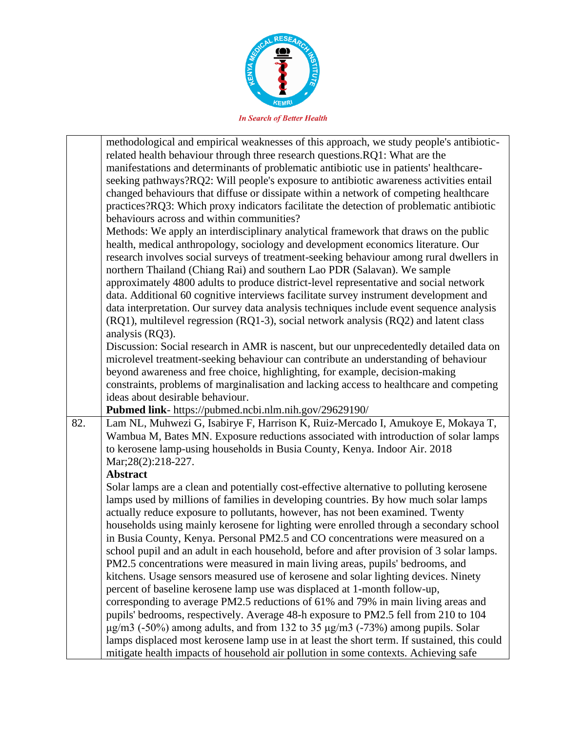| | |
|---|---|
| | methodological and empirical weaknesses of this approach, we study people's antibiotic-related health behaviour through three research questions.RQ1: What are the manifestations and determinants of problematic antibiotic use in patients' healthcare-seeking pathways?RQ2: Will people's exposure to antibiotic awareness activities entail changed behaviours that diffuse or dissipate within a network of competing healthcare practices?RQ3: Which proxy indicators facilitate the detection of problematic antibiotic behaviours across and within communities?<br>Methods: We apply an interdisciplinary analytical framework that draws on the public health, medical anthropology, sociology and development economics literature. Our research involves social surveys of treatment-seeking behaviour among rural dwellers in northern Thailand (Chiang Rai) and southern Lao PDR (Salavan). We sample approximately 4800 adults to produce district-level representative and social network data. Additional 60 cognitive interviews facilitate survey instrument development and data interpretation. Our survey data analysis techniques include event sequence analysis (RQ1), multilevel regression (RQ1-3), social network analysis (RQ2) and latent class analysis (RQ3).<br>Discussion: Social research in AMR is nascent, but our unprecedentedly detailed data on microlevel treatment-seeking behaviour can contribute an understanding of behaviour beyond awareness and free choice, highlighting, for example, decision-making constraints, problems of marginalisation and lacking access to healthcare and competing ideas about desirable behaviour.<br>**Pubmed link**- https://pubmed.ncbi.nlm.nih.gov/29629190/ |
| 82. | Lam NL, Muhwezi G, Isabirye F, Harrison K, Ruiz-Mercado I, Amukoye E, Mokaya T, Wambua M, Bates MN. Exposure reductions associated with introduction of solar lamps to kerosene lamp-using households in Busia County, Kenya. Indoor Air. 2018 Mar;28(2):218-227.<br>**Abstract**<br>Solar lamps are a clean and potentially cost-effective alternative to polluting kerosene lamps used by millions of families in developing countries. By how much solar lamps actually reduce exposure to pollutants, however, has not been examined. Twenty households using mainly kerosene for lighting were enrolled through a secondary school in Busia County, Kenya. Personal $PM_{2.5}$ and CO concentrations were measured on a school pupil and an adult in each household, before and after provision of 3 solar lamps. $PM_{2.5}$ concentrations were measured in main living areas, pupils' bedrooms, and kitchens. Usage sensors measured use of kerosene and solar lighting devices. Ninety percent of baseline kerosene lamp use was displaced at 1-month follow-up, corresponding to average $PM_{2.5}$ reductions of 61% and 79% in main living areas and pupils' bedrooms, respectively. Average 48-h exposure to $PM_{2.5}$ fell from 210 to 104 μg/m3 (-50%) among adults, and from 132 to 35 μg/m3 (-73%) among pupils. Solar lamps displaced most kerosene lamp use in at least the short term. If sustained, this could mitigate health impacts of household air pollution in some contexts. Achieving safe |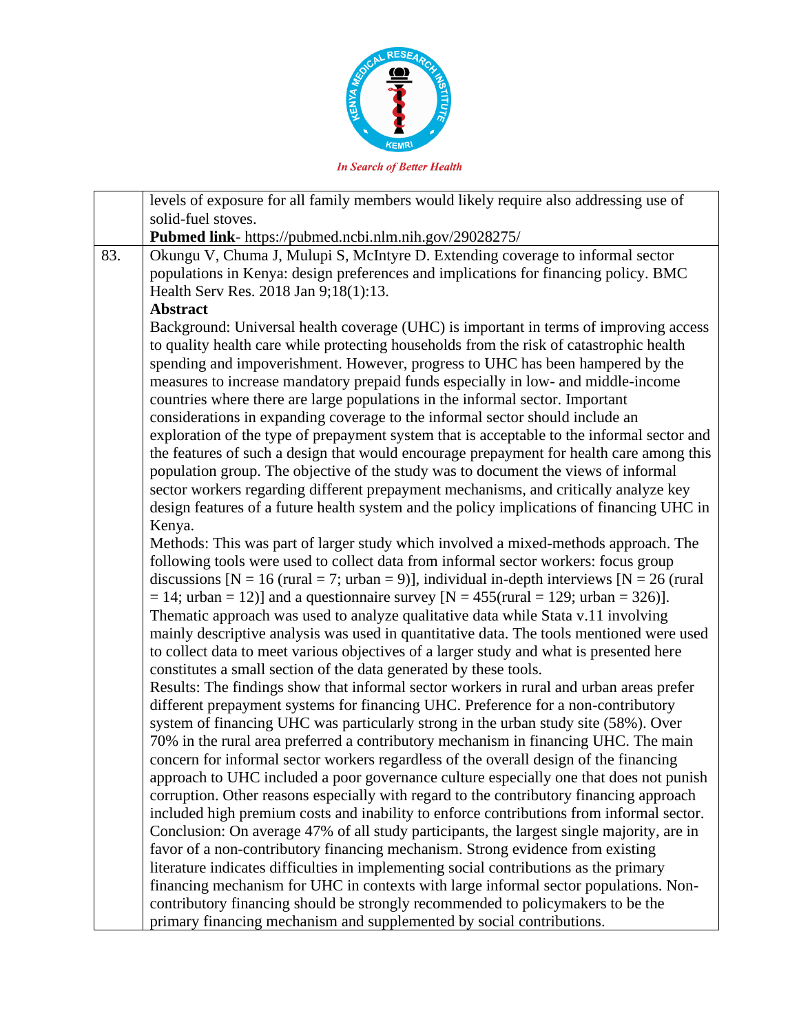| | |
|---|---|
| | levels of exposure for all family members would likely require also addressing use of solid-fuel stoves.<br>**Pubmed link**- https://pubmed.ncbi.nlm.nih.gov/29028275/ |
| 83. | Okungu V, Chuma J, Mulupi S, McIntyre D. Extending coverage to informal sector populations in Kenya: design preferences and implications for financing policy. BMC Health Serv Res. 2018 Jan 9;18(1):13.<br>**Abstract**<br>Background: Universal health coverage (UHC) is important in terms of improving access to quality health care while protecting households from the risk of catastrophic health spending and impoverishment. However, progress to UHC has been hampered by the measures to increase mandatory prepaid funds especially in low- and middle-income countries where there are large populations in the informal sector. Important considerations in expanding coverage to the informal sector should include an exploration of the type of prepayment system that is acceptable to the informal sector and the features of such a design that would encourage prepayment for health care among this population group. The objective of the study was to document the views of informal sector workers regarding different prepayment mechanisms, and critically analyze key design features of a future health system and the policy implications of financing UHC in Kenya.<br>Methods: This was part of larger study which involved a mixed-methods approach. The following tools were used to collect data from informal sector workers: focus group discussions [N = 16 (rural = 7; urban = 9)], individual in-depth interviews [N = 26 (rural = 14; urban = 12)] and a questionnaire survey [N = 455(rural = 129; urban = 326)]. Thematic approach was used to analyze qualitative data while Stata v.11 involving mainly descriptive analysis was used in quantitative data. The tools mentioned were used to collect data to meet various objectives of a larger study and what is presented here constitutes a small section of the data generated by these tools.<br>Results: The findings show that informal sector workers in rural and urban areas prefer different prepayment systems for financing UHC. Preference for a non-contributory system of financing UHC was particularly strong in the urban study site (58%). Over 70% in the rural area preferred a contributory mechanism in financing UHC. The main concern for informal sector workers regardless of the overall design of the financing approach to UHC included a poor governance culture especially one that does not punish corruption. Other reasons especially with regard to the contributory financing approach included high premium costs and inability to enforce contributions from informal sector.<br>Conclusion: On average 47% of all study participants, the largest single majority, are in favor of a non-contributory financing mechanism. Strong evidence from existing literature indicates difficulties in implementing social contributions as the primary financing mechanism for UHC in contexts with large informal sector populations. Non-contributory financing should be strongly recommended to policymakers to be the primary financing mechanism and supplemented by social contributions. |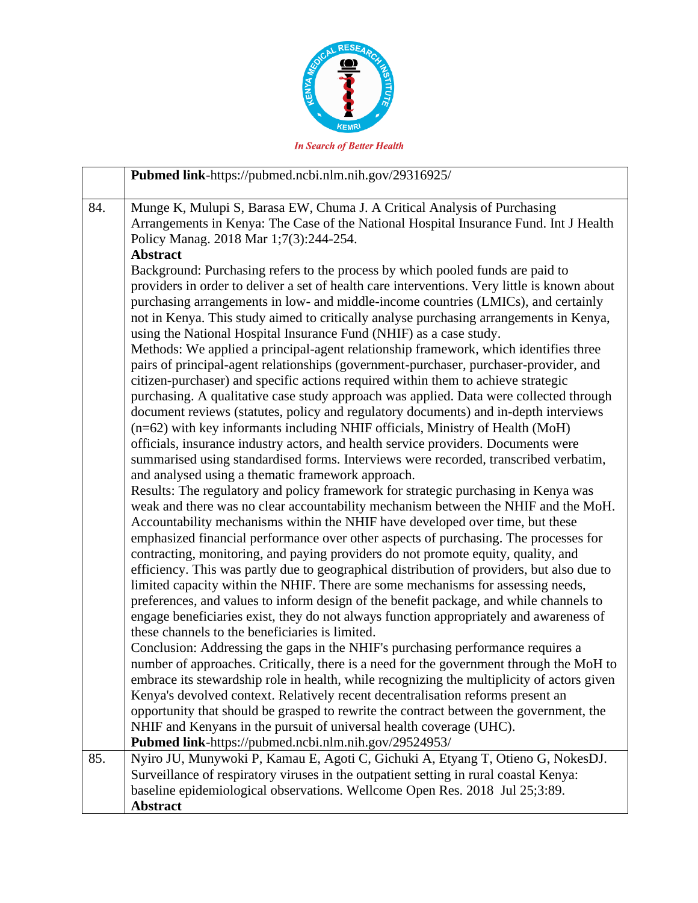| | |
|---|---|
| | **Pubmed link**-https://pubmed.ncbi.nlm.nih.gov/29316925/ |
| 84. | Munge K, Mulupi S, Barasa EW, Chuma J. A Critical Analysis of Purchasing Arrangements in Kenya: The Case of the National Hospital Insurance Fund. Int J Health Policy Manag. 2018 Mar 1;7(3):244-254.<br>**Abstract**<br>Background: Purchasing refers to the process by which pooled funds are paid to providers in order to deliver a set of health care interventions. Very little is known about purchasing arrangements in low- and middle-income countries (LMICs), and certainly not in Kenya. This study aimed to critically analyse purchasing arrangements in Kenya, using the National Hospital Insurance Fund (NHIF) as a case study.<br>Methods: We applied a principal-agent relationship framework, which identifies three pairs of principal-agent relationships (government-purchaser, purchaser-provider, and citizen-purchaser) and specific actions required within them to achieve strategic purchasing. A qualitative case study approach was applied. Data were collected through document reviews (statutes, policy and regulatory documents) and in-depth interviews (n=62) with key informants including NHIF officials, Ministry of Health (MoH) officials, insurance industry actors, and health service providers. Documents were summarised using standardised forms. Interviews were recorded, transcribed verbatim, and analysed using a thematic framework approach.<br>Results: The regulatory and policy framework for strategic purchasing in Kenya was weak and there was no clear accountability mechanism between the NHIF and the MoH. Accountability mechanisms within the NHIF have developed over time, but these emphasized financial performance over other aspects of purchasing. The processes for contracting, monitoring, and paying providers do not promote equity, quality, and efficiency. This was partly due to geographical distribution of providers, but also due to limited capacity within the NHIF. There are some mechanisms for assessing needs, preferences, and values to inform design of the benefit package, and while channels to engage beneficiaries exist, they do not always function appropriately and awareness of these channels to the beneficiaries is limited.<br>Conclusion: Addressing the gaps in the NHIF's purchasing performance requires a number of approaches. Critically, there is a need for the government through the MoH to embrace its stewardship role in health, while recognizing the multiplicity of actors given Kenya's devolved context. Relatively recent decentralisation reforms present an opportunity that should be grasped to rewrite the contract between the government, the NHIF and Kenyans in the pursuit of universal health coverage (UHC).<br>**Pubmed link**-https://pubmed.ncbi.nlm.nih.gov/29524953/ |
| 85. | Nyiro JU, Munywoki P, Kamau E, Agoti C, Gichuki A, Etyang T, Otieno G, NokesDJ. Surveillance of respiratory viruses in the outpatient setting in rural coastal Kenya: baseline epidemiological observations. Wellcome Open Res. 2018 Jul 25;3:89.<br>**Abstract** |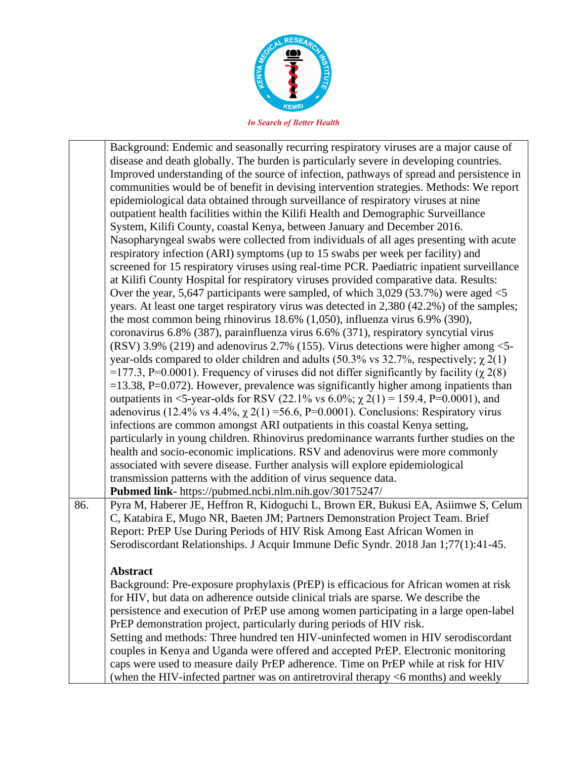| | |
|---|---|
| | Background: Endemic and seasonally recurring respiratory viruses are a major cause of disease and death globally. The burden is particularly severe in developing countries. Improved understanding of the source of infection, pathways of spread and persistence in communities would be of benefit in devising intervention strategies. Methods: We report epidemiological data obtained through surveillance of respiratory viruses at nine outpatient health facilities within the Kilifi Health and Demographic Surveillance System, Kilifi County, coastal Kenya, between January and December 2016. Nasopharyngeal swabs were collected from individuals of all ages presenting with acute respiratory infection (ARI) symptoms (up to 15 swabs per week per facility) and screened for 15 respiratory viruses using real-time PCR. Paediatric inpatient surveillance at Kilifi County Hospital for respiratory viruses provided comparative data. Results: Over the year, 5,647 participants were sampled, of which 3,029 (53.7%) were aged <5 years. At least one target respiratory virus was detected in 2,380 (42.2%) of the samples; the most common being rhinovirus 18.6% (1,050), influenza virus 6.9% (390), coronavirus 6.8% (387), parainfluenza virus 6.6% (371), respiratory syncytial virus (RSV) 3.9% (219) and adenovirus 2.7% (155). Virus detections were higher among <5-year-olds compared to older children and adults (50.3% vs 32.7%, respectively; $\chi^2(1) = 177.3$, P=0.0001). Frequency of viruses did not differ significantly by facility ($\chi^2(8) = 13.38$, P=0.072). However, prevalence was significantly higher among inpatients than outpatients in <5-year-olds for RSV (22.1% vs 6.0%; $\chi^2(1) = 159.4$, P=0.0001), and adenovirus (12.4% vs 4.4%, $\chi^2(1) = 56.6$, P=0.0001). Conclusions: Respiratory virus infections are common amongst ARI outpatients in this coastal Kenya setting, particularly in young children. Rhinovirus predominance warrants further studies on the health and socio-economic implications. RSV and adenovirus were more commonly associated with severe disease. Further analysis will explore epidemiological transmission patterns with the addition of virus sequence data.<br>**Pubmed link**- https://pubmed.ncbi.nlm.nih.gov/30175247/ |
| 86. | Pyra M, Haberer JE, Heffron R, Kidoguchi L, Brown ER, Bukusi EA, Asiimwe S, Celum C, Katabira E, Mugo NR, Baeten JM; Partners Demonstration Project Team. Brief Report: PrEP Use During Periods of HIV Risk Among East African Women in Serodiscordant Relationships. J Acquir Immune Defic Syndr. 2018 Jan 1;77(1):41-45.<br><br>**Abstract**<br>Background: Pre-exposure prophylaxis (PrEP) is efficacious for African women at risk for HIV, but data on adherence outside clinical trials are sparse. We describe the persistence and execution of PrEP use among women participating in a large open-label PrEP demonstration project, particularly during periods of HIV risk.<br>Setting and methods: Three hundred ten HIV-uninfected women in HIV serodiscordant couples in Kenya and Uganda were offered and accepted PrEP. Electronic monitoring caps were used to measure daily PrEP adherence. Time on PrEP while at risk for HIV (when the HIV-infected partner was on antiretroviral therapy <6 months) and weekly |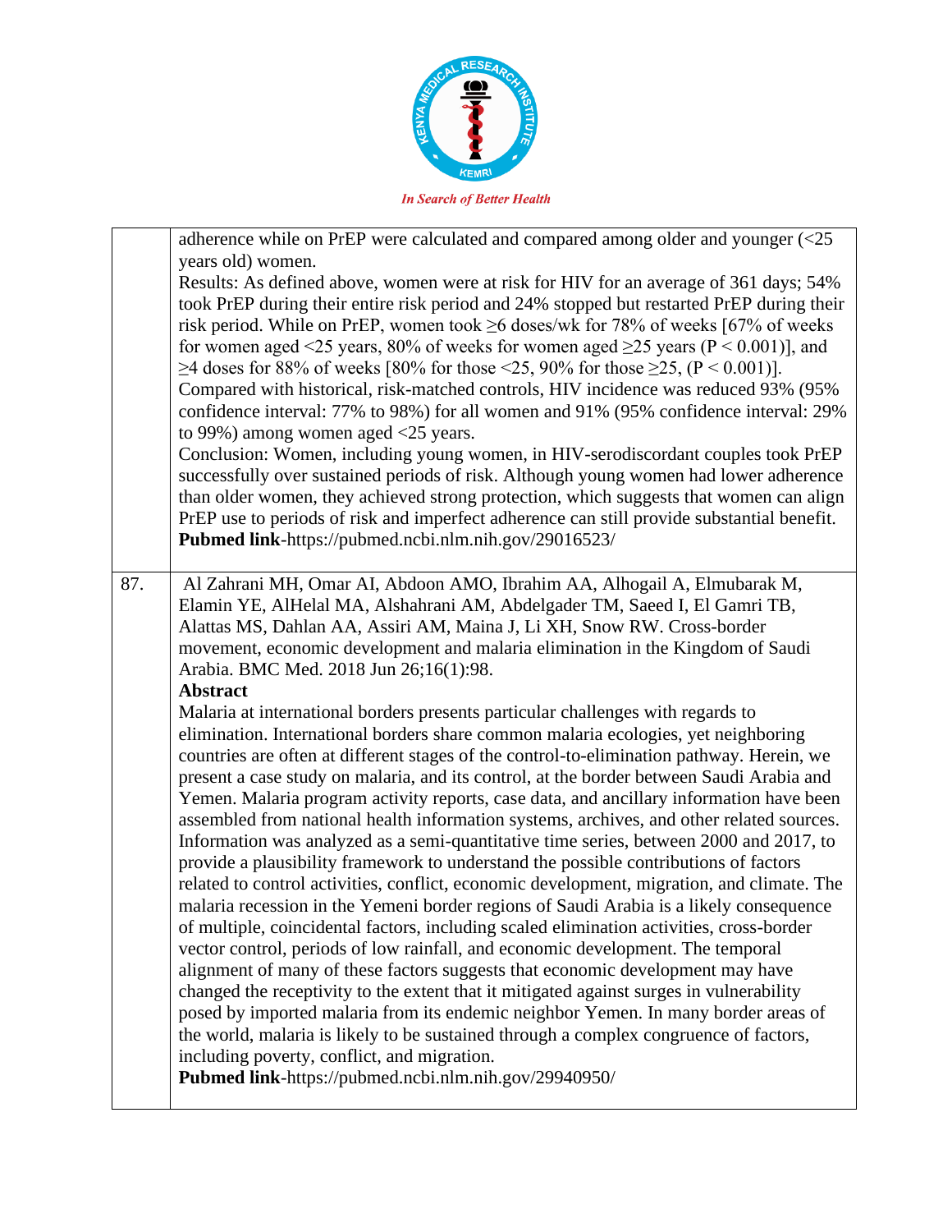| | |
|---|---|
| | adherence while on PrEP were calculated and compared among older and younger (<25 years old) women.<br>Results: As defined above, women were at risk for HIV for an average of 361 days; 54% took PrEP during their entire risk period and 24% stopped but restarted PrEP during their risk period. While on PrEP, women took ≥6 doses/wk for 78% of weeks [67% of weeks for women aged <25 years, 80% of weeks for women aged ≥25 years ($P < 0.001$)], and ≥4 doses for 88% of weeks [80% for those <25, 90% for those ≥25, ($P < 0.001$)]. Compared with historical, risk-matched controls, HIV incidence was reduced 93% (95% confidence interval: 77% to 98%) for all women and 91% (95% confidence interval: 29% to 99%) among women aged <25 years.<br>Conclusion: Women, including young women, in HIV-serodiscordant couples took PrEP successfully over sustained periods of risk. Although young women had lower adherence than older women, they achieved strong protection, which suggests that women can align PrEP use to periods of risk and imperfect adherence can still provide substantial benefit.<br>**Pubmed link**-https://pubmed.ncbi.nlm.nih.gov/29016523/ |
| 87. | Al Zahrani MH, Omar AI, Abdoon AMO, Ibrahim AA, Alhogail A, Elmubarak M, Elamin YE, AlHelal MA, Alshahrani AM, Abdelgader TM, Saeed I, El Gamri TB, Alattas MS, Dahlan AA, Assiri AM, Maina J, Li XH, Snow RW. Cross-border movement, economic development and malaria elimination in the Kingdom of Saudi Arabia. BMC Med. 2018 Jun 26;16(1):98.<br>**Abstract**<br>Malaria at international borders presents particular challenges with regards to elimination. International borders share common malaria ecologies, yet neighboring countries are often at different stages of the control-to-elimination pathway. Herein, we present a case study on malaria, and its control, at the border between Saudi Arabia and Yemen. Malaria program activity reports, case data, and ancillary information have been assembled from national health information systems, archives, and other related sources. Information was analyzed as a semi-quantitative time series, between 2000 and 2017, to provide a plausibility framework to understand the possible contributions of factors related to control activities, conflict, economic development, migration, and climate. The malaria recession in the Yemeni border regions of Saudi Arabia is a likely consequence of multiple, coincidental factors, including scaled elimination activities, cross-border vector control, periods of low rainfall, and economic development. The temporal alignment of many of these factors suggests that economic development may have changed the receptivity to the extent that it mitigated against surges in vulnerability posed by imported malaria from its endemic neighbor Yemen. In many border areas of the world, malaria is likely to be sustained through a complex congruence of factors, including poverty, conflict, and migration.<br>**Pubmed link**-https://pubmed.ncbi.nlm.nih.gov/29940950/ |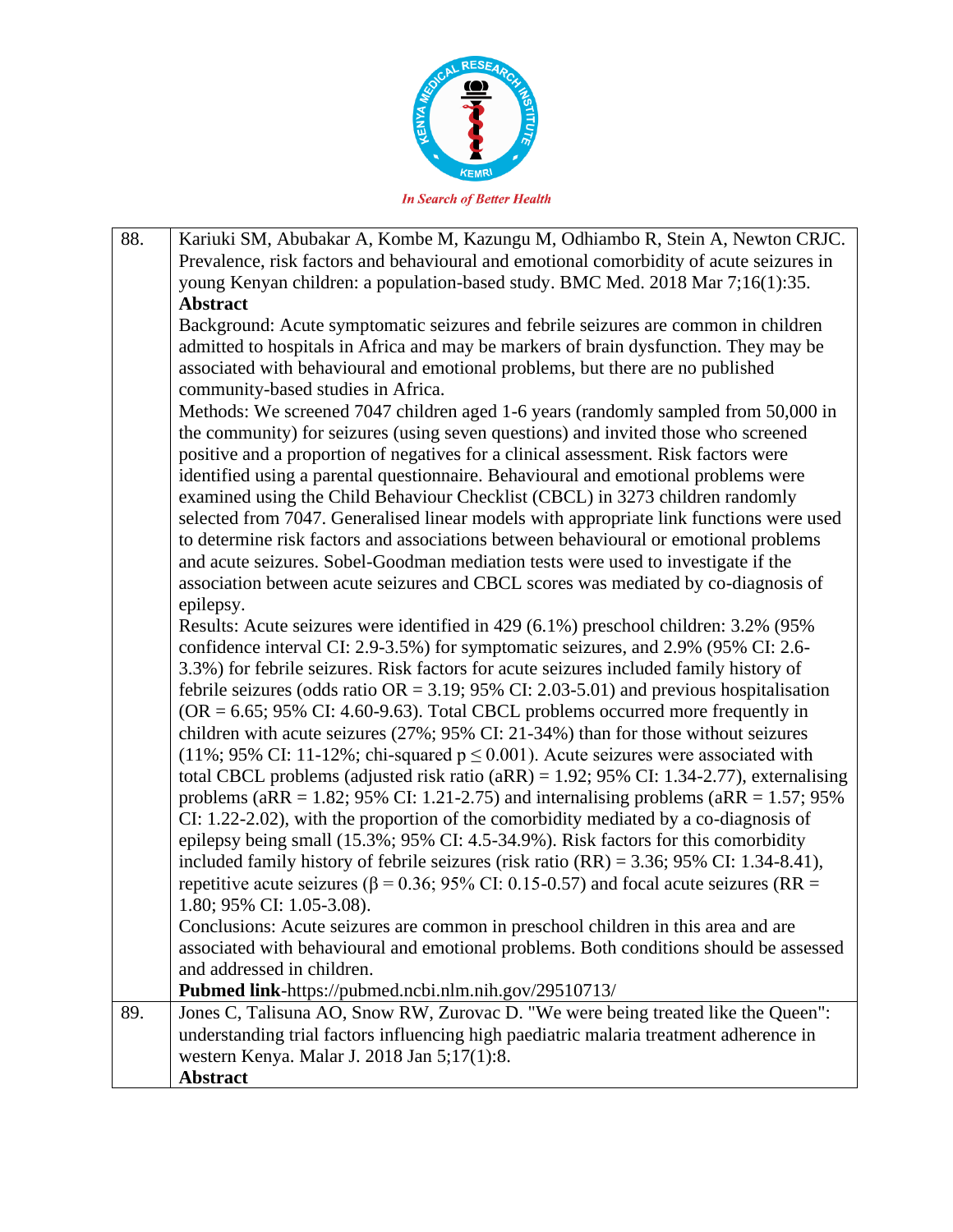| | |
|---|---|
| 88. | Kariuki SM, Abubakar A, Kombe M, Kazungu M, Odhiambo R, Stein A, Newton CRJC. Prevalence, risk factors and behavioural and emotional comorbidity of acute seizures in young Kenyan children: a population-based study. BMC Med. 2018 Mar 7;16(1):35.<br>**Abstract**<br>Background: Acute symptomatic seizures and febrile seizures are common in children admitted to hospitals in Africa and may be markers of brain dysfunction. They may be associated with behavioural and emotional problems, but there are no published community-based studies in Africa.<br>Methods: We screened 7047 children aged 1-6 years (randomly sampled from 50,000 in the community) for seizures (using seven questions) and invited those who screened positive and a proportion of negatives for a clinical assessment. Risk factors were identified using a parental questionnaire. Behavioural and emotional problems were examined using the Child Behaviour Checklist (CBCL) in 3273 children randomly selected from 7047. Generalised linear models with appropriate link functions were used to determine risk factors and associations between behavioural or emotional problems and acute seizures. Sobel-Goodman mediation tests were used to investigate if the association between acute seizures and CBCL scores was mediated by co-diagnosis of epilepsy.<br>Results: Acute seizures were identified in 429 (6.1%) preschool children: 3.2% (95% confidence interval CI: 2.9-3.5%) for symptomatic seizures, and 2.9% (95% CI: 2.6-3.3%) for febrile seizures. Risk factors for acute seizures included family history of febrile seizures (odds ratio OR = 3.19; 95% CI: 2.03-5.01) and previous hospitalisation (OR = 6.65; 95% CI: 4.60-9.63). Total CBCL problems occurred more frequently in children with acute seizures (27%; 95% CI: 21-34%) than for those without seizures (11%; 95% CI: 11-12%; chi-squared $p \leq 0.001$). Acute seizures were associated with total CBCL problems (adjusted risk ratio (aRR) = 1.92; 95% CI: 1.34-2.77), externalising problems (aRR = 1.82; 95% CI: 1.21-2.75) and internalising problems (aRR = 1.57; 95% CI: 1.22-2.02), with the proportion of the comorbidity mediated by a co-diagnosis of epilepsy being small (15.3%; 95% CI: 4.5-34.9%). Risk factors for this comorbidity included family history of febrile seizures (risk ratio (RR) = 3.36; 95% CI: 1.34-8.41), repetitive acute seizures ($\beta = 0.36$; 95% CI: 0.15-0.57) and focal acute seizures (RR = 1.80; 95% CI: 1.05-3.08).<br>Conclusions: Acute seizures are common in preschool children in this area and are associated with behavioural and emotional problems. Both conditions should be assessed and addressed in children.<br>**Pubmed link**-https://pubmed.ncbi.nlm.nih.gov/29510713/ |
| 89. | Jones C, Talisuna AO, Snow RW, Zurovac D. "We were being treated like the Queen": understanding trial factors influencing high paediatric malaria treatment adherence in western Kenya. Malar J. 2018 Jan 5;17(1):8.<br>**Abstract** |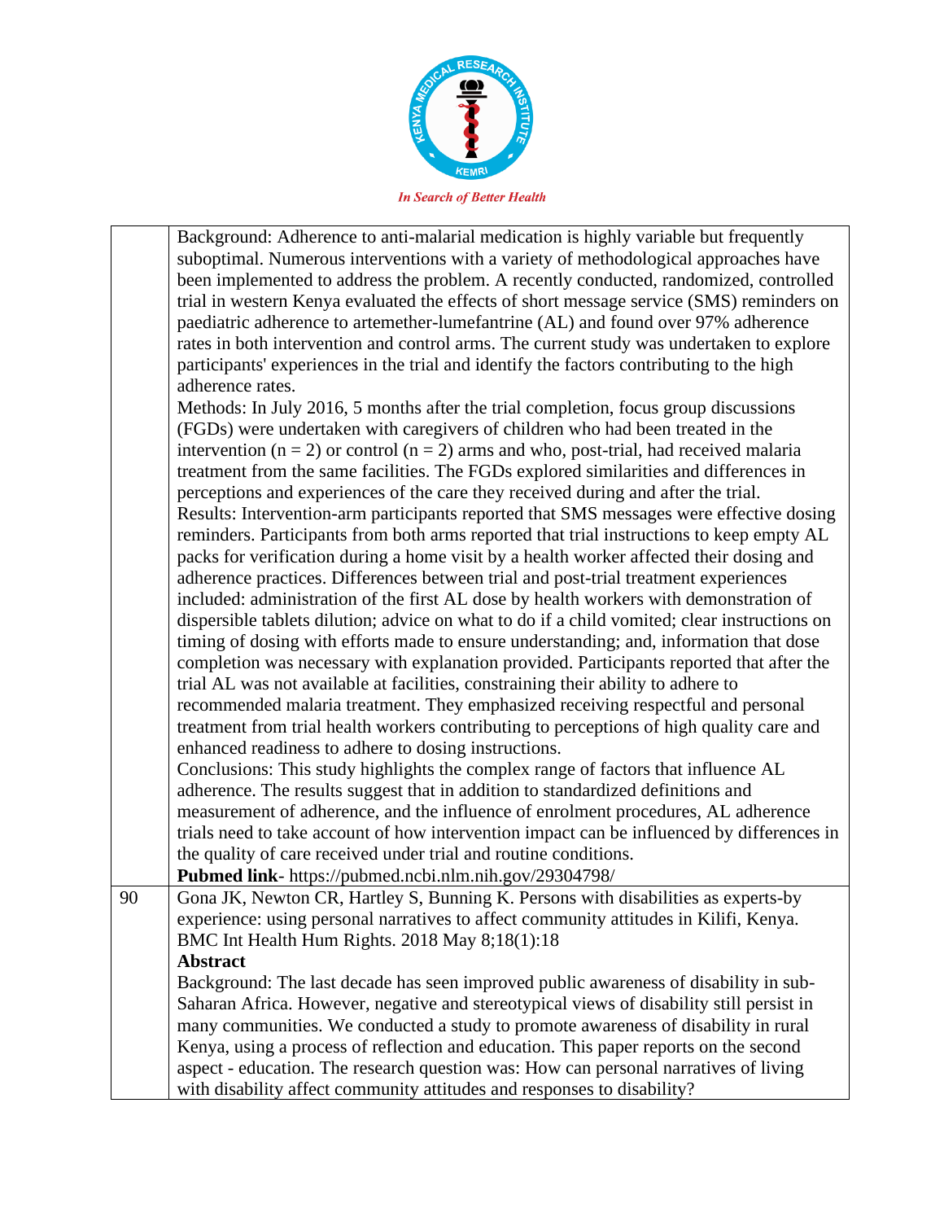| | |
|---|---|
| | Background: Adherence to anti-malarial medication is highly variable but frequently suboptimal. Numerous interventions with a variety of methodological approaches have been implemented to address the problem. A recently conducted, randomized, controlled trial in western Kenya evaluated the effects of short message service (SMS) reminders on paediatric adherence to artemether-lumefantrine (AL) and found over 97% adherence rates in both intervention and control arms. The current study was undertaken to explore participants' experiences in the trial and identify the factors contributing to the high adherence rates.<br>Methods: In July 2016, 5 months after the trial completion, focus group discussions (FGDs) were undertaken with caregivers of children who had been treated in the intervention (n = 2) or control (n = 2) arms and who, post-trial, had received malaria treatment from the same facilities. The FGDs explored similarities and differences in perceptions and experiences of the care they received during and after the trial.<br>Results: Intervention-arm participants reported that SMS messages were effective dosing reminders. Participants from both arms reported that trial instructions to keep empty AL packs for verification during a home visit by a health worker affected their dosing and adherence practices. Differences between trial and post-trial treatment experiences included: administration of the first AL dose by health workers with demonstration of dispersible tablets dilution; advice on what to do if a child vomited; clear instructions on timing of dosing with efforts made to ensure understanding; and, information that dose completion was necessary with explanation provided. Participants reported that after the trial AL was not available at facilities, constraining their ability to adhere to recommended malaria treatment. They emphasized receiving respectful and personal treatment from trial health workers contributing to perceptions of high quality care and enhanced readiness to adhere to dosing instructions.<br>Conclusions: This study highlights the complex range of factors that influence AL adherence. The results suggest that in addition to standardized definitions and measurement of adherence, and the influence of enrolment procedures, AL adherence trials need to take account of how intervention impact can be influenced by differences in the quality of care received under trial and routine conditions.<br>**Pubmed link**- https://pubmed.ncbi.nlm.nih.gov/29304798/ |
| 90 | Gona JK, Newton CR, Hartley S, Bunning K. Persons with disabilities as experts-by experience: using personal narratives to affect community attitudes in Kilifi, Kenya. BMC Int Health Hum Rights. 2018 May 8;18(1):18<br>**Abstract**<br>Background: The last decade has seen improved public awareness of disability in sub-Saharan Africa. However, negative and stereotypical views of disability still persist in many communities. We conducted a study to promote awareness of disability in rural Kenya, using a process of reflection and education. This paper reports on the second aspect - education. The research question was: How can personal narratives of living with disability affect community attitudes and responses to disability? |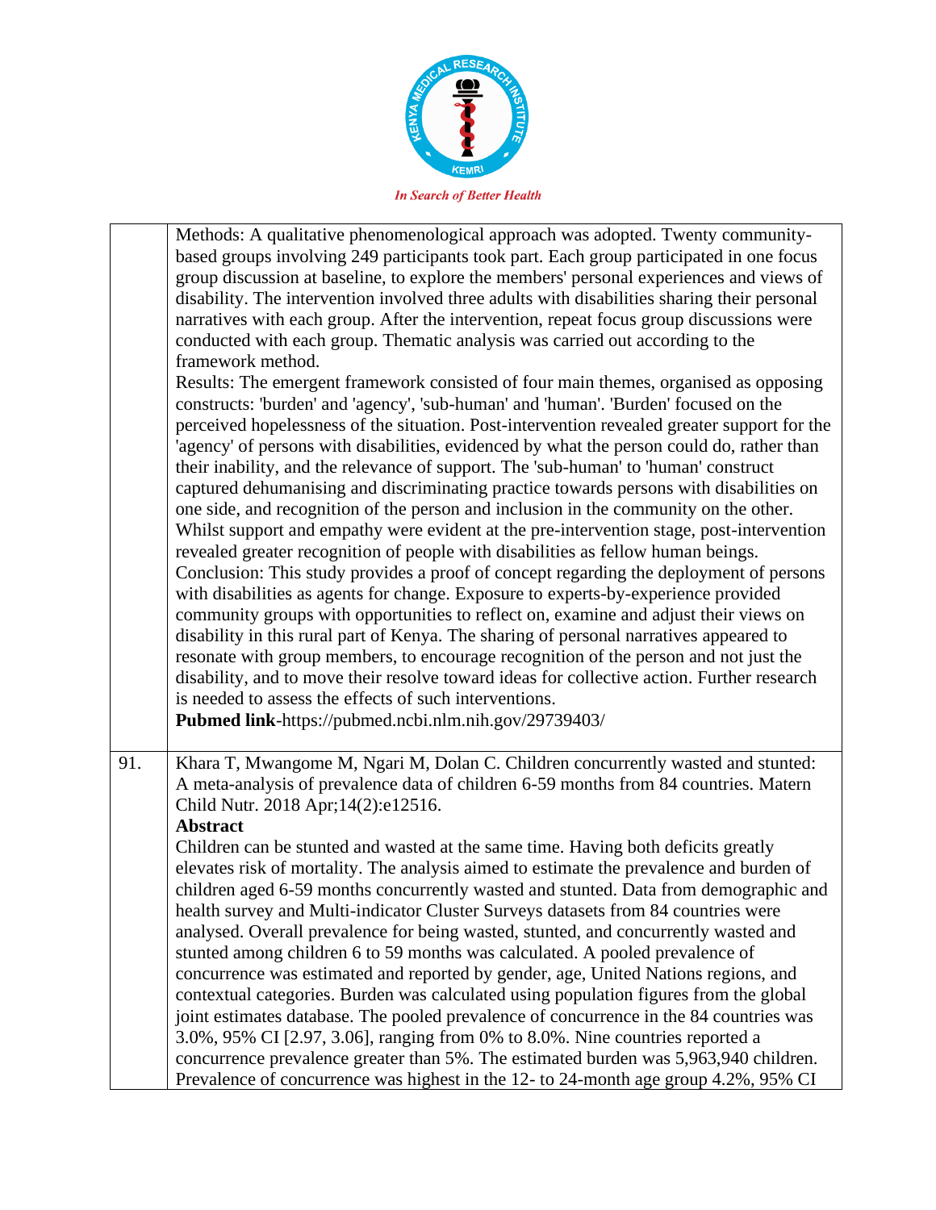| | |
|---|---|
| | Methods: A qualitative phenomenological approach was adopted. Twenty community-based groups involving 249 participants took part. Each group participated in one focus group discussion at baseline, to explore the members' personal experiences and views of disability. The intervention involved three adults with disabilities sharing their personal narratives with each group. After the intervention, repeat focus group discussions were conducted with each group. Thematic analysis was carried out according to the framework method.<br>Results: The emergent framework consisted of four main themes, organised as opposing constructs: 'burden' and 'agency', 'sub-human' and 'human'. 'Burden' focused on the perceived hopelessness of the situation. Post-intervention revealed greater support for the 'agency' of persons with disabilities, evidenced by what the person could do, rather than their inability, and the relevance of support. The 'sub-human' to 'human' construct captured dehumanising and discriminating practice towards persons with disabilities on one side, and recognition of the person and inclusion in the community on the other. Whilst support and empathy were evident at the pre-intervention stage, post-intervention revealed greater recognition of people with disabilities as fellow human beings.<br>Conclusion: This study provides a proof of concept regarding the deployment of persons with disabilities as agents for change. Exposure to experts-by-experience provided community groups with opportunities to reflect on, examine and adjust their views on disability in this rural part of Kenya. The sharing of personal narratives appeared to resonate with group members, to encourage recognition of the person and not just the disability, and to move their resolve toward ideas for collective action. Further research is needed to assess the effects of such interventions.<br>**Pubmed link**-https://pubmed.ncbi.nlm.nih.gov/29739403/ |
| 91. | Khara T, Mwangome M, Ngari M, Dolan C. Children concurrently wasted and stunted: A meta-analysis of prevalence data of children 6-59 months from 84 countries. Matern Child Nutr. 2018 Apr;14(2):e12516.<br>**Abstract**<br>Children can be stunted and wasted at the same time. Having both deficits greatly elevates risk of mortality. The analysis aimed to estimate the prevalence and burden of children aged 6-59 months concurrently wasted and stunted. Data from demographic and health survey and Multi-indicator Cluster Surveys datasets from 84 countries were analysed. Overall prevalence for being wasted, stunted, and concurrently wasted and stunted among children 6 to 59 months was calculated. A pooled prevalence of concurrence was estimated and reported by gender, age, United Nations regions, and contextual categories. Burden was calculated using population figures from the global joint estimates database. The pooled prevalence of concurrence in the 84 countries was 3.0%, 95% CI [2.97, 3.06], ranging from 0% to 8.0%. Nine countries reported a concurrence prevalence greater than 5%. The estimated burden was 5,963,940 children. Prevalence of concurrence was highest in the 12- to 24-month age group 4.2%, 95% CI |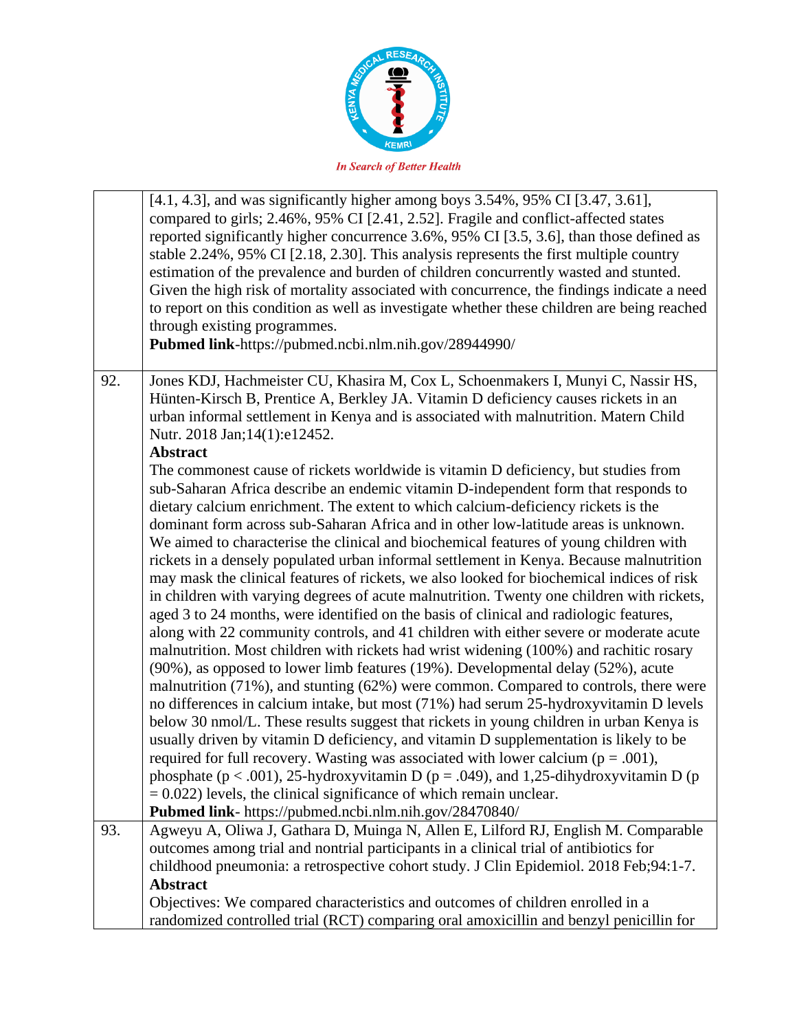| | |
|---|---|
| | [4.1, 4.3], and was significantly higher among boys 3.54%, 95% CI [3.47, 3.61], compared to girls; 2.46%, 95% CI [2.41, 2.52]. Fragile and conflict-affected states reported significantly higher concurrence 3.6%, 95% CI [3.5, 3.6], than those defined as stable 2.24%, 95% CI [2.18, 2.30]. This analysis represents the first multiple country estimation of the prevalence and burden of children concurrently wasted and stunted. Given the high risk of mortality associated with concurrence, the findings indicate a need to report on this condition as well as investigate whether these children are being reached through existing programmes.<br>**Pubmed link**-https://pubmed.ncbi.nlm.nih.gov/28944990/ |
| 92. | Jones KDJ, Hachmeister CU, Khasira M, Cox L, Schoenmakers I, Munyi C, Nassir HS, Hünten-Kirsch B, Prentice A, Berkley JA. Vitamin D deficiency causes rickets in an urban informal settlement in Kenya and is associated with malnutrition. Matern Child Nutr. 2018 Jan;14(1):e12452.<br>**Abstract**<br>The commonest cause of rickets worldwide is vitamin D deficiency, but studies from sub-Saharan Africa describe an endemic vitamin D-independent form that responds to dietary calcium enrichment. The extent to which calcium-deficiency rickets is the dominant form across sub-Saharan Africa and in other low-latitude areas is unknown. We aimed to characterise the clinical and biochemical features of young children with rickets in a densely populated urban informal settlement in Kenya. Because malnutrition may mask the clinical features of rickets, we also looked for biochemical indices of risk in children with varying degrees of acute malnutrition. Twenty one children with rickets, aged 3 to 24 months, were identified on the basis of clinical and radiologic features, along with 22 community controls, and 41 children with either severe or moderate acute malnutrition. Most children with rickets had wrist widening (100%) and rachitic rosary (90%), as opposed to lower limb features (19%). Developmental delay (52%), acute malnutrition (71%), and stunting (62%) were common. Compared to controls, there were no differences in calcium intake, but most (71%) had serum 25-hydroxyvitamin D levels below 30 nmol/L. These results suggest that rickets in young children in urban Kenya is usually driven by vitamin D deficiency, and vitamin D supplementation is likely to be required for full recovery. Wasting was associated with lower calcium ($p = .001$), phosphate ($p < .001$), 25-hydroxyvitamin D ($p = .049$), and 1,25-dihydroxyvitamin D ($p = 0.022$) levels, the clinical significance of which remain unclear.<br>**Pubmed link**- https://pubmed.ncbi.nlm.nih.gov/28470840/ |
| 93. | Agweyu A, Oliwa J, Gathara D, Muinga N, Allen E, Lilford RJ, English M. Comparable outcomes among trial and nontrial participants in a clinical trial of antibiotics for childhood pneumonia: a retrospective cohort study. J Clin Epidemiol. 2018 Feb;94:1-7.<br>**Abstract**<br>Objectives: We compared characteristics and outcomes of children enrolled in a randomized controlled trial (RCT) comparing oral amoxicillin and benzyl penicillin for |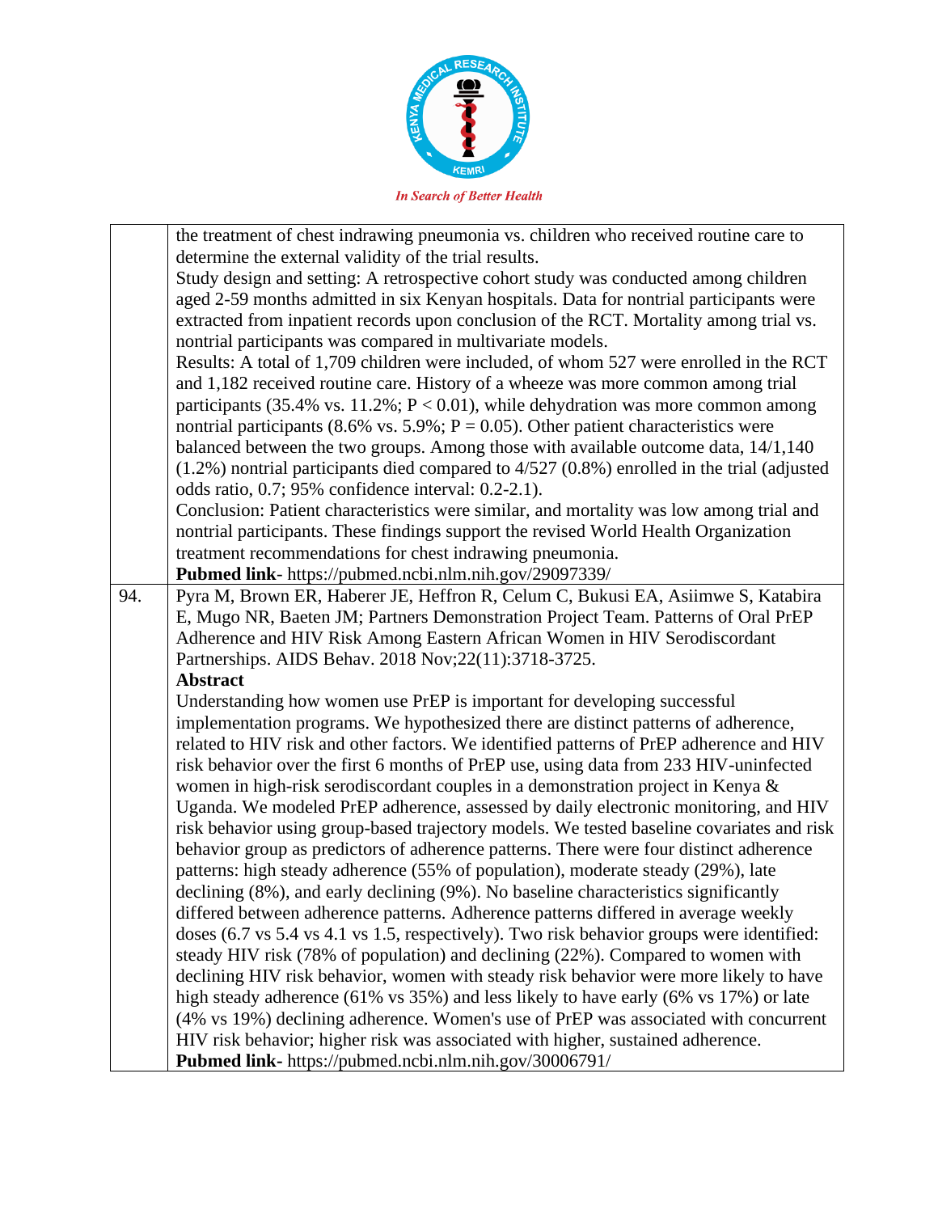| | |
|---|---|
| | the treatment of chest indrawing pneumonia vs. children who received routine care to determine the external validity of the trial results.<br>Study design and setting: A retrospective cohort study was conducted among children aged 2-59 months admitted in six Kenyan hospitals. Data for nontrial participants were extracted from inpatient records upon conclusion of the RCT. Mortality among trial vs. nontrial participants was compared in multivariate models.<br>Results: A total of 1,709 children were included, of whom 527 were enrolled in the RCT and 1,182 received routine care. History of a wheeze was more common among trial participants (35.4% vs. 11.2%; P < 0.01), while dehydration was more common among nontrial participants (8.6% vs. 5.9%; P = 0.05). Other patient characteristics were balanced between the two groups. Among those with available outcome data, 14/1,140 (1.2%) nontrial participants died compared to 4/527 (0.8%) enrolled in the trial (adjusted odds ratio, 0.7; 95% confidence interval: 0.2-2.1).<br>Conclusion: Patient characteristics were similar, and mortality was low among trial and nontrial participants. These findings support the revised World Health Organization treatment recommendations for chest indrawing pneumonia.<br>**Pubmed link**- https://pubmed.ncbi.nlm.nih.gov/29097339/ |
| 94. | Pyra M, Brown ER, Haberer JE, Heffron R, Celum C, Bukusi EA, Asiimwe S, Katabira E, Mugo NR, Baeten JM; Partners Demonstration Project Team. Patterns of Oral PrEP Adherence and HIV Risk Among Eastern African Women in HIV Serodiscordant Partnerships. AIDS Behav. 2018 Nov;22(11):3718-3725.<br>**Abstract**<br>Understanding how women use PrEP is important for developing successful implementation programs. We hypothesized there are distinct patterns of adherence, related to HIV risk and other factors. We identified patterns of PrEP adherence and HIV risk behavior over the first 6 months of PrEP use, using data from 233 HIV-uninfected women in high-risk serodiscordant couples in a demonstration project in Kenya & Uganda. We modeled PrEP adherence, assessed by daily electronic monitoring, and HIV risk behavior using group-based trajectory models. We tested baseline covariates and risk behavior group as predictors of adherence patterns. There were four distinct adherence patterns: high steady adherence (55% of population), moderate steady (29%), late declining (8%), and early declining (9%). No baseline characteristics significantly differed between adherence patterns. Adherence patterns differed in average weekly doses (6.7 vs 5.4 vs 4.1 vs 1.5, respectively). Two risk behavior groups were identified: steady HIV risk (78% of population) and declining (22%). Compared to women with declining HIV risk behavior, women with steady risk behavior were more likely to have high steady adherence (61% vs 35%) and less likely to have early (6% vs 17%) or late (4% vs 19%) declining adherence. Women's use of PrEP was associated with concurrent HIV risk behavior; higher risk was associated with higher, sustained adherence.<br>**Pubmed link**- https://pubmed.ncbi.nlm.nih.gov/30006791/ |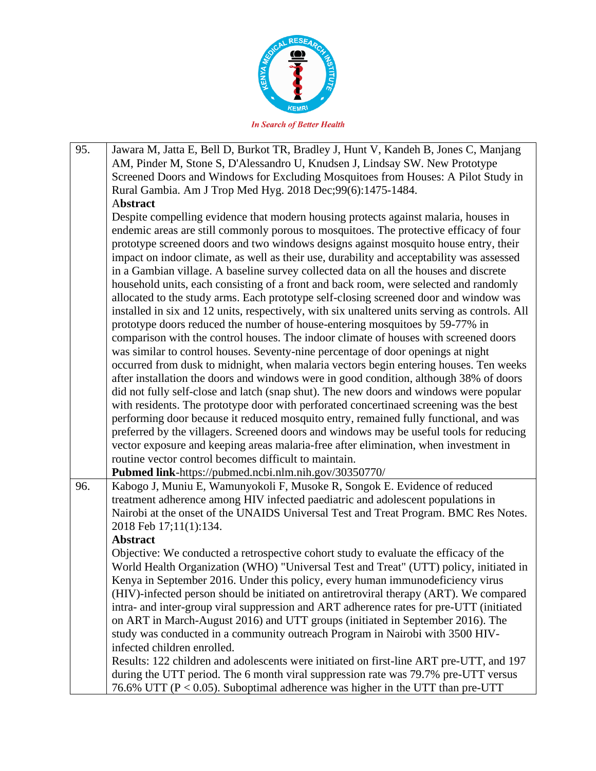| | |
|---|---|
| 95. | Jawara M, Jatta E, Bell D, Burkot TR, Bradley J, Hunt V, Kandeh B, Jones C, Manjang AM, Pinder M, Stone S, D'Alessandro U, Knudsen J, Lindsay SW. New Prototype Screened Doors and Windows for Excluding Mosquitoes from Houses: A Pilot Study in Rural Gambia. Am J Trop Med Hyg. 2018 Dec;99(6):1475-1484.<br>**Abstract**<br>Despite compelling evidence that modern housing protects against malaria, houses in endemic areas are still commonly porous to mosquitoes. The protective efficacy of four prototype screened doors and two windows designs against mosquito house entry, their impact on indoor climate, as well as their use, durability and acceptability was assessed in a Gambian village. A baseline survey collected data on all the houses and discrete household units, each consisting of a front and back room, were selected and randomly allocated to the study arms. Each prototype self-closing screened door and window was installed in six and 12 units, respectively, with six unaltered units serving as controls. All prototype doors reduced the number of house-entering mosquitoes by 59-77% in comparison with the control houses. The indoor climate of houses with screened doors was similar to control houses. Seventy-nine percentage of door openings at night occurred from dusk to midnight, when malaria vectors begin entering houses. Ten weeks after installation the doors and windows were in good condition, although 38% of doors did not fully self-close and latch (snap shut). The new doors and windows were popular with residents. The prototype door with perforated concertinaed screening was the best performing door because it reduced mosquito entry, remained fully functional, and was preferred by the villagers. Screened doors and windows may be useful tools for reducing vector exposure and keeping areas malaria-free after elimination, when investment in routine vector control becomes difficult to maintain.<br>**Pubmed link**-https://pubmed.ncbi.nlm.nih.gov/30350770/ |
| 96. | Kabogo J, Muniu E, Wamunyokoli F, Musoke R, Songok E. Evidence of reduced treatment adherence among HIV infected paediatric and adolescent populations in Nairobi at the onset of the UNAIDS Universal Test and Treat Program. BMC Res Notes. 2018 Feb 17;11(1):134.<br>**Abstract**<br>Objective: We conducted a retrospective cohort study to evaluate the efficacy of the World Health Organization (WHO) "Universal Test and Treat" (UTT) policy, initiated in Kenya in September 2016. Under this policy, every human immunodeficiency virus (HIV)-infected person should be initiated on antiretroviral therapy (ART). We compared intra- and inter-group viral suppression and ART adherence rates for pre-UTT (initiated on ART in March-August 2016) and UTT groups (initiated in September 2016). The study was conducted in a community outreach Program in Nairobi with 3500 HIV-infected children enrolled.<br>Results: 122 children and adolescents were initiated on first-line ART pre-UTT, and 197 during the UTT period. The 6 month viral suppression rate was 79.7% pre-UTT versus 76.6% UTT ($P < 0.05$). Suboptimal adherence was higher in the UTT than pre-UTT |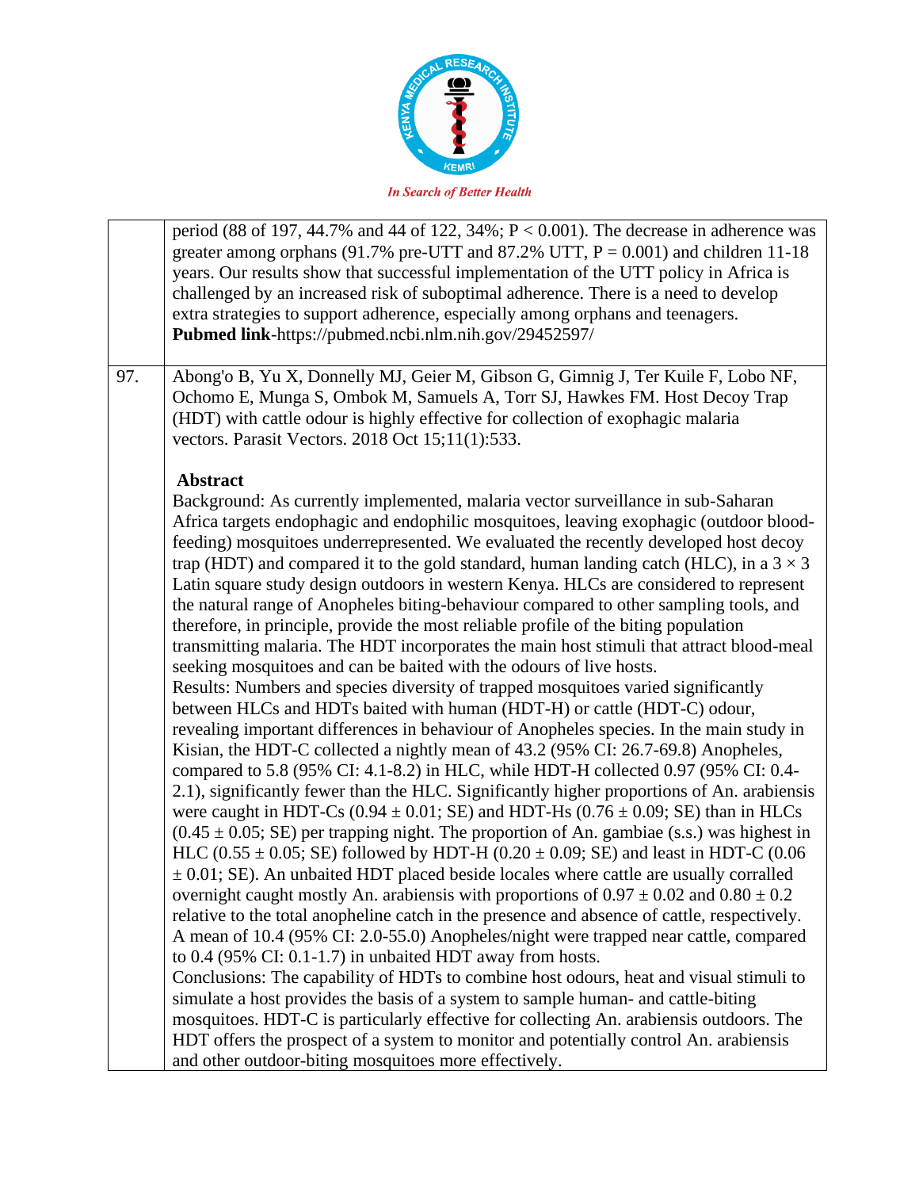| | |
|---|---|
| | period (88 of 197, 44.7% and 44 of 122, 34%; P < 0.001). The decrease in adherence was greater among orphans (91.7% pre-UTT and 87.2% UTT, P = 0.001) and children 11-18 years. Our results show that successful implementation of the UTT policy in Africa is challenged by an increased risk of suboptimal adherence. There is a need to develop extra strategies to support adherence, especially among orphans and teenagers. **Pubmed link**-https://pubmed.ncbi.nlm.nih.gov/29452597/ |
| 97. | Abong'o B, Yu X, Donnelly MJ, Geier M, Gibson G, Gimnig J, Ter Kuile F, Lobo NF, Ochomo E, Munga S, Ombok M, Samuels A, Torr SJ, Hawkes FM. Host Decoy Trap (HDT) with cattle odour is highly effective for collection of exophagic malaria vectors. Parasit Vectors. 2018 Oct 15;11(1):533. <br><br> **Abstract** <br> Background: As currently implemented, malaria vector surveillance in sub-Saharan Africa targets endophagic and endophilic mosquitoes, leaving exophagic (outdoor blood-feeding) mosquitoes underrepresented. We evaluated the recently developed host decoy trap (HDT) and compared it to the gold standard, human landing catch (HLC), in a 3 × 3 Latin square study design outdoors in western Kenya. HLCs are considered to represent the natural range of Anopheles biting-behaviour compared to other sampling tools, and therefore, in principle, provide the most reliable profile of the biting population transmitting malaria. The HDT incorporates the main host stimuli that attract blood-meal seeking mosquitoes and can be baited with the odours of live hosts. <br> Results: Numbers and species diversity of trapped mosquitoes varied significantly between HLCs and HDTs baited with human (HDT-H) or cattle (HDT-C) odour, revealing important differences in behaviour of Anopheles species. In the main study in Kisian, the HDT-C collected a nightly mean of 43.2 (95% CI: 26.7-69.8) Anopheles, compared to 5.8 (95% CI: 4.1-8.2) in HLC, while HDT-H collected 0.97 (95% CI: 0.4-2.1), significantly fewer than the HLC. Significantly higher proportions of An. arabiensis were caught in HDT-Cs (0.94 ± 0.01; SE) and HDT-Hs (0.76 ± 0.09; SE) than in HLCs (0.45 ± 0.05; SE) per trapping night. The proportion of An. gambiae (s.s.) was highest in HLC (0.55 ± 0.05; SE) followed by HDT-H (0.20 ± 0.09; SE) and least in HDT-C (0.06 ± 0.01; SE). An unbaited HDT placed beside locales where cattle are usually corralled overnight caught mostly An. arabiensis with proportions of 0.97 ± 0.02 and 0.80 ± 0.2 relative to the total anopheline catch in the presence and absence of cattle, respectively. A mean of 10.4 (95% CI: 2.0-55.0) Anopheles/night were trapped near cattle, compared to 0.4 (95% CI: 0.1-1.7) in unbaited HDT away from hosts. <br> Conclusions: The capability of HDTs to combine host odours, heat and visual stimuli to simulate a host provides the basis of a system to sample human- and cattle-biting mosquitoes. HDT-C is particularly effective for collecting An. arabiensis outdoors. The HDT offers the prospect of a system to monitor and potentially control An. arabiensis and other outdoor-biting mosquitoes more effectively. |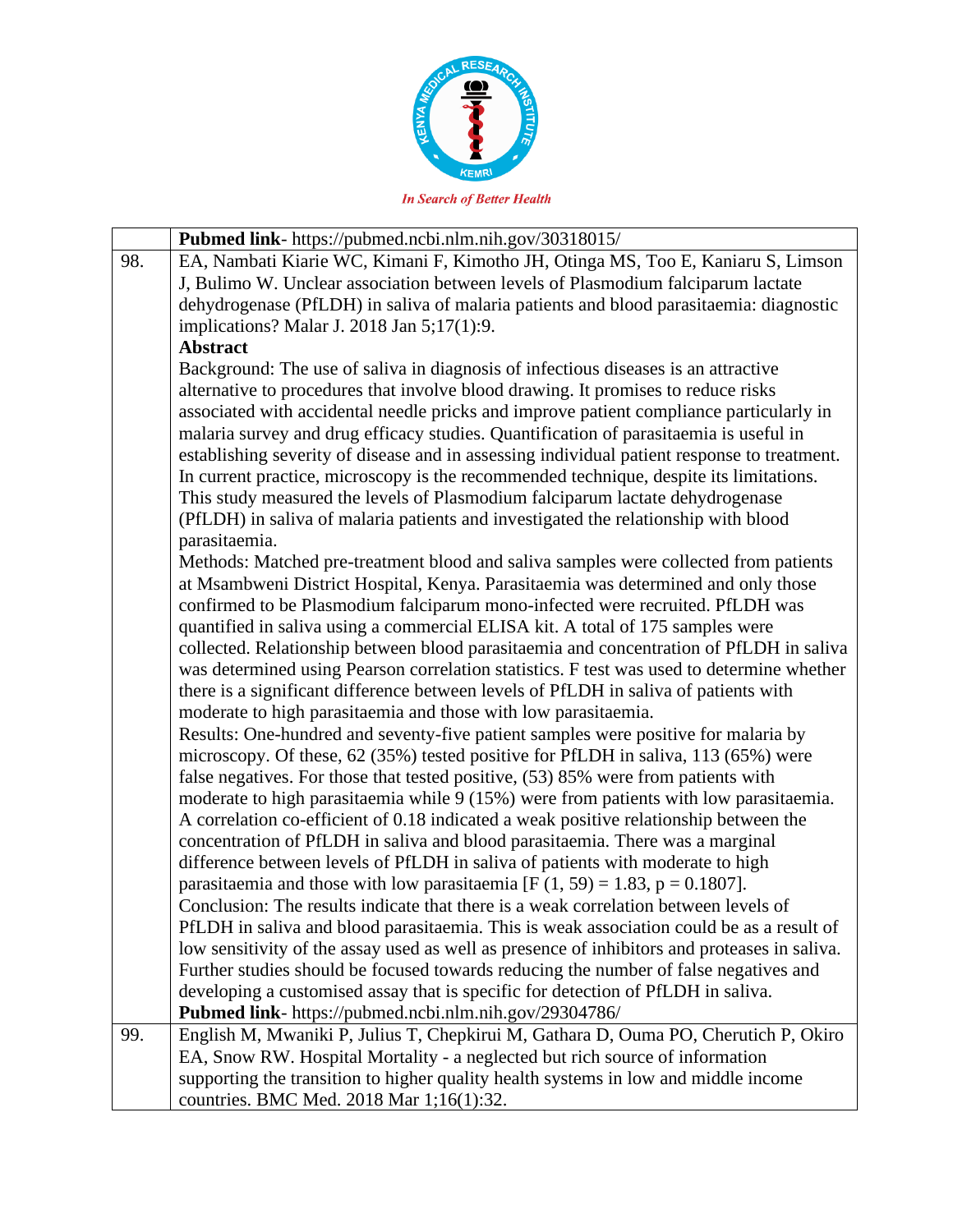| | |
|---|---|
| | **Pubmed link**- https://pubmed.ncbi.nlm.nih.gov/30318015/ |
| 98. | EA, Nambati Kiarie WC, Kimani F, Kimotho JH, Otinga MS, Too E, Kaniaru S, Limson J, Bulimo W. Unclear association between levels of Plasmodium falciparum lactate dehydrogenase (PfLDH) in saliva of malaria patients and blood parasitaemia: diagnostic implications? Malar J. 2018 Jan 5;17(1):9.<br>**Abstract**<br>Background: The use of saliva in diagnosis of infectious diseases is an attractive alternative to procedures that involve blood drawing. It promises to reduce risks associated with accidental needle pricks and improve patient compliance particularly in malaria survey and drug efficacy studies. Quantification of parasitaemia is useful in establishing severity of disease and in assessing individual patient response to treatment. In current practice, microscopy is the recommended technique, despite its limitations. This study measured the levels of Plasmodium falciparum lactate dehydrogenase (PfLDH) in saliva of malaria patients and investigated the relationship with blood parasitaemia.<br>Methods: Matched pre-treatment blood and saliva samples were collected from patients at Msambweni District Hospital, Kenya. Parasitaemia was determined and only those confirmed to be Plasmodium falciparum mono-infected were recruited. PfLDH was quantified in saliva using a commercial ELISA kit. A total of 175 samples were collected. Relationship between blood parasitaemia and concentration of PfLDH in saliva was determined using Pearson correlation statistics. F test was used to determine whether there is a significant difference between levels of PfLDH in saliva of patients with moderate to high parasitaemia and those with low parasitaemia.<br>Results: One-hundred and seventy-five patient samples were positive for malaria by microscopy. Of these, 62 (35%) tested positive for PfLDH in saliva, 113 (65%) were false negatives. For those that tested positive, (53) 85% were from patients with moderate to high parasitaemia while 9 (15%) were from patients with low parasitaemia. A correlation co-efficient of 0.18 indicated a weak positive relationship between the concentration of PfLDH in saliva and blood parasitaemia. There was a marginal difference between levels of PfLDH in saliva of patients with moderate to high parasitaemia and those with low parasitaemia [$F(1, 59) = 1.83$, $p = 0.1807$].<br>Conclusion: The results indicate that there is a weak correlation between levels of PfLDH in saliva and blood parasitaemia. This is weak association could be as a result of low sensitivity of the assay used as well as presence of inhibitors and proteases in saliva. Further studies should be focused towards reducing the number of false negatives and developing a customised assay that is specific for detection of PfLDH in saliva.<br>**Pubmed link**- https://pubmed.ncbi.nlm.nih.gov/29304786/ |
| 99. | English M, Mwaniki P, Julius T, Chepkirui M, Gathara D, Ouma PO, Cherutich P, Okiro EA, Snow RW. Hospital Mortality - a neglected but rich source of information supporting the transition to higher quality health systems in low and middle income countries. BMC Med. 2018 Mar 1;16(1):32. |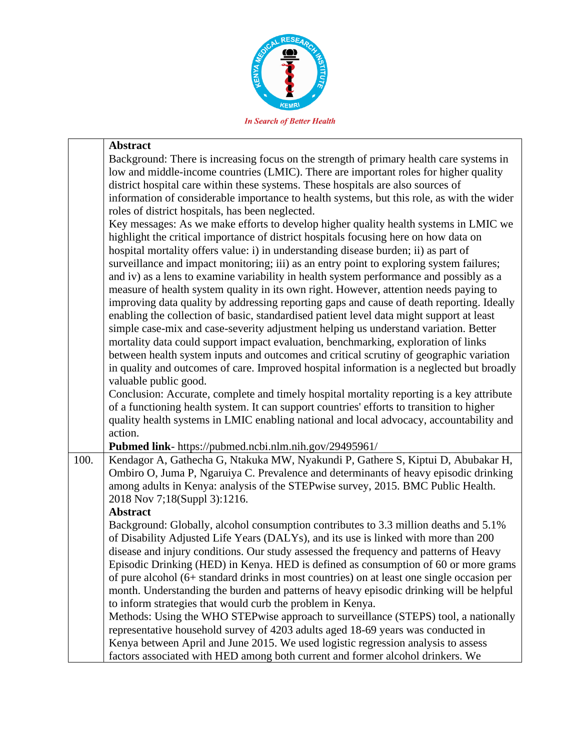| | |
|---|---|
| | **Abstract**<br>Background: There is increasing focus on the strength of primary health care systems in low and middle-income countries (LMIC). There are important roles for higher quality district hospital care within these systems. These hospitals are also sources of information of considerable importance to health systems, but this role, as with the wider roles of district hospitals, has been neglected.<br>Key messages: As we make efforts to develop higher quality health systems in LMIC we highlight the critical importance of district hospitals focusing here on how data on hospital mortality offers value: i) in understanding disease burden; ii) as part of surveillance and impact monitoring; iii) as an entry point to exploring system failures; and iv) as a lens to examine variability in health system performance and possibly as a measure of health system quality in its own right. However, attention needs paying to improving data quality by addressing reporting gaps and cause of death reporting. Ideally enabling the collection of basic, standardised patient level data might support at least simple case-mix and case-severity adjustment helping us understand variation. Better mortality data could support impact evaluation, benchmarking, exploration of links between health system inputs and outcomes and critical scrutiny of geographic variation in quality and outcomes of care. Improved hospital information is a neglected but broadly valuable public good.<br>Conclusion: Accurate, complete and timely hospital mortality reporting is a key attribute of a functioning health system. It can support countries' efforts to transition to higher quality health systems in LMIC enabling national and local advocacy, accountability and action.<br>**Pubmed link**- https://pubmed.ncbi.nlm.nih.gov/29495961/ |
| 100. | Kendagor A, Gathecha G, Ntakuka MW, Nyakundi P, Gathere S, Kiptui D, Abubakar H, Ombiro O, Juma P, Ngaruiya C. Prevalence and determinants of heavy episodic drinking among adults in Kenya: analysis of the STEPwise survey, 2015. BMC Public Health. 2018 Nov 7;18(Suppl 3):1216.<br>**Abstract**<br>Background: Globally, alcohol consumption contributes to 3.3 million deaths and 5.1% of Disability Adjusted Life Years (DALYs), and its use is linked with more than 200 disease and injury conditions. Our study assessed the frequency and patterns of Heavy Episodic Drinking (HED) in Kenya. HED is defined as consumption of 60 or more grams of pure alcohol (6+ standard drinks in most countries) on at least one single occasion per month. Understanding the burden and patterns of heavy episodic drinking will be helpful to inform strategies that would curb the problem in Kenya.<br>Methods: Using the WHO STEPwise approach to surveillance (STEPS) tool, a nationally representative household survey of 4203 adults aged 18-69 years was conducted in Kenya between April and June 2015. We used logistic regression analysis to assess factors associated with HED among both current and former alcohol drinkers. We |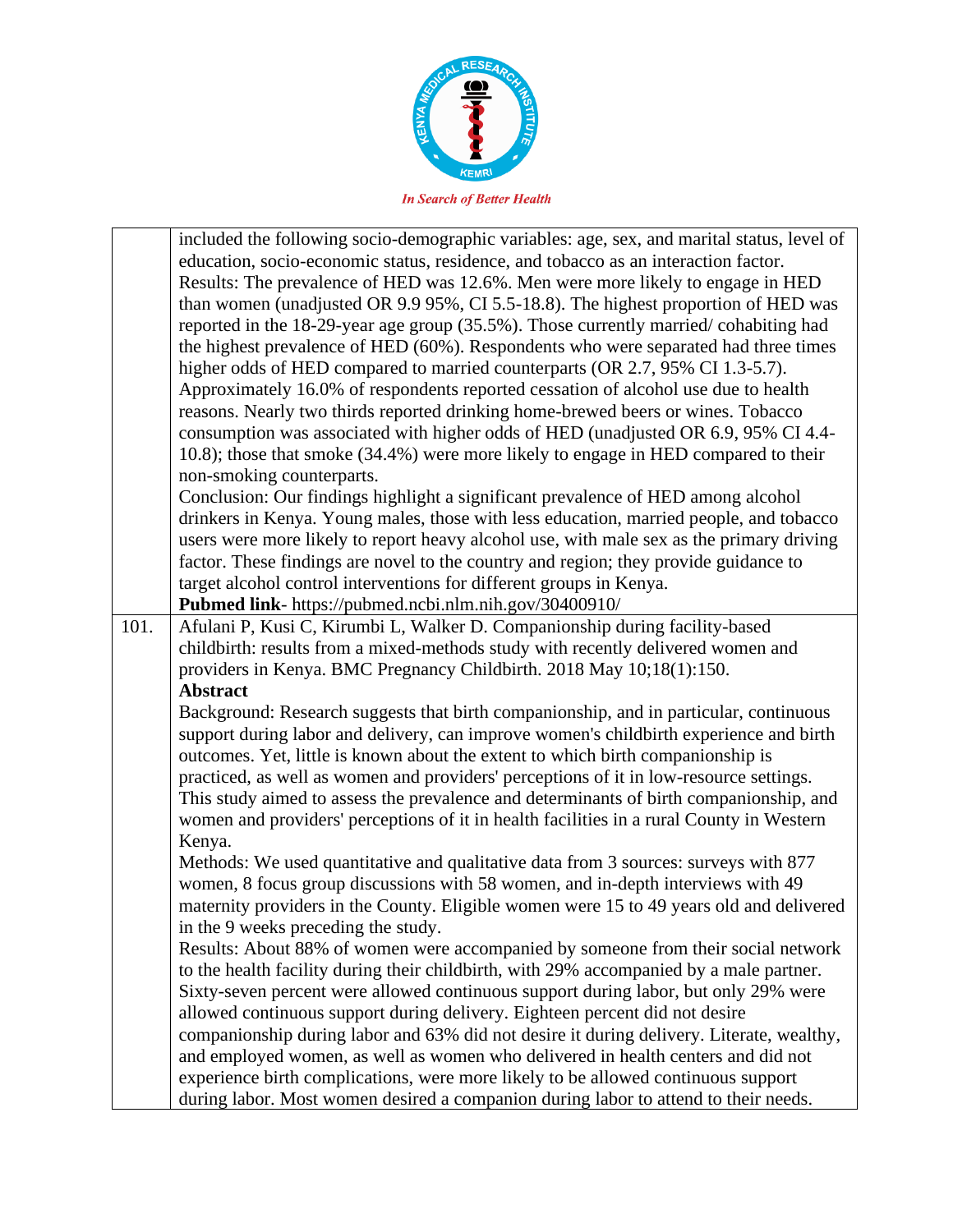| | |
|---|---|
| | included the following socio-demographic variables: age, sex, and marital status, level of education, socio-economic status, residence, and tobacco as an interaction factor.<br>Results: The prevalence of HED was 12.6%. Men were more likely to engage in HED than women (unadjusted OR 9.9 95%, CI 5.5-18.8). The highest proportion of HED was reported in the 18-29-year age group (35.5%). Those currently married/ cohabiting had the highest prevalence of HED (60%). Respondents who were separated had three times higher odds of HED compared to married counterparts (OR 2.7, 95% CI 1.3-5.7). Approximately 16.0% of respondents reported cessation of alcohol use due to health reasons. Nearly two thirds reported drinking home-brewed beers or wines. Tobacco consumption was associated with higher odds of HED (unadjusted OR 6.9, 95% CI 4.4-10.8); those that smoke (34.4%) were more likely to engage in HED compared to their non-smoking counterparts.<br>Conclusion: Our findings highlight a significant prevalence of HED among alcohol drinkers in Kenya. Young males, those with less education, married people, and tobacco users were more likely to report heavy alcohol use, with male sex as the primary driving factor. These findings are novel to the country and region; they provide guidance to target alcohol control interventions for different groups in Kenya.<br>**Pubmed link**- https://pubmed.ncbi.nlm.nih.gov/30400910/ |
| 101. | Afulani P, Kusi C, Kirumbi L, Walker D. Companionship during facility-based childbirth: results from a mixed-methods study with recently delivered women and providers in Kenya. BMC Pregnancy Childbirth. 2018 May 10;18(1):150.<br>**Abstract**<br>Background: Research suggests that birth companionship, and in particular, continuous support during labor and delivery, can improve women's childbirth experience and birth outcomes. Yet, little is known about the extent to which birth companionship is practiced, as well as women and providers' perceptions of it in low-resource settings. This study aimed to assess the prevalence and determinants of birth companionship, and women and providers' perceptions of it in health facilities in a rural County in Western Kenya.<br>Methods: We used quantitative and qualitative data from 3 sources: surveys with 877 women, 8 focus group discussions with 58 women, and in-depth interviews with 49 maternity providers in the County. Eligible women were 15 to 49 years old and delivered in the 9 weeks preceding the study.<br>Results: About 88% of women were accompanied by someone from their social network to the health facility during their childbirth, with 29% accompanied by a male partner. Sixty-seven percent were allowed continuous support during labor, but only 29% were allowed continuous support during delivery. Eighteen percent did not desire companionship during labor and 63% did not desire it during delivery. Literate, wealthy, and employed women, as well as women who delivered in health centers and did not experience birth complications, were more likely to be allowed continuous support during labor. Most women desired a companion during labor to attend to their needs. |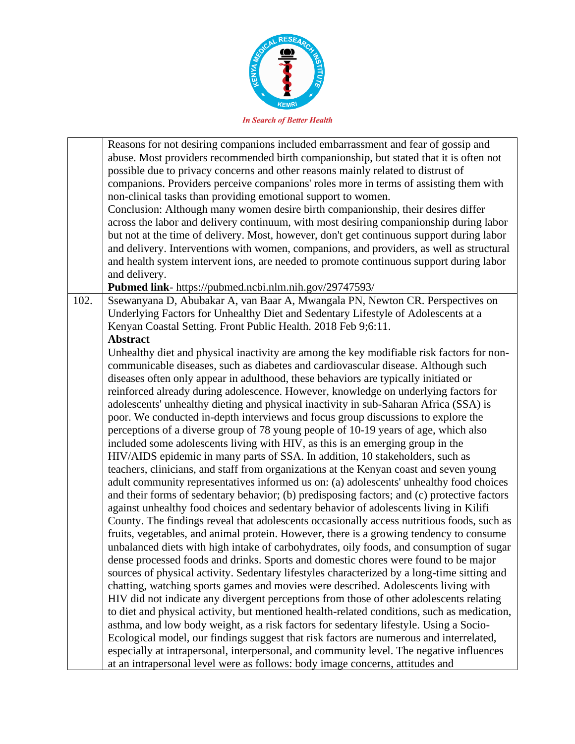| | |
|---|---|
| | Reasons for not desiring companions included embarrassment and fear of gossip and abuse. Most providers recommended birth companionship, but stated that it is often not possible due to privacy concerns and other reasons mainly related to distrust of companions. Providers perceive companions' roles more in terms of assisting them with non-clinical tasks than providing emotional support to women.<br>Conclusion: Although many women desire birth companionship, their desires differ across the labor and delivery continuum, with most desiring companionship during labor but not at the time of delivery. Most, however, don't get continuous support during labor and delivery. Interventions with women, companions, and providers, as well as structural and health system intervent ions, are needed to promote continuous support during labor and delivery.<br>**Pubmed link**- https://pubmed.ncbi.nlm.nih.gov/29747593/ |
| 102. | Ssewanyana D, Abubakar A, van Baar A, Mwangala PN, Newton CR. Perspectives on Underlying Factors for Unhealthy Diet and Sedentary Lifestyle of Adolescents at a Kenyan Coastal Setting. Front Public Health. 2018 Feb 9;6:11.<br>**Abstract**<br>Unhealthy diet and physical inactivity are among the key modifiable risk factors for non-communicable diseases, such as diabetes and cardiovascular disease. Although such diseases often only appear in adulthood, these behaviors are typically initiated or reinforced already during adolescence. However, knowledge on underlying factors for adolescents' unhealthy dieting and physical inactivity in sub-Saharan Africa (SSA) is poor. We conducted in-depth interviews and focus group discussions to explore the perceptions of a diverse group of 78 young people of 10-19 years of age, which also included some adolescents living with HIV, as this is an emerging group in the HIV/AIDS epidemic in many parts of SSA. In addition, 10 stakeholders, such as teachers, clinicians, and staff from organizations at the Kenyan coast and seven young adult community representatives informed us on: (a) adolescents' unhealthy food choices and their forms of sedentary behavior; (b) predisposing factors; and (c) protective factors against unhealthy food choices and sedentary behavior of adolescents living in Kilifi County. The findings reveal that adolescents occasionally access nutritious foods, such as fruits, vegetables, and animal protein. However, there is a growing tendency to consume unbalanced diets with high intake of carbohydrates, oily foods, and consumption of sugar dense processed foods and drinks. Sports and domestic chores were found to be major sources of physical activity. Sedentary lifestyles characterized by a long-time sitting and chatting, watching sports games and movies were described. Adolescents living with HIV did not indicate any divergent perceptions from those of other adolescents relating to diet and physical activity, but mentioned health-related conditions, such as medication, asthma, and low body weight, as a risk factors for sedentary lifestyle. Using a Socio-Ecological model, our findings suggest that risk factors are numerous and interrelated, especially at intrapersonal, interpersonal, and community level. The negative influences at an intrapersonal level were as follows: body image concerns, attitudes and |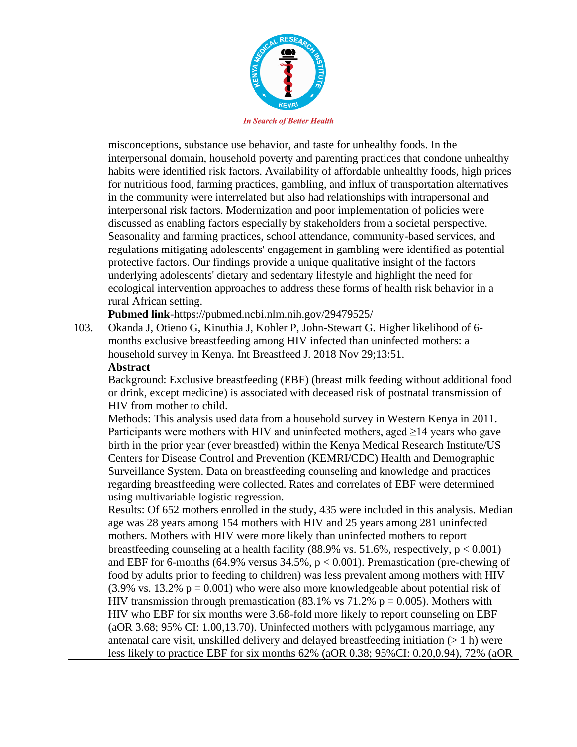| | |
|---|---|
| | misconceptions, substance use behavior, and taste for unhealthy foods. In the interpersonal domain, household poverty and parenting practices that condone unhealthy habits were identified risk factors. Availability of affordable unhealthy foods, high prices for nutritious food, farming practices, gambling, and influx of transportation alternatives in the community were interrelated but also had relationships with intrapersonal and interpersonal risk factors. Modernization and poor implementation of policies were discussed as enabling factors especially by stakeholders from a societal perspective. Seasonality and farming practices, school attendance, community-based services, and regulations mitigating adolescents' engagement in gambling were identified as potential protective factors. Our findings provide a unique qualitative insight of the factors underlying adolescents' dietary and sedentary lifestyle and highlight the need for ecological intervention approaches to address these forms of health risk behavior in a rural African setting.<br>**Pubmed link**-https://pubmed.ncbi.nlm.nih.gov/29479525/ |
| 103. | Okanda J, Otieno G, Kinuthia J, Kohler P, John-Stewart G. Higher likelihood of 6-months exclusive breastfeeding among HIV infected than uninfected mothers: a household survey in Kenya. Int Breastfeed J. 2018 Nov 29;13:51.<br>**Abstract**<br>Background: Exclusive breastfeeding (EBF) (breast milk feeding without additional food or drink, except medicine) is associated with deceased risk of postnatal transmission of HIV from mother to child.<br>Methods: This analysis used data from a household survey in Western Kenya in 2011. Participants were mothers with HIV and uninfected mothers, aged ≥14 years who gave birth in the prior year (ever breastfed) within the Kenya Medical Research Institute/US Centers for Disease Control and Prevention (KEMRI/CDC) Health and Demographic Surveillance System. Data on breastfeeding counseling and knowledge and practices regarding breastfeeding were collected. Rates and correlates of EBF were determined using multivariable logistic regression.<br>Results: Of 652 mothers enrolled in the study, 435 were included in this analysis. Median age was 28 years among 154 mothers with HIV and 25 years among 281 uninfected mothers. Mothers with HIV were more likely than uninfected mothers to report breastfeeding counseling at a health facility (88.9% vs. 51.6%, respectively, $p < 0.001$) and EBF for 6-months (64.9% versus 34.5%, $p < 0.001$). Premastication (pre-chewing of food by adults prior to feeding to children) was less prevalent among mothers with HIV (3.9% vs. 13.2% $p = 0.001$) who were also more knowledgeable about potential risk of HIV transmission through premastication (83.1% vs 71.2% $p = 0.005$). Mothers with HIV who EBF for six months were 3.68-fold more likely to report counseling on EBF (aOR 3.68; 95% CI: 1.00,13.70). Uninfected mothers with polygamous marriage, any antenatal care visit, unskilled delivery and delayed breastfeeding initiation (> 1 h) were less likely to practice EBF for six months 62% (aOR 0.38; 95%CI: 0.20,0.94), 72% (aOR |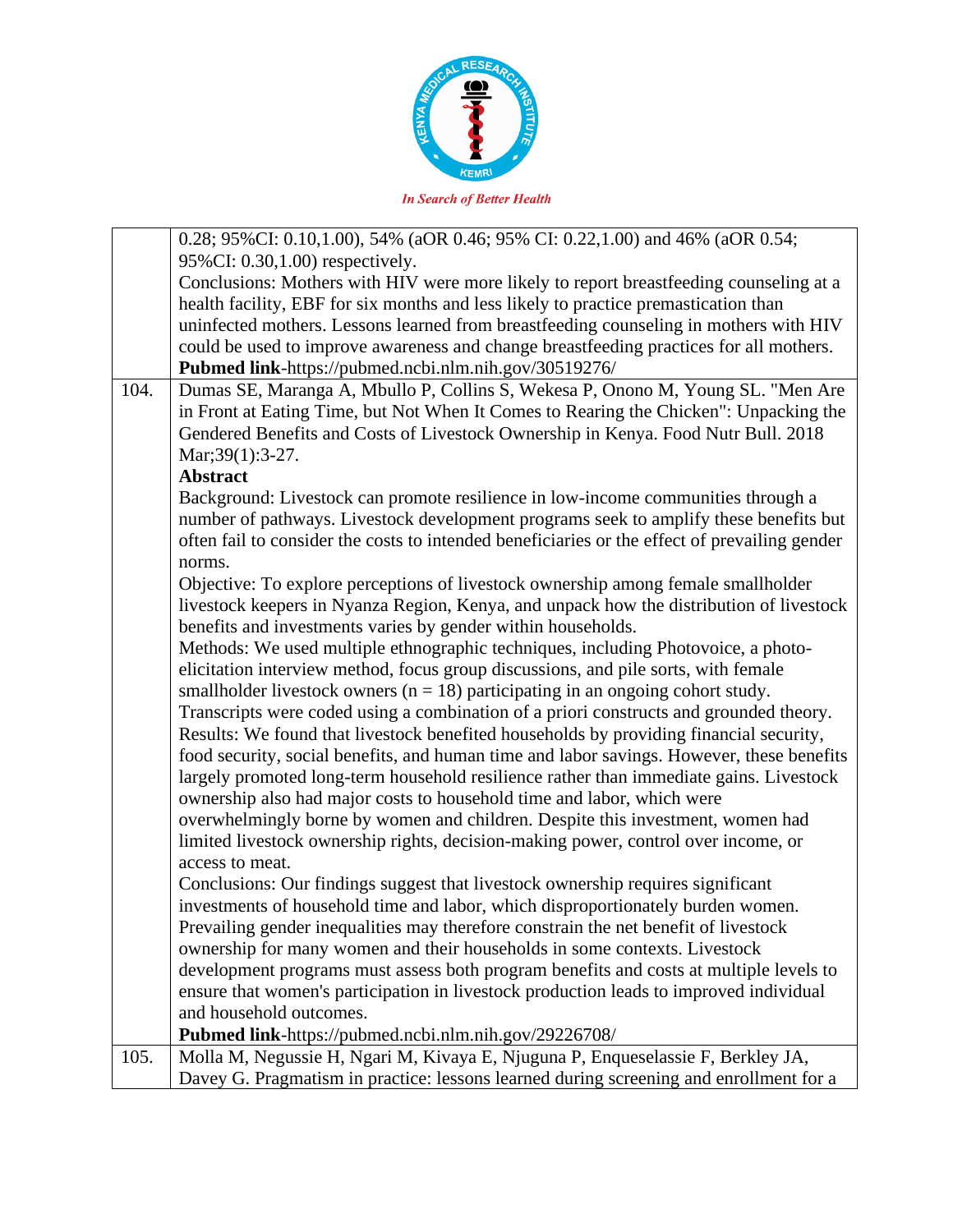| | |
|---|---|
| | 0.28; 95%CI: 0.10,1.00), 54% (aOR 0.46; 95% CI: 0.22,1.00) and 46% (aOR 0.54; 95%CI: 0.30,1.00) respectively.<br>Conclusions: Mothers with HIV were more likely to report breastfeeding counseling at a health facility, EBF for six months and less likely to practice premastication than uninfected mothers. Lessons learned from breastfeeding counseling in mothers with HIV could be used to improve awareness and change breastfeeding practices for all mothers.<br>**Pubmed link**-https://pubmed.ncbi.nlm.nih.gov/30519276/ |
| 104. | Dumas SE, Maranga A, Mbullo P, Collins S, Wekesa P, Onono M, Young SL. "Men Are in Front at Eating Time, but Not When It Comes to Rearing the Chicken": Unpacking the Gendered Benefits and Costs of Livestock Ownership in Kenya. Food Nutr Bull. 2018 Mar;39(1):3-27.<br>**Abstract**<br>Background: Livestock can promote resilience in low-income communities through a number of pathways. Livestock development programs seek to amplify these benefits but often fail to consider the costs to intended beneficiaries or the effect of prevailing gender norms.<br>Objective: To explore perceptions of livestock ownership among female smallholder livestock keepers in Nyanza Region, Kenya, and unpack how the distribution of livestock benefits and investments varies by gender within households.<br>Methods: We used multiple ethnographic techniques, including Photovoice, a photo-elicitation interview method, focus group discussions, and pile sorts, with female smallholder livestock owners (n = 18) participating in an ongoing cohort study. Transcripts were coded using a combination of a priori constructs and grounded theory.<br>Results: We found that livestock benefited households by providing financial security, food security, social benefits, and human time and labor savings. However, these benefits largely promoted long-term household resilience rather than immediate gains. Livestock ownership also had major costs to household time and labor, which were overwhelmingly borne by women and children. Despite this investment, women had limited livestock ownership rights, decision-making power, control over income, or access to meat.<br>Conclusions: Our findings suggest that livestock ownership requires significant investments of household time and labor, which disproportionately burden women. Prevailing gender inequalities may therefore constrain the net benefit of livestock ownership for many women and their households in some contexts. Livestock development programs must assess both program benefits and costs at multiple levels to ensure that women's participation in livestock production leads to improved individual and household outcomes.<br>**Pubmed link**-https://pubmed.ncbi.nlm.nih.gov/29226708/ |
| 105. | Molla M, Negussie H, Ngari M, Kivaya E, Njuguna P, Enqueselassie F, Berkley JA, Davey G. Pragmatism in practice: lessons learned during screening and enrollment for a |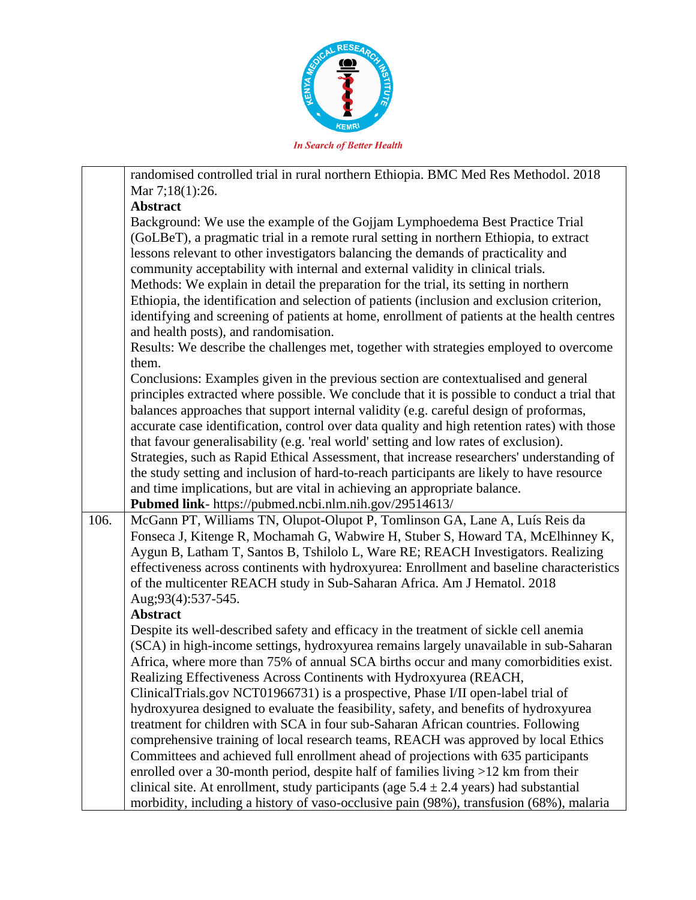| | |
|---|---|
| | randomised controlled trial in rural northern Ethiopia. BMC Med Res Methodol. 2018 Mar 7;18(1):26.<br>**Abstract**<br>Background: We use the example of the Gojjam Lymphoedema Best Practice Trial (GoLBeT), a pragmatic trial in a remote rural setting in northern Ethiopia, to extract lessons relevant to other investigators balancing the demands of practicality and community acceptability with internal and external validity in clinical trials.<br>Methods: We explain in detail the preparation for the trial, its setting in northern Ethiopia, the identification and selection of patients (inclusion and exclusion criterion, identifying and screening of patients at home, enrollment of patients at the health centres and health posts), and randomisation.<br>Results: We describe the challenges met, together with strategies employed to overcome them.<br>Conclusions: Examples given in the previous section are contextualised and general principles extracted where possible. We conclude that it is possible to conduct a trial that balances approaches that support internal validity (e.g. careful design of proformas, accurate case identification, control over data quality and high retention rates) with those that favour generalisability (e.g. 'real world' setting and low rates of exclusion). Strategies, such as Rapid Ethical Assessment, that increase researchers' understanding of the study setting and inclusion of hard-to-reach participants are likely to have resource and time implications, but are vital in achieving an appropriate balance.<br>**Pubmed link**- https://pubmed.ncbi.nlm.nih.gov/29514613/ |
| 106. | McGann PT, Williams TN, Olupot-Olupot P, Tomlinson GA, Lane A, Luís Reis da Fonseca J, Kitenge R, Mochamah G, Wabwire H, Stuber S, Howard TA, McElhinney K, Aygun B, Latham T, Santos B, Tshilolo L, Ware RE; REACH Investigators. Realizing effectiveness across continents with hydroxyurea: Enrollment and baseline characteristics of the multicenter REACH study in Sub-Saharan Africa. Am J Hematol. 2018 Aug;93(4):537-545.<br>**Abstract**<br>Despite its well-described safety and efficacy in the treatment of sickle cell anemia (SCA) in high-income settings, hydroxyurea remains largely unavailable in sub-Saharan Africa, where more than 75% of annual SCA births occur and many comorbidities exist. Realizing Effectiveness Across Continents with Hydroxyurea (REACH, ClinicalTrials.gov NCT01966731) is a prospective, Phase I/II open-label trial of hydroxyurea designed to evaluate the feasibility, safety, and benefits of hydroxyurea treatment for children with SCA in four sub-Saharan African countries. Following comprehensive training of local research teams, REACH was approved by local Ethics Committees and achieved full enrollment ahead of projections with 635 participants enrolled over a 30-month period, despite half of families living >12 km from their clinical site. At enrollment, study participants (age 5.4 ± 2.4 years) had substantial morbidity, including a history of vaso-occlusive pain (98%), transfusion (68%), malaria |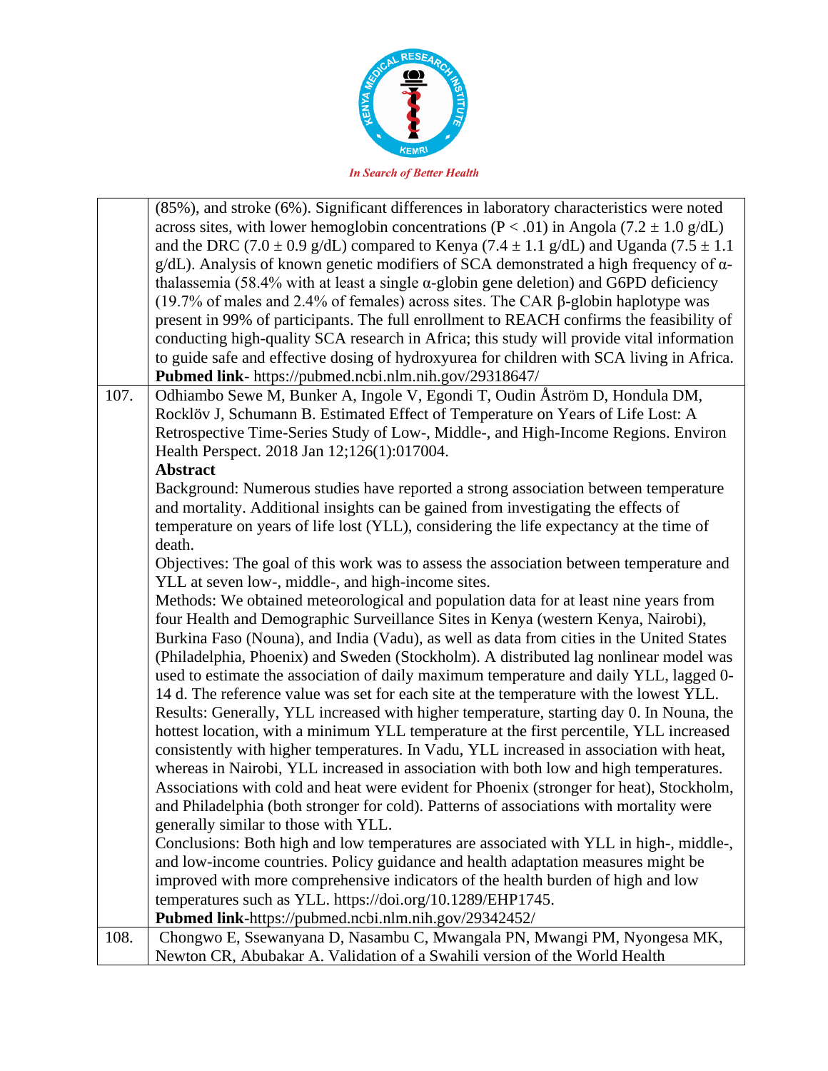|  |  |
|---|---|
|  | (85%), and stroke (6%). Significant differences in laboratory characteristics were noted across sites, with lower hemoglobin concentrations ($P < .01$) in Angola ($7.2 \pm 1.0$ g/dL) and the DRC ($7.0 \pm 0.9$ g/dL) compared to Kenya ($7.4 \pm 1.1$ g/dL) and Uganda ($7.5 \pm 1.1$ g/dL). Analysis of known genetic modifiers of SCA demonstrated a high frequency of α-thalassemia (58.4% with at least a single α-globin gene deletion) and G6PD deficiency (19.7% of males and 2.4% of females) across sites. The CAR β-globin haplotype was present in 99% of participants. The full enrollment to REACH confirms the feasibility of conducting high-quality SCA research in Africa; this study will provide vital information to guide safe and effective dosing of hydroxyurea for children with SCA living in Africa.<br>**Pubmed link**- https://pubmed.ncbi.nlm.nih.gov/29318647/ |
| 107. | Odhiambo Sewe M, Bunker A, Ingole V, Egondi T, Oudin Åström D, Hondula DM, Rocklöv J, Schumann B. Estimated Effect of Temperature on Years of Life Lost: A Retrospective Time-Series Study of Low-, Middle-, and High-Income Regions. Environ Health Perspect. 2018 Jan 12;126(1):017004.<br>**Abstract**<br>Background: Numerous studies have reported a strong association between temperature and mortality. Additional insights can be gained from investigating the effects of temperature on years of life lost (YLL), considering the life expectancy at the time of death.<br>Objectives: The goal of this work was to assess the association between temperature and YLL at seven low-, middle-, and high-income sites.<br>Methods: We obtained meteorological and population data for at least nine years from four Health and Demographic Surveillance Sites in Kenya (western Kenya, Nairobi), Burkina Faso (Nouna), and India (Vadu), as well as data from cities in the United States (Philadelphia, Phoenix) and Sweden (Stockholm). A distributed lag nonlinear model was used to estimate the association of daily maximum temperature and daily YLL, lagged 0-14 d. The reference value was set for each site at the temperature with the lowest YLL.<br>Results: Generally, YLL increased with higher temperature, starting day 0. In Nouna, the hottest location, with a minimum YLL temperature at the first percentile, YLL increased consistently with higher temperatures. In Vadu, YLL increased in association with heat, whereas in Nairobi, YLL increased in association with both low and high temperatures. Associations with cold and heat were evident for Phoenix (stronger for heat), Stockholm, and Philadelphia (both stronger for cold). Patterns of associations with mortality were generally similar to those with YLL.<br>Conclusions: Both high and low temperatures are associated with YLL in high-, middle-, and low-income countries. Policy guidance and health adaptation measures might be improved with more comprehensive indicators of the health burden of high and low temperatures such as YLL. https://doi.org/10.1289/EHP1745.<br>**Pubmed link**-https://pubmed.ncbi.nlm.nih.gov/29342452/ |
| 108. | Chongwo E, Ssewanyana D, Nasambu C, Mwangala PN, Mwangi PM, Nyongesa MK, Newton CR, Abubakar A. Validation of a Swahili version of the World Health |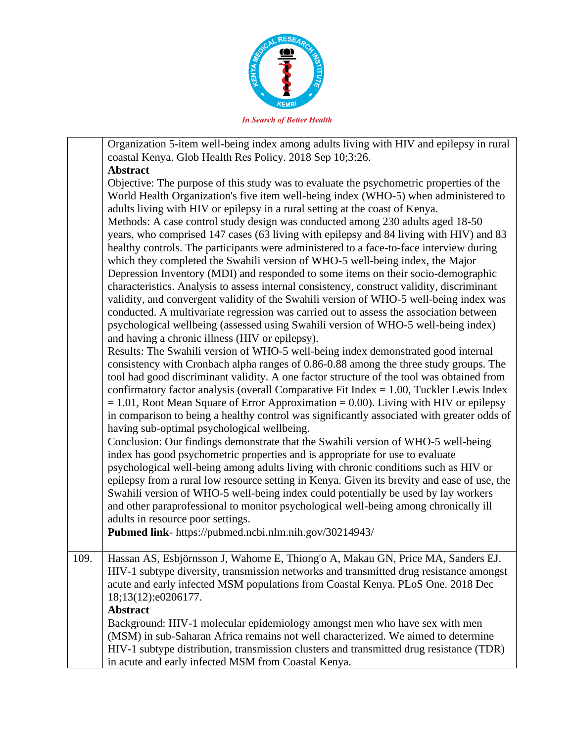|  | Organization 5-item well-being index among adults living with HIV and epilepsy in rural coastal Kenya. Glob Health Res Policy. 2018 Sep 10;3:26.<br>**Abstract**<br>Objective: The purpose of this study was to evaluate the psychometric properties of the World Health Organization's five item well-being index (WHO-5) when administered to adults living with HIV or epilepsy in a rural setting at the coast of Kenya.<br>Methods: A case control study design was conducted among 230 adults aged 18-50 years, who comprised 147 cases (63 living with epilepsy and 84 living with HIV) and 83 healthy controls. The participants were administered to a face-to-face interview during which they completed the Swahili version of WHO-5 well-being index, the Major Depression Inventory (MDI) and responded to some items on their socio-demographic characteristics. Analysis to assess internal consistency, construct validity, discriminant validity, and convergent validity of the Swahili version of WHO-5 well-being index was conducted. A multivariate regression was carried out to assess the association between psychological wellbeing (assessed using Swahili version of WHO-5 well-being index) and having a chronic illness (HIV or epilepsy).<br>Results: The Swahili version of WHO-5 well-being index demonstrated good internal consistency with Cronbach alpha ranges of 0.86-0.88 among the three study groups. The tool had good discriminant validity. A one factor structure of the tool was obtained from confirmatory factor analysis (overall Comparative Fit Index = 1.00, Tuckler Lewis Index = 1.01, Root Mean Square of Error Approximation = 0.00). Living with HIV or epilepsy in comparison to being a healthy control was significantly associated with greater odds of having sub-optimal psychological wellbeing.<br>Conclusion: Our findings demonstrate that the Swahili version of WHO-5 well-being index has good psychometric properties and is appropriate for use to evaluate psychological well-being among adults living with chronic conditions such as HIV or epilepsy from a rural low resource setting in Kenya. Given its brevity and ease of use, the Swahili version of WHO-5 well-being index could potentially be used by lay workers and other paraprofessional to monitor psychological well-being among chronically ill adults in resource poor settings.<br>**Pubmed link**- https://pubmed.ncbi.nlm.nih.gov/30214943/ |
| 109. | Hassan AS, Esbjörnsson J, Wahome E, Thiong'o A, Makau GN, Price MA, Sanders EJ. HIV-1 subtype diversity, transmission networks and transmitted drug resistance amongst acute and early infected MSM populations from Coastal Kenya. PLoS One. 2018 Dec 18;13(12):e0206177.<br>**Abstract**<br>Background: HIV-1 molecular epidemiology amongst men who have sex with men (MSM) in sub-Saharan Africa remains not well characterized. We aimed to determine HIV-1 subtype distribution, transmission clusters and transmitted drug resistance (TDR) in acute and early infected MSM from Coastal Kenya. |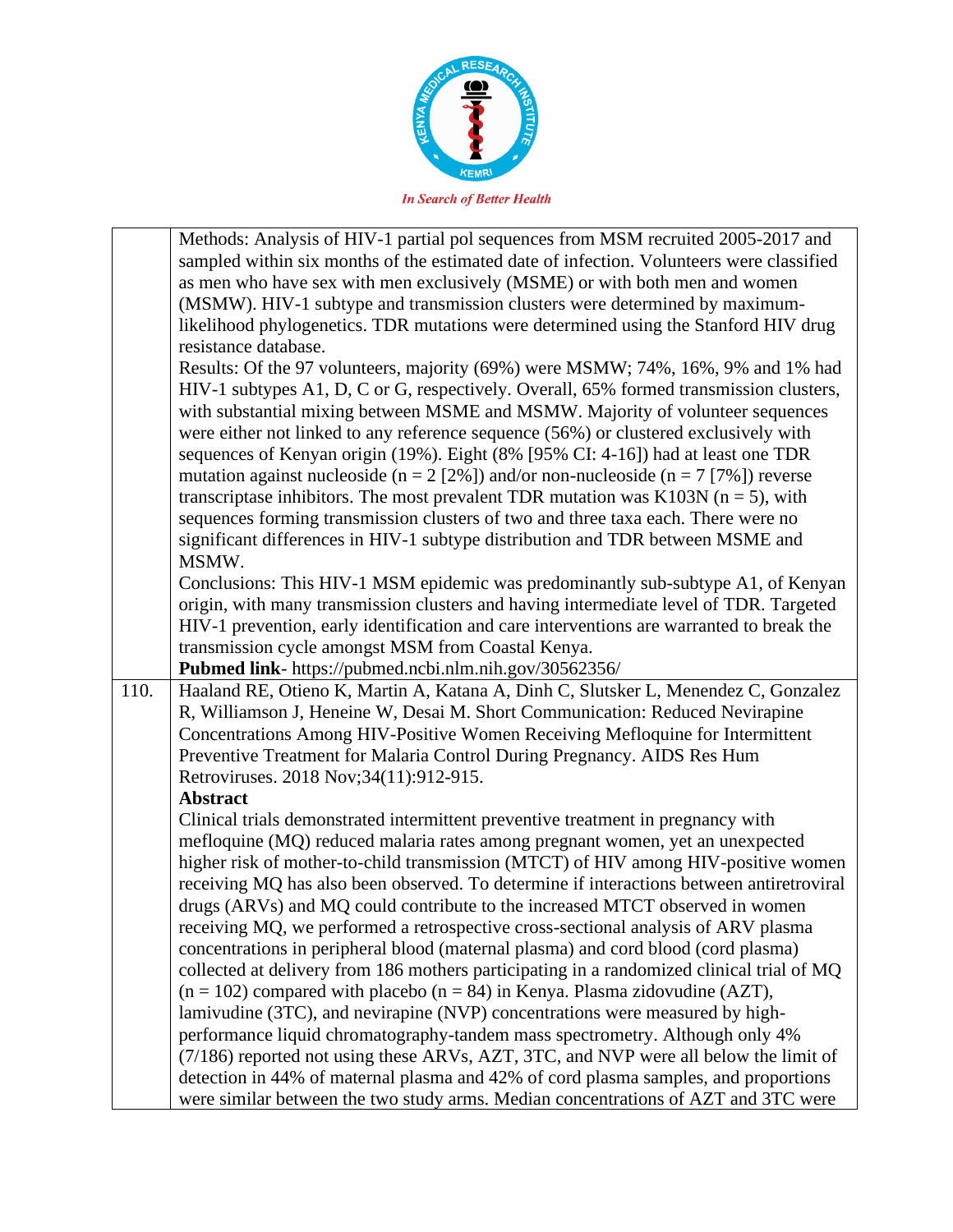|  | Methods: Analysis of HIV-1 partial pol sequences from MSM recruited 2005-2017 and sampled within six months of the estimated date of infection. Volunteers were classified as men who have sex with men exclusively (MSME) or with both men and women (MSMW). HIV-1 subtype and transmission clusters were determined by maximum-likelihood phylogenetics. TDR mutations were determined using the Stanford HIV drug resistance database.<br>Results: Of the 97 volunteers, majority (69%) were MSMW; 74%, 16%, 9% and 1% had HIV-1 subtypes A1, D, C or G, respectively. Overall, 65% formed transmission clusters, with substantial mixing between MSME and MSMW. Majority of volunteer sequences were either not linked to any reference sequence (56%) or clustered exclusively with sequences of Kenyan origin (19%). Eight (8% [95% CI: 4-16]) had at least one TDR mutation against nucleoside (n = 2 [2%]) and/or non-nucleoside (n = 7 [7%]) reverse transcriptase inhibitors. The most prevalent TDR mutation was K103N (n = 5), with sequences forming transmission clusters of two and three taxa each. There were no significant differences in HIV-1 subtype distribution and TDR between MSME and MSMW.<br>Conclusions: This HIV-1 MSM epidemic was predominantly sub-subtype A1, of Kenyan origin, with many transmission clusters and having intermediate level of TDR. Targeted HIV-1 prevention, early identification and care interventions are warranted to break the transmission cycle amongst MSM from Coastal Kenya.<br>**Pubmed link**- https://pubmed.ncbi.nlm.nih.gov/30562356/ |
|---|---|
| 110. | Haaland RE, Otieno K, Martin A, Katana A, Dinh C, Slutsker L, Menendez C, Gonzalez R, Williamson J, Heneine W, Desai M. Short Communication: Reduced Nevirapine Concentrations Among HIV-Positive Women Receiving Mefloquine for Intermittent Preventive Treatment for Malaria Control During Pregnancy. AIDS Res Hum Retroviruses. 2018 Nov;34(11):912-915.<br>**Abstract**<br>Clinical trials demonstrated intermittent preventive treatment in pregnancy with mefloquine (MQ) reduced malaria rates among pregnant women, yet an unexpected higher risk of mother-to-child transmission (MTCT) of HIV among HIV-positive women receiving MQ has also been observed. To determine if interactions between antiretroviral drugs (ARVs) and MQ could contribute to the increased MTCT observed in women receiving MQ, we performed a retrospective cross-sectional analysis of ARV plasma concentrations in peripheral blood (maternal plasma) and cord blood (cord plasma) collected at delivery from 186 mothers participating in a randomized clinical trial of MQ (n = 102) compared with placebo (n = 84) in Kenya. Plasma zidovudine (AZT), lamivudine (3TC), and nevirapine (NVP) concentrations were measured by high-performance liquid chromatography-tandem mass spectrometry. Although only 4% (7/186) reported not using these ARVs, AZT, 3TC, and NVP were all below the limit of detection in 44% of maternal plasma and 42% of cord plasma samples, and proportions were similar between the two study arms. Median concentrations of AZT and 3TC were |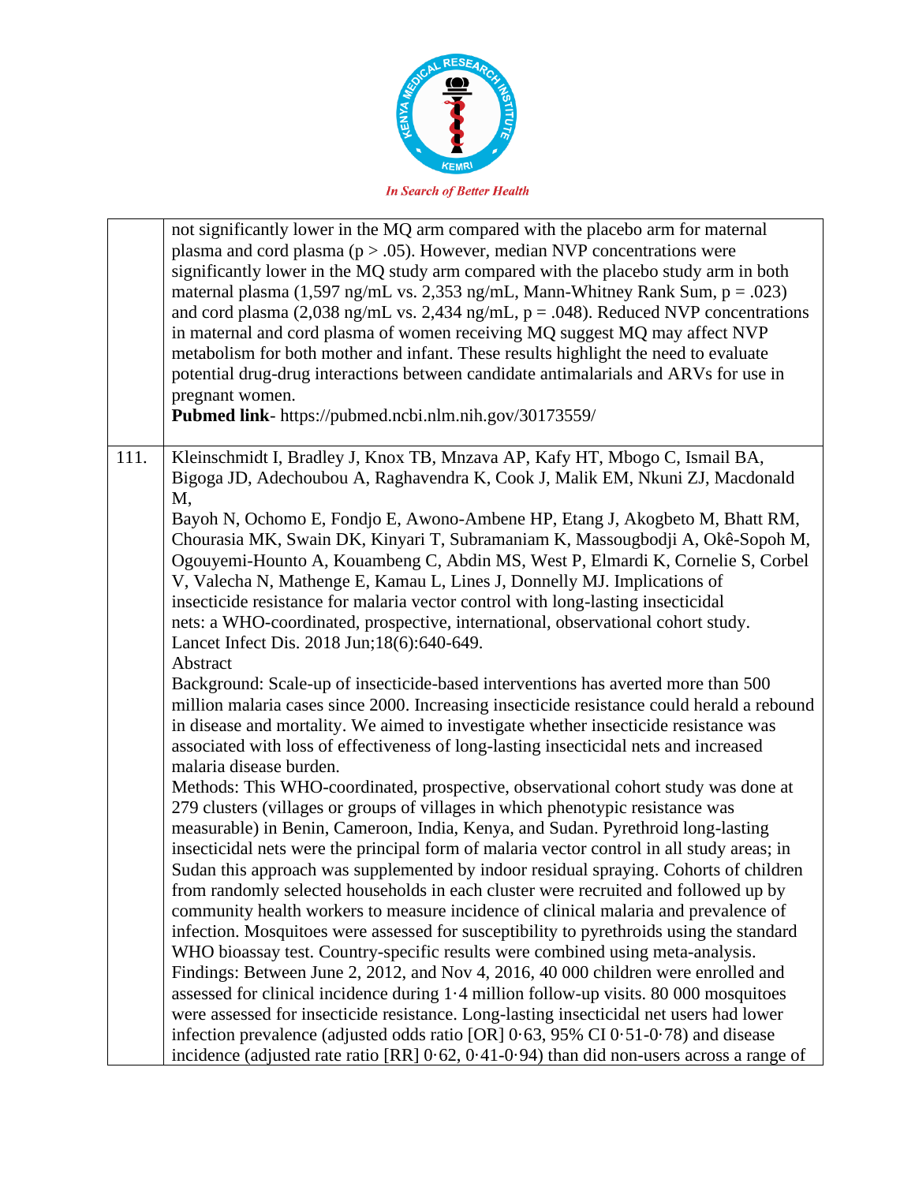| | |
|---|---|
| | not significantly lower in the MQ arm compared with the placebo arm for maternal plasma and cord plasma (p > .05). However, median NVP concentrations were significantly lower in the MQ study arm compared with the placebo study arm in both maternal plasma (1,597 ng/mL vs. 2,353 ng/mL, Mann-Whitney Rank Sum, p = .023) and cord plasma (2,038 ng/mL vs. 2,434 ng/mL, p = .048). Reduced NVP concentrations in maternal and cord plasma of women receiving MQ suggest MQ may affect NVP metabolism for both mother and infant. These results highlight the need to evaluate potential drug-drug interactions between candidate antimalarials and ARVs for use in pregnant women. **Pubmed link**- https://pubmed.ncbi.nlm.nih.gov/30173559/ |
| 111. | Kleinschmidt I, Bradley J, Knox TB, Mnzava AP, Kafy HT, Mbogo C, Ismail BA, Bigoga JD, Adechoubou A, Raghavendra K, Cook J, Malik EM, Nkuni ZJ, Macdonald M, Bayoh N, Ochomo E, Fondjo E, Awono-Ambene HP, Etang J, Akogbeto M, Bhatt RM, Chourasia MK, Swain DK, Kinyari T, Subramaniam K, Massougbodji A, Okê-Sopoh M, Ogouyemi-Hounto A, Kouambeng C, Abdin MS, West P, Elmardi K, Cornelie S, Corbel V, Valecha N, Mathenge E, Kamau L, Lines J, Donnelly MJ. Implications of insecticide resistance for malaria vector control with long-lasting insecticidal nets: a WHO-coordinated, prospective, international, observational cohort study. Lancet Infect Dis. 2018 Jun;18(6):640-649. <br>Abstract <br>Background: Scale-up of insecticide-based interventions has averted more than 500 million malaria cases since 2000. Increasing insecticide resistance could herald a rebound in disease and mortality. We aimed to investigate whether insecticide resistance was associated with loss of effectiveness of long-lasting insecticidal nets and increased malaria disease burden. <br>Methods: This WHO-coordinated, prospective, observational cohort study was done at 279 clusters (villages or groups of villages in which phenotypic resistance was measurable) in Benin, Cameroon, India, Kenya, and Sudan. Pyrethroid long-lasting insecticidal nets were the principal form of malaria vector control in all study areas; in Sudan this approach was supplemented by indoor residual spraying. Cohorts of children from randomly selected households in each cluster were recruited and followed up by community health workers to measure incidence of clinical malaria and prevalence of infection. Mosquitoes were assessed for susceptibility to pyrethroids using the standard WHO bioassay test. Country-specific results were combined using meta-analysis. <br>Findings: Between June 2, 2012, and Nov 4, 2016, 40 000 children were enrolled and assessed for clinical incidence during 1·4 million follow-up visits. 80 000 mosquitoes were assessed for insecticide resistance. Long-lasting insecticidal net users had lower infection prevalence (adjusted odds ratio [OR] 0·63, 95% CI 0·51-0·78) and disease incidence (adjusted rate ratio [RR] 0·62, 0·41-0·94) than did non-users across a range of |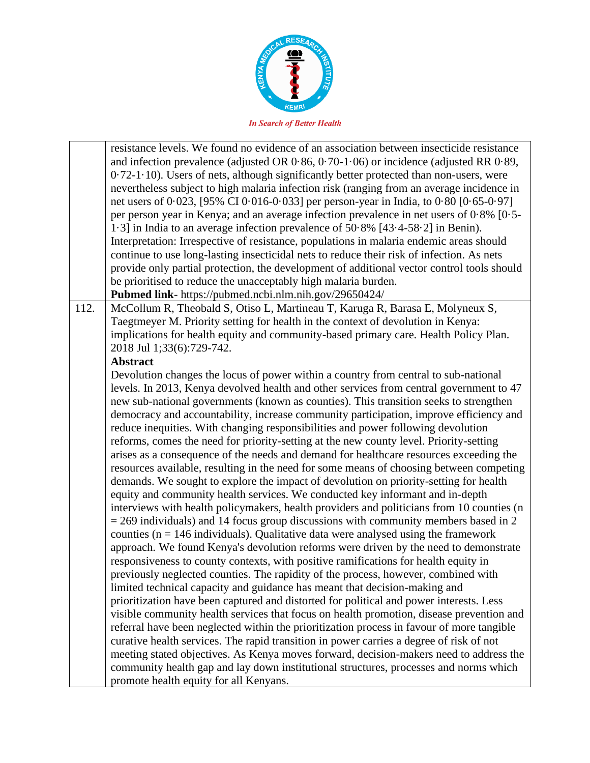| | |
|---|---|
| | resistance levels. We found no evidence of an association between insecticide resistance and infection prevalence (adjusted OR 0·86, 0·70-1·06) or incidence (adjusted RR 0·89, 0·72-1·10). Users of nets, although significantly better protected than non-users, were nevertheless subject to high malaria infection risk (ranging from an average incidence in net users of 0·023, [95% CI 0·016-0·033] per person-year in India, to 0·80 [0·65-0·97] per person year in Kenya; and an average infection prevalence in net users of 0·8% [0·5-1·3] in India to an average infection prevalence of 50·8% [43·4-58·2] in Benin). Interpretation: Irrespective of resistance, populations in malaria endemic areas should continue to use long-lasting insecticidal nets to reduce their risk of infection. As nets provide only partial protection, the development of additional vector control tools should be prioritised to reduce the unacceptably high malaria burden.<br>**Pubmed link**- https://pubmed.ncbi.nlm.nih.gov/29650424/ |
| 112. | McCollum R, Theobald S, Otiso L, Martineau T, Karuga R, Barasa E, Molyneux S, Taegtmeyer M. Priority setting for health in the context of devolution in Kenya: implications for health equity and community-based primary care. Health Policy Plan. 2018 Jul 1;33(6):729-742.<br>**Abstract**<br>Devolution changes the locus of power within a country from central to sub-national levels. In 2013, Kenya devolved health and other services from central government to 47 new sub-national governments (known as counties). This transition seeks to strengthen democracy and accountability, increase community participation, improve efficiency and reduce inequities. With changing responsibilities and power following devolution reforms, comes the need for priority-setting at the new county level. Priority-setting arises as a consequence of the needs and demand for healthcare resources exceeding the resources available, resulting in the need for some means of choosing between competing demands. We sought to explore the impact of devolution on priority-setting for health equity and community health services. We conducted key informant and in-depth interviews with health policymakers, health providers and politicians from 10 counties (n = 269 individuals) and 14 focus group discussions with community members based in 2 counties (n = 146 individuals). Qualitative data were analysed using the framework approach. We found Kenya's devolution reforms were driven by the need to demonstrate responsiveness to county contexts, with positive ramifications for health equity in previously neglected counties. The rapidity of the process, however, combined with limited technical capacity and guidance has meant that decision-making and prioritization have been captured and distorted for political and power interests. Less visible community health services that focus on health promotion, disease prevention and referral have been neglected within the prioritization process in favour of more tangible curative health services. The rapid transition in power carries a degree of risk of not meeting stated objectives. As Kenya moves forward, decision-makers need to address the community health gap and lay down institutional structures, processes and norms which promote health equity for all Kenyans. |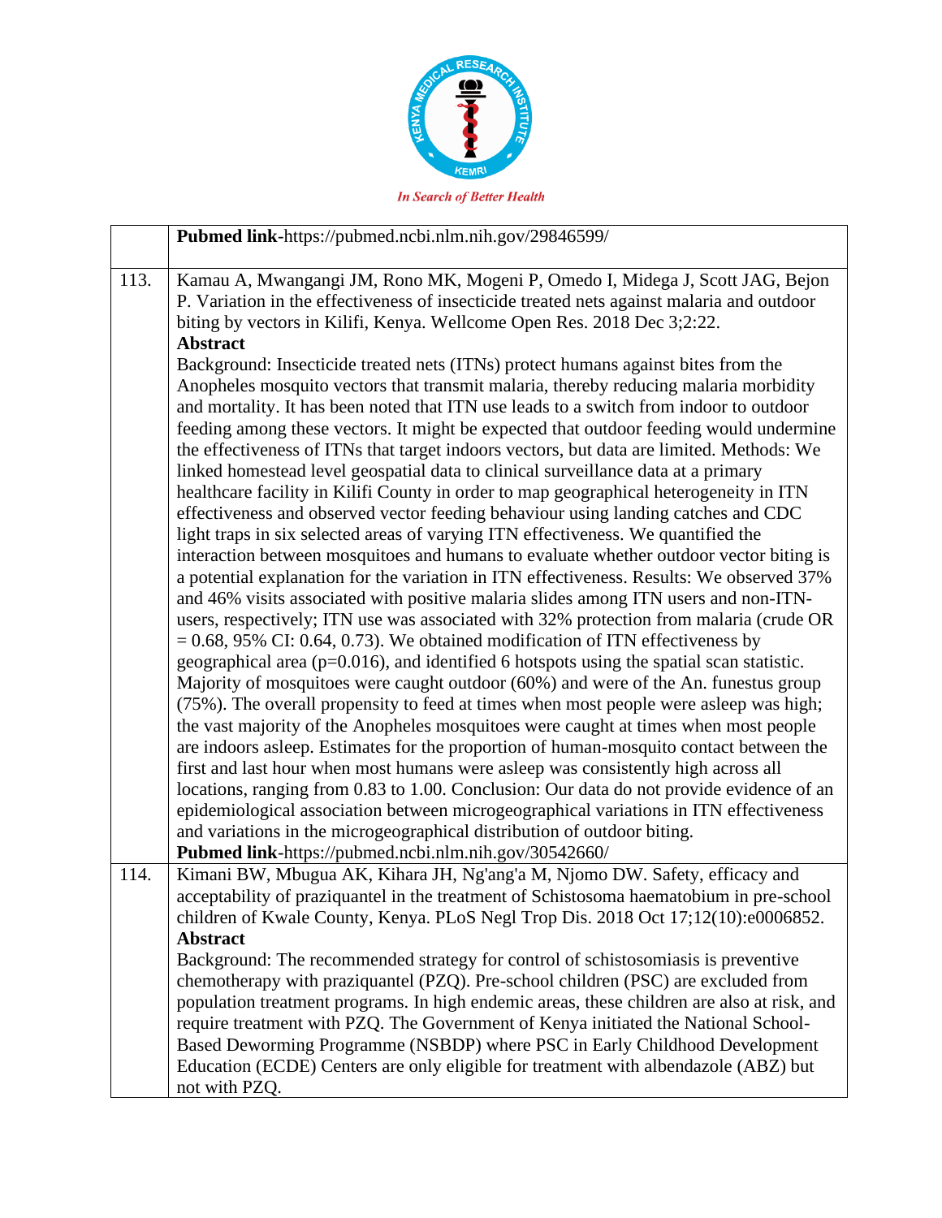| | |
|---|---|
| | **Pubmed link**-https://pubmed.ncbi.nlm.nih.gov/29846599/ |
| 113. | Kamau A, Mwangangi JM, Rono MK, Mogeni P, Omedo I, Midega J, Scott JAG, Bejon P. Variation in the effectiveness of insecticide treated nets against malaria and outdoor biting by vectors in Kilifi, Kenya. Wellcome Open Res. 2018 Dec 3;2:22.<br>**Abstract**<br>Background: Insecticide treated nets (ITNs) protect humans against bites from the Anopheles mosquito vectors that transmit malaria, thereby reducing malaria morbidity and mortality. It has been noted that ITN use leads to a switch from indoor to outdoor feeding among these vectors. It might be expected that outdoor feeding would undermine the effectiveness of ITNs that target indoors vectors, but data are limited. Methods: We linked homestead level geospatial data to clinical surveillance data at a primary healthcare facility in Kilifi County in order to map geographical heterogeneity in ITN effectiveness and observed vector feeding behaviour using landing catches and CDC light traps in six selected areas of varying ITN effectiveness. We quantified the interaction between mosquitoes and humans to evaluate whether outdoor vector biting is a potential explanation for the variation in ITN effectiveness. Results: We observed 37% and 46% visits associated with positive malaria slides among ITN users and non-ITN-users, respectively; ITN use was associated with 32% protection from malaria (crude OR = 0.68, 95% CI: 0.64, 0.73). We obtained modification of ITN effectiveness by geographical area (p=0.016), and identified 6 hotspots using the spatial scan statistic. Majority of mosquitoes were caught outdoor (60%) and were of the An. funestus group (75%). The overall propensity to feed at times when most people were asleep was high; the vast majority of the Anopheles mosquitoes were caught at times when most people are indoors asleep. Estimates for the proportion of human-mosquito contact between the first and last hour when most humans were asleep was consistently high across all locations, ranging from 0.83 to 1.00. Conclusion: Our data do not provide evidence of an epidemiological association between microgeographical variations in ITN effectiveness and variations in the microgeographical distribution of outdoor biting.<br>**Pubmed link**-https://pubmed.ncbi.nlm.nih.gov/30542660/ |
| 114. | Kimani BW, Mbugua AK, Kihara JH, Ng'ang'a M, Njomo DW. Safety, efficacy and acceptability of praziquantel in the treatment of Schistosoma haematobium in pre-school children of Kwale County, Kenya. PLoS Negl Trop Dis. 2018 Oct 17;12(10):e0006852.<br>**Abstract**<br>Background: The recommended strategy for control of schistosomiasis is preventive chemotherapy with praziquantel (PZQ). Pre-school children (PSC) are excluded from population treatment programs. In high endemic areas, these children are also at risk, and require treatment with PZQ. The Government of Kenya initiated the National School-Based Deworming Programme (NSBDP) where PSC in Early Childhood Development Education (ECDE) Centers are only eligible for treatment with albendazole (ABZ) but not with PZQ. |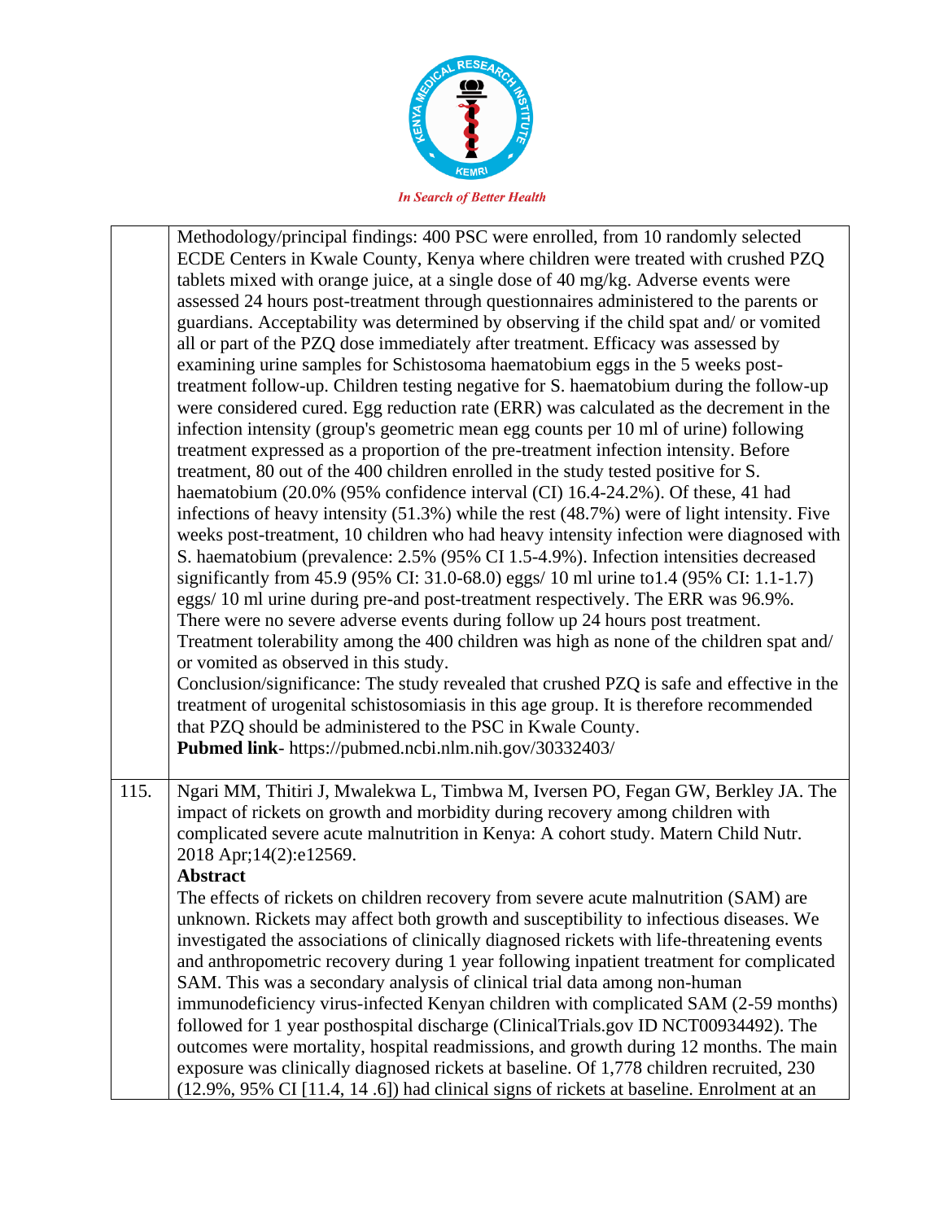Methodology/principal findings: 400 PSC were enrolled, from 10 randomly selected ECDE Centers in Kwale County, Kenya where children were treated with crushed PZQ tablets mixed with orange juice, at a single dose of 40 mg/kg. Adverse events were assessed 24 hours post-treatment through questionnaires administered to the parents or guardians. Acceptability was determined by observing if the child spat and/ or vomited all or part of the PZQ dose immediately after treatment. Efficacy was assessed by examining urine samples for Schistosoma haematobium eggs in the 5 weeks post-treatment follow-up. Children testing negative for S. haematobium during the follow-up were considered cured. Egg reduction rate (ERR) was calculated as the decrement in the infection intensity (group's geometric mean egg counts per 10 ml of urine) following treatment expressed as a proportion of the pre-treatment infection intensity. Before treatment, 80 out of the 400 children enrolled in the study tested positive for S. haematobium (20.0% (95% confidence interval (CI) 16.4-24.2%). Of these, 41 had infections of heavy intensity (51.3%) while the rest (48.7%) were of light intensity. Five weeks post-treatment, 10 children who had heavy intensity infection were diagnosed with S. haematobium (prevalence: 2.5% (95% CI 1.5-4.9%). Infection intensities decreased significantly from 45.9 (95% CI: 31.0-68.0) eggs/ 10 ml urine to1.4 (95% CI: 1.1-1.7) eggs/ 10 ml urine during pre-and post-treatment respectively. The ERR was 96.9%. There were no severe adverse events during follow up 24 hours post treatment. Treatment tolerability among the 400 children was high as none of the children spat and/ or vomited as observed in this study.
Conclusion/significance: The study revealed that crushed PZQ is safe and effective in the treatment of urogenital schistosomiasis in this age group. It is therefore recommended that PZQ should be administered to the PSC in Kwale County.
**Pubmed link**- https://pubmed.ncbi.nlm.nih.gov/30332403/

115. Ngari MM, Thitiri J, Mwalekwa L, Timbwa M, Iversen PO, Fegan GW, Berkley JA. The impact of rickets on growth and morbidity during recovery among children with complicated severe acute malnutrition in Kenya: A cohort study. Matern Child Nutr. 2018 Apr;14(2):e12569.

**Abstract**

The effects of rickets on children recovery from severe acute malnutrition (SAM) are unknown. Rickets may affect both growth and susceptibility to infectious diseases. We investigated the associations of clinically diagnosed rickets with life-threatening events and anthropometric recovery during 1 year following inpatient treatment for complicated SAM. This was a secondary analysis of clinical trial data among non-human immunodeficiency virus-infected Kenyan children with complicated SAM (2-59 months) followed for 1 year posthospital discharge (ClinicalTrials.gov ID NCT00934492). The outcomes were mortality, hospital readmissions, and growth during 12 months. The main exposure was clinically diagnosed rickets at baseline. Of 1,778 children recruited, 230 (12.9%, 95% CI [11.4, 14 .6]) had clinical signs of rickets at baseline. Enrolment at an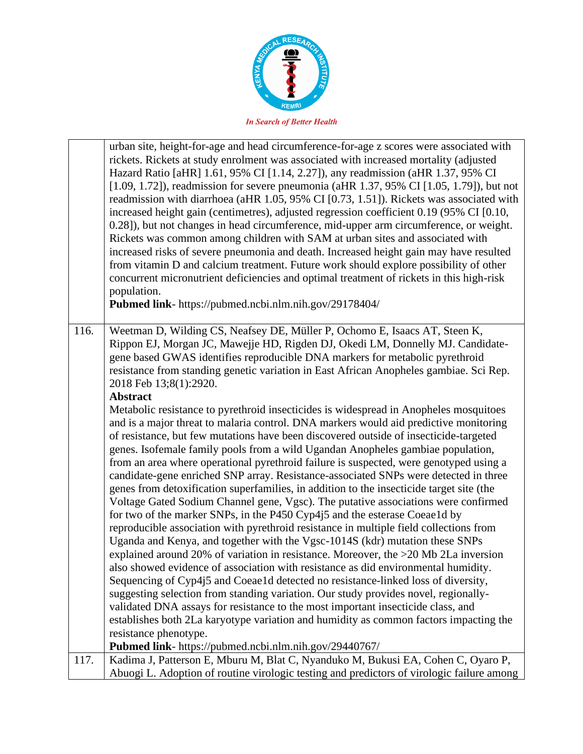|  | urban site, height-for-age and head circumference-for-age z scores were associated with rickets. Rickets at study enrolment was associated with increased mortality (adjusted Hazard Ratio [aHR] 1.61, 95% CI [1.14, 2.27]), any readmission (aHR 1.37, 95% CI [1.09, 1.72]), readmission for severe pneumonia (aHR 1.37, 95% CI [1.05, 1.79]), but not readmission with diarrhoea (aHR 1.05, 95% CI [0.73, 1.51]). Rickets was associated with increased height gain (centimetres), adjusted regression coefficient 0.19 (95% CI [0.10, 0.28]), but not changes in head circumference, mid-upper arm circumference, or weight. Rickets was common among children with SAM at urban sites and associated with increased risks of severe pneumonia and death. Increased height gain may have resulted from vitamin D and calcium treatment. Future work should explore possibility of other concurrent micronutrient deficiencies and optimal treatment of rickets in this high-risk population.<br>**Pubmed link**- https://pubmed.ncbi.nlm.nih.gov/29178404/ |
|---|---|
| 116. | Weetman D, Wilding CS, Neafsey DE, Müller P, Ochomo E, Isaacs AT, Steen K, Rippon EJ, Morgan JC, Mawejje HD, Rigden DJ, Okedi LM, Donnelly MJ. Candidate-gene based GWAS identifies reproducible DNA markers for metabolic pyrethroid resistance from standing genetic variation in East African Anopheles gambiae. Sci Rep. 2018 Feb 13;8(1):2920.<br>**Abstract**<br>Metabolic resistance to pyrethroid insecticides is widespread in Anopheles mosquitoes and is a major threat to malaria control. DNA markers would aid predictive monitoring of resistance, but few mutations have been discovered outside of insecticide-targeted genes. Isofemale family pools from a wild Ugandan Anopheles gambiae population, from an area where operational pyrethroid failure is suspected, were genotyped using a candidate-gene enriched SNP array. Resistance-associated SNPs were detected in three genes from detoxification superfamilies, in addition to the insecticide target site (the Voltage Gated Sodium Channel gene, Vgsc). The putative associations were confirmed for two of the marker SNPs, in the P450 Cyp4j5 and the esterase Coeae1d by reproducible association with pyrethroid resistance in multiple field collections from Uganda and Kenya, and together with the Vgsc-1014S (kdr) mutation these SNPs explained around 20% of variation in resistance. Moreover, the >20 Mb 2La inversion also showed evidence of association with resistance as did environmental humidity. Sequencing of Cyp4j5 and Coeae1d detected no resistance-linked loss of diversity, suggesting selection from standing variation. Our study provides novel, regionally-validated DNA assays for resistance to the most important insecticide class, and establishes both 2La karyotype variation and humidity as common factors impacting the resistance phenotype.<br>**Pubmed link**- https://pubmed.ncbi.nlm.nih.gov/29440767/ |
| 117. | Kadima J, Patterson E, Mburu M, Blat C, Nyanduko M, Bukusi EA, Cohen C, Oyaro P, Abuogi L. Adoption of routine virologic testing and predictors of virologic failure among |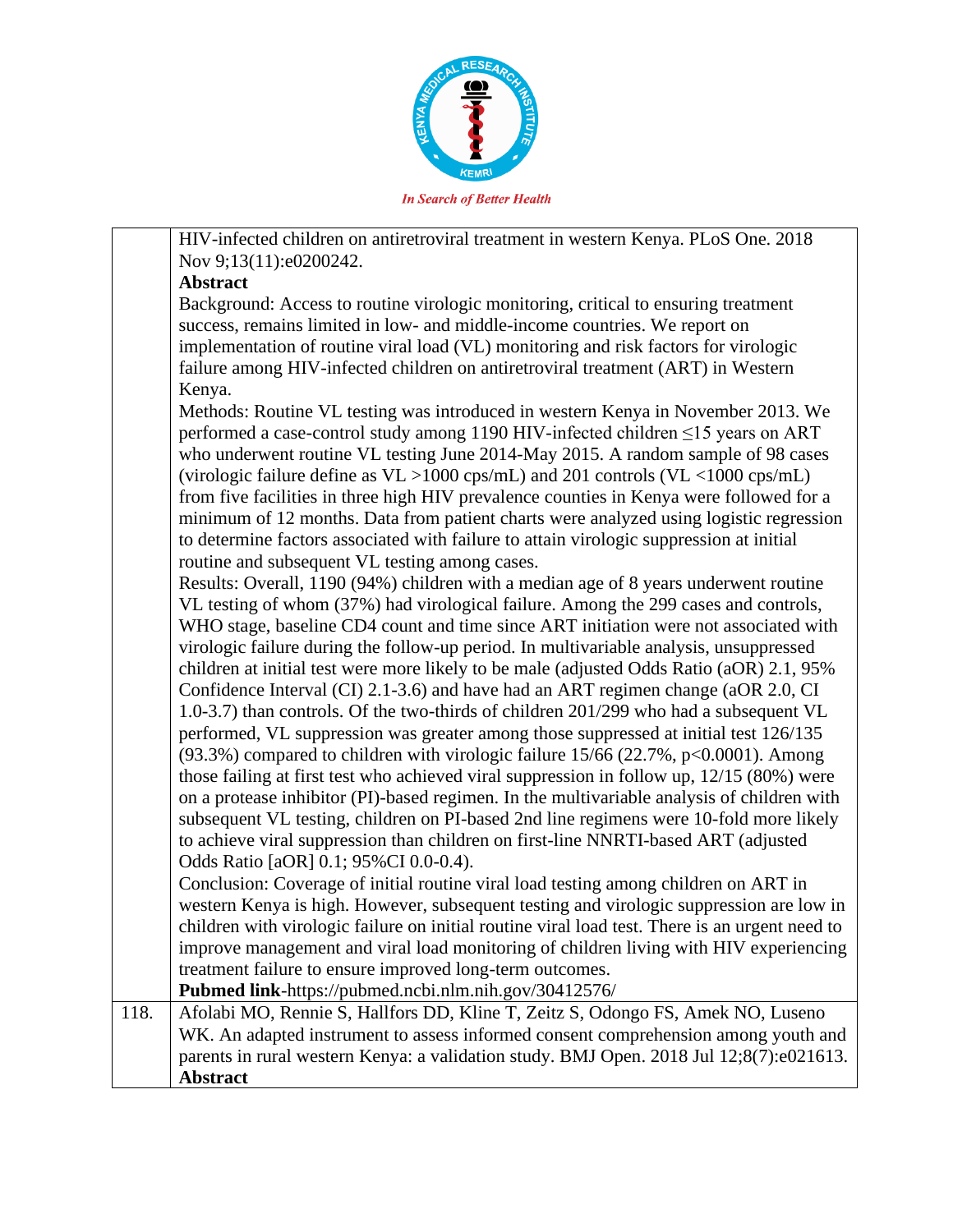| | |
|---|---|
| | HIV-infected children on antiretroviral treatment in western Kenya. PLoS One. 2018 Nov 9;13(11):e0200242.<br>**Abstract**<br>Background: Access to routine virologic monitoring, critical to ensuring treatment success, remains limited in low- and middle-income countries. We report on implementation of routine viral load (VL) monitoring and risk factors for virologic failure among HIV-infected children on antiretroviral treatment (ART) in Western Kenya.<br>Methods: Routine VL testing was introduced in western Kenya in November 2013. We performed a case-control study among 1190 HIV-infected children ≤15 years on ART who underwent routine VL testing June 2014-May 2015. A random sample of 98 cases (virologic failure define as VL >1000 cps/mL) and 201 controls (VL <1000 cps/mL) from five facilities in three high HIV prevalence counties in Kenya were followed for a minimum of 12 months. Data from patient charts were analyzed using logistic regression to determine factors associated with failure to attain virologic suppression at initial routine and subsequent VL testing among cases.<br>Results: Overall, 1190 (94%) children with a median age of 8 years underwent routine VL testing of whom (37%) had virological failure. Among the 299 cases and controls, WHO stage, baseline CD4 count and time since ART initiation were not associated with virologic failure during the follow-up period. In multivariable analysis, unsuppressed children at initial test were more likely to be male (adjusted Odds Ratio (aOR) 2.1, 95% Confidence Interval (CI) 2.1-3.6) and have had an ART regimen change (aOR 2.0, CI 1.0-3.7) than controls. Of the two-thirds of children 201/299 who had a subsequent VL performed, VL suppression was greater among those suppressed at initial test 126/135 (93.3%) compared to children with virologic failure 15/66 (22.7%, p<0.0001). Among those failing at first test who achieved viral suppression in follow up, 12/15 (80%) were on a protease inhibitor (PI)-based regimen. In the multivariable analysis of children with subsequent VL testing, children on PI-based 2nd line regimens were 10-fold more likely to achieve viral suppression than children on first-line NNRTI-based ART (adjusted Odds Ratio [aOR] 0.1; 95%CI 0.0-0.4).<br>Conclusion: Coverage of initial routine viral load testing among children on ART in western Kenya is high. However, subsequent testing and virologic suppression are low in children with virologic failure on initial routine viral load test. There is an urgent need to improve management and viral load monitoring of children living with HIV experiencing treatment failure to ensure improved long-term outcomes.<br>**Pubmed link**-https://pubmed.ncbi.nlm.nih.gov/30412576/ |
| 118. | Afolabi MO, Rennie S, Hallfors DD, Kline T, Zeitz S, Odongo FS, Amek NO, Luseno WK. An adapted instrument to assess informed consent comprehension among youth and parents in rural western Kenya: a validation study. BMJ Open. 2018 Jul 12;8(7):e021613.<br>**Abstract** |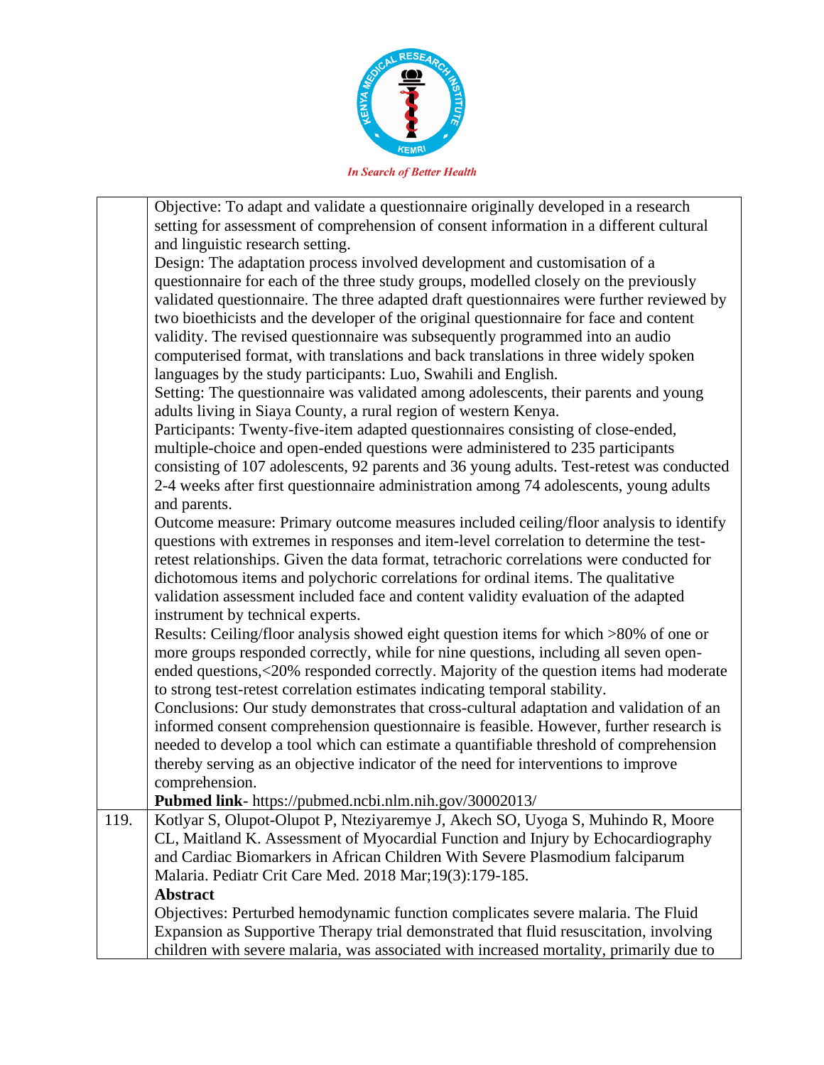| | |
|---|---|
| | Objective: To adapt and validate a questionnaire originally developed in a research setting for assessment of comprehension of consent information in a different cultural and linguistic research setting.<br>Design: The adaptation process involved development and customisation of a questionnaire for each of the three study groups, modelled closely on the previously validated questionnaire. The three adapted draft questionnaires were further reviewed by two bioethicists and the developer of the original questionnaire for face and content validity. The revised questionnaire was subsequently programmed into an audio computerised format, with translations and back translations in three widely spoken languages by the study participants: Luo, Swahili and English.<br>Setting: The questionnaire was validated among adolescents, their parents and young adults living in Siaya County, a rural region of western Kenya.<br>Participants: Twenty-five-item adapted questionnaires consisting of close-ended, multiple-choice and open-ended questions were administered to 235 participants consisting of 107 adolescents, 92 parents and 36 young adults. Test-retest was conducted 2-4 weeks after first questionnaire administration among 74 adolescents, young adults and parents.<br>Outcome measure: Primary outcome measures included ceiling/floor analysis to identify questions with extremes in responses and item-level correlation to determine the test-retest relationships. Given the data format, tetrachoric correlations were conducted for dichotomous items and polychoric correlations for ordinal items. The qualitative validation assessment included face and content validity evaluation of the adapted instrument by technical experts.<br>Results: Ceiling/floor analysis showed eight question items for which >80% of one or more groups responded correctly, while for nine questions, including all seven open-ended questions,<20% responded correctly. Majority of the question items had moderate to strong test-retest correlation estimates indicating temporal stability.<br>Conclusions: Our study demonstrates that cross-cultural adaptation and validation of an informed consent comprehension questionnaire is feasible. However, further research is needed to develop a tool which can estimate a quantifiable threshold of comprehension thereby serving as an objective indicator of the need for interventions to improve comprehension.<br>**Pubmed link**- https://pubmed.ncbi.nlm.nih.gov/30002013/ |
| 119. | Kotlyar S, Olupot-Olupot P, Nteziyaremye J, Akech SO, Uyoga S, Muhindo R, Moore CL, Maitland K. Assessment of Myocardial Function and Injury by Echocardiography and Cardiac Biomarkers in African Children With Severe Plasmodium falciparum Malaria. Pediatr Crit Care Med. 2018 Mar;19(3):179-185.<br>**Abstract**<br>Objectives: Perturbed hemodynamic function complicates severe malaria. The Fluid Expansion as Supportive Therapy trial demonstrated that fluid resuscitation, involving children with severe malaria, was associated with increased mortality, primarily due to |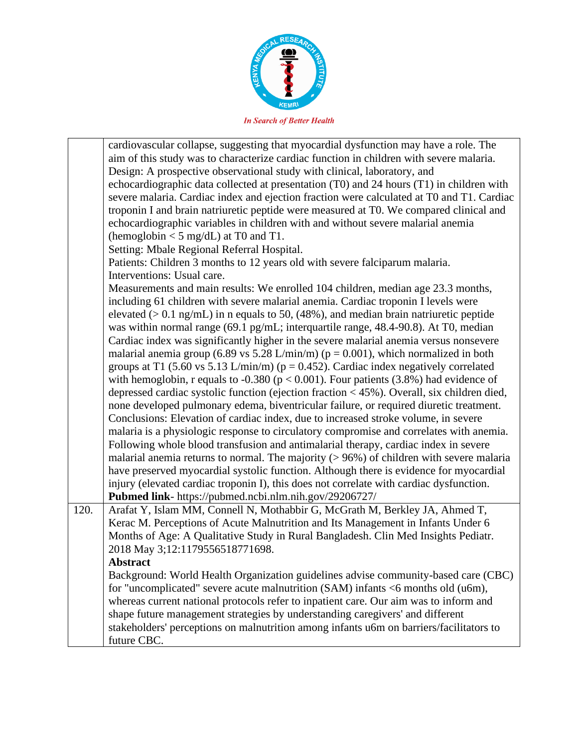| | |
|---|---|
| | cardiovascular collapse, suggesting that myocardial dysfunction may have a role. The aim of this study was to characterize cardiac function in children with severe malaria. Design: A prospective observational study with clinical, laboratory, and echocardiographic data collected at presentation (T0) and 24 hours (T1) in children with severe malaria. Cardiac index and ejection fraction were calculated at T0 and T1. Cardiac troponin I and brain natriuretic peptide were measured at T0. We compared clinical and echocardiographic variables in children with and without severe malarial anemia (hemoglobin < 5 mg/dL) at T0 and T1. <br> Setting: Mbale Regional Referral Hospital. <br> Patients: Children 3 months to 12 years old with severe falciparum malaria. <br> Interventions: Usual care. <br> Measurements and main results: We enrolled 104 children, median age 23.3 months, including 61 children with severe malarial anemia. Cardiac troponin I levels were elevated (> 0.1 ng/mL) in n equals to 50, (48%), and median brain natriuretic peptide was within normal range (69.1 pg/mL; interquartile range, 48.4-90.8). At T0, median Cardiac index was significantly higher in the severe malarial anemia versus nonsevere malarial anemia group (6.89 vs 5.28 L/min/m) (p = 0.001), which normalized in both groups at T1 (5.60 vs 5.13 L/min/m) (p = 0.452). Cardiac index negatively correlated with hemoglobin, r equals to -0.380 (p < 0.001). Four patients (3.8%) had evidence of depressed cardiac systolic function (ejection fraction < 45%). Overall, six children died, none developed pulmonary edema, biventricular failure, or required diuretic treatment. <br> Conclusions: Elevation of cardiac index, due to increased stroke volume, in severe malaria is a physiologic response to circulatory compromise and correlates with anemia. Following whole blood transfusion and antimalarial therapy, cardiac index in severe malarial anemia returns to normal. The majority (> 96%) of children with severe malaria have preserved myocardial systolic function. Although there is evidence for myocardial injury (elevated cardiac troponin I), this does not correlate with cardiac dysfunction. <br> **Pubmed link**- https://pubmed.ncbi.nlm.nih.gov/29206727/ |
| 120. | Arafat Y, Islam MM, Connell N, Mothabbir G, McGrath M, Berkley JA, Ahmed T, Kerac M. Perceptions of Acute Malnutrition and Its Management in Infants Under 6 Months of Age: A Qualitative Study in Rural Bangladesh. Clin Med Insights Pediatr. 2018 May 3;12:1179556518771698. <br> **Abstract** <br> Background: World Health Organization guidelines advise community-based care (CBC) for "uncomplicated" severe acute malnutrition (SAM) infants <6 months old (u6m), whereas current national protocols refer to inpatient care. Our aim was to inform and shape future management strategies by understanding caregivers' and different stakeholders' perceptions on malnutrition among infants u6m on barriers/facilitators to future CBC. |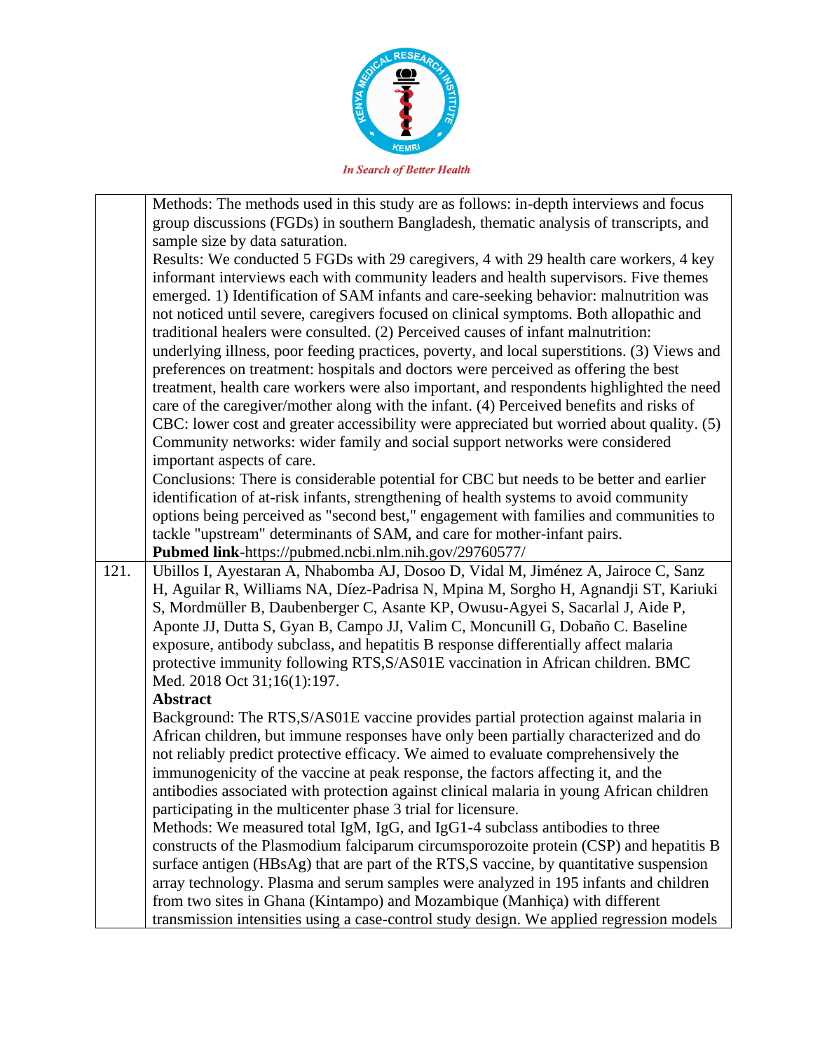| | |
|---|---|
| | Methods: The methods used in this study are as follows: in-depth interviews and focus group discussions (FGDs) in southern Bangladesh, thematic analysis of transcripts, and sample size by data saturation.<br>Results: We conducted 5 FGDs with 29 caregivers, 4 with 29 health care workers, 4 key informant interviews each with community leaders and health supervisors. Five themes emerged. 1) Identification of SAM infants and care-seeking behavior: malnutrition was not noticed until severe, caregivers focused on clinical symptoms. Both allopathic and traditional healers were consulted. (2) Perceived causes of infant malnutrition: underlying illness, poor feeding practices, poverty, and local superstitions. (3) Views and preferences on treatment: hospitals and doctors were perceived as offering the best treatment, health care workers were also important, and respondents highlighted the need care of the caregiver/mother along with the infant. (4) Perceived benefits and risks of CBC: lower cost and greater accessibility were appreciated but worried about quality. (5) Community networks: wider family and social support networks were considered important aspects of care.<br>Conclusions: There is considerable potential for CBC but needs to be better and earlier identification of at-risk infants, strengthening of health systems to avoid community options being perceived as "second best," engagement with families and communities to tackle "upstream" determinants of SAM, and care for mother-infant pairs.<br>**Pubmed link**-https://pubmed.ncbi.nlm.nih.gov/29760577/ |
| 121. | Ubillos I, Ayestaran A, Nhabomba AJ, Dosoo D, Vidal M, Jiménez A, Jairoce C, Sanz H, Aguilar R, Williams NA, Díez-Padrisa N, Mpina M, Sorgho H, Agnandji ST, Kariuki S, Mordmüller B, Daubenberger C, Asante KP, Owusu-Agyei S, Sacarlal J, Aide P, Aponte JJ, Dutta S, Gyan B, Campo JJ, Valim C, Moncunill G, Dobaño C. Baseline exposure, antibody subclass, and hepatitis B response differentially affect malaria protective immunity following RTS,S/AS01E vaccination in African children. BMC Med. 2018 Oct 31;16(1):197.<br>**Abstract**<br>Background: The RTS,S/AS01E vaccine provides partial protection against malaria in African children, but immune responses have only been partially characterized and do not reliably predict protective efficacy. We aimed to evaluate comprehensively the immunogenicity of the vaccine at peak response, the factors affecting it, and the antibodies associated with protection against clinical malaria in young African children participating in the multicenter phase 3 trial for licensure.<br>Methods: We measured total IgM, IgG, and IgG1-4 subclass antibodies to three constructs of the Plasmodium falciparum circumsporozoite protein (CSP) and hepatitis B surface antigen (HBsAg) that are part of the RTS,S vaccine, by quantitative suspension array technology. Plasma and serum samples were analyzed in 195 infants and children from two sites in Ghana (Kintampo) and Mozambique (Manhiça) with different transmission intensities using a case-control study design. We applied regression models |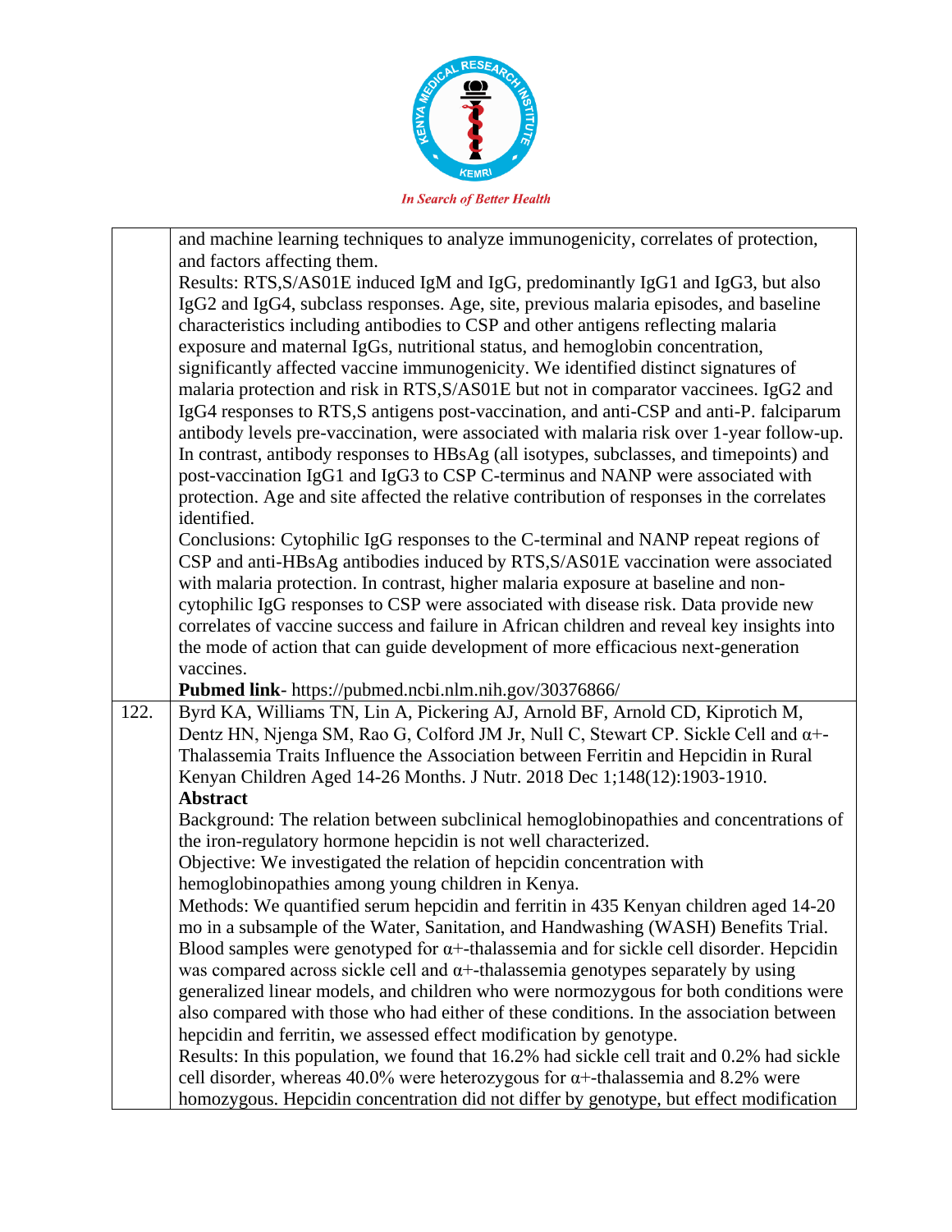| | |
|---|---|
| | and machine learning techniques to analyze immunogenicity, correlates of protection, and factors affecting them.<br>Results: RTS,S/AS01E induced IgM and IgG, predominantly IgG1 and IgG3, but also IgG2 and IgG4, subclass responses. Age, site, previous malaria episodes, and baseline characteristics including antibodies to CSP and other antigens reflecting malaria exposure and maternal IgGs, nutritional status, and hemoglobin concentration, significantly affected vaccine immunogenicity. We identified distinct signatures of malaria protection and risk in RTS,S/AS01E but not in comparator vaccinees. IgG2 and IgG4 responses to RTS,S antigens post-vaccination, and anti-CSP and anti-P. falciparum antibody levels pre-vaccination, were associated with malaria risk over 1-year follow-up. In contrast, antibody responses to HBsAg (all isotypes, subclasses, and timepoints) and post-vaccination IgG1 and IgG3 to CSP C-terminus and NANP were associated with protection. Age and site affected the relative contribution of responses in the correlates identified.<br>Conclusions: Cytophilic IgG responses to the C-terminal and NANP repeat regions of CSP and anti-HBsAg antibodies induced by RTS,S/AS01E vaccination were associated with malaria protection. In contrast, higher malaria exposure at baseline and non-cytophilic IgG responses to CSP were associated with disease risk. Data provide new correlates of vaccine success and failure in African children and reveal key insights into the mode of action that can guide development of more efficacious next-generation vaccines.<br>**Pubmed link**- https://pubmed.ncbi.nlm.nih.gov/30376866/ |
| 122. | Byrd KA, Williams TN, Lin A, Pickering AJ, Arnold BF, Arnold CD, Kiprotich M, Dentz HN, Njenga SM, Rao G, Colford JM Jr, Null C, Stewart CP. Sickle Cell and α+-Thalassemia Traits Influence the Association between Ferritin and Hepcidin in Rural Kenyan Children Aged 14-26 Months. J Nutr. 2018 Dec 1;148(12):1903-1910.<br>**Abstract**<br>Background: The relation between subclinical hemoglobinopathies and concentrations of the iron-regulatory hormone hepcidin is not well characterized.<br>Objective: We investigated the relation of hepcidin concentration with hemoglobinopathies among young children in Kenya.<br>Methods: We quantified serum hepcidin and ferritin in 435 Kenyan children aged 14-20 mo in a subsample of the Water, Sanitation, and Handwashing (WASH) Benefits Trial. Blood samples were genotyped for α+-thalassemia and for sickle cell disorder. Hepcidin was compared across sickle cell and α+-thalassemia genotypes separately by using generalized linear models, and children who were normozygous for both conditions were also compared with those who had either of these conditions. In the association between hepcidin and ferritin, we assessed effect modification by genotype.<br>Results: In this population, we found that 16.2% had sickle cell trait and 0.2% had sickle cell disorder, whereas 40.0% were heterozygous for α+-thalassemia and 8.2% were homozygous. Hepcidin concentration did not differ by genotype, but effect modification |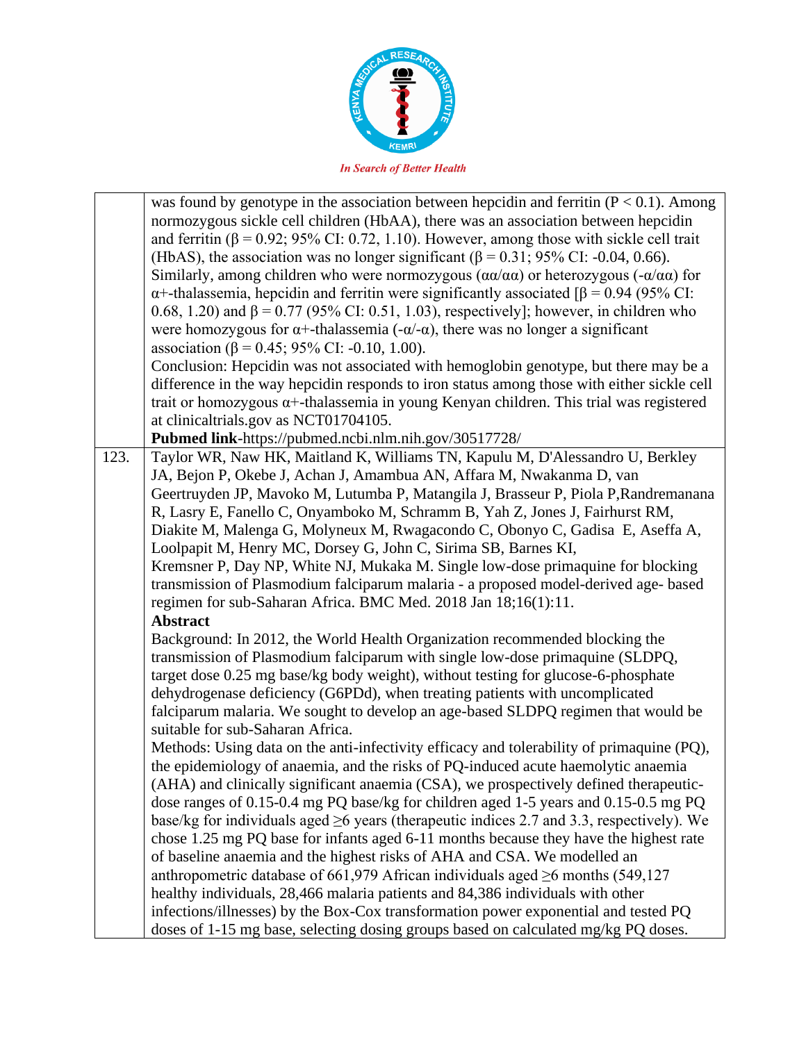| | |
|---|---|
| | was found by genotype in the association between hepcidin and ferritin ($P < 0.1$). Among normozygous sickle cell children (HbAA), there was an association between hepcidin and ferritin ($\beta = 0.92$; 95% CI: 0.72, 1.10). However, among those with sickle cell trait (HbAS), the association was no longer significant ($\beta = 0.31$; 95% CI: -0.04, 0.66). Similarly, among children who were normozygous ($\alpha\alpha/\alpha\alpha$) or heterozygous ($-\alpha/\alpha\alpha$) for $\alpha$+-thalassemia, hepcidin and ferritin were significantly associated [$\beta = 0.94$ (95% CI: 0.68, 1.20) and $\beta = 0.77$ (95% CI: 0.51, 1.03), respectively]; however, in children who were homozygous for $\alpha$+-thalassemia ($-\alpha/-\alpha$), there was no longer a significant association ($\beta = 0.45$; 95% CI: -0.10, 1.00).<br>Conclusion: Hepcidin was not associated with hemoglobin genotype, but there may be a difference in the way hepcidin responds to iron status among those with either sickle cell trait or homozygous $\alpha$+-thalassemia in young Kenyan children. This trial was registered at clinicaltrials.gov as NCT01704105.<br>**Pubmed link**-https://pubmed.ncbi.nlm.nih.gov/30517728/ |
| 123. | Taylor WR, Naw HK, Maitland K, Williams TN, Kapulu M, D'Alessandro U, Berkley JA, Bejon P, Okebe J, Achan J, Amambua AN, Affara M, Nwakanma D, van Geertruyden JP, Mavoko M, Lutumba P, Matangila J, Brasseur P, Piola P,Randremanana R, Lasry E, Fanello C, Onyamboko M, Schramm B, Yah Z, Jones J, Fairhurst RM, Diakite M, Malenga G, Molyneux M, Rwagacondo C, Obonyo C, Gadisa E, Aseffa A, Loolpapit M, Henry MC, Dorsey G, John C, Sirima SB, Barnes KI, Kremsner P, Day NP, White NJ, Mukaka M. Single low-dose primaquine for blocking transmission of Plasmodium falciparum malaria - a proposed model-derived age- based regimen for sub-Saharan Africa. BMC Med. 2018 Jan 18;16(1):11.<br>**Abstract**<br>Background: In 2012, the World Health Organization recommended blocking the transmission of Plasmodium falciparum with single low-dose primaquine (SLDPQ, target dose 0.25 mg base/kg body weight), without testing for glucose-6-phosphate dehydrogenase deficiency (G6PDd), when treating patients with uncomplicated falciparum malaria. We sought to develop an age-based SLDPQ regimen that would be suitable for sub-Saharan Africa.<br>Methods: Using data on the anti-infectivity efficacy and tolerability of primaquine (PQ), the epidemiology of anaemia, and the risks of PQ-induced acute haemolytic anaemia (AHA) and clinically significant anaemia (CSA), we prospectively defined therapeutic-dose ranges of 0.15-0.4 mg PQ base/kg for children aged 1-5 years and 0.15-0.5 mg PQ base/kg for individuals aged ≥6 years (therapeutic indices 2.7 and 3.3, respectively). We chose 1.25 mg PQ base for infants aged 6-11 months because they have the highest rate of baseline anaemia and the highest risks of AHA and CSA. We modelled an anthropometric database of 661,979 African individuals aged ≥6 months (549,127 healthy individuals, 28,466 malaria patients and 84,386 individuals with other infections/illnesses) by the Box-Cox transformation power exponential and tested PQ doses of 1-15 mg base, selecting dosing groups based on calculated mg/kg PQ doses. |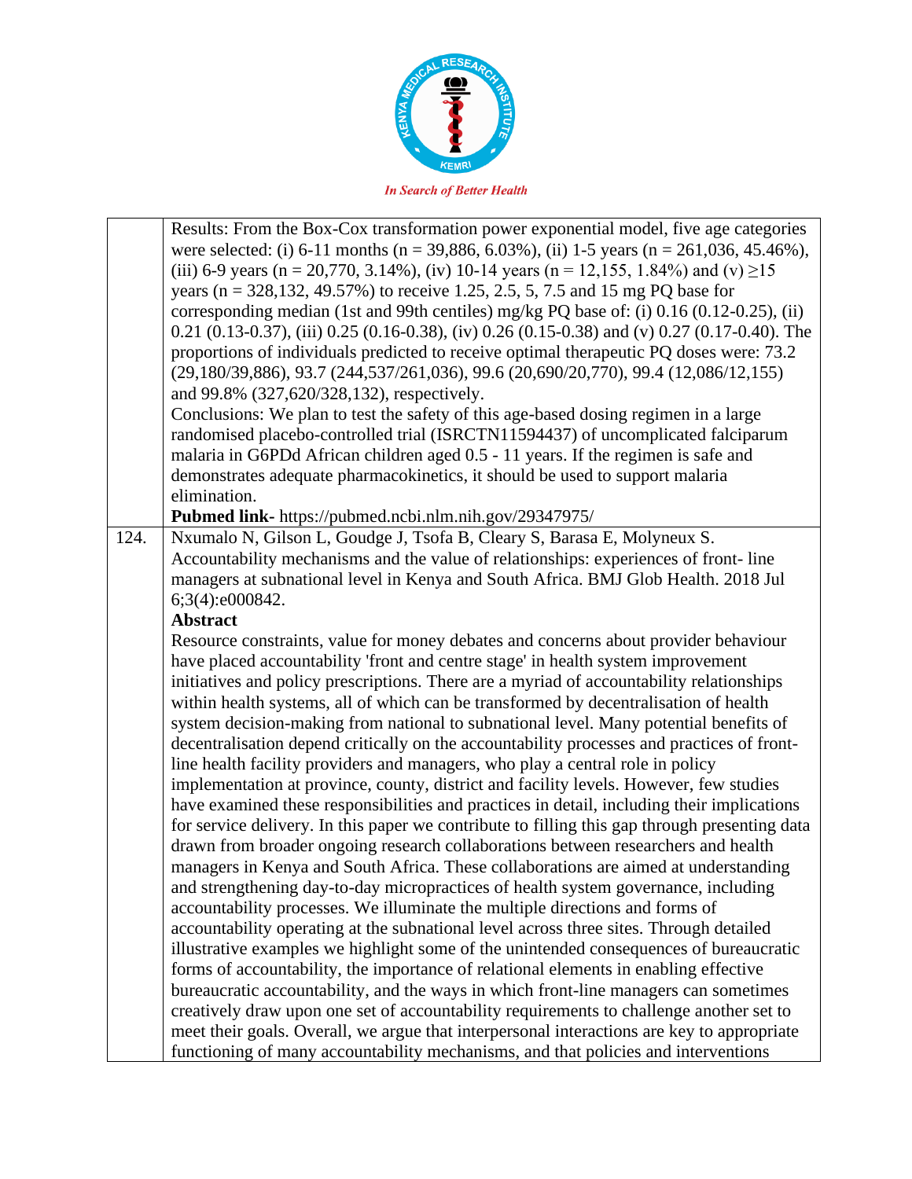|  |  |
|---|---|
|  | Results: From the Box-Cox transformation power exponential model, five age categories were selected: (i) 6-11 months (n = 39,886, 6.03%), (ii) 1-5 years (n = 261,036, 45.46%), (iii) 6-9 years (n = 20,770, 3.14%), (iv) 10-14 years (n = 12,155, 1.84%) and (v) ≥15 years (n = 328,132, 49.57%) to receive 1.25, 2.5, 5, 7.5 and 15 mg PQ base for corresponding median (1st and 99th centiles) mg/kg PQ base of: (i) 0.16 (0.12-0.25), (ii) 0.21 (0.13-0.37), (iii) 0.25 (0.16-0.38), (iv) 0.26 (0.15-0.38) and (v) 0.27 (0.17-0.40). The proportions of individuals predicted to receive optimal therapeutic PQ doses were: 73.2 (29,180/39,886), 93.7 (244,537/261,036), 99.6 (20,690/20,770), 99.4 (12,086/12,155) and 99.8% (327,620/328,132), respectively.<br>Conclusions: We plan to test the safety of this age-based dosing regimen in a large randomised placebo-controlled trial (ISRCTN11594437) of uncomplicated falciparum malaria in G6PDd African children aged 0.5 - 11 years. If the regimen is safe and demonstrates adequate pharmacokinetics, it should be used to support malaria elimination.<br>**Pubmed link-** https://pubmed.ncbi.nlm.nih.gov/29347975/ |
| 124. | Nxumalo N, Gilson L, Goudge J, Tsofa B, Cleary S, Barasa E, Molyneux S. Accountability mechanisms and the value of relationships: experiences of front- line managers at subnational level in Kenya and South Africa. BMJ Glob Health. 2018 Jul 6;3(4):e000842.<br>**Abstract**<br>Resource constraints, value for money debates and concerns about provider behaviour have placed accountability 'front and centre stage' in health system improvement initiatives and policy prescriptions. There are a myriad of accountability relationships within health systems, all of which can be transformed by decentralisation of health system decision-making from national to subnational level. Many potential benefits of decentralisation depend critically on the accountability processes and practices of front-line health facility providers and managers, who play a central role in policy implementation at province, county, district and facility levels. However, few studies have examined these responsibilities and practices in detail, including their implications for service delivery. In this paper we contribute to filling this gap through presenting data drawn from broader ongoing research collaborations between researchers and health managers in Kenya and South Africa. These collaborations are aimed at understanding and strengthening day-to-day micropractices of health system governance, including accountability processes. We illuminate the multiple directions and forms of accountability operating at the subnational level across three sites. Through detailed illustrative examples we highlight some of the unintended consequences of bureaucratic forms of accountability, the importance of relational elements in enabling effective bureaucratic accountability, and the ways in which front-line managers can sometimes creatively draw upon one set of accountability requirements to challenge another set to meet their goals. Overall, we argue that interpersonal interactions are key to appropriate functioning of many accountability mechanisms, and that policies and interventions |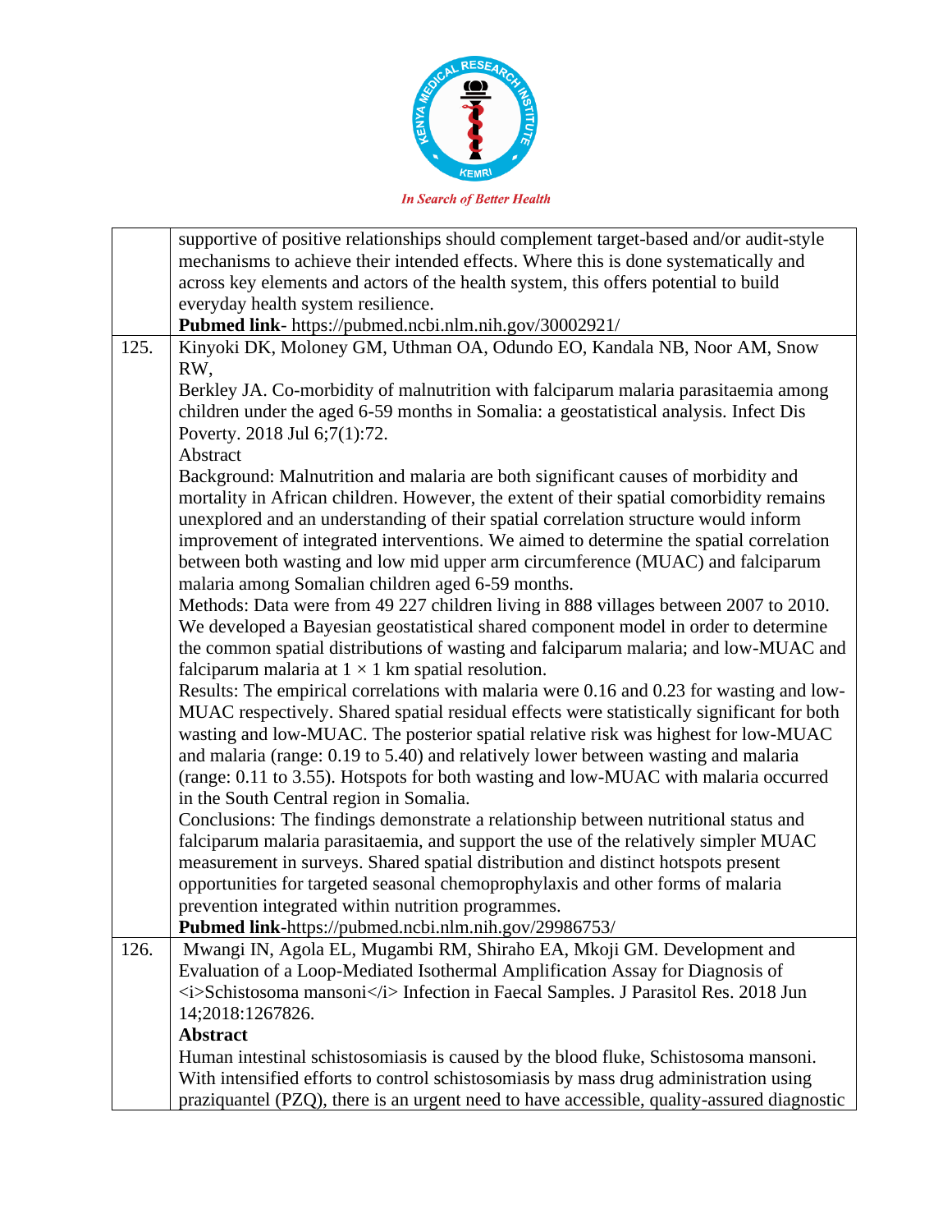| | |
|---|---|
| | supportive of positive relationships should complement target-based and/or audit-style mechanisms to achieve their intended effects. Where this is done systematically and across key elements and actors of the health system, this offers potential to build everyday health system resilience.<br>**Pubmed link**- https://pubmed.ncbi.nlm.nih.gov/30002921/ |
| 125. | Kinyoki DK, Moloney GM, Uthman OA, Odundo EO, Kandala NB, Noor AM, Snow RW,<br>Berkley JA. Co-morbidity of malnutrition with falciparum malaria parasitaemia among children under the aged 6-59 months in Somalia: a geostatistical analysis. Infect Dis Poverty. 2018 Jul 6;7(1):72.<br>Abstract<br>Background: Malnutrition and malaria are both significant causes of morbidity and mortality in African children. However, the extent of their spatial comorbidity remains unexplored and an understanding of their spatial correlation structure would inform improvement of integrated interventions. We aimed to determine the spatial correlation between both wasting and low mid upper arm circumference (MUAC) and falciparum malaria among Somalian children aged 6-59 months.<br>Methods: Data were from 49 227 children living in 888 villages between 2007 to 2010. We developed a Bayesian geostatistical shared component model in order to determine the common spatial distributions of wasting and falciparum malaria; and low-MUAC and falciparum malaria at 1 × 1 km spatial resolution.<br>Results: The empirical correlations with malaria were 0.16 and 0.23 for wasting and low-MUAC respectively. Shared spatial residual effects were statistically significant for both wasting and low-MUAC. The posterior spatial relative risk was highest for low-MUAC and malaria (range: 0.19 to 5.40) and relatively lower between wasting and malaria (range: 0.11 to 3.55). Hotspots for both wasting and low-MUAC with malaria occurred in the South Central region in Somalia.<br>Conclusions: The findings demonstrate a relationship between nutritional status and falciparum malaria parasitaemia, and support the use of the relatively simpler MUAC measurement in surveys. Shared spatial distribution and distinct hotspots present opportunities for targeted seasonal chemoprophylaxis and other forms of malaria prevention integrated within nutrition programmes.<br>**Pubmed link**-https://pubmed.ncbi.nlm.nih.gov/29986753/ |
| 126. | Mwangi IN, Agola EL, Mugambi RM, Shiraho EA, Mkoji GM. Development and Evaluation of a Loop-Mediated Isothermal Amplification Assay for Diagnosis of <i>Schistosoma mansoni</i> Infection in Faecal Samples. J Parasitol Res. 2018 Jun 14;2018:1267826.<br>**Abstract**<br>Human intestinal schistosomiasis is caused by the blood fluke, Schistosoma mansoni. With intensified efforts to control schistosomiasis by mass drug administration using praziquantel (PZQ), there is an urgent need to have accessible, quality-assured diagnostic |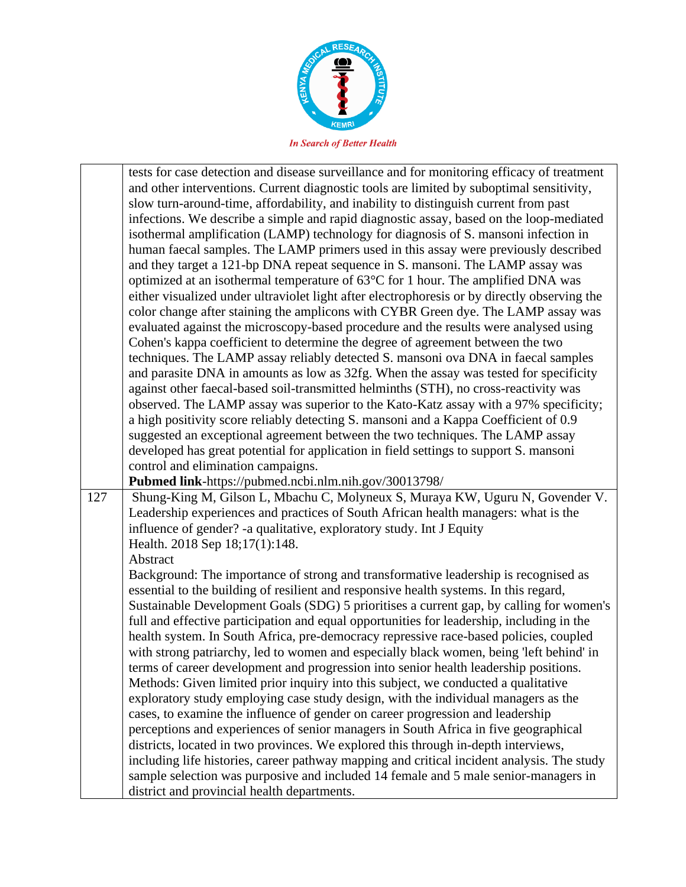| | |
|---|---|
| | tests for case detection and disease surveillance and for monitoring efficacy of treatment and other interventions. Current diagnostic tools are limited by suboptimal sensitivity, slow turn-around-time, affordability, and inability to distinguish current from past infections. We describe a simple and rapid diagnostic assay, based on the loop-mediated isothermal amplification (LAMP) technology for diagnosis of S. mansoni infection in human faecal samples. The LAMP primers used in this assay were previously described and they target a 121-bp DNA repeat sequence in S. mansoni. The LAMP assay was optimized at an isothermal temperature of 63°C for 1 hour. The amplified DNA was either visualized under ultraviolet light after electrophoresis or by directly observing the color change after staining the amplicons with CYBR Green dye. The LAMP assay was evaluated against the microscopy-based procedure and the results were analysed using Cohen's kappa coefficient to determine the degree of agreement between the two techniques. The LAMP assay reliably detected S. mansoni ova DNA in faecal samples and parasite DNA in amounts as low as 32fg. When the assay was tested for specificity against other faecal-based soil-transmitted helminths (STH), no cross-reactivity was observed. The LAMP assay was superior to the Kato-Katz assay with a 97% specificity; a high positivity score reliably detecting S. mansoni and a Kappa Coefficient of 0.9 suggested an exceptional agreement between the two techniques. The LAMP assay developed has great potential for application in field settings to support S. mansoni control and elimination campaigns.<br>**Pubmed link**-https://pubmed.ncbi.nlm.nih.gov/30013798/ |
| 127 | Shung-King M, Gilson L, Mbachu C, Molyneux S, Muraya KW, Uguru N, Govender V. Leadership experiences and practices of South African health managers: what is the influence of gender? -a qualitative, exploratory study. Int J Equity Health. 2018 Sep 18;17(1):148.<br>Abstract<br>Background: The importance of strong and transformative leadership is recognised as essential to the building of resilient and responsive health systems. In this regard, Sustainable Development Goals (SDG) 5 prioritises a current gap, by calling for women's full and effective participation and equal opportunities for leadership, including in the health system. In South Africa, pre-democracy repressive race-based policies, coupled with strong patriarchy, led to women and especially black women, being 'left behind' in terms of career development and progression into senior health leadership positions.<br>Methods: Given limited prior inquiry into this subject, we conducted a qualitative exploratory study employing case study design, with the individual managers as the cases, to examine the influence of gender on career progression and leadership perceptions and experiences of senior managers in South Africa in five geographical districts, located in two provinces. We explored this through in-depth interviews, including life histories, career pathway mapping and critical incident analysis. The study sample selection was purposive and included 14 female and 5 male senior-managers in district and provincial health departments. |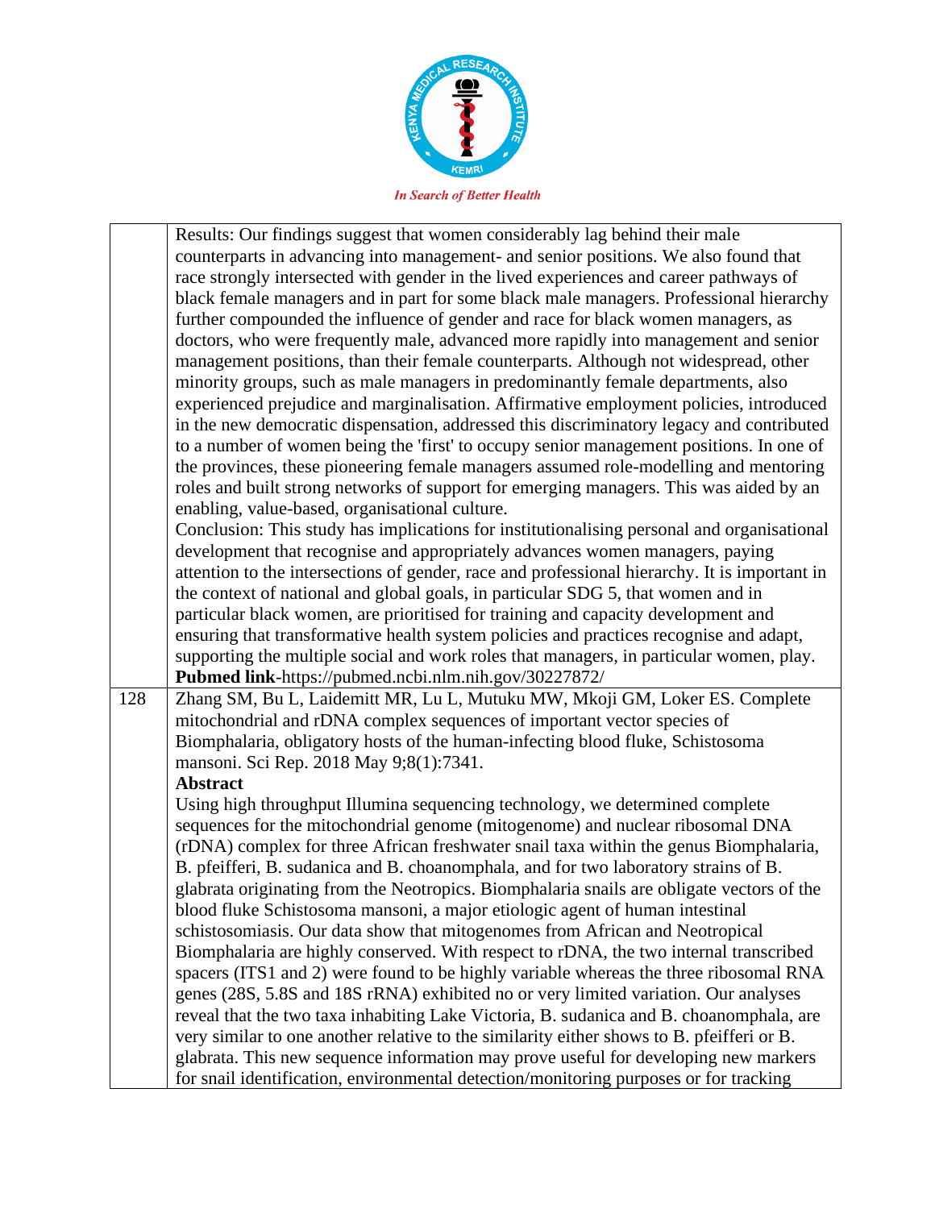|  |  |
|---|---|
|  | Results: Our findings suggest that women considerably lag behind their male counterparts in advancing into management- and senior positions. We also found that race strongly intersected with gender in the lived experiences and career pathways of black female managers and in part for some black male managers. Professional hierarchy further compounded the influence of gender and race for black women managers, as doctors, who were frequently male, advanced more rapidly into management and senior management positions, than their female counterparts. Although not widespread, other minority groups, such as male managers in predominantly female departments, also experienced prejudice and marginalisation. Affirmative employment policies, introduced in the new democratic dispensation, addressed this discriminatory legacy and contributed to a number of women being the 'first' to occupy senior management positions. In one of the provinces, these pioneering female managers assumed role-modelling and mentoring roles and built strong networks of support for emerging managers. This was aided by an enabling, value-based, organisational culture.<br>Conclusion: This study has implications for institutionalising personal and organisational development that recognise and appropriately advances women managers, paying attention to the intersections of gender, race and professional hierarchy. It is important in the context of national and global goals, in particular SDG 5, that women and in particular black women, are prioritised for training and capacity development and ensuring that transformative health system policies and practices recognise and adapt, supporting the multiple social and work roles that managers, in particular women, play.<br>**Pubmed link**-https://pubmed.ncbi.nlm.nih.gov/30227872/ |
| 128 | Zhang SM, Bu L, Laidemitt MR, Lu L, Mutuku MW, Mkoji GM, Loker ES. Complete mitochondrial and rDNA complex sequences of important vector species of Biomphalaria, obligatory hosts of the human-infecting blood fluke, Schistosoma mansoni. Sci Rep. 2018 May 9;8(1):7341.<br>**Abstract**<br>Using high throughput Illumina sequencing technology, we determined complete sequences for the mitochondrial genome (mitogenome) and nuclear ribosomal DNA (rDNA) complex for three African freshwater snail taxa within the genus Biomphalaria, B. pfeifferi, B. sudanica and B. choanomphala, and for two laboratory strains of B. glabrata originating from the Neotropics. Biomphalaria snails are obligate vectors of the blood fluke Schistosoma mansoni, a major etiologic agent of human intestinal schistosomiasis. Our data show that mitogenomes from African and Neotropical Biomphalaria are highly conserved. With respect to rDNA, the two internal transcribed spacers (ITS1 and 2) were found to be highly variable whereas the three ribosomal RNA genes (28S, 5.8S and 18S rRNA) exhibited no or very limited variation. Our analyses reveal that the two taxa inhabiting Lake Victoria, B. sudanica and B. choanomphala, are very similar to one another relative to the similarity either shows to B. pfeifferi or B. glabrata. This new sequence information may prove useful for developing new markers for snail identification, environmental detection/monitoring purposes or for tracking |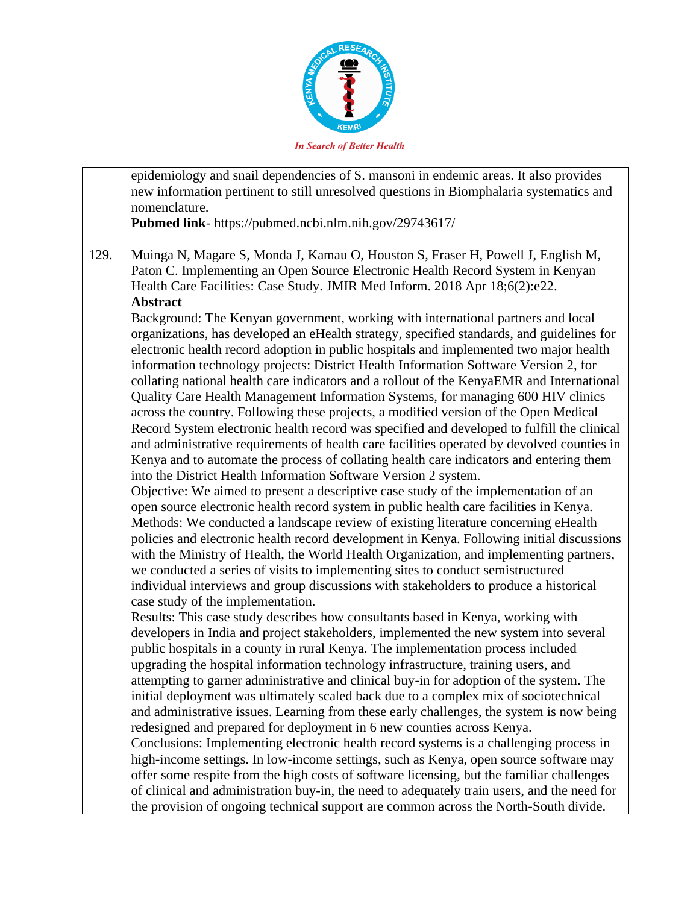| | |
|---|---|
| | epidemiology and snail dependencies of S. mansoni in endemic areas. It also provides new information pertinent to still unresolved questions in Biomphalaria systematics and nomenclature. **Pubmed link**- https://pubmed.ncbi.nlm.nih.gov/29743617/ |
| 129. | Muinga N, Magare S, Monda J, Kamau O, Houston S, Fraser H, Powell J, English M, Paton C. Implementing an Open Source Electronic Health Record System in Kenyan Health Care Facilities: Case Study. JMIR Med Inform. 2018 Apr 18;6(2):e22. **Abstract** Background: The Kenyan government, working with international partners and local organizations, has developed an eHealth strategy, specified standards, and guidelines for electronic health record adoption in public hospitals and implemented two major health information technology projects: District Health Information Software Version 2, for collating national health care indicators and a rollout of the KenyaEMR and International Quality Care Health Management Information Systems, for managing 600 HIV clinics across the country. Following these projects, a modified version of the Open Medical Record System electronic health record was specified and developed to fulfill the clinical and administrative requirements of health care facilities operated by devolved counties in Kenya and to automate the process of collating health care indicators and entering them into the District Health Information Software Version 2 system. Objective: We aimed to present a descriptive case study of the implementation of an open source electronic health record system in public health care facilities in Kenya. Methods: We conducted a landscape review of existing literature concerning eHealth policies and electronic health record development in Kenya. Following initial discussions with the Ministry of Health, the World Health Organization, and implementing partners, we conducted a series of visits to implementing sites to conduct semistructured individual interviews and group discussions with stakeholders to produce a historical case study of the implementation. Results: This case study describes how consultants based in Kenya, working with developers in India and project stakeholders, implemented the new system into several public hospitals in a county in rural Kenya. The implementation process included upgrading the hospital information technology infrastructure, training users, and attempting to garner administrative and clinical buy-in for adoption of the system. The initial deployment was ultimately scaled back due to a complex mix of sociotechnical and administrative issues. Learning from these early challenges, the system is now being redesigned and prepared for deployment in 6 new counties across Kenya. Conclusions: Implementing electronic health record systems is a challenging process in high-income settings. In low-income settings, such as Kenya, open source software may offer some respite from the high costs of software licensing, but the familiar challenges of clinical and administration buy-in, the need to adequately train users, and the need for the provision of ongoing technical support are common across the North-South divide. |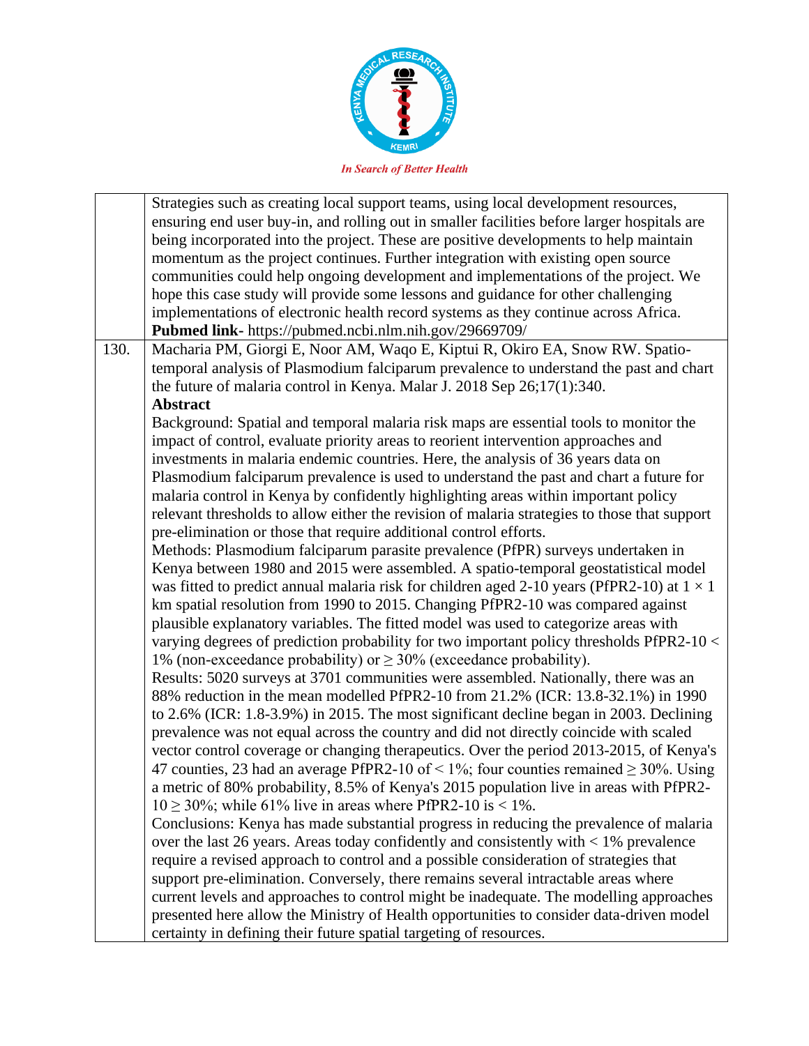| | |
|---|---|
| | Strategies such as creating local support teams, using local development resources, ensuring end user buy-in, and rolling out in smaller facilities before larger hospitals are being incorporated into the project. These are positive developments to help maintain momentum as the project continues. Further integration with existing open source communities could help ongoing development and implementations of the project. We hope this case study will provide some lessons and guidance for other challenging implementations of electronic health record systems as they continue across Africa. **Pubmed link-** https://pubmed.ncbi.nlm.nih.gov/29669709/ |
| 130. | Macharia PM, Giorgi E, Noor AM, Waqo E, Kiptui R, Okiro EA, Snow RW. Spatio-temporal analysis of Plasmodium falciparum prevalence to understand the past and chart the future of malaria control in Kenya. Malar J. 2018 Sep 26;17(1):340. **Abstract** Background: Spatial and temporal malaria risk maps are essential tools to monitor the impact of control, evaluate priority areas to reorient intervention approaches and investments in malaria endemic countries. Here, the analysis of 36 years data on Plasmodium falciparum prevalence is used to understand the past and chart a future for malaria control in Kenya by confidently highlighting areas within important policy relevant thresholds to allow either the revision of malaria strategies to those that support pre-elimination or those that require additional control efforts. Methods: Plasmodium falciparum parasite prevalence (PfPR) surveys undertaken in Kenya between 1980 and 2015 were assembled. A spatio-temporal geostatistical model was fitted to predict annual malaria risk for children aged 2-10 years (PfPR2-10) at $1 \times 1$ km spatial resolution from 1990 to 2015. Changing PfPR2-10 was compared against plausible explanatory variables. The fitted model was used to categorize areas with varying degrees of prediction probability for two important policy thresholds PfPR2-10 < 1% (non-exceedance probability) or ≥ 30% (exceedance probability). Results: 5020 surveys at 3701 communities were assembled. Nationally, there was an 88% reduction in the mean modelled PfPR2-10 from 21.2% (ICR: 13.8-32.1%) in 1990 to 2.6% (ICR: 1.8-3.9%) in 2015. The most significant decline began in 2003. Declining prevalence was not equal across the country and did not directly coincide with scaled vector control coverage or changing therapeutics. Over the period 2013-2015, of Kenya's 47 counties, 23 had an average PfPR2-10 of < 1%; four counties remained ≥ 30%. Using a metric of 80% probability, 8.5% of Kenya's 2015 population live in areas with PfPR2-10 ≥ 30%; while 61% live in areas where PfPR2-10 is < 1%. Conclusions: Kenya has made substantial progress in reducing the prevalence of malaria over the last 26 years. Areas today confidently and consistently with < 1% prevalence require a revised approach to control and a possible consideration of strategies that support pre-elimination. Conversely, there remains several intractable areas where current levels and approaches to control might be inadequate. The modelling approaches presented here allow the Ministry of Health opportunities to consider data-driven model certainty in defining their future spatial targeting of resources. |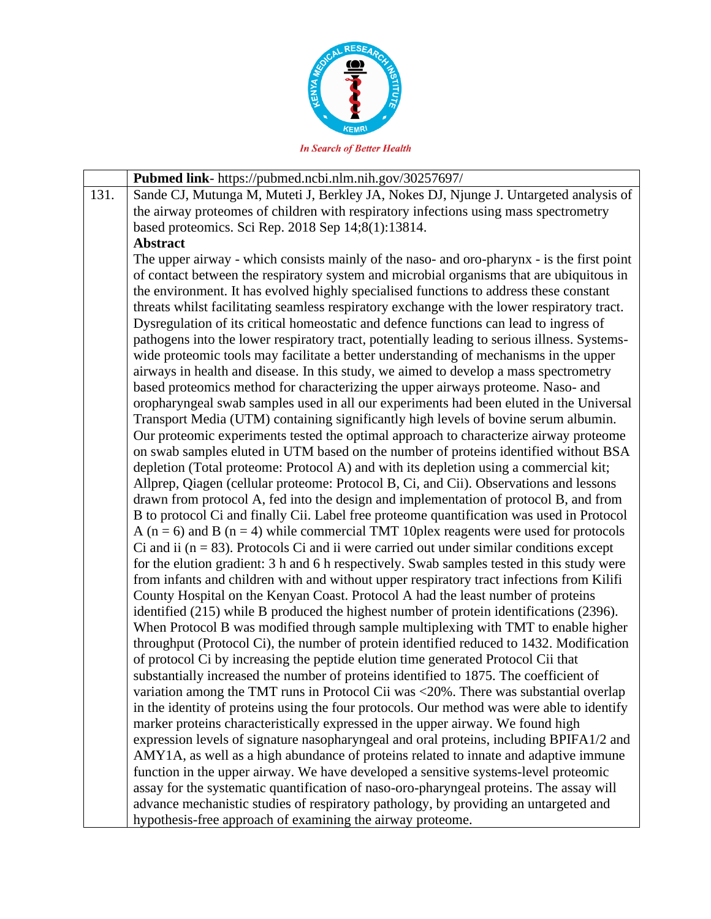| | **Pubmed link**- https://pubmed.ncbi.nlm.nih.gov/30257697/ |
|---|---|
| 131. | Sande CJ, Mutunga M, Muteti J, Berkley JA, Nokes DJ, Njunge J. Untargeted analysis of the airway proteomes of children with respiratory infections using mass spectrometry based proteomics. Sci Rep. 2018 Sep 14;8(1):13814.<br>**Abstract**<br>The upper airway - which consists mainly of the naso- and oro-pharynx - is the first point of contact between the respiratory system and microbial organisms that are ubiquitous in the environment. It has evolved highly specialised functions to address these constant threats whilst facilitating seamless respiratory exchange with the lower respiratory tract. Dysregulation of its critical homeostatic and defence functions can lead to ingress of pathogens into the lower respiratory tract, potentially leading to serious illness. Systems-wide proteomic tools may facilitate a better understanding of mechanisms in the upper airways in health and disease. In this study, we aimed to develop a mass spectrometry based proteomics method for characterizing the upper airways proteome. Naso- and oropharyngeal swab samples used in all our experiments had been eluted in the Universal Transport Media (UTM) containing significantly high levels of bovine serum albumin. Our proteomic experiments tested the optimal approach to characterize airway proteome on swab samples eluted in UTM based on the number of proteins identified without BSA depletion (Total proteome: Protocol A) and with its depletion using a commercial kit; Allprep, Qiagen (cellular proteome: Protocol B, Ci, and Cii). Observations and lessons drawn from protocol A, fed into the design and implementation of protocol B, and from B to protocol Ci and finally Cii. Label free proteome quantification was used in Protocol A (n = 6) and B (n = 4) while commercial TMT 10plex reagents were used for protocols Ci and ii (n = 83). Protocols Ci and ii were carried out under similar conditions except for the elution gradient: 3 h and 6 h respectively. Swab samples tested in this study were from infants and children with and without upper respiratory tract infections from Kilifi County Hospital on the Kenyan Coast. Protocol A had the least number of proteins identified (215) while B produced the highest number of protein identifications (2396). When Protocol B was modified through sample multiplexing with TMT to enable higher throughput (Protocol Ci), the number of protein identified reduced to 1432. Modification of protocol Ci by increasing the peptide elution time generated Protocol Cii that substantially increased the number of proteins identified to 1875. The coefficient of variation among the TMT runs in Protocol Cii was <20%. There was substantial overlap in the identity of proteins using the four protocols. Our method was were able to identify marker proteins characteristically expressed in the upper airway. We found high expression levels of signature nasopharyngeal and oral proteins, including BPIFA1/2 and AMY1A, as well as a high abundance of proteins related to innate and adaptive immune function in the upper airway. We have developed a sensitive systems-level proteomic assay for the systematic quantification of naso-oro-pharyngeal proteins. The assay will advance mechanistic studies of respiratory pathology, by providing an untargeted and hypothesis-free approach of examining the airway proteome. |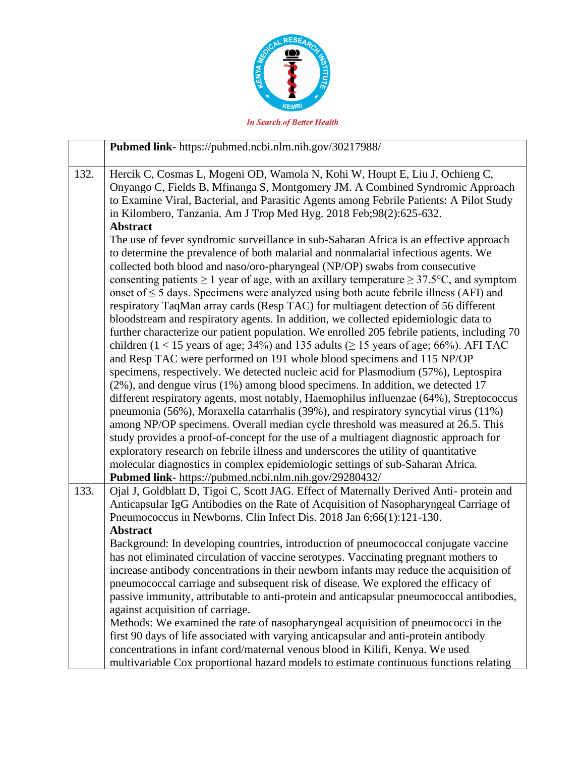| | |
|---|---|
| | **Pubmed link**- https://pubmed.ncbi.nlm.nih.gov/30217988/ |
| 132. | Hercik C, Cosmas L, Mogeni OD, Wamola N, Kohi W, Houpt E, Liu J, Ochieng C, Onyango C, Fields B, Mfinanga S, Montgomery JM. A Combined Syndromic Approach to Examine Viral, Bacterial, and Parasitic Agents among Febrile Patients: A Pilot Study in Kilombero, Tanzania. Am J Trop Med Hyg. 2018 Feb;98(2):625-632.<br>**Abstract**<br>The use of fever syndromic surveillance in sub-Saharan Africa is an effective approach to determine the prevalence of both malarial and nonmalarial infectious agents. We collected both blood and naso/oro-pharyngeal (NP/OP) swabs from consecutive consenting patients ≥ 1 year of age, with an axillary temperature ≥ 37.5°C, and symptom onset of ≤ 5 days. Specimens were analyzed using both acute febrile illness (AFI) and respiratory TaqMan array cards (Resp TAC) for multiagent detection of 56 different bloodstream and respiratory agents. In addition, we collected epidemiologic data to further characterize our patient population. We enrolled 205 febrile patients, including 70 children (1 < 15 years of age; 34%) and 135 adults (≥ 15 years of age; 66%). AFI TAC and Resp TAC were performed on 191 whole blood specimens and 115 NP/OP specimens, respectively. We detected nucleic acid for Plasmodium (57%), Leptospira (2%), and dengue virus (1%) among blood specimens. In addition, we detected 17 different respiratory agents, most notably, Haemophilus influenzae (64%), Streptococcus pneumonia (56%), Moraxella catarrhalis (39%), and respiratory syncytial virus (11%) among NP/OP specimens. Overall median cycle threshold was measured at 26.5. This study provides a proof-of-concept for the use of a multiagent diagnostic approach for exploratory research on febrile illness and underscores the utility of quantitative molecular diagnostics in complex epidemiologic settings of sub-Saharan Africa.<br>**Pubmed link**- https://pubmed.ncbi.nlm.nih.gov/29280432/ |
| 133. | Ojal J, Goldblatt D, Tigoi C, Scott JAG. Effect of Maternally Derived Anti- protein and Anticapsular IgG Antibodies on the Rate of Acquisition of Nasopharyngeal Carriage of Pneumococcus in Newborns. Clin Infect Dis. 2018 Jan 6;66(1):121-130.<br>**Abstract**<br>Background: In developing countries, introduction of pneumococcal conjugate vaccine has not eliminated circulation of vaccine serotypes. Vaccinating pregnant mothers to increase antibody concentrations in their newborn infants may reduce the acquisition of pneumococcal carriage and subsequent risk of disease. We explored the efficacy of passive immunity, attributable to anti-protein and anticapsular pneumococcal antibodies, against acquisition of carriage.<br>Methods: We examined the rate of nasopharyngeal acquisition of pneumococci in the first 90 days of life associated with varying anticapsular and anti-protein antibody concentrations in infant cord/maternal venous blood in Kilifi, Kenya. We used multivariable Cox proportional hazard models to estimate continuous functions relating |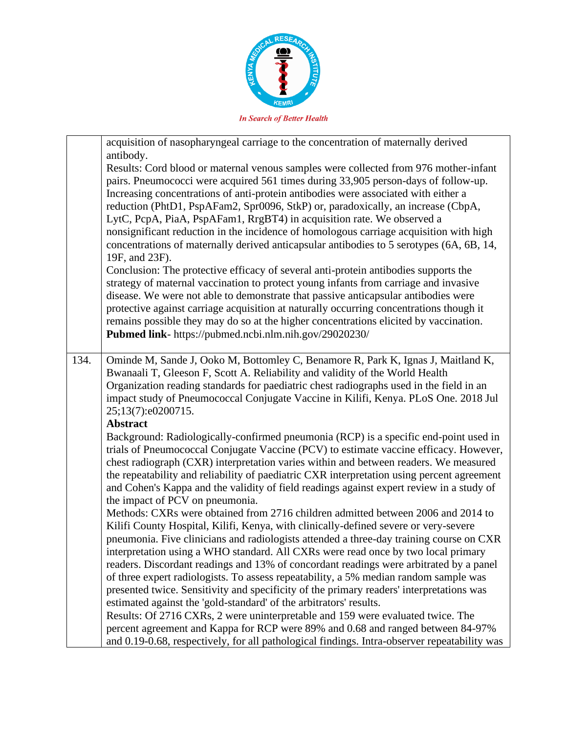| | |
|---|---|
| | acquisition of nasopharyngeal carriage to the concentration of maternally derived antibody.<br>Results: Cord blood or maternal venous samples were collected from 976 mother-infant pairs. Pneumococci were acquired 561 times during 33,905 person-days of follow-up. Increasing concentrations of anti-protein antibodies were associated with either a reduction (PhtD1, PspAFam2, Spr0096, StkP) or, paradoxically, an increase (CbpA, LytC, PcpA, PiaA, PspAFam1, RrgBT4) in acquisition rate. We observed a nonsignificant reduction in the incidence of homologous carriage acquisition with high concentrations of maternally derived anticapsular antibodies to 5 serotypes (6A, 6B, 14, 19F, and 23F).<br>Conclusion: The protective efficacy of several anti-protein antibodies supports the strategy of maternal vaccination to protect young infants from carriage and invasive disease. We were not able to demonstrate that passive anticapsular antibodies were protective against carriage acquisition at naturally occurring concentrations though it remains possible they may do so at the higher concentrations elicited by vaccination.<br>**Pubmed link**- https://pubmed.ncbi.nlm.nih.gov/29020230/ |
| 134. | Ominde M, Sande J, Ooko M, Bottomley C, Benamore R, Park K, Ignas J, Maitland K, Bwanaali T, Gleeson F, Scott A. Reliability and validity of the World Health Organization reading standards for paediatric chest radiographs used in the field in an impact study of Pneumococcal Conjugate Vaccine in Kilifi, Kenya. PLoS One. 2018 Jul 25;13(7):e0200715.<br>**Abstract**<br>Background: Radiologically-confirmed pneumonia (RCP) is a specific end-point used in trials of Pneumococcal Conjugate Vaccine (PCV) to estimate vaccine efficacy. However, chest radiograph (CXR) interpretation varies within and between readers. We measured the repeatability and reliability of paediatric CXR interpretation using percent agreement and Cohen's Kappa and the validity of field readings against expert review in a study of the impact of PCV on pneumonia.<br>Methods: CXRs were obtained from 2716 children admitted between 2006 and 2014 to Kilifi County Hospital, Kilifi, Kenya, with clinically-defined severe or very-severe pneumonia. Five clinicians and radiologists attended a three-day training course on CXR interpretation using a WHO standard. All CXRs were read once by two local primary readers. Discordant readings and 13% of concordant readings were arbitrated by a panel of three expert radiologists. To assess repeatability, a 5% median random sample was presented twice. Sensitivity and specificity of the primary readers' interpretations was estimated against the 'gold-standard' of the arbitrators' results.<br>Results: Of 2716 CXRs, 2 were uninterpretable and 159 were evaluated twice. The percent agreement and Kappa for RCP were 89% and 0.68 and ranged between 84-97% and 0.19-0.68, respectively, for all pathological findings. Intra-observer repeatability was |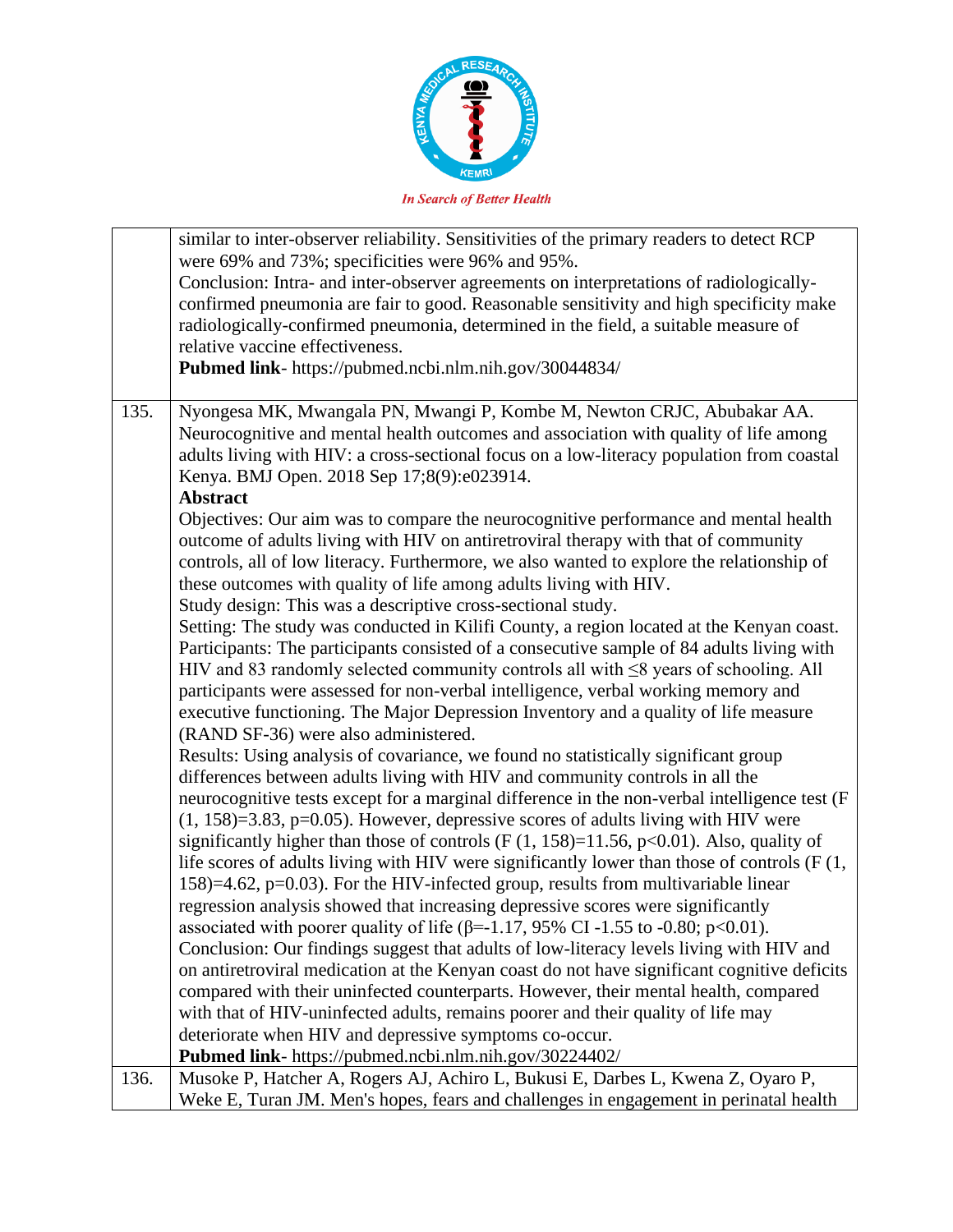| | |
|---|---|
| | similar to inter-observer reliability. Sensitivities of the primary readers to detect RCP were 69% and 73%; specificities were 96% and 95%.<br>Conclusion: Intra- and inter-observer agreements on interpretations of radiologically-confirmed pneumonia are fair to good. Reasonable sensitivity and high specificity make radiologically-confirmed pneumonia, determined in the field, a suitable measure of relative vaccine effectiveness.<br>**Pubmed link**- https://pubmed.ncbi.nlm.nih.gov/30044834/ |
| 135. | Nyongesa MK, Mwangala PN, Mwangi P, Kombe M, Newton CRJC, Abubakar AA. Neurocognitive and mental health outcomes and association with quality of life among adults living with HIV: a cross-sectional focus on a low-literacy population from coastal Kenya. BMJ Open. 2018 Sep 17;8(9):e023914.<br>**Abstract**<br>Objectives: Our aim was to compare the neurocognitive performance and mental health outcome of adults living with HIV on antiretroviral therapy with that of community controls, all of low literacy. Furthermore, we also wanted to explore the relationship of these outcomes with quality of life among adults living with HIV.<br>Study design: This was a descriptive cross-sectional study.<br>Setting: The study was conducted in Kilifi County, a region located at the Kenyan coast.<br>Participants: The participants consisted of a consecutive sample of 84 adults living with HIV and 83 randomly selected community controls all with ≤8 years of schooling. All participants were assessed for non-verbal intelligence, verbal working memory and executive functioning. The Major Depression Inventory and a quality of life measure (RAND SF-36) were also administered.<br>Results: Using analysis of covariance, we found no statistically significant group differences between adults living with HIV and community controls in all the neurocognitive tests except for a marginal difference in the non-verbal intelligence test ($F(1, 158)=3.83$, $p=0.05$). However, depressive scores of adults living with HIV were significantly higher than those of controls ($F(1, 158)=11.56$, $p<0.01$). Also, quality of life scores of adults living with HIV were significantly lower than those of controls ($F(1, 158)=4.62$, $p=0.03$). For the HIV-infected group, results from multivariable linear regression analysis showed that increasing depressive scores were significantly associated with poorer quality of life ($\beta=-1.17$, 95% CI -1.55 to -0.80; $p<0.01$).<br>Conclusion: Our findings suggest that adults of low-literacy levels living with HIV and on antiretroviral medication at the Kenyan coast do not have significant cognitive deficits compared with their uninfected counterparts. However, their mental health, compared with that of HIV-uninfected adults, remains poorer and their quality of life may deteriorate when HIV and depressive symptoms co-occur.<br>**Pubmed link**- https://pubmed.ncbi.nlm.nih.gov/30224402/ |
| 136. | Musoke P, Hatcher A, Rogers AJ, Achiro L, Bukusi E, Darbes L, Kwena Z, Oyaro P, Weke E, Turan JM. Men's hopes, fears and challenges in engagement in perinatal health |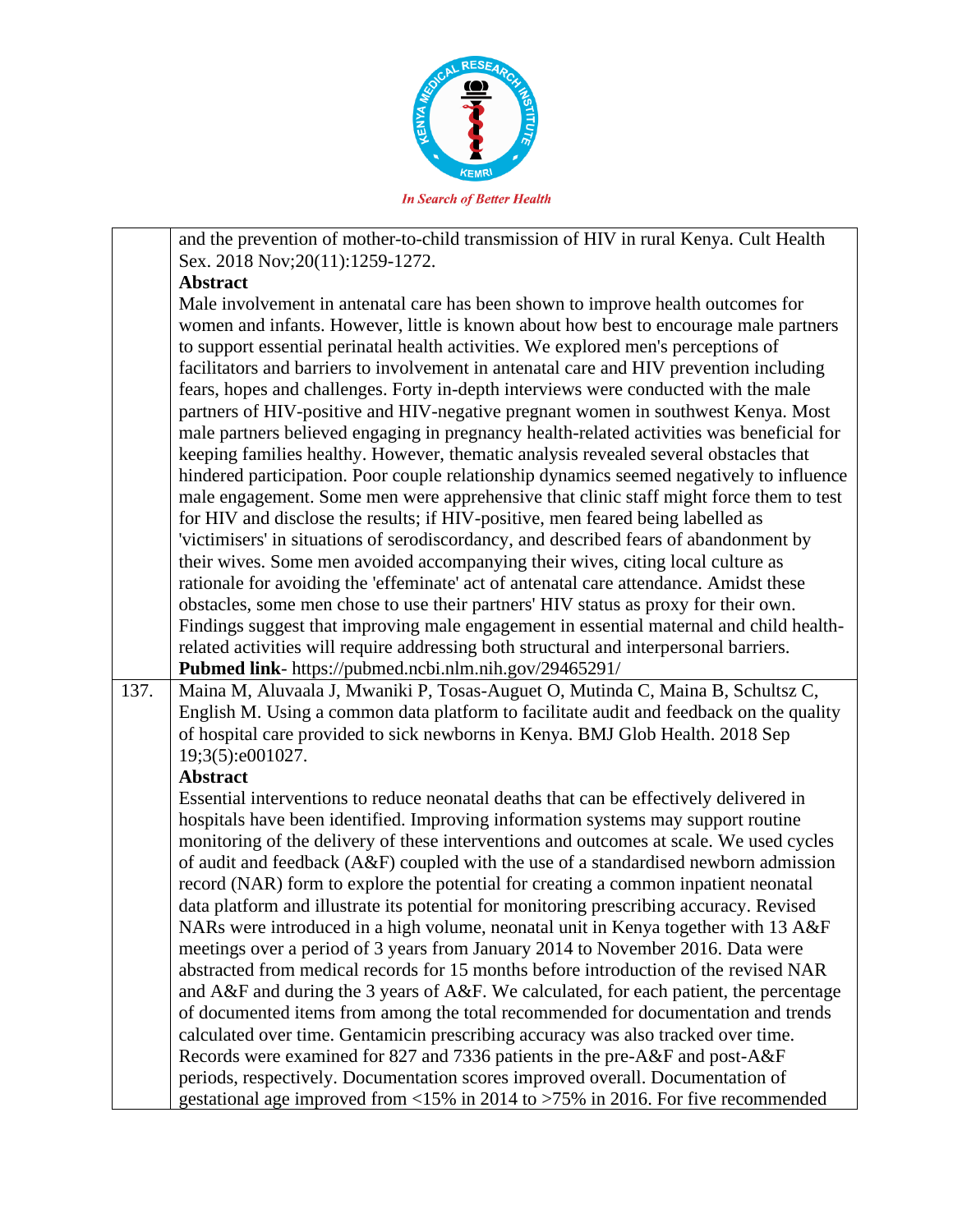|  | and the prevention of mother-to-child transmission of HIV in rural Kenya. Cult Health Sex. 2018 Nov;20(11):1259-1272.<br>**Abstract**<br>Male involvement in antenatal care has been shown to improve health outcomes for women and infants. However, little is known about how best to encourage male partners to support essential perinatal health activities. We explored men's perceptions of facilitators and barriers to involvement in antenatal care and HIV prevention including fears, hopes and challenges. Forty in-depth interviews were conducted with the male partners of HIV-positive and HIV-negative pregnant women in southwest Kenya. Most male partners believed engaging in pregnancy health-related activities was beneficial for keeping families healthy. However, thematic analysis revealed several obstacles that hindered participation. Poor couple relationship dynamics seemed negatively to influence male engagement. Some men were apprehensive that clinic staff might force them to test for HIV and disclose the results; if HIV-positive, men feared being labelled as 'victimisers' in situations of serodiscordancy, and described fears of abandonment by their wives. Some men avoided accompanying their wives, citing local culture as rationale for avoiding the 'effeminate' act of antenatal care attendance. Amidst these obstacles, some men chose to use their partners' HIV status as proxy for their own. Findings suggest that improving male engagement in essential maternal and child health-related activities will require addressing both structural and interpersonal barriers.<br>**Pubmed link**- https://pubmed.ncbi.nlm.nih.gov/29465291/ |
|---|---|
| 137. | Maina M, Aluvaala J, Mwaniki P, Tosas-Auguet O, Mutinda C, Maina B, Schultsz C, English M. Using a common data platform to facilitate audit and feedback on the quality of hospital care provided to sick newborns in Kenya. BMJ Glob Health. 2018 Sep 19;3(5):e001027.<br>**Abstract**<br>Essential interventions to reduce neonatal deaths that can be effectively delivered in hospitals have been identified. Improving information systems may support routine monitoring of the delivery of these interventions and outcomes at scale. We used cycles of audit and feedback (A&F) coupled with the use of a standardised newborn admission record (NAR) form to explore the potential for creating a common inpatient neonatal data platform and illustrate its potential for monitoring prescribing accuracy. Revised NARs were introduced in a high volume, neonatal unit in Kenya together with 13 A&F meetings over a period of 3 years from January 2014 to November 2016. Data were abstracted from medical records for 15 months before introduction of the revised NAR and A&F and during the 3 years of A&F. We calculated, for each patient, the percentage of documented items from among the total recommended for documentation and trends calculated over time. Gentamicin prescribing accuracy was also tracked over time. Records were examined for 827 and 7336 patients in the pre-A&F and post-A&F periods, respectively. Documentation scores improved overall. Documentation of gestational age improved from <15% in 2014 to >75% in 2016. For five recommended |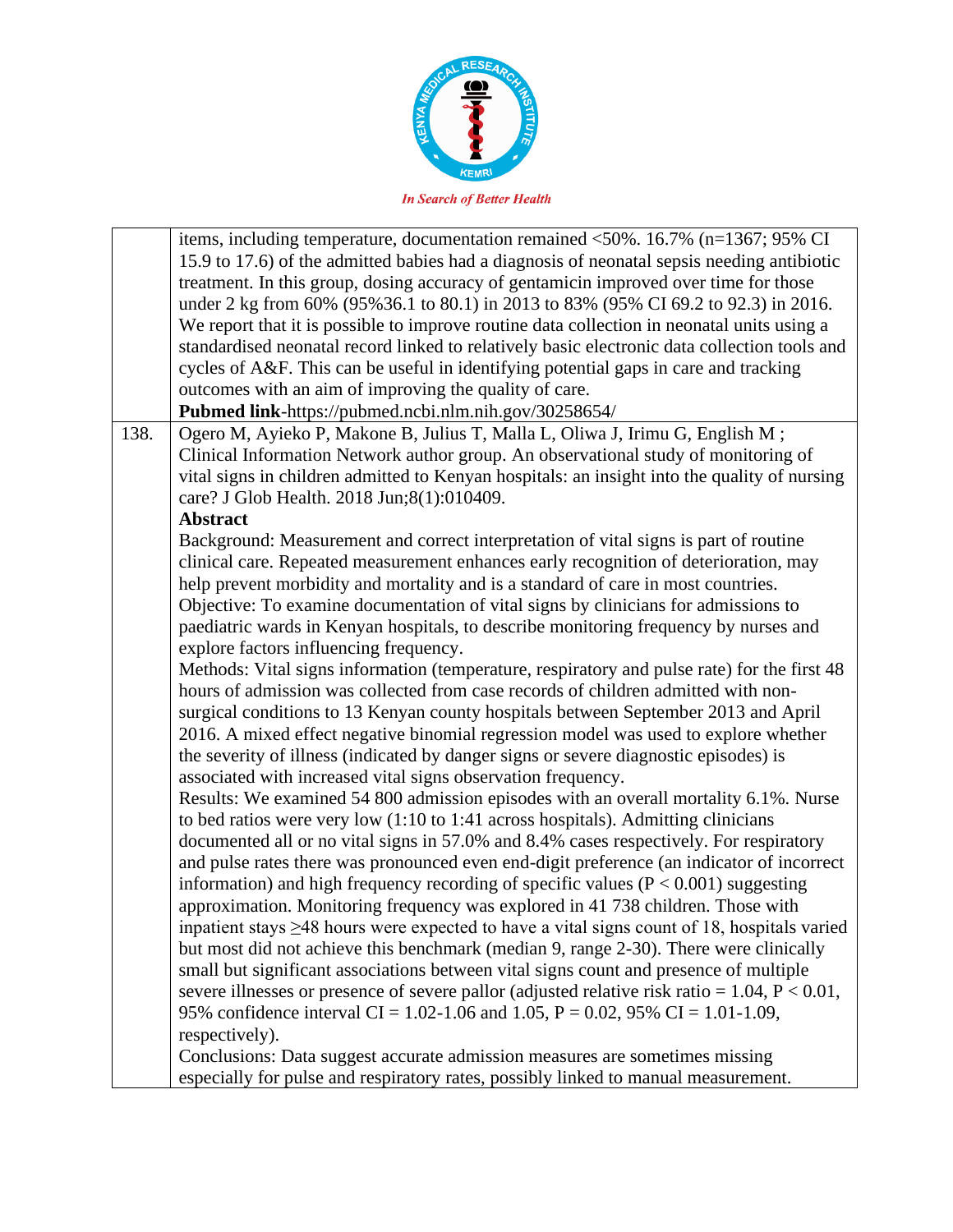| | |
|---|---|
| | items, including temperature, documentation remained <50%. 16.7% (n=1367; 95% CI 15.9 to 17.6) of the admitted babies had a diagnosis of neonatal sepsis needing antibiotic treatment. In this group, dosing accuracy of gentamicin improved over time for those under 2 kg from 60% (95%36.1 to 80.1) in 2013 to 83% (95% CI 69.2 to 92.3) in 2016. We report that it is possible to improve routine data collection in neonatal units using a standardised neonatal record linked to relatively basic electronic data collection tools and cycles of A&F. This can be useful in identifying potential gaps in care and tracking outcomes with an aim of improving the quality of care.<br>**Pubmed link**-https://pubmed.ncbi.nlm.nih.gov/30258654/ |
| 138. | Ogero M, Ayieko P, Makone B, Julius T, Malla L, Oliwa J, Irimu G, English M ; Clinical Information Network author group. An observational study of monitoring of vital signs in children admitted to Kenyan hospitals: an insight into the quality of nursing care? J Glob Health. 2018 Jun;8(1):010409.<br>**Abstract**<br>Background: Measurement and correct interpretation of vital signs is part of routine clinical care. Repeated measurement enhances early recognition of deterioration, may help prevent morbidity and mortality and is a standard of care in most countries.<br>Objective: To examine documentation of vital signs by clinicians for admissions to paediatric wards in Kenyan hospitals, to describe monitoring frequency by nurses and explore factors influencing frequency.<br>Methods: Vital signs information (temperature, respiratory and pulse rate) for the first 48 hours of admission was collected from case records of children admitted with non-surgical conditions to 13 Kenyan county hospitals between September 2013 and April 2016. A mixed effect negative binomial regression model was used to explore whether the severity of illness (indicated by danger signs or severe diagnostic episodes) is associated with increased vital signs observation frequency.<br>Results: We examined 54 800 admission episodes with an overall mortality 6.1%. Nurse to bed ratios were very low (1:10 to 1:41 across hospitals). Admitting clinicians documented all or no vital signs in 57.0% and 8.4% cases respectively. For respiratory and pulse rates there was pronounced even end-digit preference (an indicator of incorrect information) and high frequency recording of specific values ($P < 0.001$) suggesting approximation. Monitoring frequency was explored in 41 738 children. Those with inpatient stays ≥48 hours were expected to have a vital signs count of 18, hospitals varied but most did not achieve this benchmark (median 9, range 2-30). There were clinically small but significant associations between vital signs count and presence of multiple severe illnesses or presence of severe pallor (adjusted relative risk ratio = 1.04, $P < 0.01$, 95% confidence interval CI = 1.02-1.06 and 1.05, $P = 0.02$, 95% CI = 1.01-1.09, respectively).<br>Conclusions: Data suggest accurate admission measures are sometimes missing especially for pulse and respiratory rates, possibly linked to manual measurement. |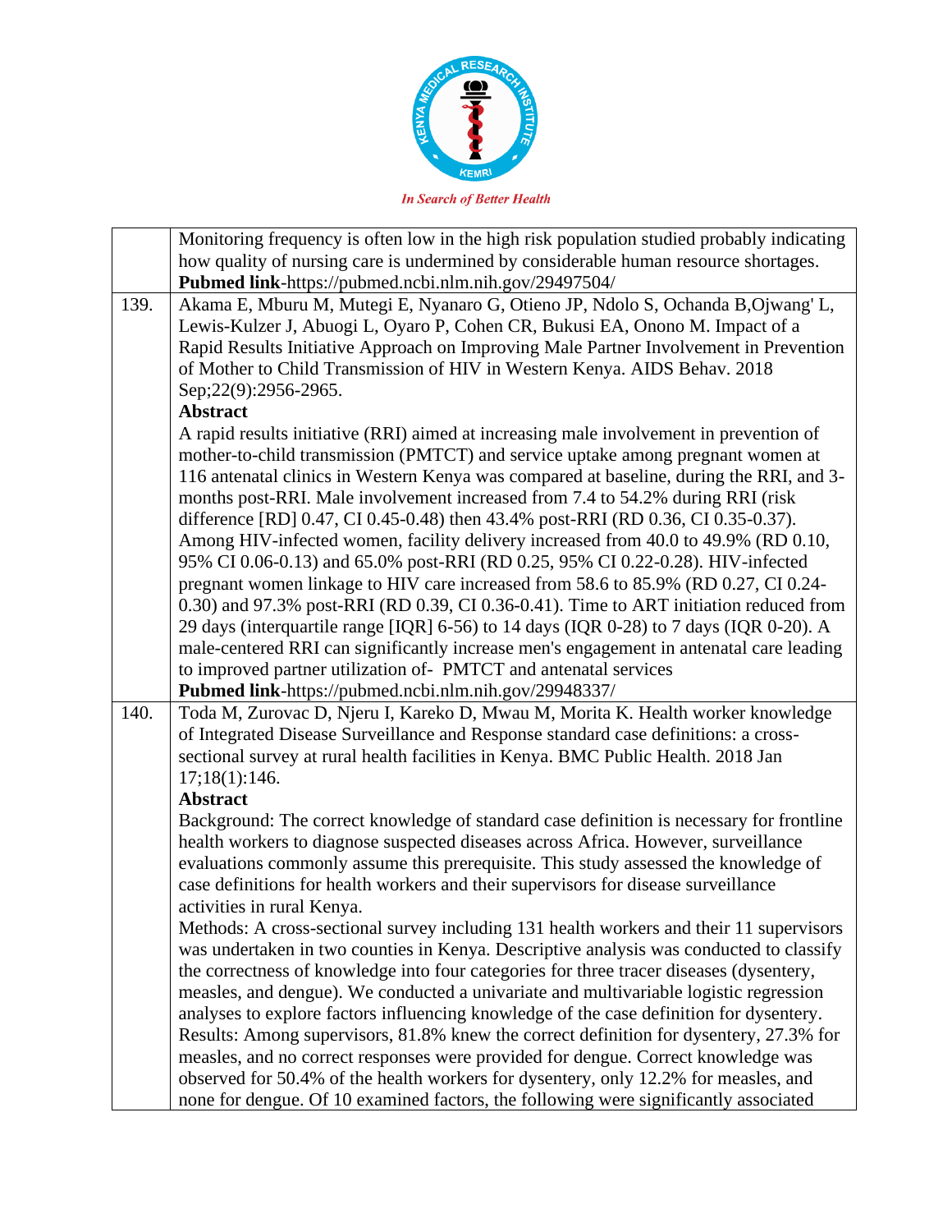| | |
|---|---|
| | Monitoring frequency is often low in the high risk population studied probably indicating how quality of nursing care is undermined by considerable human resource shortages. **Pubmed link**-https://pubmed.ncbi.nlm.nih.gov/29497504/ |
| 139. | Akama E, Mburu M, Mutegi E, Nyanaro G, Otieno JP, Ndolo S, Ochanda B,Ojwang' L, Lewis-Kulzer J, Abuogi L, Oyaro P, Cohen CR, Bukusi EA, Onono M. Impact of a Rapid Results Initiative Approach on Improving Male Partner Involvement in Prevention of Mother to Child Transmission of HIV in Western Kenya. AIDS Behav. 2018 Sep;22(9):2956-2965. **Abstract** A rapid results initiative (RRI) aimed at increasing male involvement in prevention of mother-to-child transmission (PMTCT) and service uptake among pregnant women at 116 antenatal clinics in Western Kenya was compared at baseline, during the RRI, and 3-months post-RRI. Male involvement increased from 7.4 to 54.2% during RRI (risk difference [RD] 0.47, CI 0.45-0.48) then 43.4% post-RRI (RD 0.36, CI 0.35-0.37). Among HIV-infected women, facility delivery increased from 40.0 to 49.9% (RD 0.10, 95% CI 0.06-0.13) and 65.0% post-RRI (RD 0.25, 95% CI 0.22-0.28). HIV-infected pregnant women linkage to HIV care increased from 58.6 to 85.9% (RD 0.27, CI 0.24-0.30) and 97.3% post-RRI (RD 0.39, CI 0.36-0.41). Time to ART initiation reduced from 29 days (interquartile range [IQR] 6-56) to 14 days (IQR 0-28) to 7 days (IQR 0-20). A male-centered RRI can significantly increase men's engagement in antenatal care leading to improved partner utilization of- PMTCT and antenatal services **Pubmed link**-https://pubmed.ncbi.nlm.nih.gov/29948337/ |
| 140. | Toda M, Zurovac D, Njeru I, Kareko D, Mwau M, Morita K. Health worker knowledge of Integrated Disease Surveillance and Response standard case definitions: a cross-sectional survey at rural health facilities in Kenya. BMC Public Health. 2018 Jan 17;18(1):146. **Abstract** Background: The correct knowledge of standard case definition is necessary for frontline health workers to diagnose suspected diseases across Africa. However, surveillance evaluations commonly assume this prerequisite. This study assessed the knowledge of case definitions for health workers and their supervisors for disease surveillance activities in rural Kenya. Methods: A cross-sectional survey including 131 health workers and their 11 supervisors was undertaken in two counties in Kenya. Descriptive analysis was conducted to classify the correctness of knowledge into four categories for three tracer diseases (dysentery, measles, and dengue). We conducted a univariate and multivariable logistic regression analyses to explore factors influencing knowledge of the case definition for dysentery. Results: Among supervisors, 81.8% knew the correct definition for dysentery, 27.3% for measles, and no correct responses were provided for dengue. Correct knowledge was observed for 50.4% of the health workers for dysentery, only 12.2% for measles, and none for dengue. Of 10 examined factors, the following were significantly associated |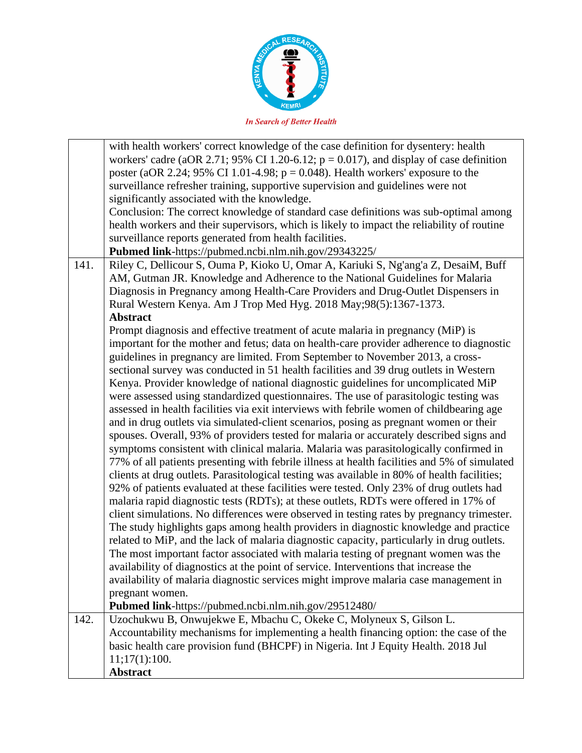| | |
|---|---|
| | with health workers' correct knowledge of the case definition for dysentery: health workers' cadre (aOR 2.71; 95% CI 1.20-6.12; p = 0.017), and display of case definition poster (aOR 2.24; 95% CI 1.01-4.98; p = 0.048). Health workers' exposure to the surveillance refresher training, supportive supervision and guidelines were not significantly associated with the knowledge.<br>Conclusion: The correct knowledge of standard case definitions was sub-optimal among health workers and their supervisors, which is likely to impact the reliability of routine surveillance reports generated from health facilities.<br>**Pubmed link**-https://pubmed.ncbi.nlm.nih.gov/29343225/ |
| 141. | Riley C, Dellicour S, Ouma P, Kioko U, Omar A, Kariuki S, Ng'ang'a Z, DesaiM, Buff AM, Gutman JR. Knowledge and Adherence to the National Guidelines for Malaria Diagnosis in Pregnancy among Health-Care Providers and Drug-Outlet Dispensers in Rural Western Kenya. Am J Trop Med Hyg. 2018 May;98(5):1367-1373.<br>**Abstract**<br>Prompt diagnosis and effective treatment of acute malaria in pregnancy (MiP) is important for the mother and fetus; data on health-care provider adherence to diagnostic guidelines in pregnancy are limited. From September to November 2013, a cross-sectional survey was conducted in 51 health facilities and 39 drug outlets in Western Kenya. Provider knowledge of national diagnostic guidelines for uncomplicated MiP were assessed using standardized questionnaires. The use of parasitologic testing was assessed in health facilities via exit interviews with febrile women of childbearing age and in drug outlets via simulated-client scenarios, posing as pregnant women or their spouses. Overall, 93% of providers tested for malaria or accurately described signs and symptoms consistent with clinical malaria. Malaria was parasitologically confirmed in 77% of all patients presenting with febrile illness at health facilities and 5% of simulated clients at drug outlets. Parasitological testing was available in 80% of health facilities; 92% of patients evaluated at these facilities were tested. Only 23% of drug outlets had malaria rapid diagnostic tests (RDTs); at these outlets, RDTs were offered in 17% of client simulations. No differences were observed in testing rates by pregnancy trimester. The study highlights gaps among health providers in diagnostic knowledge and practice related to MiP, and the lack of malaria diagnostic capacity, particularly in drug outlets. The most important factor associated with malaria testing of pregnant women was the availability of diagnostics at the point of service. Interventions that increase the availability of malaria diagnostic services might improve malaria case management in pregnant women.<br>**Pubmed link**-https://pubmed.ncbi.nlm.nih.gov/29512480/ |
| 142. | Uzochukwu B, Onwujekwe E, Mbachu C, Okeke C, Molyneux S, Gilson L. Accountability mechanisms for implementing a health financing option: the case of the basic health care provision fund (BHCPF) in Nigeria. Int J Equity Health. 2018 Jul 11;17(1):100.<br>**Abstract** |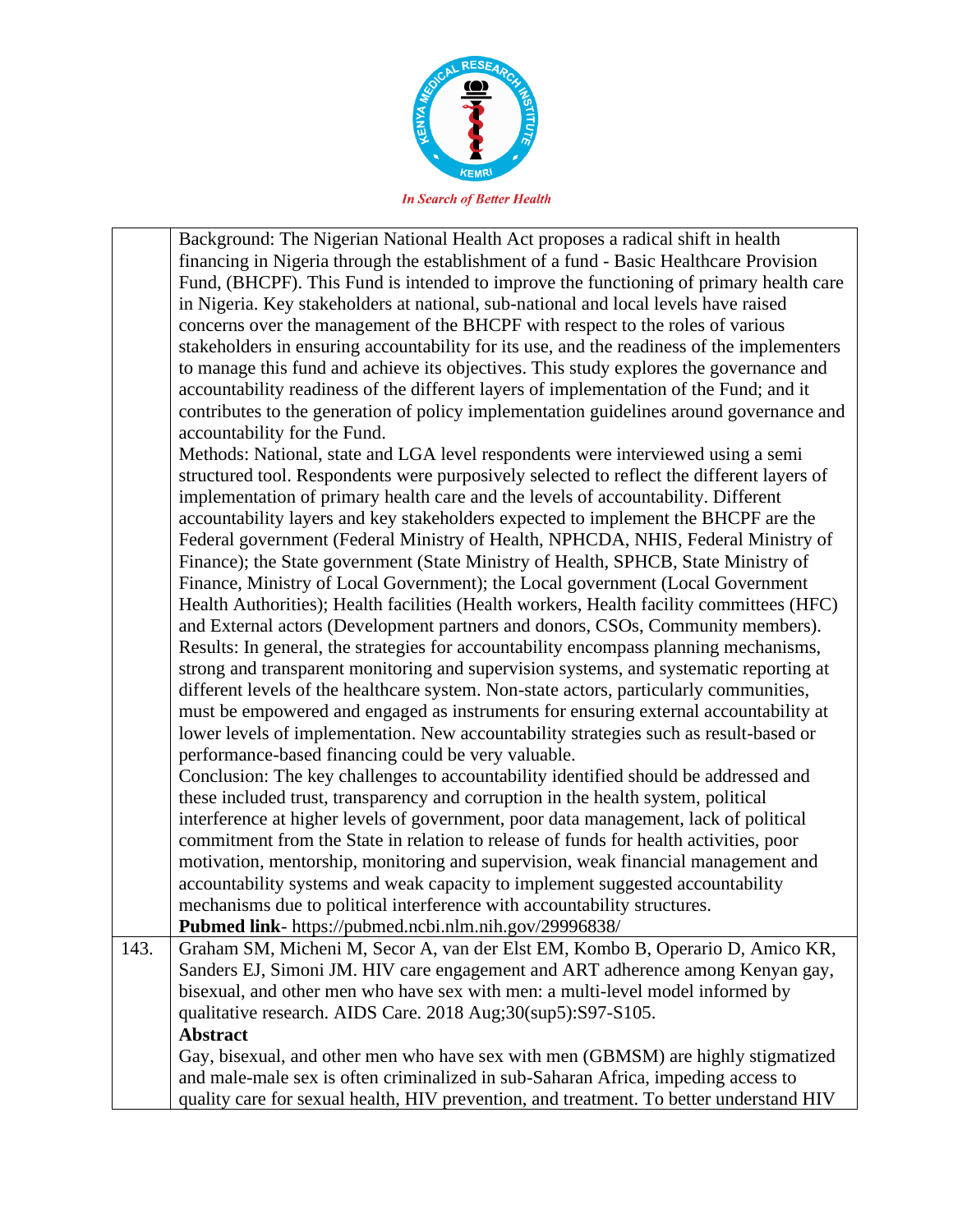| | |
|---|---|
| | Background: The Nigerian National Health Act proposes a radical shift in health financing in Nigeria through the establishment of a fund - Basic Healthcare Provision Fund, (BHCPF). This Fund is intended to improve the functioning of primary health care in Nigeria. Key stakeholders at national, sub-national and local levels have raised concerns over the management of the BHCPF with respect to the roles of various stakeholders in ensuring accountability for its use, and the readiness of the implementers to manage this fund and achieve its objectives. This study explores the governance and accountability readiness of the different layers of implementation of the Fund; and it contributes to the generation of policy implementation guidelines around governance and accountability for the Fund.<br>Methods: National, state and LGA level respondents were interviewed using a semi structured tool. Respondents were purposively selected to reflect the different layers of implementation of primary health care and the levels of accountability. Different accountability layers and key stakeholders expected to implement the BHCPF are the Federal government (Federal Ministry of Health, NPHCDA, NHIS, Federal Ministry of Finance); the State government (State Ministry of Health, SPHCB, State Ministry of Finance, Ministry of Local Government); the Local government (Local Government Health Authorities); Health facilities (Health workers, Health facility committees (HFC) and External actors (Development partners and donors, CSOs, Community members).<br>Results: In general, the strategies for accountability encompass planning mechanisms, strong and transparent monitoring and supervision systems, and systematic reporting at different levels of the healthcare system. Non-state actors, particularly communities, must be empowered and engaged as instruments for ensuring external accountability at lower levels of implementation. New accountability strategies such as result-based or performance-based financing could be very valuable.<br>Conclusion: The key challenges to accountability identified should be addressed and these included trust, transparency and corruption in the health system, political interference at higher levels of government, poor data management, lack of political commitment from the State in relation to release of funds for health activities, poor motivation, mentorship, monitoring and supervision, weak financial management and accountability systems and weak capacity to implement suggested accountability mechanisms due to political interference with accountability structures.<br>**Pubmed link**- https://pubmed.ncbi.nlm.nih.gov/29996838/ |
| 143. | Graham SM, Micheni M, Secor A, van der Elst EM, Kombo B, Operario D, Amico KR, Sanders EJ, Simoni JM. HIV care engagement and ART adherence among Kenyan gay, bisexual, and other men who have sex with men: a multi-level model informed by qualitative research. AIDS Care. 2018 Aug;30(sup5):S97-S105.<br>**Abstract**<br>Gay, bisexual, and other men who have sex with men (GBMSM) are highly stigmatized and male-male sex is often criminalized in sub-Saharan Africa, impeding access to quality care for sexual health, HIV prevention, and treatment. To better understand HIV |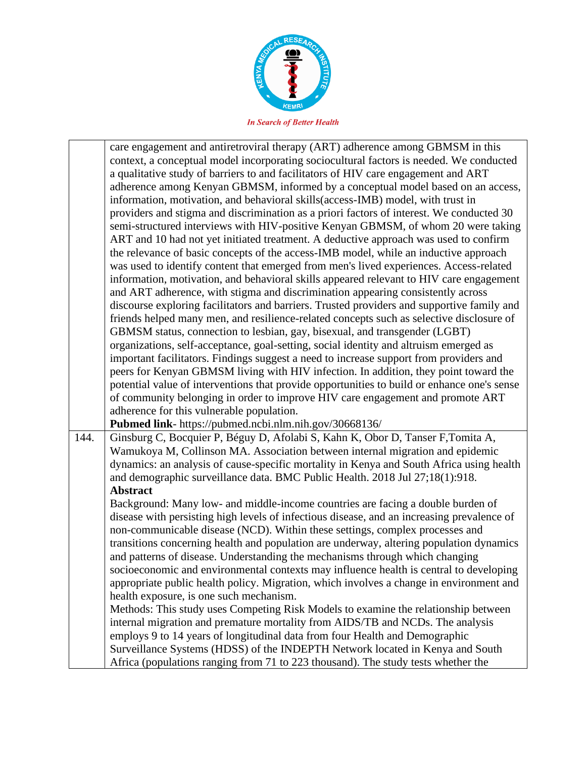| | |
|---|---|
| | care engagement and antiretroviral therapy (ART) adherence among GBMSM in this context, a conceptual model incorporating sociocultural factors is needed. We conducted a qualitative study of barriers to and facilitators of HIV care engagement and ART adherence among Kenyan GBMSM, informed by a conceptual model based on an access, information, motivation, and behavioral skills(access-IMB) model, with trust in providers and stigma and discrimination as a priori factors of interest. We conducted 30 semi-structured interviews with HIV-positive Kenyan GBMSM, of whom 20 were taking ART and 10 had not yet initiated treatment. A deductive approach was used to confirm the relevance of basic concepts of the access-IMB model, while an inductive approach was used to identify content that emerged from men's lived experiences. Access-related information, motivation, and behavioral skills appeared relevant to HIV care engagement and ART adherence, with stigma and discrimination appearing consistently across discourse exploring facilitators and barriers. Trusted providers and supportive family and friends helped many men, and resilience-related concepts such as selective disclosure of GBMSM status, connection to lesbian, gay, bisexual, and transgender (LGBT) organizations, self-acceptance, goal-setting, social identity and altruism emerged as important facilitators. Findings suggest a need to increase support from providers and peers for Kenyan GBMSM living with HIV infection. In addition, they point toward the potential value of interventions that provide opportunities to build or enhance one's sense of community belonging in order to improve HIV care engagement and promote ART adherence for this vulnerable population.<br>**Pubmed link**- https://pubmed.ncbi.nlm.nih.gov/30668136/ |
| 144. | Ginsburg C, Bocquier P, Béguy D, Afolabi S, Kahn K, Obor D, Tanser F,Tomita A, Wamukoya M, Collinson MA. Association between internal migration and epidemic dynamics: an analysis of cause-specific mortality in Kenya and South Africa using health and demographic surveillance data. BMC Public Health. 2018 Jul 27;18(1):918.<br>**Abstract**<br>Background: Many low- and middle-income countries are facing a double burden of disease with persisting high levels of infectious disease, and an increasing prevalence of non-communicable disease (NCD). Within these settings, complex processes and transitions concerning health and population are underway, altering population dynamics and patterns of disease. Understanding the mechanisms through which changing socioeconomic and environmental contexts may influence health is central to developing appropriate public health policy. Migration, which involves a change in environment and health exposure, is one such mechanism.<br>Methods: This study uses Competing Risk Models to examine the relationship between internal migration and premature mortality from AIDS/TB and NCDs. The analysis employs 9 to 14 years of longitudinal data from four Health and Demographic Surveillance Systems (HDSS) of the INDEPTH Network located in Kenya and South Africa (populations ranging from 71 to 223 thousand). The study tests whether the |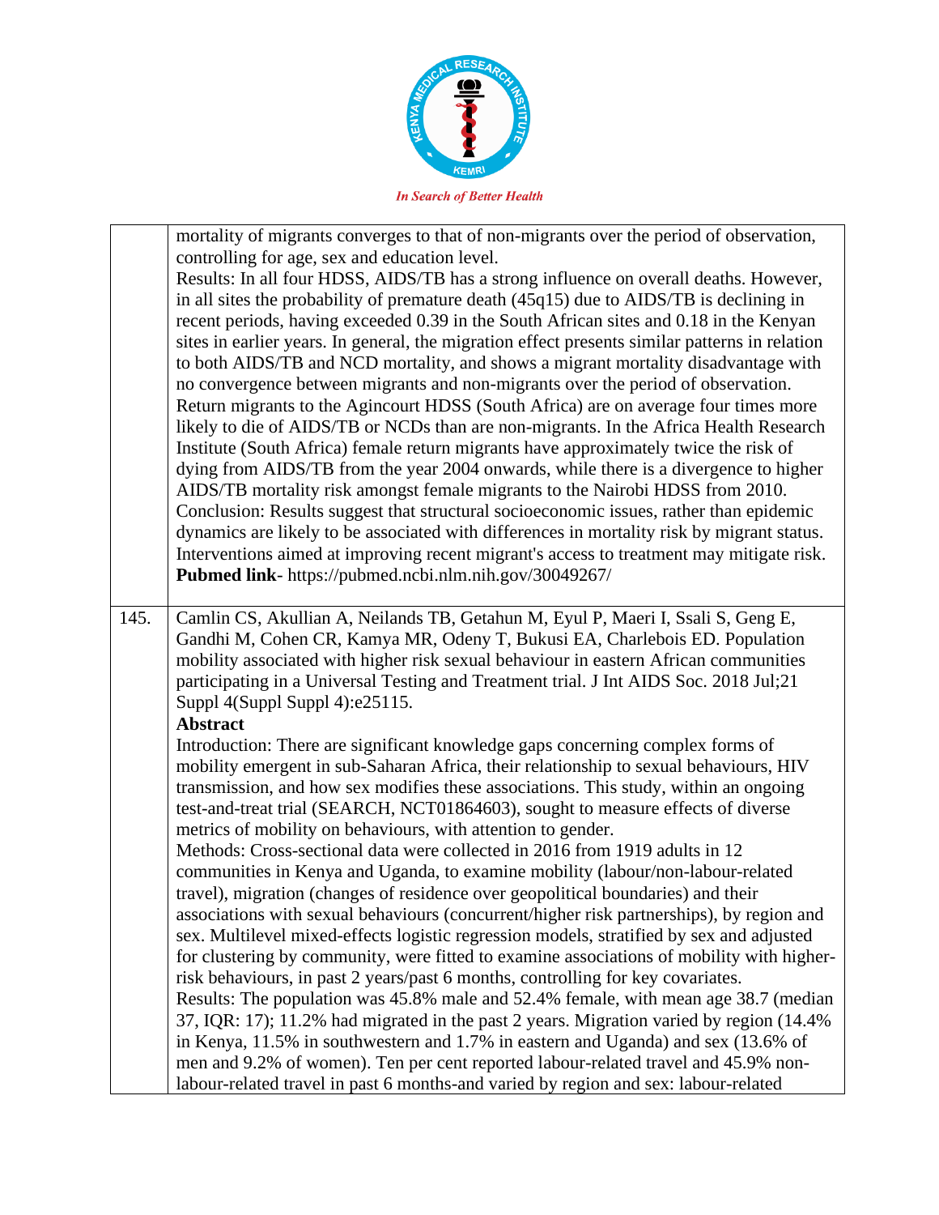| | |
|---|---|
| | mortality of migrants converges to that of non-migrants over the period of observation, controlling for age, sex and education level.<br>Results: In all four HDSS, AIDS/TB has a strong influence on overall deaths. However, in all sites the probability of premature death (45q15) due to AIDS/TB is declining in recent periods, having exceeded 0.39 in the South African sites and 0.18 in the Kenyan sites in earlier years. In general, the migration effect presents similar patterns in relation to both AIDS/TB and NCD mortality, and shows a migrant mortality disadvantage with no convergence between migrants and non-migrants over the period of observation. Return migrants to the Agincourt HDSS (South Africa) are on average four times more likely to die of AIDS/TB or NCDs than are non-migrants. In the Africa Health Research Institute (South Africa) female return migrants have approximately twice the risk of dying from AIDS/TB from the year 2004 onwards, while there is a divergence to higher AIDS/TB mortality risk amongst female migrants to the Nairobi HDSS from 2010.<br>Conclusion: Results suggest that structural socioeconomic issues, rather than epidemic dynamics are likely to be associated with differences in mortality risk by migrant status. Interventions aimed at improving recent migrant's access to treatment may mitigate risk.<br>**Pubmed link**- https://pubmed.ncbi.nlm.nih.gov/30049267/ |
| 145. | Camlin CS, Akullian A, Neilands TB, Getahun M, Eyul P, Maeri I, Ssali S, Geng E, Gandhi M, Cohen CR, Kamya MR, Odeny T, Bukusi EA, Charlebois ED. Population mobility associated with higher risk sexual behaviour in eastern African communities participating in a Universal Testing and Treatment trial. J Int AIDS Soc. 2018 Jul;21 Suppl 4(Suppl Suppl 4):e25115.<br>**Abstract**<br>Introduction: There are significant knowledge gaps concerning complex forms of mobility emergent in sub-Saharan Africa, their relationship to sexual behaviours, HIV transmission, and how sex modifies these associations. This study, within an ongoing test-and-treat trial (SEARCH, NCT01864603), sought to measure effects of diverse metrics of mobility on behaviours, with attention to gender.<br>Methods: Cross-sectional data were collected in 2016 from 1919 adults in 12 communities in Kenya and Uganda, to examine mobility (labour/non-labour-related travel), migration (changes of residence over geopolitical boundaries) and their associations with sexual behaviours (concurrent/higher risk partnerships), by region and sex. Multilevel mixed-effects logistic regression models, stratified by sex and adjusted for clustering by community, were fitted to examine associations of mobility with higher-risk behaviours, in past 2 years/past 6 months, controlling for key covariates.<br>Results: The population was 45.8% male and 52.4% female, with mean age 38.7 (median 37, IQR: 17); 11.2% had migrated in the past 2 years. Migration varied by region (14.4% in Kenya, 11.5% in southwestern and 1.7% in eastern and Uganda) and sex (13.6% of men and 9.2% of women). Ten per cent reported labour-related travel and 45.9% non-labour-related travel in past 6 months-and varied by region and sex: labour-related |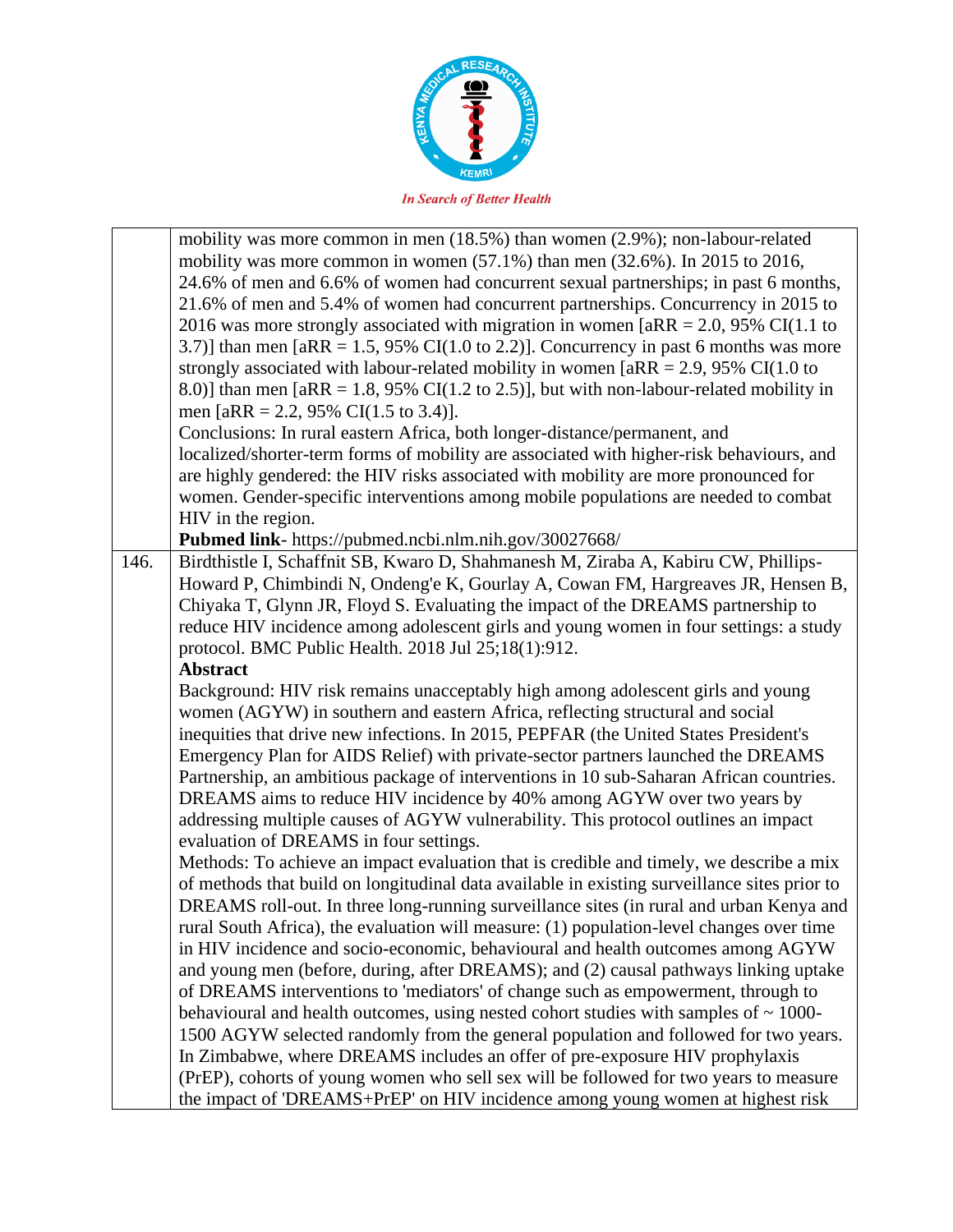| | |
|---|---|
| | mobility was more common in men (18.5%) than women (2.9%); non-labour-related mobility was more common in women (57.1%) than men (32.6%). In 2015 to 2016, 24.6% of men and 6.6% of women had concurrent sexual partnerships; in past 6 months, 21.6% of men and 5.4% of women had concurrent partnerships. Concurrency in 2015 to 2016 was more strongly associated with migration in women [aRR = 2.0, 95% CI(1.1 to 3.7)] than men [aRR = 1.5, 95% CI(1.0 to 2.2)]. Concurrency in past 6 months was more strongly associated with labour-related mobility in women [aRR = 2.9, 95% CI(1.0 to 8.0)] than men [aRR = 1.8, 95% CI(1.2 to 2.5)], but with non-labour-related mobility in men [aRR = 2.2, 95% CI(1.5 to 3.4)].<br>Conclusions: In rural eastern Africa, both longer-distance/permanent, and localized/shorter-term forms of mobility are associated with higher-risk behaviours, and are highly gendered: the HIV risks associated with mobility are more pronounced for women. Gender-specific interventions among mobile populations are needed to combat HIV in the region.<br>**Pubmed link**- https://pubmed.ncbi.nlm.nih.gov/30027668/ |
| 146. | Birdthistle I, Schaffnit SB, Kwaro D, Shahmanesh M, Ziraba A, Kabiru CW, Phillips-Howard P, Chimbindi N, Ondeng'e K, Gourlay A, Cowan FM, Hargreaves JR, Hensen B, Chiyaka T, Glynn JR, Floyd S. Evaluating the impact of the DREAMS partnership to reduce HIV incidence among adolescent girls and young women in four settings: a study protocol. BMC Public Health. 2018 Jul 25;18(1):912.<br>**Abstract**<br>Background: HIV risk remains unacceptably high among adolescent girls and young women (AGYW) in southern and eastern Africa, reflecting structural and social inequities that drive new infections. In 2015, PEPFAR (the United States President's Emergency Plan for AIDS Relief) with private-sector partners launched the DREAMS Partnership, an ambitious package of interventions in 10 sub-Saharan African countries. DREAMS aims to reduce HIV incidence by 40% among AGYW over two years by addressing multiple causes of AGYW vulnerability. This protocol outlines an impact evaluation of DREAMS in four settings.<br>Methods: To achieve an impact evaluation that is credible and timely, we describe a mix of methods that build on longitudinal data available in existing surveillance sites prior to DREAMS roll-out. In three long-running surveillance sites (in rural and urban Kenya and rural South Africa), the evaluation will measure: (1) population-level changes over time in HIV incidence and socio-economic, behavioural and health outcomes among AGYW and young men (before, during, after DREAMS); and (2) causal pathways linking uptake of DREAMS interventions to 'mediators' of change such as empowerment, through to behavioural and health outcomes, using nested cohort studies with samples of ~ 1000-1500 AGYW selected randomly from the general population and followed for two years. In Zimbabwe, where DREAMS includes an offer of pre-exposure HIV prophylaxis (PrEP), cohorts of young women who sell sex will be followed for two years to measure the impact of 'DREAMS+PrEP' on HIV incidence among young women at highest risk |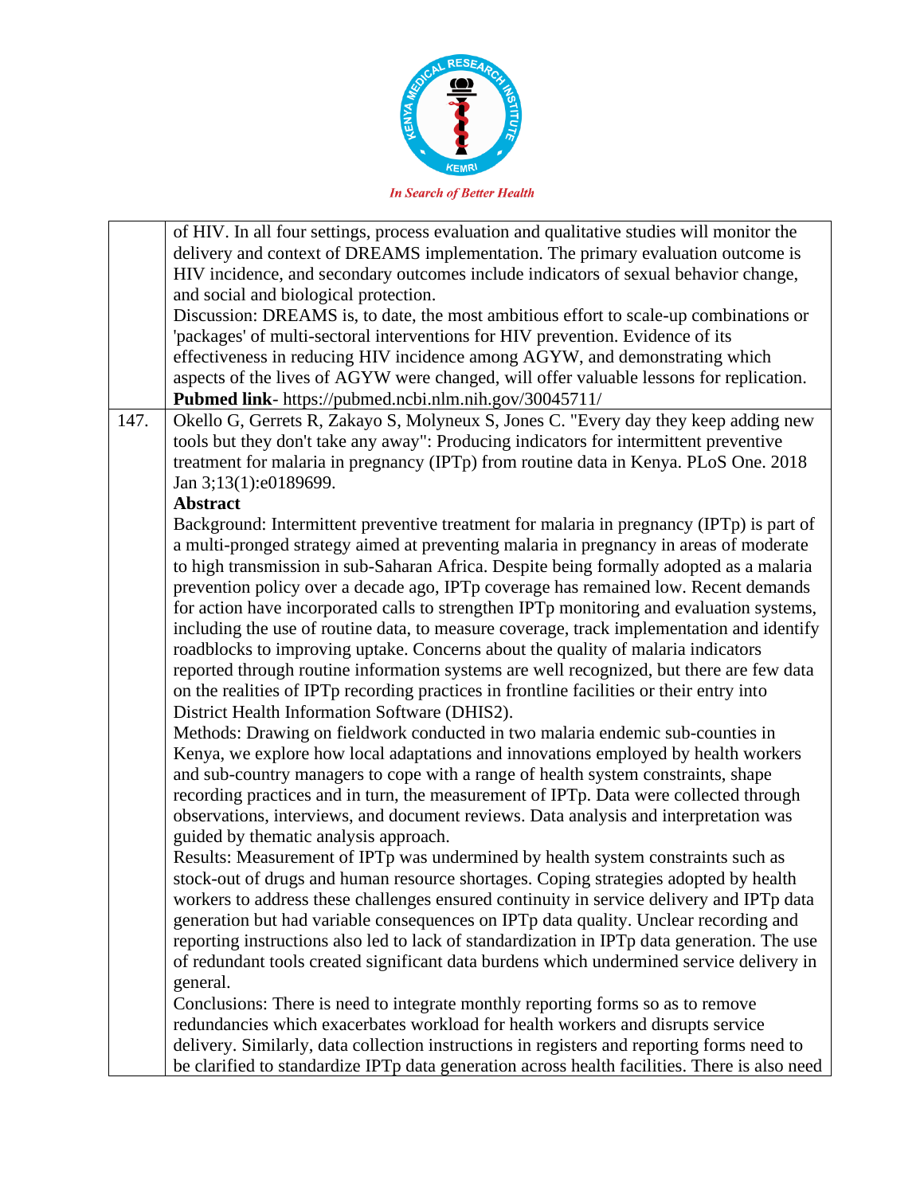| | |
|---|---|
| | of HIV. In all four settings, process evaluation and qualitative studies will monitor the delivery and context of DREAMS implementation. The primary evaluation outcome is HIV incidence, and secondary outcomes include indicators of sexual behavior change, and social and biological protection.<br>Discussion: DREAMS is, to date, the most ambitious effort to scale-up combinations or 'packages' of multi-sectoral interventions for HIV prevention. Evidence of its effectiveness in reducing HIV incidence among AGYW, and demonstrating which aspects of the lives of AGYW were changed, will offer valuable lessons for replication.<br>**Pubmed link**- https://pubmed.ncbi.nlm.nih.gov/30045711/ |
| 147. | Okello G, Gerrets R, Zakayo S, Molyneux S, Jones C. "Every day they keep adding new tools but they don't take any away": Producing indicators for intermittent preventive treatment for malaria in pregnancy (IPTp) from routine data in Kenya. PLoS One. 2018 Jan 3;13(1):e0189699.<br>**Abstract**<br>Background: Intermittent preventive treatment for malaria in pregnancy (IPTp) is part of a multi-pronged strategy aimed at preventing malaria in pregnancy in areas of moderate to high transmission in sub-Saharan Africa. Despite being formally adopted as a malaria prevention policy over a decade ago, IPTp coverage has remained low. Recent demands for action have incorporated calls to strengthen IPTp monitoring and evaluation systems, including the use of routine data, to measure coverage, track implementation and identify roadblocks to improving uptake. Concerns about the quality of malaria indicators reported through routine information systems are well recognized, but there are few data on the realities of IPTp recording practices in frontline facilities or their entry into District Health Information Software (DHIS2).<br>Methods: Drawing on fieldwork conducted in two malaria endemic sub-counties in Kenya, we explore how local adaptations and innovations employed by health workers and sub-country managers to cope with a range of health system constraints, shape recording practices and in turn, the measurement of IPTp. Data were collected through observations, interviews, and document reviews. Data analysis and interpretation was guided by thematic analysis approach.<br>Results: Measurement of IPTp was undermined by health system constraints such as stock-out of drugs and human resource shortages. Coping strategies adopted by health workers to address these challenges ensured continuity in service delivery and IPTp data generation but had variable consequences on IPTp data quality. Unclear recording and reporting instructions also led to lack of standardization in IPTp data generation. The use of redundant tools created significant data burdens which undermined service delivery in general.<br>Conclusions: There is need to integrate monthly reporting forms so as to remove redundancies which exacerbates workload for health workers and disrupts service delivery. Similarly, data collection instructions in registers and reporting forms need to be clarified to standardize IPTp data generation across health facilities. There is also need |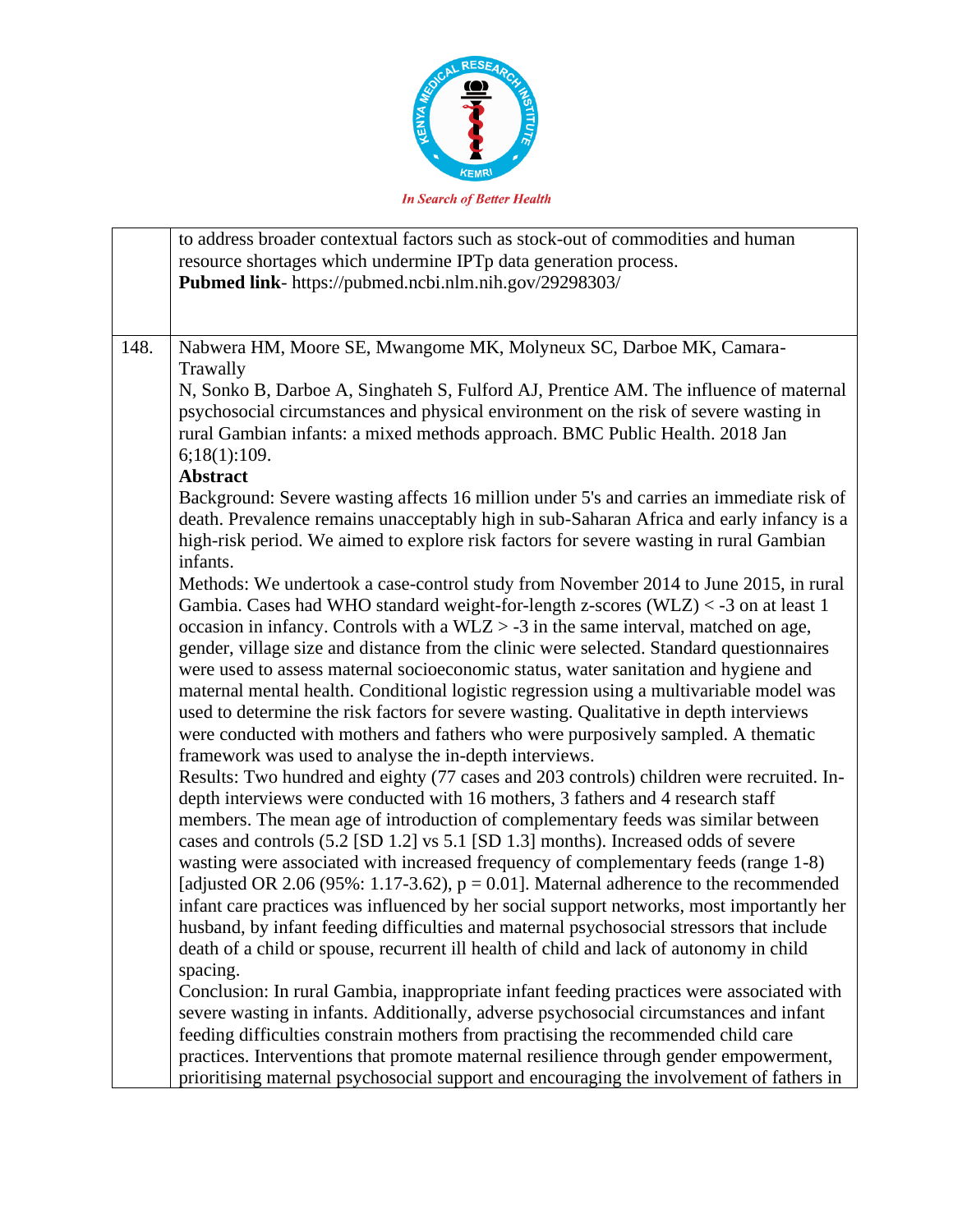| | |
|---|---|
| | to address broader contextual factors such as stock-out of commodities and human resource shortages which undermine IPTp data generation process. **Pubmed link**- https://pubmed.ncbi.nlm.nih.gov/29298303/ |
| 148. | Nabwera HM, Moore SE, Mwangome MK, Molyneux SC, Darboe MK, Camara-Trawally N, Sonko B, Darboe A, Singhateh S, Fulford AJ, Prentice AM. The influence of maternal psychosocial circumstances and physical environment on the risk of severe wasting in rural Gambian infants: a mixed methods approach. BMC Public Health. 2018 Jan 6;18(1):109. **Abstract** Background: Severe wasting affects 16 million under 5's and carries an immediate risk of death. Prevalence remains unacceptably high in sub-Saharan Africa and early infancy is a high-risk period. We aimed to explore risk factors for severe wasting in rural Gambian infants. Methods: We undertook a case-control study from November 2014 to June 2015, in rural Gambia. Cases had WHO standard weight-for-length z-scores (WLZ) < -3 on at least 1 occasion in infancy. Controls with a WLZ > -3 in the same interval, matched on age, gender, village size and distance from the clinic were selected. Standard questionnaires were used to assess maternal socioeconomic status, water sanitation and hygiene and maternal mental health. Conditional logistic regression using a multivariable model was used to determine the risk factors for severe wasting. Qualitative in depth interviews were conducted with mothers and fathers who were purposively sampled. A thematic framework was used to analyse the in-depth interviews. Results: Two hundred and eighty (77 cases and 203 controls) children were recruited. In-depth interviews were conducted with 16 mothers, 3 fathers and 4 research staff members. The mean age of introduction of complementary feeds was similar between cases and controls (5.2 [SD 1.2] vs 5.1 [SD 1.3] months). Increased odds of severe wasting were associated with increased frequency of complementary feeds (range 1-8) [adjusted OR 2.06 (95%: 1.17-3.62), p = 0.01]. Maternal adherence to the recommended infant care practices was influenced by her social support networks, most importantly her husband, by infant feeding difficulties and maternal psychosocial stressors that include death of a child or spouse, recurrent ill health of child and lack of autonomy in child spacing. Conclusion: In rural Gambia, inappropriate infant feeding practices were associated with severe wasting in infants. Additionally, adverse psychosocial circumstances and infant feeding difficulties constrain mothers from practising the recommended child care practices. Interventions that promote maternal resilience through gender empowerment, prioritising maternal psychosocial support and encouraging the involvement of fathers in |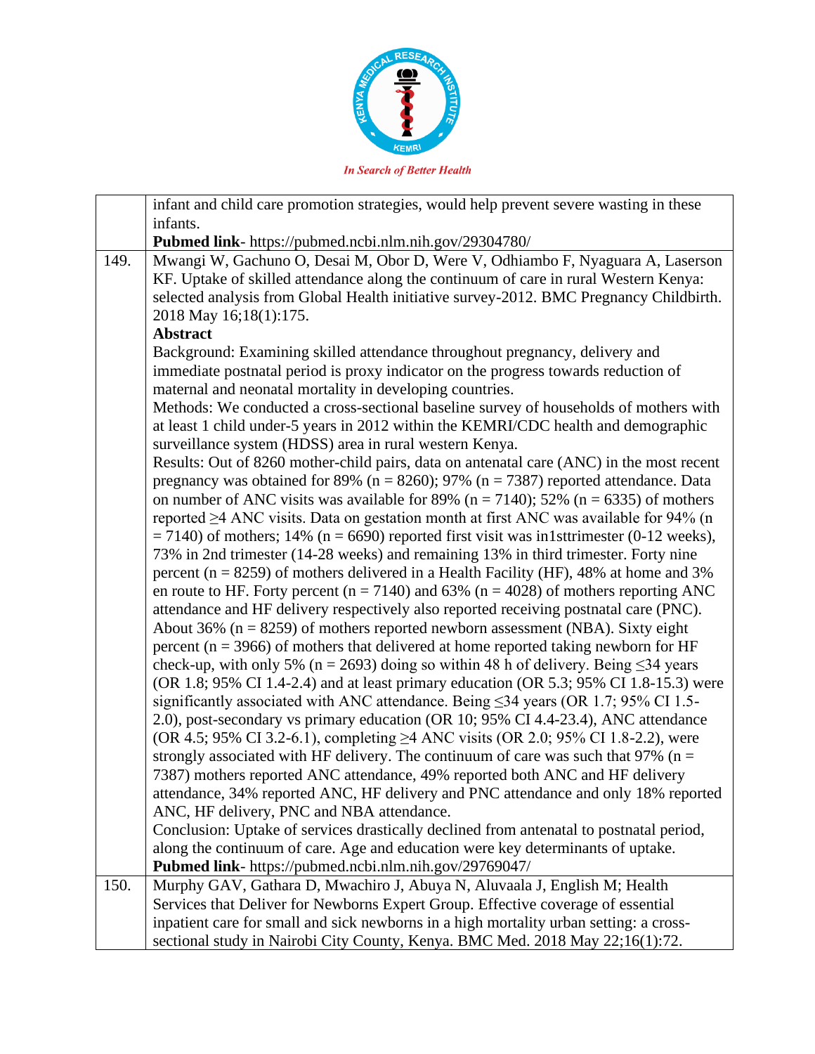| | |
|---|---|
| | infant and child care promotion strategies, would help prevent severe wasting in these infants.<br>**Pubmed link**- https://pubmed.ncbi.nlm.nih.gov/29304780/ |
| 149. | Mwangi W, Gachuno O, Desai M, Obor D, Were V, Odhiambo F, Nyaguara A, Laserson KF. Uptake of skilled attendance along the continuum of care in rural Western Kenya: selected analysis from Global Health initiative survey-2012. BMC Pregnancy Childbirth. 2018 May 16;18(1):175.<br>**Abstract**<br>Background: Examining skilled attendance throughout pregnancy, delivery and immediate postnatal period is proxy indicator on the progress towards reduction of maternal and neonatal mortality in developing countries.<br>Methods: We conducted a cross-sectional baseline survey of households of mothers with at least 1 child under-5 years in 2012 within the KEMRI/CDC health and demographic surveillance system (HDSS) area in rural western Kenya.<br>Results: Out of 8260 mother-child pairs, data on antenatal care (ANC) in the most recent pregnancy was obtained for 89% (n = 8260); 97% (n = 7387) reported attendance. Data on number of ANC visits was available for 89% (n = 7140); 52% (n = 6335) of mothers reported ≥4 ANC visits. Data on gestation month at first ANC was available for 94% (n = 7140) of mothers; 14% (n = 6690) reported first visit was in1sttrimester (0-12 weeks), 73% in 2nd trimester (14-28 weeks) and remaining 13% in third trimester. Forty nine percent (n = 8259) of mothers delivered in a Health Facility (HF), 48% at home and 3% en route to HF. Forty percent (n = 7140) and 63% (n = 4028) of mothers reporting ANC attendance and HF delivery respectively also reported receiving postnatal care (PNC). About 36% (n = 8259) of mothers reported newborn assessment (NBA). Sixty eight percent (n = 3966) of mothers that delivered at home reported taking newborn for HF check-up, with only 5% (n = 2693) doing so within 48 h of delivery. Being ≤34 years (OR 1.8; 95% CI 1.4-2.4) and at least primary education (OR 5.3; 95% CI 1.8-15.3) were significantly associated with ANC attendance. Being ≤34 years (OR 1.7; 95% CI 1.5-2.0), post-secondary vs primary education (OR 10; 95% CI 4.4-23.4), ANC attendance (OR 4.5; 95% CI 3.2-6.1), completing ≥4 ANC visits (OR 2.0; 95% CI 1.8-2.2), were strongly associated with HF delivery. The continuum of care was such that 97% (n = 7387) mothers reported ANC attendance, 49% reported both ANC and HF delivery attendance, 34% reported ANC, HF delivery and PNC attendance and only 18% reported ANC, HF delivery, PNC and NBA attendance.<br>Conclusion: Uptake of services drastically declined from antenatal to postnatal period, along the continuum of care. Age and education were key determinants of uptake.<br>**Pubmed link**- https://pubmed.ncbi.nlm.nih.gov/29769047/ |
| 150. | Murphy GAV, Gathara D, Mwachiro J, Abuya N, Aluvaala J, English M; Health Services that Deliver for Newborns Expert Group. Effective coverage of essential inpatient care for small and sick newborns in a high mortality urban setting: a cross-sectional study in Nairobi City County, Kenya. BMC Med. 2018 May 22;16(1):72. |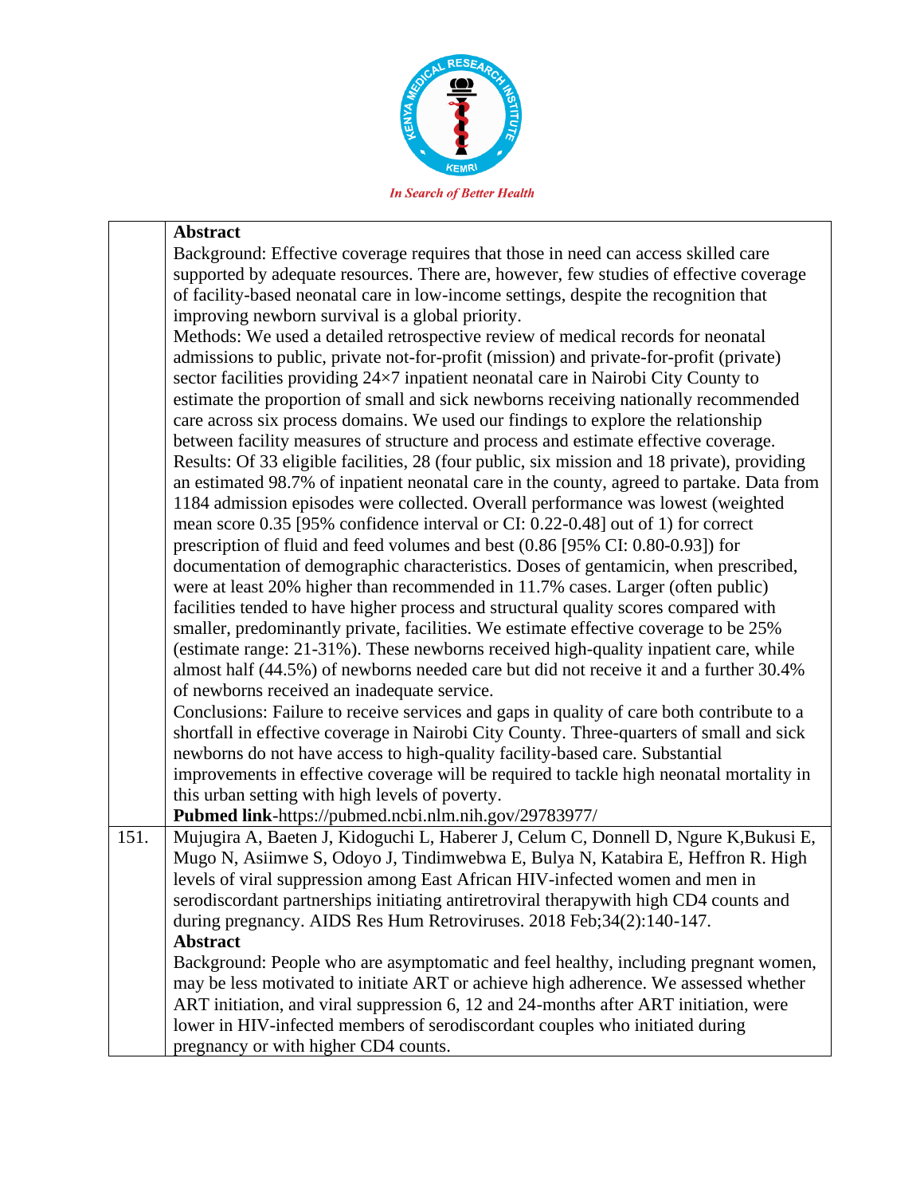**Abstract**

Background: Effective coverage requires that those in need can access skilled care supported by adequate resources. There are, however, few studies of effective coverage of facility-based neonatal care in low-income settings, despite the recognition that improving newborn survival is a global priority.

Methods: We used a detailed retrospective review of medical records for neonatal admissions to public, private not-for-profit (mission) and private-for-profit (private) sector facilities providing 24×7 inpatient neonatal care in Nairobi City County to estimate the proportion of small and sick newborns receiving nationally recommended care across six process domains. We used our findings to explore the relationship between facility measures of structure and process and estimate effective coverage.

Results: Of 33 eligible facilities, 28 (four public, six mission and 18 private), providing an estimated 98.7% of inpatient neonatal care in the county, agreed to partake. Data from 1184 admission episodes were collected. Overall performance was lowest (weighted mean score 0.35 [95% confidence interval or CI: 0.22-0.48] out of 1) for correct prescription of fluid and feed volumes and best (0.86 [95% CI: 0.80-0.93]) for documentation of demographic characteristics. Doses of gentamicin, when prescribed, were at least 20% higher than recommended in 11.7% cases. Larger (often public) facilities tended to have higher process and structural quality scores compared with smaller, predominantly private, facilities. We estimate effective coverage to be 25% (estimate range: 21-31%). These newborns received high-quality inpatient care, while almost half (44.5%) of newborns needed care but did not receive it and a further 30.4% of newborns received an inadequate service.

Conclusions: Failure to receive services and gaps in quality of care both contribute to a shortfall in effective coverage in Nairobi City County. Three-quarters of small and sick newborns do not have access to high-quality facility-based care. Substantial improvements in effective coverage will be required to tackle high neonatal mortality in this urban setting with high levels of poverty.

**Pubmed link**-https://pubmed.ncbi.nlm.nih.gov/29783977/

151. Mujugira A, Baeten J, Kidoguchi L, Haberer J, Celum C, Donnell D, Ngure K,Bukusi E, Mugo N, Asiimwe S, Odoyo J, Tindimwebwa E, Bulya N, Katabira E, Heffron R. High levels of viral suppression among East African HIV-infected women and men in serodiscordant partnerships initiating antiretroviral therapywith high CD4 counts and during pregnancy. AIDS Res Hum Retroviruses. 2018 Feb;34(2):140-147.

**Abstract**

Background: People who are asymptomatic and feel healthy, including pregnant women, may be less motivated to initiate ART or achieve high adherence. We assessed whether ART initiation, and viral suppression 6, 12 and 24-months after ART initiation, were lower in HIV-infected members of serodiscordant couples who initiated during pregnancy or with higher CD4 counts.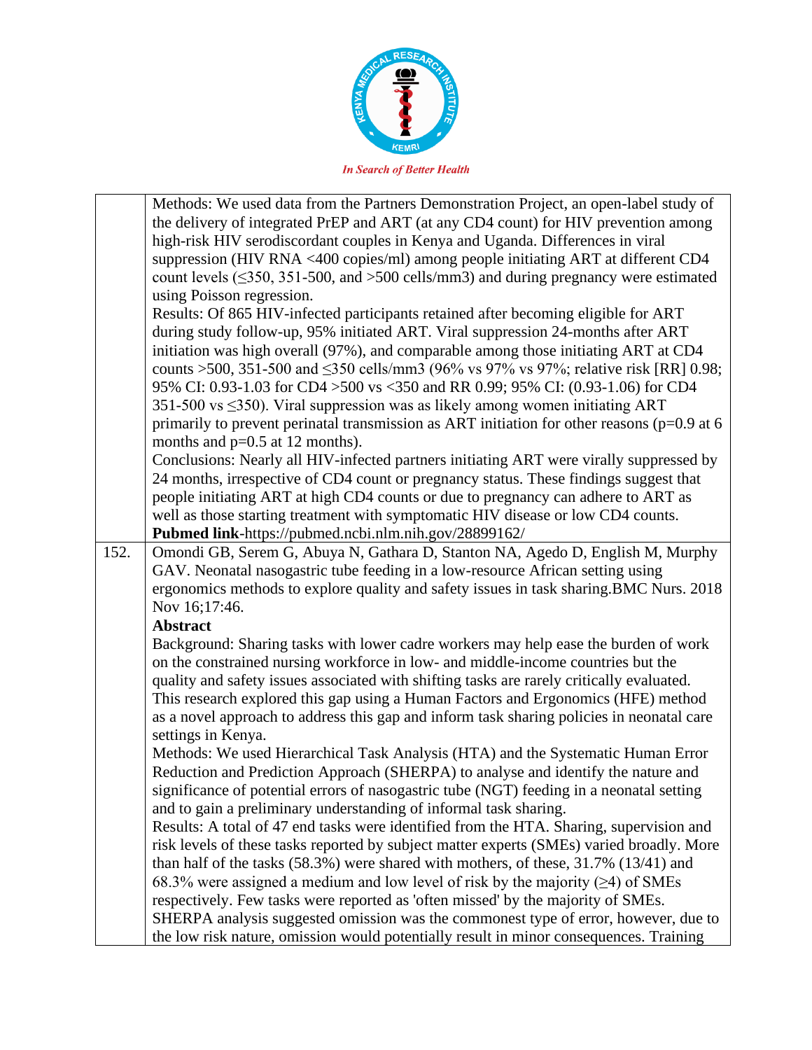| | |
|---|---|
| | Methods: We used data from the Partners Demonstration Project, an open-label study of the delivery of integrated PrEP and ART (at any CD4 count) for HIV prevention among high-risk HIV serodiscordant couples in Kenya and Uganda. Differences in viral suppression (HIV RNA <400 copies/ml) among people initiating ART at different CD4 count levels (≤350, 351-500, and >500 cells/mm3) and during pregnancy were estimated using Poisson regression.<br>Results: Of 865 HIV-infected participants retained after becoming eligible for ART during study follow-up, 95% initiated ART. Viral suppression 24-months after ART initiation was high overall (97%), and comparable among those initiating ART at CD4 counts >500, 351-500 and ≤350 cells/mm3 (96% vs 97% vs 97%; relative risk [RR] 0.98; 95% CI: 0.93-1.03 for CD4 >500 vs <350 and RR 0.99; 95% CI: (0.93-1.06) for CD4 351-500 vs ≤350). Viral suppression was as likely among women initiating ART primarily to prevent perinatal transmission as ART initiation for other reasons (p=0.9 at 6 months and p=0.5 at 12 months).<br>Conclusions: Nearly all HIV-infected partners initiating ART were virally suppressed by 24 months, irrespective of CD4 count or pregnancy status. These findings suggest that people initiating ART at high CD4 counts or due to pregnancy can adhere to ART as well as those starting treatment with symptomatic HIV disease or low CD4 counts.<br>**Pubmed link**-https://pubmed.ncbi.nlm.nih.gov/28899162/ |
| 152. | Omondi GB, Serem G, Abuya N, Gathara D, Stanton NA, Agedo D, English M, Murphy GAV. Neonatal nasogastric tube feeding in a low-resource African setting using ergonomics methods to explore quality and safety issues in task sharing.BMC Nurs. 2018 Nov 16;17:46.<br>**Abstract**<br>Background: Sharing tasks with lower cadre workers may help ease the burden of work on the constrained nursing workforce in low- and middle-income countries but the quality and safety issues associated with shifting tasks are rarely critically evaluated. This research explored this gap using a Human Factors and Ergonomics (HFE) method as a novel approach to address this gap and inform task sharing policies in neonatal care settings in Kenya.<br>Methods: We used Hierarchical Task Analysis (HTA) and the Systematic Human Error Reduction and Prediction Approach (SHERPA) to analyse and identify the nature and significance of potential errors of nasogastric tube (NGT) feeding in a neonatal setting and to gain a preliminary understanding of informal task sharing.<br>Results: A total of 47 end tasks were identified from the HTA. Sharing, supervision and risk levels of these tasks reported by subject matter experts (SMEs) varied broadly. More than half of the tasks (58.3%) were shared with mothers, of these, 31.7% (13/41) and 68.3% were assigned a medium and low level of risk by the majority (≥4) of SMEs respectively. Few tasks were reported as 'often missed' by the majority of SMEs. SHERPA analysis suggested omission was the commonest type of error, however, due to the low risk nature, omission would potentially result in minor consequences. Training |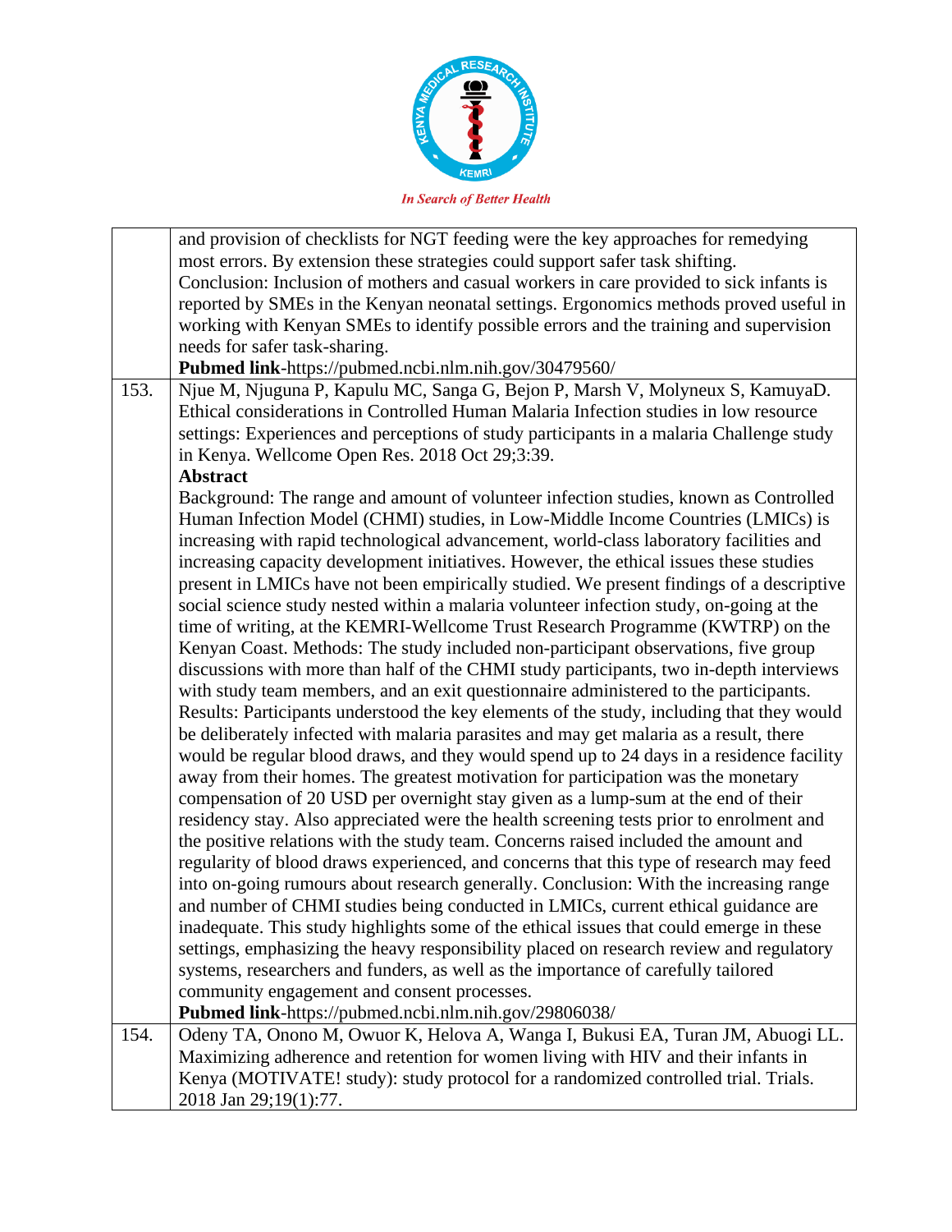| | |
|---|---|
| | and provision of checklists for NGT feeding were the key approaches for remedying most errors. By extension these strategies could support safer task shifting. Conclusion: Inclusion of mothers and casual workers in care provided to sick infants is reported by SMEs in the Kenyan neonatal settings. Ergonomics methods proved useful in working with Kenyan SMEs to identify possible errors and the training and supervision needs for safer task-sharing. **Pubmed link**-https://pubmed.ncbi.nlm.nih.gov/30479560/ |
| 153. | Njue M, Njuguna P, Kapulu MC, Sanga G, Bejon P, Marsh V, Molyneux S, KamuyaD. Ethical considerations in Controlled Human Malaria Infection studies in low resource settings: Experiences and perceptions of study participants in a malaria Challenge study in Kenya. Wellcome Open Res. 2018 Oct 29;3:39. **Abstract** Background: The range and amount of volunteer infection studies, known as Controlled Human Infection Model (CHMI) studies, in Low-Middle Income Countries (LMICs) is increasing with rapid technological advancement, world-class laboratory facilities and increasing capacity development initiatives. However, the ethical issues these studies present in LMICs have not been empirically studied. We present findings of a descriptive social science study nested within a malaria volunteer infection study, on-going at the time of writing, at the KEMRI-Wellcome Trust Research Programme (KWTRP) on the Kenyan Coast. Methods: The study included non-participant observations, five group discussions with more than half of the CHMI study participants, two in-depth interviews with study team members, and an exit questionnaire administered to the participants. Results: Participants understood the key elements of the study, including that they would be deliberately infected with malaria parasites and may get malaria as a result, there would be regular blood draws, and they would spend up to 24 days in a residence facility away from their homes. The greatest motivation for participation was the monetary compensation of 20 USD per overnight stay given as a lump-sum at the end of their residency stay. Also appreciated were the health screening tests prior to enrolment and the positive relations with the study team. Concerns raised included the amount and regularity of blood draws experienced, and concerns that this type of research may feed into on-going rumours about research generally. Conclusion: With the increasing range and number of CHMI studies being conducted in LMICs, current ethical guidance are inadequate. This study highlights some of the ethical issues that could emerge in these settings, emphasizing the heavy responsibility placed on research review and regulatory systems, researchers and funders, as well as the importance of carefully tailored community engagement and consent processes. **Pubmed link**-https://pubmed.ncbi.nlm.nih.gov/29806038/ |
| 154. | Odeny TA, Onono M, Owuor K, Helova A, Wanga I, Bukusi EA, Turan JM, Abuogi LL. Maximizing adherence and retention for women living with HIV and their infants in Kenya (MOTIVATE! study): study protocol for a randomized controlled trial. Trials. 2018 Jan 29;19(1):77. |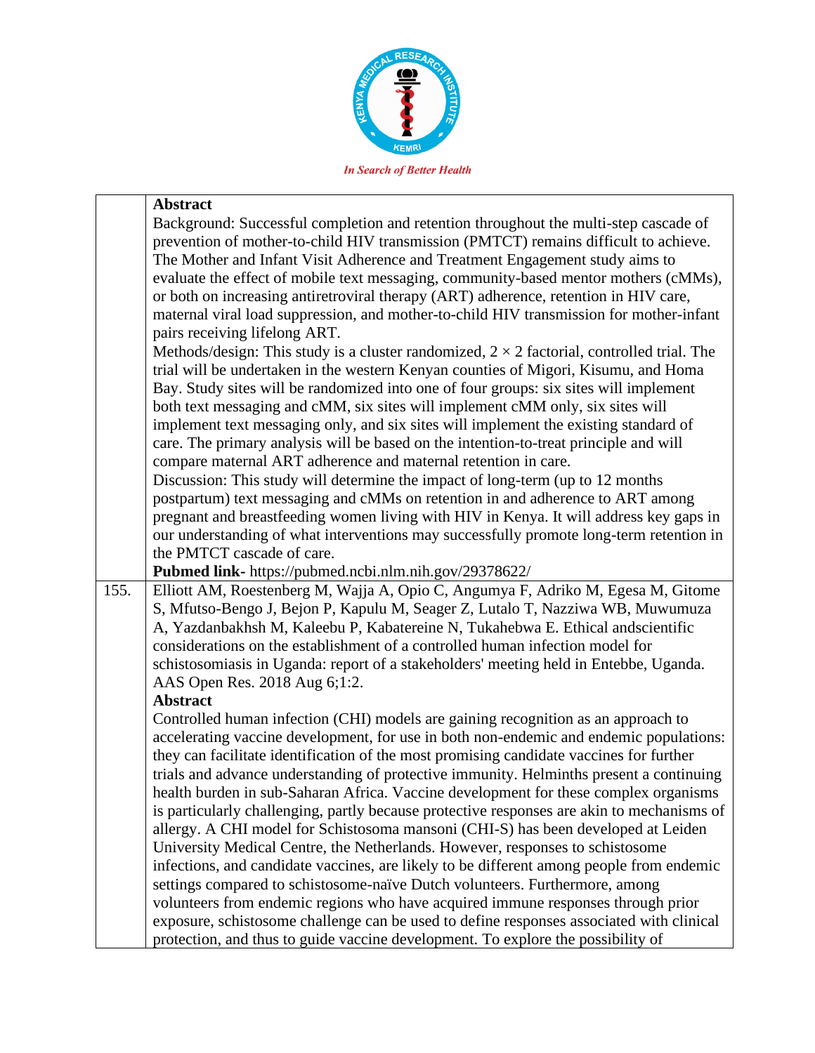| | |
|---|---|
| | **Abstract**<br>Background: Successful completion and retention throughout the multi-step cascade of prevention of mother-to-child HIV transmission (PMTCT) remains difficult to achieve. The Mother and Infant Visit Adherence and Treatment Engagement study aims to evaluate the effect of mobile text messaging, community-based mentor mothers (cMMs), or both on increasing antiretroviral therapy (ART) adherence, retention in HIV care, maternal viral load suppression, and mother-to-child HIV transmission for mother-infant pairs receiving lifelong ART.<br>Methods/design: This study is a cluster randomized, 2 × 2 factorial, controlled trial. The trial will be undertaken in the western Kenyan counties of Migori, Kisumu, and Homa Bay. Study sites will be randomized into one of four groups: six sites will implement both text messaging and cMM, six sites will implement cMM only, six sites will implement text messaging only, and six sites will implement the existing standard of care. The primary analysis will be based on the intention-to-treat principle and will compare maternal ART adherence and maternal retention in care.<br>Discussion: This study will determine the impact of long-term (up to 12 months postpartum) text messaging and cMMs on retention in and adherence to ART among pregnant and breastfeeding women living with HIV in Kenya. It will address key gaps in our understanding of what interventions may successfully promote long-term retention in the PMTCT cascade of care.<br>**Pubmed link-** https://pubmed.ncbi.nlm.nih.gov/29378622/ |
| 155. | Elliott AM, Roestenberg M, Wajja A, Opio C, Angumya F, Adriko M, Egesa M, Gitome S, Mfutso-Bengo J, Bejon P, Kapulu M, Seager Z, Lutalo T, Nazziwa WB, Muwumuza A, Yazdanbakhsh M, Kaleebu P, Kabatereine N, Tukahebwa E. Ethical andscientific considerations on the establishment of a controlled human infection model for schistosomiasis in Uganda: report of a stakeholders' meeting held in Entebbe, Uganda. AAS Open Res. 2018 Aug 6;1:2.<br>**Abstract**<br>Controlled human infection (CHI) models are gaining recognition as an approach to accelerating vaccine development, for use in both non-endemic and endemic populations: they can facilitate identification of the most promising candidate vaccines for further trials and advance understanding of protective immunity. Helminths present a continuing health burden in sub-Saharan Africa. Vaccine development for these complex organisms is particularly challenging, partly because protective responses are akin to mechanisms of allergy. A CHI model for Schistosoma mansoni (CHI-S) has been developed at Leiden University Medical Centre, the Netherlands. However, responses to schistosome infections, and candidate vaccines, are likely to be different among people from endemic settings compared to schistosome-naïve Dutch volunteers. Furthermore, among volunteers from endemic regions who have acquired immune responses through prior exposure, schistosome challenge can be used to define responses associated with clinical protection, and thus to guide vaccine development. To explore the possibility of |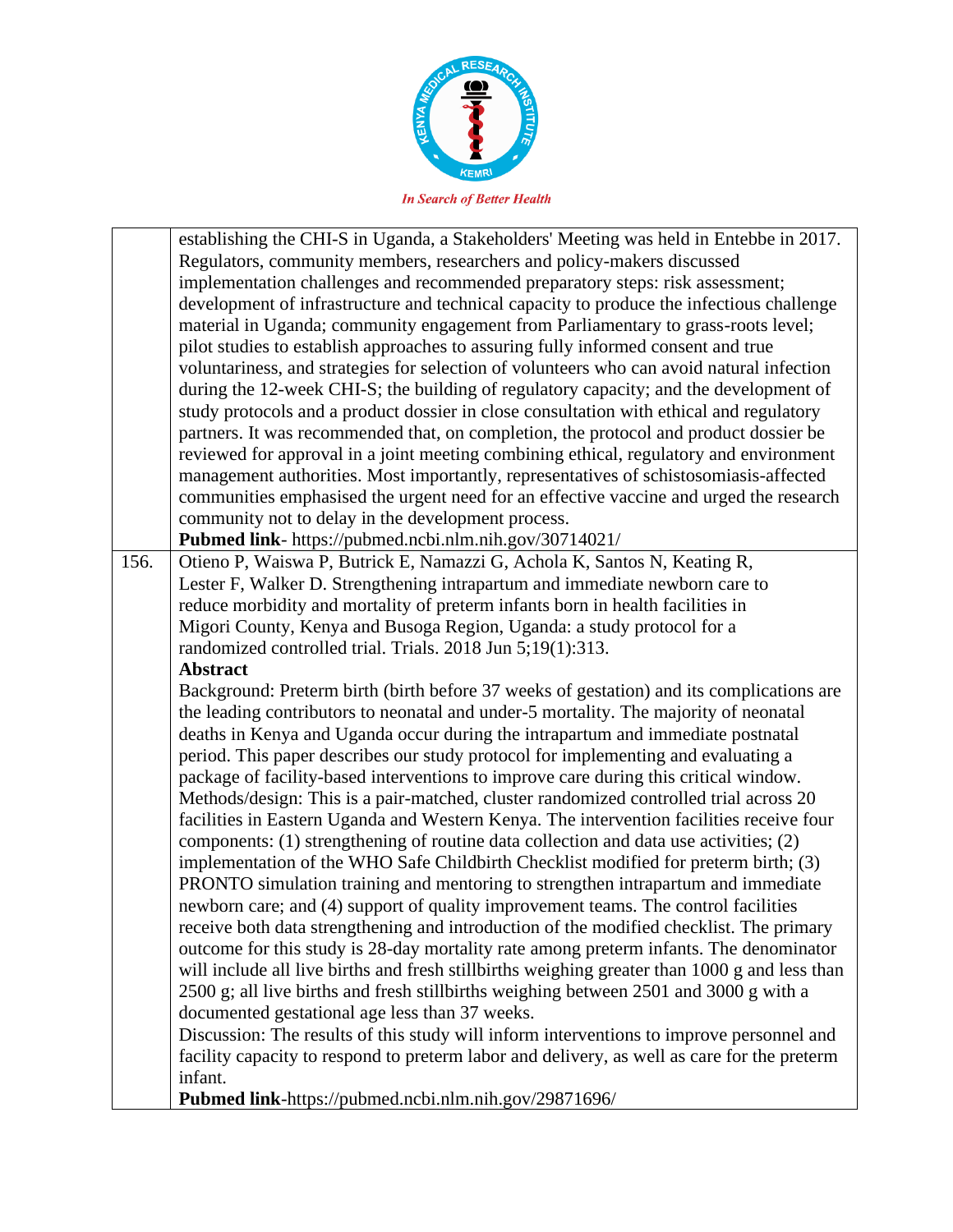| | |
|---|---|
| | establishing the CHI-S in Uganda, a Stakeholders' Meeting was held in Entebbe in 2017. Regulators, community members, researchers and policy-makers discussed implementation challenges and recommended preparatory steps: risk assessment; development of infrastructure and technical capacity to produce the infectious challenge material in Uganda; community engagement from Parliamentary to grass-roots level; pilot studies to establish approaches to assuring fully informed consent and true voluntariness, and strategies for selection of volunteers who can avoid natural infection during the 12-week CHI-S; the building of regulatory capacity; and the development of study protocols and a product dossier in close consultation with ethical and regulatory partners. It was recommended that, on completion, the protocol and product dossier be reviewed for approval in a joint meeting combining ethical, regulatory and environment management authorities. Most importantly, representatives of schistosomiasis-affected communities emphasised the urgent need for an effective vaccine and urged the research community not to delay in the development process.<br>**Pubmed link**- https://pubmed.ncbi.nlm.nih.gov/30714021/ |
| 156. | Otieno P, Waiswa P, Butrick E, Namazzi G, Achola K, Santos N, Keating R, Lester F, Walker D. Strengthening intrapartum and immediate newborn care to reduce morbidity and mortality of preterm infants born in health facilities in Migori County, Kenya and Busoga Region, Uganda: a study protocol for a randomized controlled trial. Trials. 2018 Jun 5;19(1):313.<br>**Abstract**<br>Background: Preterm birth (birth before 37 weeks of gestation) and its complications are the leading contributors to neonatal and under-5 mortality. The majority of neonatal deaths in Kenya and Uganda occur during the intrapartum and immediate postnatal period. This paper describes our study protocol for implementing and evaluating a package of facility-based interventions to improve care during this critical window.<br>Methods/design: This is a pair-matched, cluster randomized controlled trial across 20 facilities in Eastern Uganda and Western Kenya. The intervention facilities receive four components: (1) strengthening of routine data collection and data use activities; (2) implementation of the WHO Safe Childbirth Checklist modified for preterm birth; (3) PRONTO simulation training and mentoring to strengthen intrapartum and immediate newborn care; and (4) support of quality improvement teams. The control facilities receive both data strengthening and introduction of the modified checklist. The primary outcome for this study is 28-day mortality rate among preterm infants. The denominator will include all live births and fresh stillbirths weighing greater than 1000 g and less than 2500 g; all live births and fresh stillbirths weighing between 2501 and 3000 g with a documented gestational age less than 37 weeks.<br>Discussion: The results of this study will inform interventions to improve personnel and facility capacity to respond to preterm labor and delivery, as well as care for the preterm infant.<br>**Pubmed link**-https://pubmed.ncbi.nlm.nih.gov/29871696/ |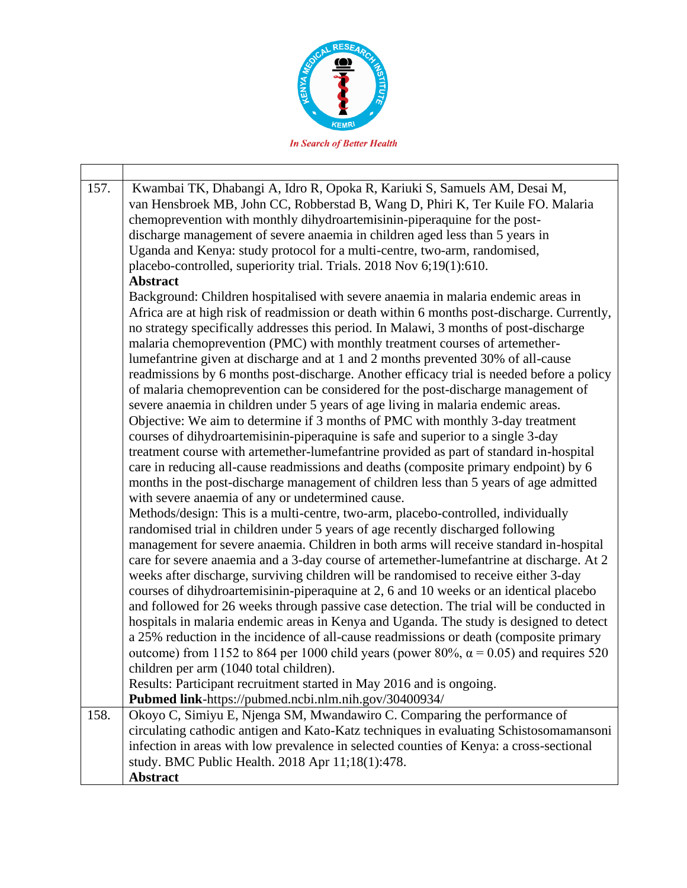| | |
|---|---|
| 157. | Kwambai TK, Dhabangi A, Idro R, Opoka R, Kariuki S, Samuels AM, Desai M, van Hensbroek MB, John CC, Robberstad B, Wang D, Phiri K, Ter Kuile FO. Malaria chemoprevention with monthly dihydroartemisinin-piperaquine for the post-discharge management of severe anaemia in children aged less than 5 years in Uganda and Kenya: study protocol for a multi-centre, two-arm, randomised, placebo-controlled, superiority trial. Trials. 2018 Nov 6;19(1):610.<br>**Abstract**<br>Background: Children hospitalised with severe anaemia in malaria endemic areas in Africa are at high risk of readmission or death within 6 months post-discharge. Currently, no strategy specifically addresses this period. In Malawi, 3 months of post-discharge malaria chemoprevention (PMC) with monthly treatment courses of artemether-lumefantrine given at discharge and at 1 and 2 months prevented 30% of all-cause readmissions by 6 months post-discharge. Another efficacy trial is needed before a policy of malaria chemoprevention can be considered for the post-discharge management of severe anaemia in children under 5 years of age living in malaria endemic areas.<br>Objective: We aim to determine if 3 months of PMC with monthly 3-day treatment courses of dihydroartemisinin-piperaquine is safe and superior to a single 3-day treatment course with artemether-lumefantrine provided as part of standard in-hospital care in reducing all-cause readmissions and deaths (composite primary endpoint) by 6 months in the post-discharge management of children less than 5 years of age admitted with severe anaemia of any or undetermined cause.<br>Methods/design: This is a multi-centre, two-arm, placebo-controlled, individually randomised trial in children under 5 years of age recently discharged following management for severe anaemia. Children in both arms will receive standard in-hospital care for severe anaemia and a 3-day course of artemether-lumefantrine at discharge. At 2 weeks after discharge, surviving children will be randomised to receive either 3-day courses of dihydroartemisinin-piperaquine at 2, 6 and 10 weeks or an identical placebo and followed for 26 weeks through passive case detection. The trial will be conducted in hospitals in malaria endemic areas in Kenya and Uganda. The study is designed to detect a 25% reduction in the incidence of all-cause readmissions or death (composite primary outcome) from 1152 to 864 per 1000 child years (power 80%, $\alpha = 0.05$) and requires 520 children per arm (1040 total children).<br>Results: Participant recruitment started in May 2016 and is ongoing.<br>**Pubmed link**-https://pubmed.ncbi.nlm.nih.gov/30400934/ |
| 158. | Okoyo C, Simiyu E, Njenga SM, Mwandawiro C. Comparing the performance of circulating cathodic antigen and Kato-Katz techniques in evaluating Schistosomamansoni infection in areas with low prevalence in selected counties of Kenya: a cross-sectional study. BMC Public Health. 2018 Apr 11;18(1):478.<br>**Abstract** |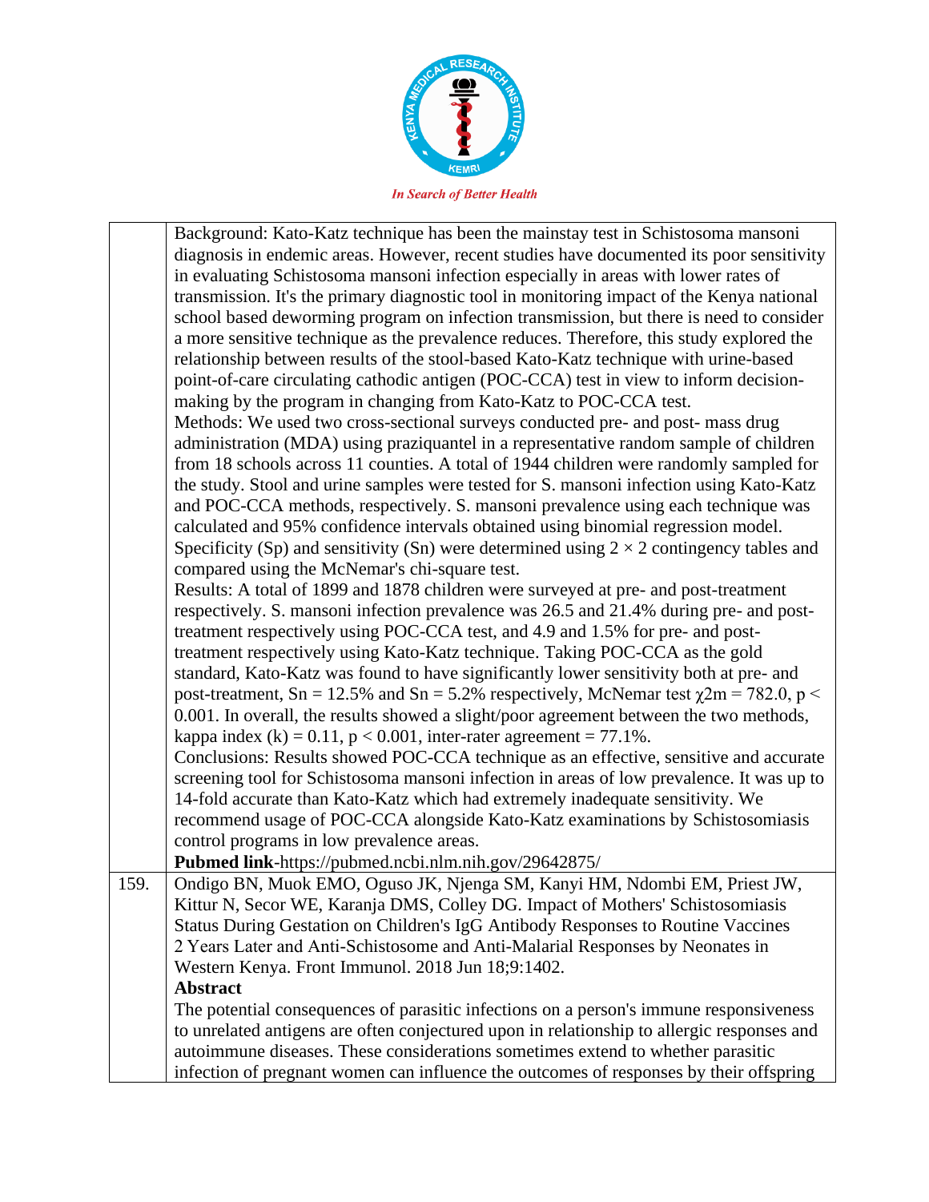| | |
|---|---|
| | Background: Kato-Katz technique has been the mainstay test in Schistosoma mansoni diagnosis in endemic areas. However, recent studies have documented its poor sensitivity in evaluating Schistosoma mansoni infection especially in areas with lower rates of transmission. It's the primary diagnostic tool in monitoring impact of the Kenya national school based deworming program on infection transmission, but there is need to consider a more sensitive technique as the prevalence reduces. Therefore, this study explored the relationship between results of the stool-based Kato-Katz technique with urine-based point-of-care circulating cathodic antigen (POC-CCA) test in view to inform decision-making by the program in changing from Kato-Katz to POC-CCA test.<br>Methods: We used two cross-sectional surveys conducted pre- and post- mass drug administration (MDA) using praziquantel in a representative random sample of children from 18 schools across 11 counties. A total of 1944 children were randomly sampled for the study. Stool and urine samples were tested for S. mansoni infection using Kato-Katz and POC-CCA methods, respectively. S. mansoni prevalence using each technique was calculated and 95% confidence intervals obtained using binomial regression model. Specificity (Sp) and sensitivity (Sn) were determined using $2 \times 2$ contingency tables and compared using the McNemar's chi-square test.<br>Results: A total of 1899 and 1878 children were surveyed at pre- and post-treatment respectively. S. mansoni infection prevalence was 26.5 and 21.4% during pre- and post-treatment respectively using POC-CCA test, and 4.9 and 1.5% for pre- and post-treatment respectively using Kato-Katz technique. Taking POC-CCA as the gold standard, Kato-Katz was found to have significantly lower sensitivity both at pre- and post-treatment, Sn = 12.5% and Sn = 5.2% respectively, McNemar test $\chi^2 m = 782.0$, $p < 0.001$. In overall, the results showed a slight/poor agreement between the two methods, kappa index (k) = 0.11, $p < 0.001$, inter-rater agreement = 77.1%.<br>Conclusions: Results showed POC-CCA technique as an effective, sensitive and accurate screening tool for Schistosoma mansoni infection in areas of low prevalence. It was up to 14-fold accurate than Kato-Katz which had extremely inadequate sensitivity. We recommend usage of POC-CCA alongside Kato-Katz examinations by Schistosomiasis control programs in low prevalence areas.<br>**Pubmed link**-https://pubmed.ncbi.nlm.nih.gov/29642875/ |
| 159. | Ondigo BN, Muok EMO, Oguso JK, Njenga SM, Kanyi HM, Ndombi EM, Priest JW, Kittur N, Secor WE, Karanja DMS, Colley DG. Impact of Mothers' Schistosomiasis Status During Gestation on Children's IgG Antibody Responses to Routine Vaccines 2 Years Later and Anti-Schistosome and Anti-Malarial Responses by Neonates in Western Kenya. Front Immunol. 2018 Jun 18;9:1402.<br>**Abstract**<br>The potential consequences of parasitic infections on a person's immune responsiveness to unrelated antigens are often conjectured upon in relationship to allergic responses and autoimmune diseases. These considerations sometimes extend to whether parasitic infection of pregnant women can influence the outcomes of responses by their offspring |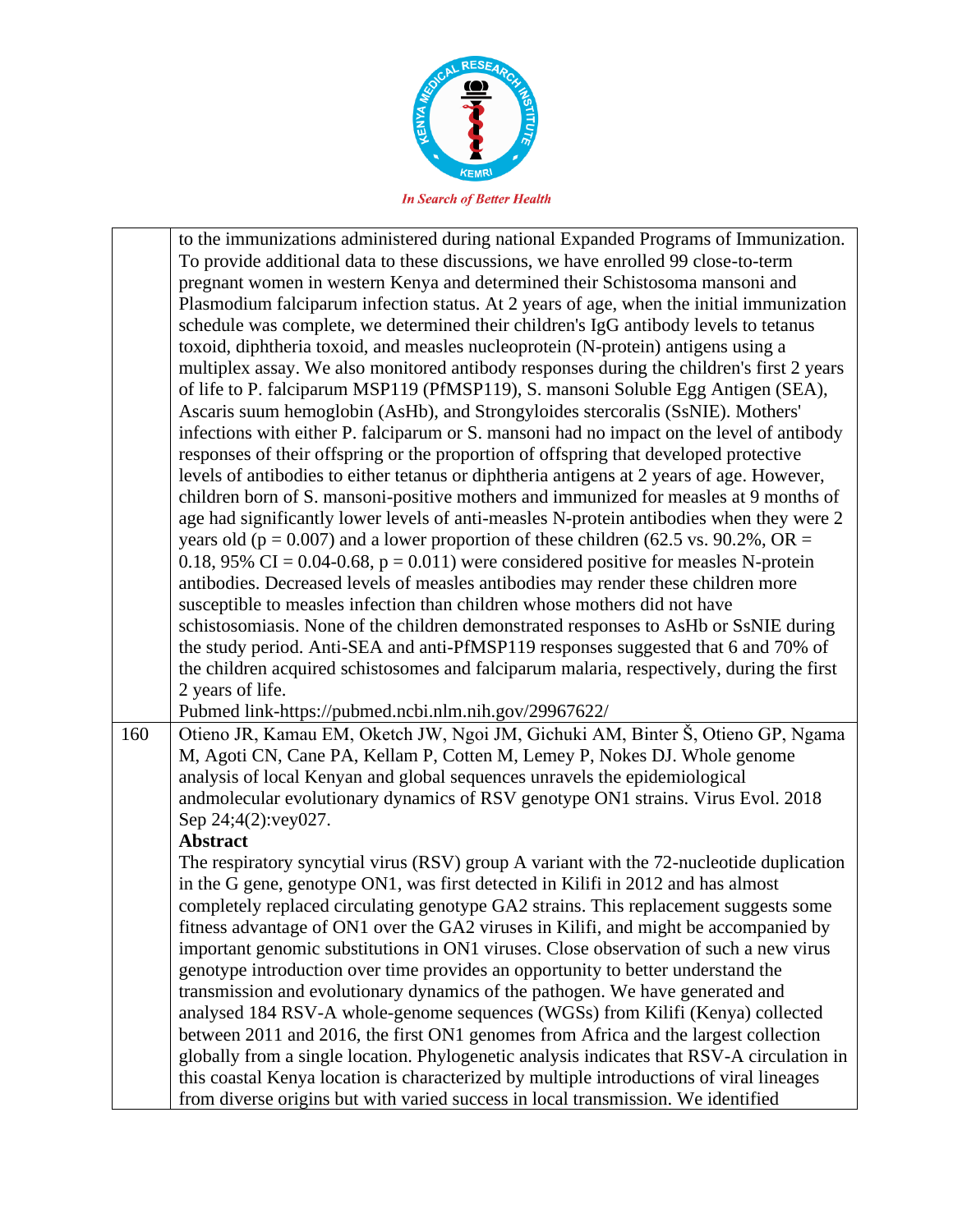|  |  |
|---|---|
|  | to the immunizations administered during national Expanded Programs of Immunization. To provide additional data to these discussions, we have enrolled 99 close-to-term pregnant women in western Kenya and determined their Schistosoma mansoni and Plasmodium falciparum infection status. At 2 years of age, when the initial immunization schedule was complete, we determined their children's IgG antibody levels to tetanus toxoid, diphtheria toxoid, and measles nucleoprotein (N-protein) antigens using a multiplex assay. We also monitored antibody responses during the children's first 2 years of life to P. falciparum MSP119 (PfMSP119), S. mansoni Soluble Egg Antigen (SEA), Ascaris suum hemoglobin (AsHb), and Strongyloides stercoralis (SsNIE). Mothers' infections with either P. falciparum or S. mansoni had no impact on the level of antibody responses of their offspring or the proportion of offspring that developed protective levels of antibodies to either tetanus or diphtheria antigens at 2 years of age. However, children born of S. mansoni-positive mothers and immunized for measles at 9 months of age had significantly lower levels of anti-measles N-protein antibodies when they were 2 years old ($p = 0.007$) and a lower proportion of these children (62.5 vs. 90.2%, OR = 0.18, 95% CI = 0.04-0.68, $p = 0.011$) were considered positive for measles N-protein antibodies. Decreased levels of measles antibodies may render these children more susceptible to measles infection than children whose mothers did not have schistosomiasis. None of the children demonstrated responses to AsHb or SsNIE during the study period. Anti-SEA and anti-PfMSP119 responses suggested that 6 and 70% of the children acquired schistosomes and falciparum malaria, respectively, during the first 2 years of life.<br>Pubmed link-https://pubmed.ncbi.nlm.nih.gov/29967622/ |
| 160 | Otieno JR, Kamau EM, Oketch JW, Ngoi JM, Gichuki AM, Binter Š, Otieno GP, Ngama M, Agoti CN, Cane PA, Kellam P, Cotten M, Lemey P, Nokes DJ. Whole genome analysis of local Kenyan and global sequences unravels the epidemiological andmolecular evolutionary dynamics of RSV genotype ON1 strains. Virus Evol. 2018 Sep 24;4(2):vey027.<br>**Abstract**<br>The respiratory syncytial virus (RSV) group A variant with the 72-nucleotide duplication in the G gene, genotype ON1, was first detected in Kilifi in 2012 and has almost completely replaced circulating genotype GA2 strains. This replacement suggests some fitness advantage of ON1 over the GA2 viruses in Kilifi, and might be accompanied by important genomic substitutions in ON1 viruses. Close observation of such a new virus genotype introduction over time provides an opportunity to better understand the transmission and evolutionary dynamics of the pathogen. We have generated and analysed 184 RSV-A whole-genome sequences (WGSs) from Kilifi (Kenya) collected between 2011 and 2016, the first ON1 genomes from Africa and the largest collection globally from a single location. Phylogenetic analysis indicates that RSV-A circulation in this coastal Kenya location is characterized by multiple introductions of viral lineages from diverse origins but with varied success in local transmission. We identified |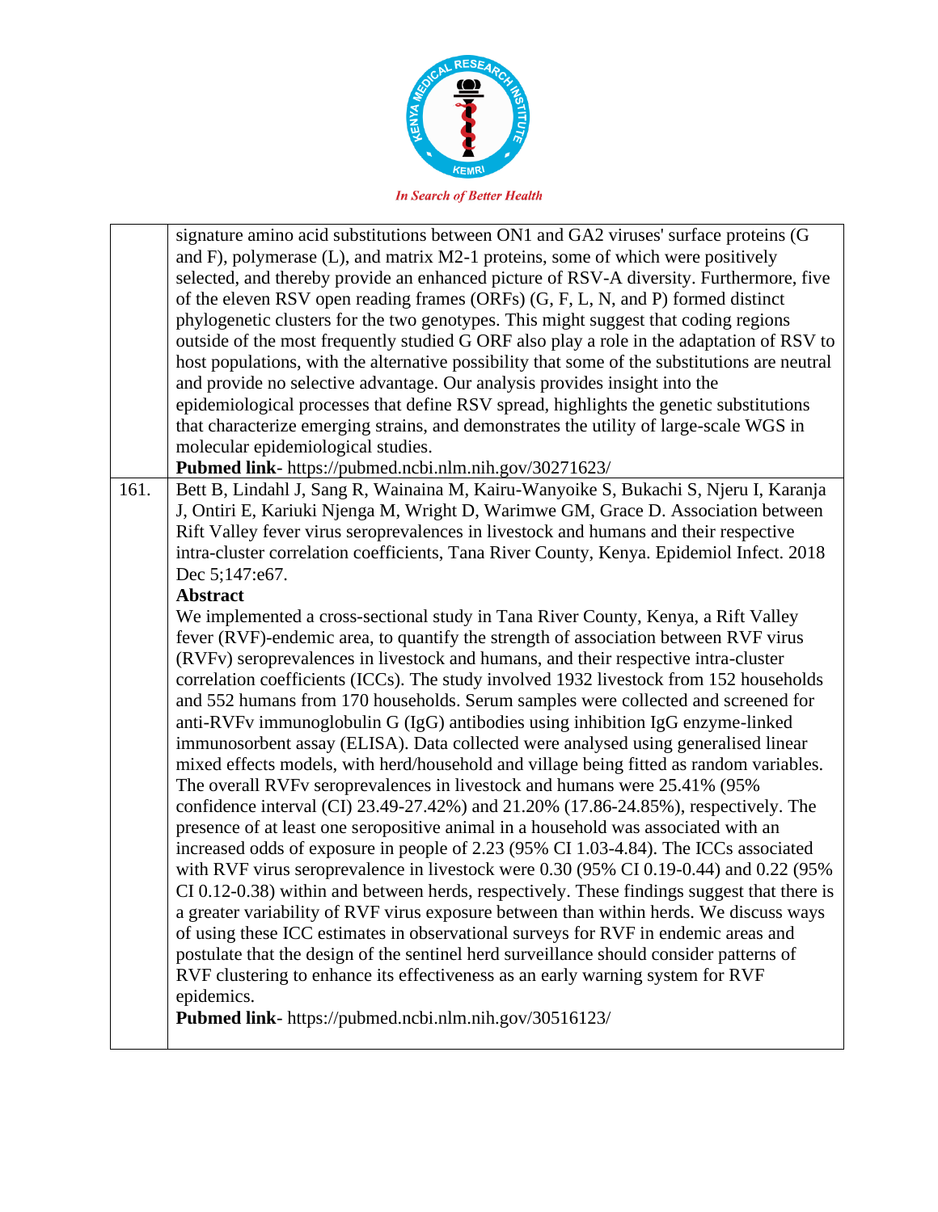| | |
|---|---|
| | signature amino acid substitutions between ON1 and GA2 viruses' surface proteins (G and F), polymerase (L), and matrix M2-1 proteins, some of which were positively selected, and thereby provide an enhanced picture of RSV-A diversity. Furthermore, five of the eleven RSV open reading frames (ORFs) (G, F, L, N, and P) formed distinct phylogenetic clusters for the two genotypes. This might suggest that coding regions outside of the most frequently studied G ORF also play a role in the adaptation of RSV to host populations, with the alternative possibility that some of the substitutions are neutral and provide no selective advantage. Our analysis provides insight into the epidemiological processes that define RSV spread, highlights the genetic substitutions that characterize emerging strains, and demonstrates the utility of large-scale WGS in molecular epidemiological studies.<br>**Pubmed link**- https://pubmed.ncbi.nlm.nih.gov/30271623/ |
| 161. | Bett B, Lindahl J, Sang R, Wainaina M, Kairu-Wanyoike S, Bukachi S, Njeru I, Karanja J, Ontiri E, Kariuki Njenga M, Wright D, Warimwe GM, Grace D. Association between Rift Valley fever virus seroprevalences in livestock and humans and their respective intra-cluster correlation coefficients, Tana River County, Kenya. Epidemiol Infect. 2018 Dec 5;147:e67.<br>**Abstract**<br>We implemented a cross-sectional study in Tana River County, Kenya, a Rift Valley fever (RVF)-endemic area, to quantify the strength of association between RVF virus (RVFv) seroprevalences in livestock and humans, and their respective intra-cluster correlation coefficients (ICCs). The study involved 1932 livestock from 152 households and 552 humans from 170 households. Serum samples were collected and screened for anti-RVFv immunoglobulin G (IgG) antibodies using inhibition IgG enzyme-linked immunosorbent assay (ELISA). Data collected were analysed using generalised linear mixed effects models, with herd/household and village being fitted as random variables. The overall RVFv seroprevalences in livestock and humans were 25.41% (95% confidence interval (CI) 23.49-27.42%) and 21.20% (17.86-24.85%), respectively. The presence of at least one seropositive animal in a household was associated with an increased odds of exposure in people of 2.23 (95% CI 1.03-4.84). The ICCs associated with RVF virus seroprevalence in livestock were 0.30 (95% CI 0.19-0.44) and 0.22 (95% CI 0.12-0.38) within and between herds, respectively. These findings suggest that there is a greater variability of RVF virus exposure between than within herds. We discuss ways of using these ICC estimates in observational surveys for RVF in endemic areas and postulate that the design of the sentinel herd surveillance should consider patterns of RVF clustering to enhance its effectiveness as an early warning system for RVF epidemics.<br>**Pubmed link**- https://pubmed.ncbi.nlm.nih.gov/30516123/ |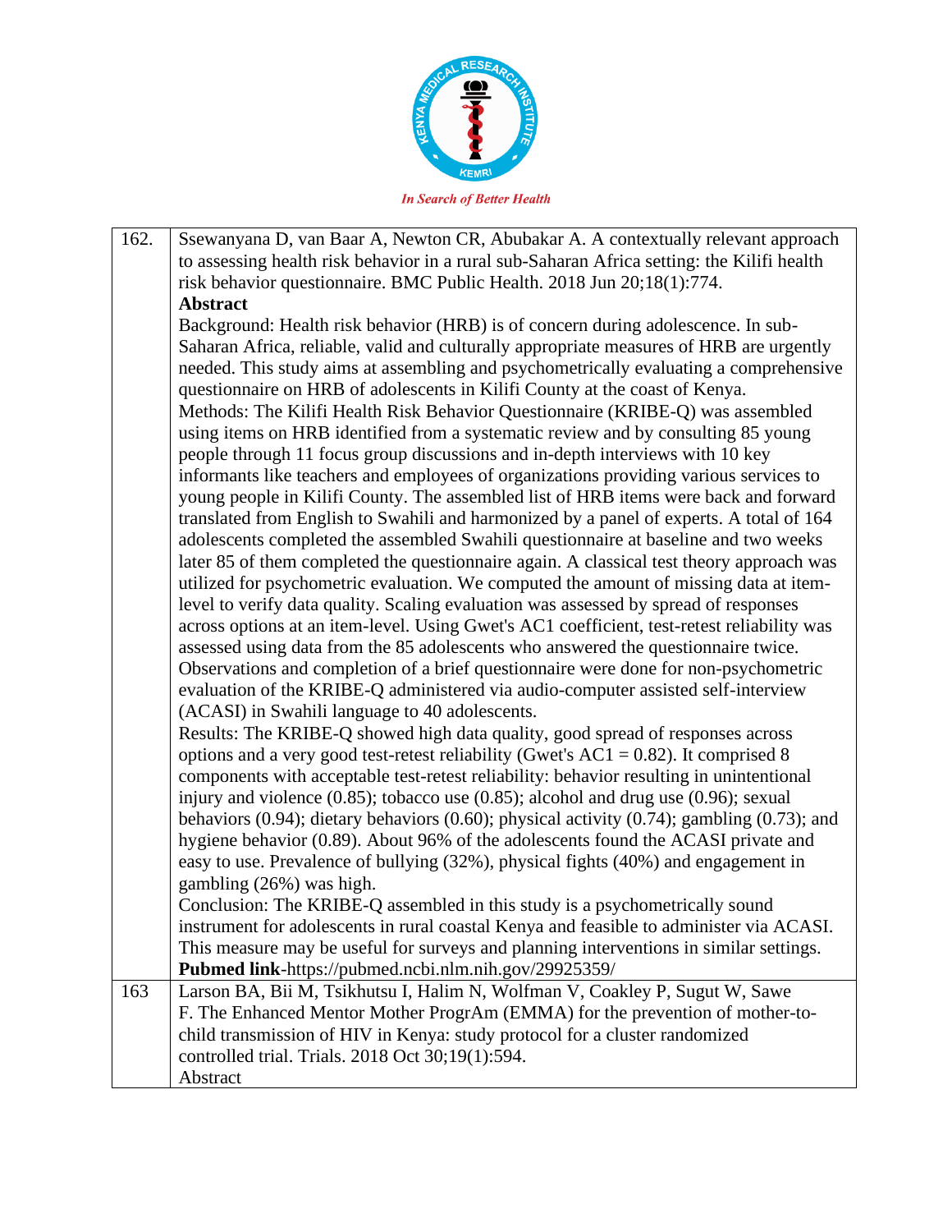| | |
|---|---|
| 162. | Ssewanyana D, van Baar A, Newton CR, Abubakar A. A contextually relevant approach to assessing health risk behavior in a rural sub-Saharan Africa setting: the Kilifi health risk behavior questionnaire. BMC Public Health. 2018 Jun 20;18(1):774.<br>**Abstract**<br>Background: Health risk behavior (HRB) is of concern during adolescence. In sub-Saharan Africa, reliable, valid and culturally appropriate measures of HRB are urgently needed. This study aims at assembling and psychometrically evaluating a comprehensive questionnaire on HRB of adolescents in Kilifi County at the coast of Kenya.<br>Methods: The Kilifi Health Risk Behavior Questionnaire (KRIBE-Q) was assembled using items on HRB identified from a systematic review and by consulting 85 young people through 11 focus group discussions and in-depth interviews with 10 key informants like teachers and employees of organizations providing various services to young people in Kilifi County. The assembled list of HRB items were back and forward translated from English to Swahili and harmonized by a panel of experts. A total of 164 adolescents completed the assembled Swahili questionnaire at baseline and two weeks later 85 of them completed the questionnaire again. A classical test theory approach was utilized for psychometric evaluation. We computed the amount of missing data at item-level to verify data quality. Scaling evaluation was assessed by spread of responses across options at an item-level. Using Gwet's AC1 coefficient, test-retest reliability was assessed using data from the 85 adolescents who answered the questionnaire twice. Observations and completion of a brief questionnaire were done for non-psychometric evaluation of the KRIBE-Q administered via audio-computer assisted self-interview (ACASI) in Swahili language to 40 adolescents.<br>Results: The KRIBE-Q showed high data quality, good spread of responses across options and a very good test-retest reliability (Gwet's AC1 = 0.82). It comprised 8 components with acceptable test-retest reliability: behavior resulting in unintentional injury and violence (0.85); tobacco use (0.85); alcohol and drug use (0.96); sexual behaviors (0.94); dietary behaviors (0.60); physical activity (0.74); gambling (0.73); and hygiene behavior (0.89). About 96% of the adolescents found the ACASI private and easy to use. Prevalence of bullying (32%), physical fights (40%) and engagement in gambling (26%) was high.<br>Conclusion: The KRIBE-Q assembled in this study is a psychometrically sound instrument for adolescents in rural coastal Kenya and feasible to administer via ACASI. This measure may be useful for surveys and planning interventions in similar settings.<br>**Pubmed link**-https://pubmed.ncbi.nlm.nih.gov/29925359/ |
| 163 | Larson BA, Bii M, Tsikhutsu I, Halim N, Wolfman V, Coakley P, Sugut W, Sawe F. The Enhanced Mentor Mother ProgrAm (EMMA) for the prevention of mother-to-child transmission of HIV in Kenya: study protocol for a cluster randomized controlled trial. Trials. 2018 Oct 30;19(1):594.<br>Abstract |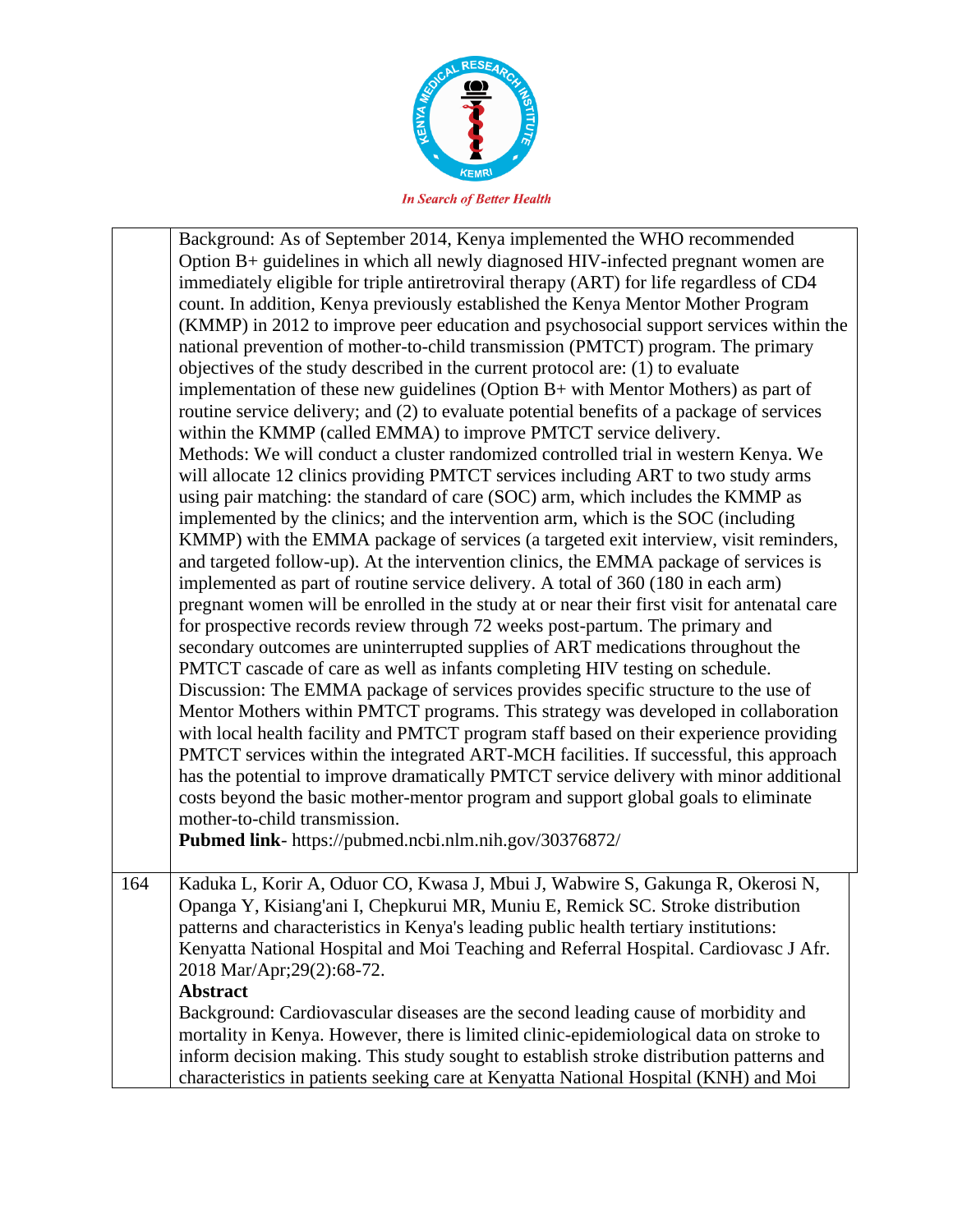| | |
|---|---|
| | Background: As of September 2014, Kenya implemented the WHO recommended Option B+ guidelines in which all newly diagnosed HIV-infected pregnant women are immediately eligible for triple antiretroviral therapy (ART) for life regardless of CD4 count. In addition, Kenya previously established the Kenya Mentor Mother Program (KMMP) in 2012 to improve peer education and psychosocial support services within the national prevention of mother-to-child transmission (PMTCT) program. The primary objectives of the study described in the current protocol are: (1) to evaluate implementation of these new guidelines (Option B+ with Mentor Mothers) as part of routine service delivery; and (2) to evaluate potential benefits of a package of services within the KMMP (called EMMA) to improve PMTCT service delivery. Methods: We will conduct a cluster randomized controlled trial in western Kenya. We will allocate 12 clinics providing PMTCT services including ART to two study arms using pair matching: the standard of care (SOC) arm, which includes the KMMP as implemented by the clinics; and the intervention arm, which is the SOC (including KMMP) with the EMMA package of services (a targeted exit interview, visit reminders, and targeted follow-up). At the intervention clinics, the EMMA package of services is implemented as part of routine service delivery. A total of 360 (180 in each arm) pregnant women will be enrolled in the study at or near their first visit for antenatal care for prospective records review through 72 weeks post-partum. The primary and secondary outcomes are uninterrupted supplies of ART medications throughout the PMTCT cascade of care as well as infants completing HIV testing on schedule. Discussion: The EMMA package of services provides specific structure to the use of Mentor Mothers within PMTCT programs. This strategy was developed in collaboration with local health facility and PMTCT program staff based on their experience providing PMTCT services within the integrated ART-MCH facilities. If successful, this approach has the potential to improve dramatically PMTCT service delivery with minor additional costs beyond the basic mother-mentor program and support global goals to eliminate mother-to-child transmission.<br>**Pubmed link**- https://pubmed.ncbi.nlm.nih.gov/30376872/ |
| 164 | Kaduka L, Korir A, Oduor CO, Kwasa J, Mbui J, Wabwire S, Gakunga R, Okerosi N, Opanga Y, Kisiang'ani I, Chepkurui MR, Muniu E, Remick SC. Stroke distribution patterns and characteristics in Kenya's leading public health tertiary institutions: Kenyatta National Hospital and Moi Teaching and Referral Hospital. Cardiovasc J Afr. 2018 Mar/Apr;29(2):68-72.<br>**Abstract**<br>Background: Cardiovascular diseases are the second leading cause of morbidity and mortality in Kenya. However, there is limited clinic-epidemiological data on stroke to inform decision making. This study sought to establish stroke distribution patterns and characteristics in patients seeking care at Kenyatta National Hospital (KNH) and Moi |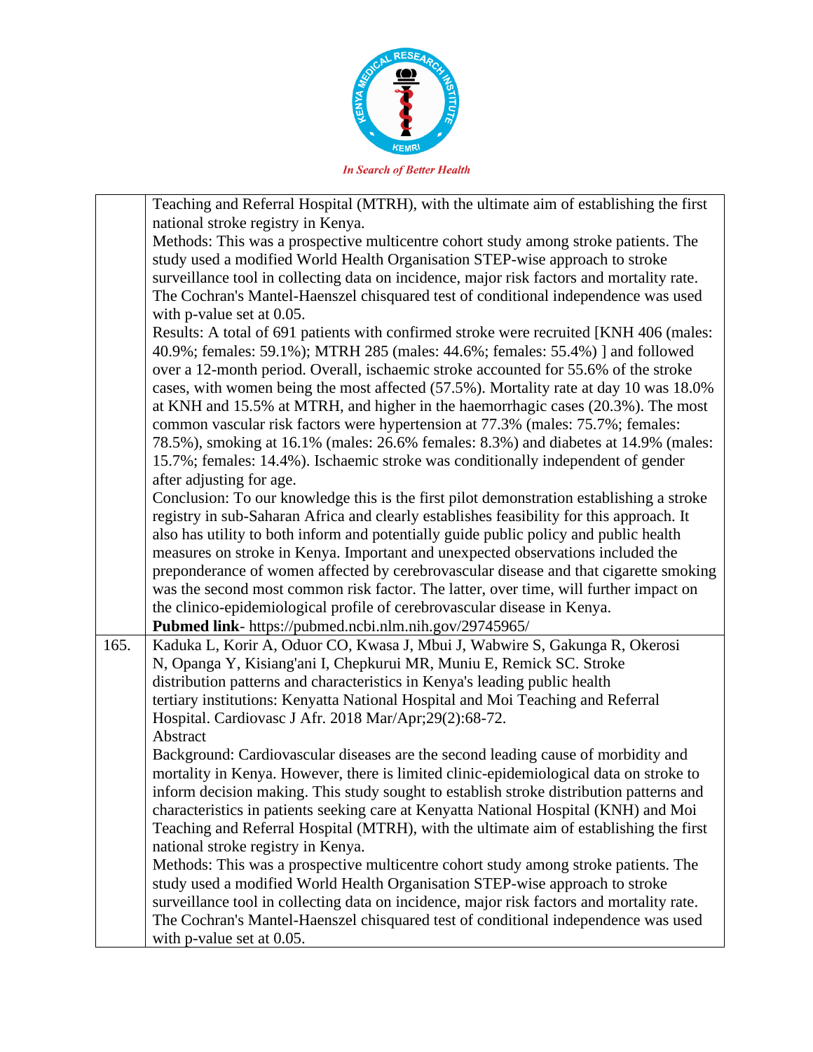| | |
|---|---|
| | Teaching and Referral Hospital (MTRH), with the ultimate aim of establishing the first national stroke registry in Kenya.<br>Methods: This was a prospective multicentre cohort study among stroke patients. The study used a modified World Health Organisation STEP-wise approach to stroke surveillance tool in collecting data on incidence, major risk factors and mortality rate. The Cochran's Mantel-Haenszel chisquared test of conditional independence was used with p-value set at 0.05.<br>Results: A total of 691 patients with confirmed stroke were recruited [KNH 406 (males: 40.9%; females: 59.1%); MTRH 285 (males: 44.6%; females: 55.4%) ] and followed over a 12-month period. Overall, ischaemic stroke accounted for 55.6% of the stroke cases, with women being the most affected (57.5%). Mortality rate at day 10 was 18.0% at KNH and 15.5% at MTRH, and higher in the haemorrhagic cases (20.3%). The most common vascular risk factors were hypertension at 77.3% (males: 75.7%; females: 78.5%), smoking at 16.1% (males: 26.6% females: 8.3%) and diabetes at 14.9% (males: 15.7%; females: 14.4%). Ischaemic stroke was conditionally independent of gender after adjusting for age.<br>Conclusion: To our knowledge this is the first pilot demonstration establishing a stroke registry in sub-Saharan Africa and clearly establishes feasibility for this approach. It also has utility to both inform and potentially guide public policy and public health measures on stroke in Kenya. Important and unexpected observations included the preponderance of women affected by cerebrovascular disease and that cigarette smoking was the second most common risk factor. The latter, over time, will further impact on the clinico-epidemiological profile of cerebrovascular disease in Kenya.<br>**Pubmed link**- https://pubmed.ncbi.nlm.nih.gov/29745965/ |
| 165. | Kaduka L, Korir A, Oduor CO, Kwasa J, Mbui J, Wabwire S, Gakunga R, Okerosi N, Opanga Y, Kisiang'ani I, Chepkurui MR, Muniu E, Remick SC. Stroke distribution patterns and characteristics in Kenya's leading public health tertiary institutions: Kenyatta National Hospital and Moi Teaching and Referral Hospital. Cardiovasc J Afr. 2018 Mar/Apr;29(2):68-72.<br>Abstract<br>Background: Cardiovascular diseases are the second leading cause of morbidity and mortality in Kenya. However, there is limited clinic-epidemiological data on stroke to inform decision making. This study sought to establish stroke distribution patterns and characteristics in patients seeking care at Kenyatta National Hospital (KNH) and Moi Teaching and Referral Hospital (MTRH), with the ultimate aim of establishing the first national stroke registry in Kenya.<br>Methods: This was a prospective multicentre cohort study among stroke patients. The study used a modified World Health Organisation STEP-wise approach to stroke surveillance tool in collecting data on incidence, major risk factors and mortality rate. The Cochran's Mantel-Haenszel chisquared test of conditional independence was used with p-value set at 0.05. |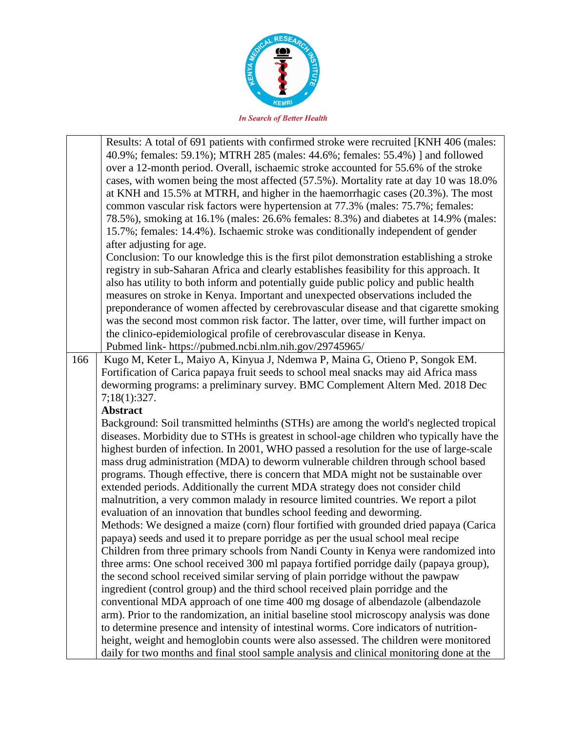| | |
|---|---|
| | Results: A total of 691 patients with confirmed stroke were recruited [KNH 406 (males: 40.9%; females: 59.1%); MTRH 285 (males: 44.6%; females: 55.4%) ] and followed over a 12-month period. Overall, ischaemic stroke accounted for 55.6% of the stroke cases, with women being the most affected (57.5%). Mortality rate at day 10 was 18.0% at KNH and 15.5% at MTRH, and higher in the haemorrhagic cases (20.3%). The most common vascular risk factors were hypertension at 77.3% (males: 75.7%; females: 78.5%), smoking at 16.1% (males: 26.6% females: 8.3%) and diabetes at 14.9% (males: 15.7%; females: 14.4%). Ischaemic stroke was conditionally independent of gender after adjusting for age.<br>Conclusion: To our knowledge this is the first pilot demonstration establishing a stroke registry in sub-Saharan Africa and clearly establishes feasibility for this approach. It also has utility to both inform and potentially guide public policy and public health measures on stroke in Kenya. Important and unexpected observations included the preponderance of women affected by cerebrovascular disease and that cigarette smoking was the second most common risk factor. The latter, over time, will further impact on the clinico-epidemiological profile of cerebrovascular disease in Kenya.<br>Pubmed link- https://pubmed.ncbi.nlm.nih.gov/29745965/ |
| 166 | Kugo M, Keter L, Maiyo A, Kinyua J, Ndemwa P, Maina G, Otieno P, Songok EM. Fortification of Carica papaya fruit seeds to school meal snacks may aid Africa mass deworming programs: a preliminary survey. BMC Complement Altern Med. 2018 Dec 7;18(1):327.<br>**Abstract**<br>Background: Soil transmitted helminths (STHs) are among the world's neglected tropical diseases. Morbidity due to STHs is greatest in school-age children who typically have the highest burden of infection. In 2001, WHO passed a resolution for the use of large-scale mass drug administration (MDA) to deworm vulnerable children through school based programs. Though effective, there is concern that MDA might not be sustainable over extended periods. Additionally the current MDA strategy does not consider child malnutrition, a very common malady in resource limited countries. We report a pilot evaluation of an innovation that bundles school feeding and deworming.<br>Methods: We designed a maize (corn) flour fortified with grounded dried papaya (Carica papaya) seeds and used it to prepare porridge as per the usual school meal recipe Children from three primary schools from Nandi County in Kenya were randomized into three arms: One school received 300 ml papaya fortified porridge daily (papaya group), the second school received similar serving of plain porridge without the pawpaw ingredient (control group) and the third school received plain porridge and the conventional MDA approach of one time 400 mg dosage of albendazole (albendazole arm). Prior to the randomization, an initial baseline stool microscopy analysis was done to determine presence and intensity of intestinal worms. Core indicators of nutrition-height, weight and hemoglobin counts were also assessed. The children were monitored daily for two months and final stool sample analysis and clinical monitoring done at the |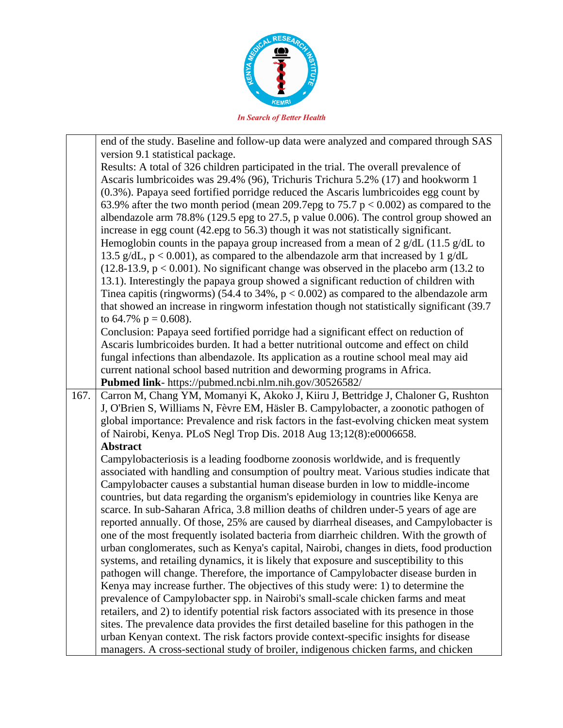| | |
|---|---|
| | end of the study. Baseline and follow-up data were analyzed and compared through SAS version 9.1 statistical package.<br>Results: A total of 326 children participated in the trial. The overall prevalence of Ascaris lumbricoides was 29.4% (96), Trichuris Trichura 5.2% (17) and hookworm 1 (0.3%). Papaya seed fortified porridge reduced the Ascaris lumbricoides egg count by 63.9% after the two month period (mean 209.7epg to 75.7 $p < 0.002$) as compared to the albendazole arm 78.8% (129.5 epg to 27.5, p value 0.006). The control group showed an increase in egg count (42.epg to 56.3) though it was not statistically significant. Hemoglobin counts in the papaya group increased from a mean of 2 g/dL (11.5 g/dL to 13.5 g/dL, $p < 0.001$), as compared to the albendazole arm that increased by 1 g/dL (12.8-13.9, $p < 0.001$). No significant change was observed in the placebo arm (13.2 to 13.1). Interestingly the papaya group showed a significant reduction of children with Tinea capitis (ringworms) (54.4 to 34%, $p < 0.002$) as compared to the albendazole arm that showed an increase in ringworm infestation though not statistically significant (39.7 to 64.7% $p = 0.608$).<br>Conclusion: Papaya seed fortified porridge had a significant effect on reduction of Ascaris lumbricoides burden. It had a better nutritional outcome and effect on child fungal infections than albendazole. Its application as a routine school meal may aid current national school based nutrition and deworming programs in Africa.<br>**Pubmed link**- https://pubmed.ncbi.nlm.nih.gov/30526582/ |
| 167. | Carron M, Chang YM, Momanyi K, Akoko J, Kiiru J, Bettridge J, Chaloner G, Rushton J, O'Brien S, Williams N, Fèvre EM, Häsler B. Campylobacter, a zoonotic pathogen of global importance: Prevalence and risk factors in the fast-evolving chicken meat system of Nairobi, Kenya. PLoS Negl Trop Dis. 2018 Aug 13;12(8):e0006658.<br>**Abstract**<br>Campylobacteriosis is a leading foodborne zoonosis worldwide, and is frequently associated with handling and consumption of poultry meat. Various studies indicate that Campylobacter causes a substantial human disease burden in low to middle-income countries, but data regarding the organism's epidemiology in countries like Kenya are scarce. In sub-Saharan Africa, 3.8 million deaths of children under-5 years of age are reported annually. Of those, 25% are caused by diarrheal diseases, and Campylobacter is one of the most frequently isolated bacteria from diarrheic children. With the growth of urban conglomerates, such as Kenya's capital, Nairobi, changes in diets, food production systems, and retailing dynamics, it is likely that exposure and susceptibility to this pathogen will change. Therefore, the importance of Campylobacter disease burden in Kenya may increase further. The objectives of this study were: 1) to determine the prevalence of Campylobacter spp. in Nairobi's small-scale chicken farms and meat retailers, and 2) to identify potential risk factors associated with its presence in those sites. The prevalence data provides the first detailed baseline for this pathogen in the urban Kenyan context. The risk factors provide context-specific insights for disease managers. A cross-sectional study of broiler, indigenous chicken farms, and chicken |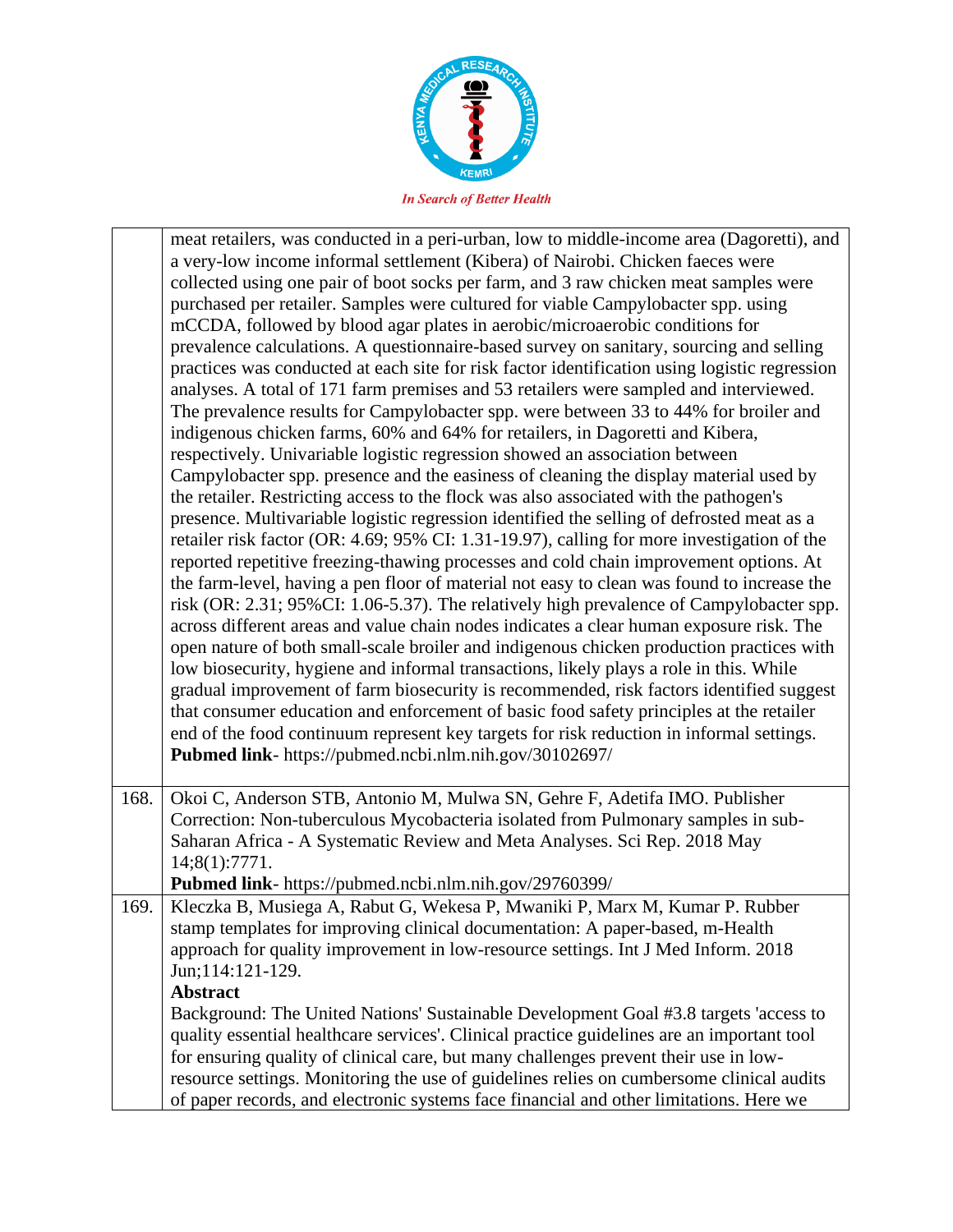| | |
|---|---|
| | meat retailers, was conducted in a peri-urban, low to middle-income area (Dagoretti), and a very-low income informal settlement (Kibera) of Nairobi. Chicken faeces were collected using one pair of boot socks per farm, and 3 raw chicken meat samples were purchased per retailer. Samples were cultured for viable Campylobacter spp. using mCCDA, followed by blood agar plates in aerobic/microaerobic conditions for prevalence calculations. A questionnaire-based survey on sanitary, sourcing and selling practices was conducted at each site for risk factor identification using logistic regression analyses. A total of 171 farm premises and 53 retailers were sampled and interviewed. The prevalence results for Campylobacter spp. were between 33 to 44% for broiler and indigenous chicken farms, 60% and 64% for retailers, in Dagoretti and Kibera, respectively. Univariable logistic regression showed an association between Campylobacter spp. presence and the easiness of cleaning the display material used by the retailer. Restricting access to the flock was also associated with the pathogen's presence. Multivariable logistic regression identified the selling of defrosted meat as a retailer risk factor (OR: 4.69; 95% CI: 1.31-19.97), calling for more investigation of the reported repetitive freezing-thawing processes and cold chain improvement options. At the farm-level, having a pen floor of material not easy to clean was found to increase the risk (OR: 2.31; 95%CI: 1.06-5.37). The relatively high prevalence of Campylobacter spp. across different areas and value chain nodes indicates a clear human exposure risk. The open nature of both small-scale broiler and indigenous chicken production practices with low biosecurity, hygiene and informal transactions, likely plays a role in this. While gradual improvement of farm biosecurity is recommended, risk factors identified suggest that consumer education and enforcement of basic food safety principles at the retailer end of the food continuum represent key targets for risk reduction in informal settings. <br>**Pubmed link**- https://pubmed.ncbi.nlm.nih.gov/30102697/ |
| 168. | Okoi C, Anderson STB, Antonio M, Mulwa SN, Gehre F, Adetifa IMO. Publisher Correction: Non-tuberculous Mycobacteria isolated from Pulmonary samples in sub-Saharan Africa - A Systematic Review and Meta Analyses. Sci Rep. 2018 May 14;8(1):7771. <br>**Pubmed link**- https://pubmed.ncbi.nlm.nih.gov/29760399/ |
| 169. | Kleczka B, Musiega A, Rabut G, Wekesa P, Mwaniki P, Marx M, Kumar P. Rubber stamp templates for improving clinical documentation: A paper-based, m-Health approach for quality improvement in low-resource settings. Int J Med Inform. 2018 Jun;114:121-129. <br>**Abstract** <br>Background: The United Nations' Sustainable Development Goal #3.8 targets 'access to quality essential healthcare services'. Clinical practice guidelines are an important tool for ensuring quality of clinical care, but many challenges prevent their use in low-resource settings. Monitoring the use of guidelines relies on cumbersome clinical audits of paper records, and electronic systems face financial and other limitations. Here we |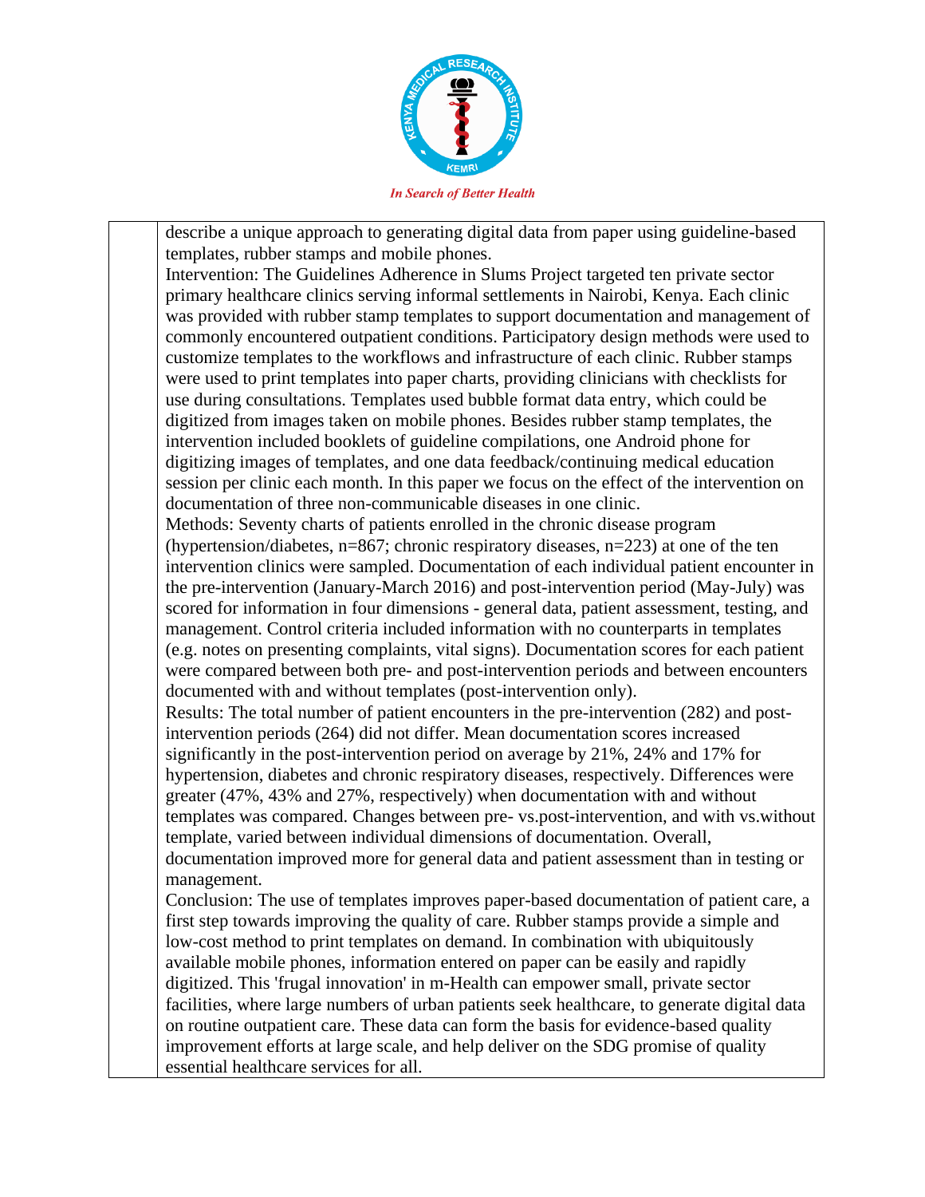describe a unique approach to generating digital data from paper using guideline-based templates, rubber stamps and mobile phones.

Intervention: The Guidelines Adherence in Slums Project targeted ten private sector primary healthcare clinics serving informal settlements in Nairobi, Kenya. Each clinic was provided with rubber stamp templates to support documentation and management of commonly encountered outpatient conditions. Participatory design methods were used to customize templates to the workflows and infrastructure of each clinic. Rubber stamps were used to print templates into paper charts, providing clinicians with checklists for use during consultations. Templates used bubble format data entry, which could be digitized from images taken on mobile phones. Besides rubber stamp templates, the intervention included booklets of guideline compilations, one Android phone for digitizing images of templates, and one data feedback/continuing medical education session per clinic each month. In this paper we focus on the effect of the intervention on documentation of three non-communicable diseases in one clinic.

Methods: Seventy charts of patients enrolled in the chronic disease program (hypertension/diabetes, n=867; chronic respiratory diseases, n=223) at one of the ten intervention clinics were sampled. Documentation of each individual patient encounter in the pre-intervention (January-March 2016) and post-intervention period (May-July) was scored for information in four dimensions - general data, patient assessment, testing, and management. Control criteria included information with no counterparts in templates (e.g. notes on presenting complaints, vital signs). Documentation scores for each patient were compared between both pre- and post-intervention periods and between encounters documented with and without templates (post-intervention only).

Results: The total number of patient encounters in the pre-intervention (282) and post-intervention periods (264) did not differ. Mean documentation scores increased significantly in the post-intervention period on average by 21%, 24% and 17% for hypertension, diabetes and chronic respiratory diseases, respectively. Differences were greater (47%, 43% and 27%, respectively) when documentation with and without templates was compared. Changes between pre- vs.post-intervention, and with vs.without template, varied between individual dimensions of documentation. Overall, documentation improved more for general data and patient assessment than in testing or management.

Conclusion: The use of templates improves paper-based documentation of patient care, a first step towards improving the quality of care. Rubber stamps provide a simple and low-cost method to print templates on demand. In combination with ubiquitously available mobile phones, information entered on paper can be easily and rapidly digitized. This 'frugal innovation' in m-Health can empower small, private sector facilities, where large numbers of urban patients seek healthcare, to generate digital data on routine outpatient care. These data can form the basis for evidence-based quality improvement efforts at large scale, and help deliver on the SDG promise of quality essential healthcare services for all.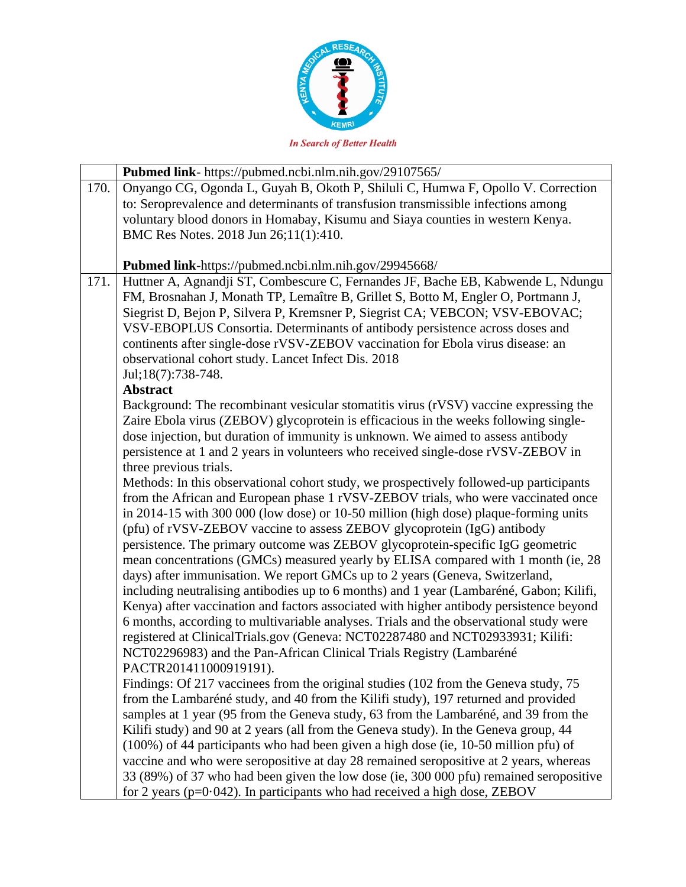| | |
|---|---|
| | **Pubmed link**- https://pubmed.ncbi.nlm.nih.gov/29107565/ |
| 170. | Onyango CG, Ogonda L, Guyah B, Okoth P, Shiluli C, Humwa F, Opollo V. Correction to: Seroprevalence and determinants of transfusion transmissible infections among voluntary blood donors in Homabay, Kisumu and Siaya counties in western Kenya. BMC Res Notes. 2018 Jun 26;11(1):410.<br><br>**Pubmed link**-https://pubmed.ncbi.nlm.nih.gov/29945668/ |
| 171. | Huttner A, Agnandji ST, Combescure C, Fernandes JF, Bache EB, Kabwende L, Ndungu FM, Brosnahan J, Monath TP, Lemaître B, Grillet S, Botto M, Engler O, Portmann J, Siegrist D, Bejon P, Silvera P, Kremsner P, Siegrist CA; VEBCON; VSV-EBOVAC; VSV-EBOPLUS Consortia. Determinants of antibody persistence across doses and continents after single-dose rVSV-ZEBOV vaccination for Ebola virus disease: an observational cohort study. Lancet Infect Dis. 2018 Jul;18(7):738-748.<br>**Abstract**<br>Background: The recombinant vesicular stomatitis virus (rVSV) vaccine expressing the Zaire Ebola virus (ZEBOV) glycoprotein is efficacious in the weeks following single-dose injection, but duration of immunity is unknown. We aimed to assess antibody persistence at 1 and 2 years in volunteers who received single-dose rVSV-ZEBOV in three previous trials.<br>Methods: In this observational cohort study, we prospectively followed-up participants from the African and European phase 1 rVSV-ZEBOV trials, who were vaccinated once in 2014-15 with 300 000 (low dose) or 10-50 million (high dose) plaque-forming units (pfu) of rVSV-ZEBOV vaccine to assess ZEBOV glycoprotein (IgG) antibody persistence. The primary outcome was ZEBOV glycoprotein-specific IgG geometric mean concentrations (GMCs) measured yearly by ELISA compared with 1 month (ie, 28 days) after immunisation. We report GMCs up to 2 years (Geneva, Switzerland, including neutralising antibodies up to 6 months) and 1 year (Lambaréné, Gabon; Kilifi, Kenya) after vaccination and factors associated with higher antibody persistence beyond 6 months, according to multivariable analyses. Trials and the observational study were registered at ClinicalTrials.gov (Geneva: NCT02287480 and NCT02933931; Kilifi: NCT02296983) and the Pan-African Clinical Trials Registry (Lambaréné PACTR201411000919191).<br>Findings: Of 217 vaccinees from the original studies (102 from the Geneva study, 75 from the Lambaréné study, and 40 from the Kilifi study), 197 returned and provided samples at 1 year (95 from the Geneva study, 63 from the Lambaréné, and 39 from the Kilifi study) and 90 at 2 years (all from the Geneva study). In the Geneva group, 44 (100%) of 44 participants who had been given a high dose (ie, 10-50 million pfu) of vaccine and who were seropositive at day 28 remained seropositive at 2 years, whereas 33 (89%) of 37 who had been given the low dose (ie, 300 000 pfu) remained seropositive for 2 years (p=0·042). In participants who had received a high dose, ZEBOV |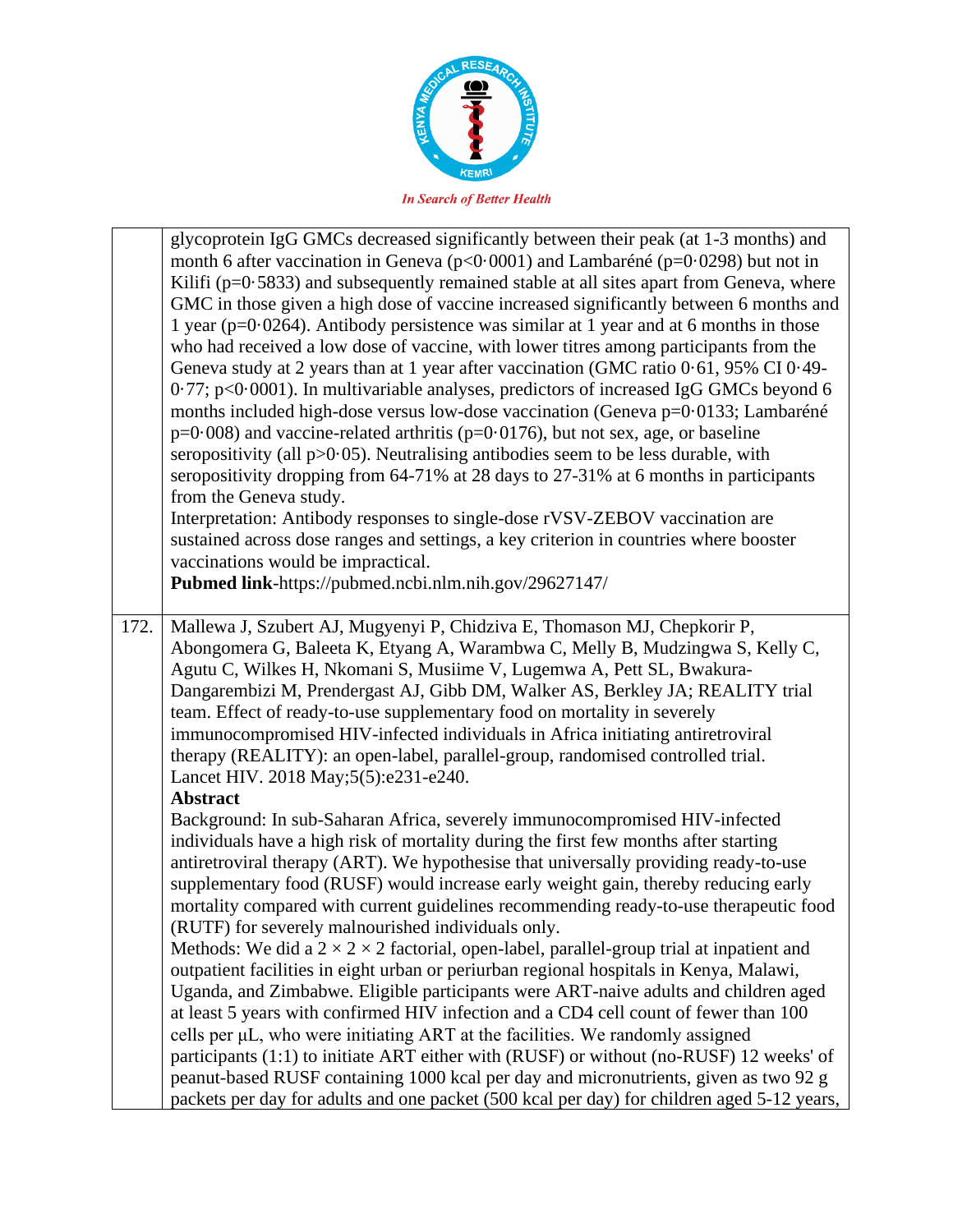| | |
|---|---|
| | glycoprotein IgG GMCs decreased significantly between their peak (at 1-3 months) and month 6 after vaccination in Geneva ($p<0·0001$) and Lambaréné ($p=0·0298$) but not in Kilifi ($p=0·5833$) and subsequently remained stable at all sites apart from Geneva, where GMC in those given a high dose of vaccine increased significantly between 6 months and 1 year ($p=0·0264$). Antibody persistence was similar at 1 year and at 6 months in those who had received a low dose of vaccine, with lower titres among participants from the Geneva study at 2 years than at 1 year after vaccination (GMC ratio 0·61, 95% CI 0·49-0·77; $p<0·0001$). In multivariable analyses, predictors of increased IgG GMCs beyond 6 months included high-dose versus low-dose vaccination (Geneva $p=0·0133$; Lambaréné $p=0·008$) and vaccine-related arthritis ($p=0·0176$), but not sex, age, or baseline seropositivity (all $p>0·05$). Neutralising antibodies seem to be less durable, with seropositivity dropping from 64-71% at 28 days to 27-31% at 6 months in participants from the Geneva study.<br>Interpretation: Antibody responses to single-dose rVSV-ZEBOV vaccination are sustained across dose ranges and settings, a key criterion in countries where booster vaccinations would be impractical.<br>**Pubmed link**-https://pubmed.ncbi.nlm.nih.gov/29627147/ |
| 172. | Mallewa J, Szubert AJ, Mugyenyi P, Chidziva E, Thomason MJ, Chepkorir P, Abongomera G, Baleeta K, Etyang A, Warambwa C, Melly B, Mudzingwa S, Kelly C, Agutu C, Wilkes H, Nkomani S, Musiime V, Lugemwa A, Pett SL, Bwakura-Dangarembizi M, Prendergast AJ, Gibb DM, Walker AS, Berkley JA; REALITY trial team. Effect of ready-to-use supplementary food on mortality in severely immunocompromised HIV-infected individuals in Africa initiating antiretroviral therapy (REALITY): an open-label, parallel-group, randomised controlled trial. Lancet HIV. 2018 May;5(5):e231-e240.<br>**Abstract**<br>Background: In sub-Saharan Africa, severely immunocompromised HIV-infected individuals have a high risk of mortality during the first few months after starting antiretroviral therapy (ART). We hypothesise that universally providing ready-to-use supplementary food (RUSF) would increase early weight gain, thereby reducing early mortality compared with current guidelines recommending ready-to-use therapeutic food (RUTF) for severely malnourished individuals only.<br>Methods: We did a $2 \times 2 \times 2$ factorial, open-label, parallel-group trial at inpatient and outpatient facilities in eight urban or periurban regional hospitals in Kenya, Malawi, Uganda, and Zimbabwe. Eligible participants were ART-naive adults and children aged at least 5 years with confirmed HIV infection and a CD4 cell count of fewer than 100 cells per μL, who were initiating ART at the facilities. We randomly assigned participants (1:1) to initiate ART either with (RUSF) or without (no-RUSF) 12 weeks' of peanut-based RUSF containing 1000 kcal per day and micronutrients, given as two 92 g packets per day for adults and one packet (500 kcal per day) for children aged 5-12 years, |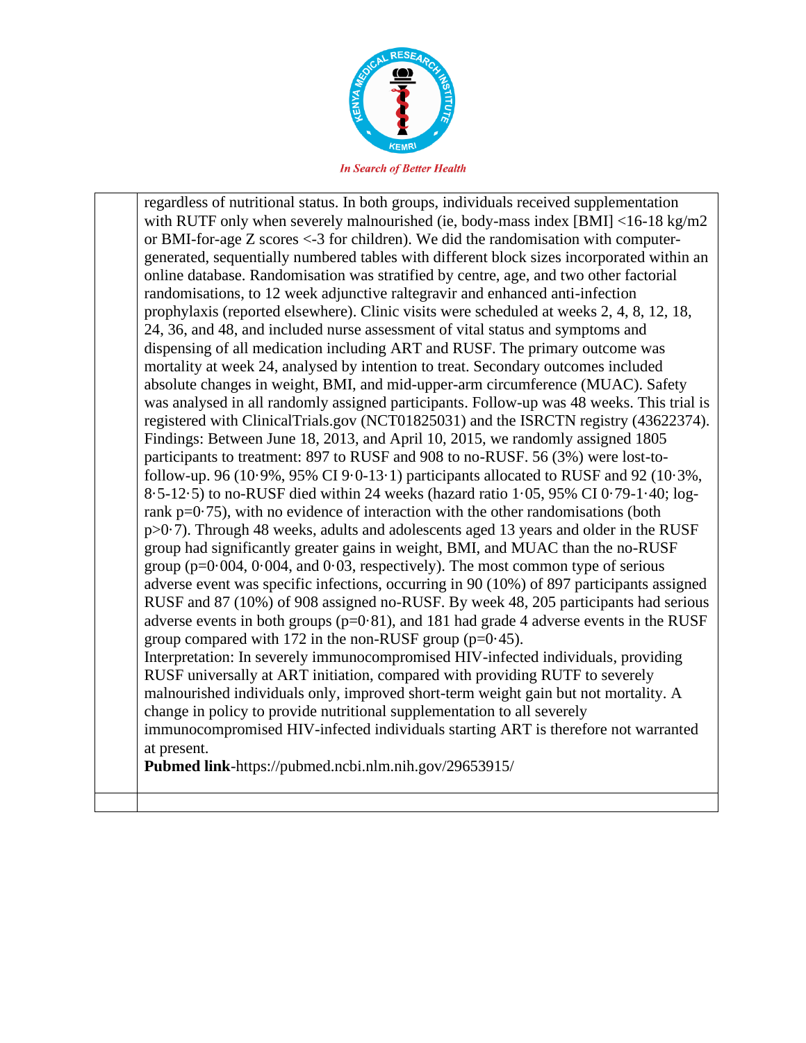regardless of nutritional status. In both groups, individuals received supplementation with RUTF only when severely malnourished (ie, body-mass index [BMI] <16-18 kg/m2 or BMI-for-age Z scores <-3 for children). We did the randomisation with computer-generated, sequentially numbered tables with different block sizes incorporated within an online database. Randomisation was stratified by centre, age, and two other factorial randomisations, to 12 week adjunctive raltegravir and enhanced anti-infection prophylaxis (reported elsewhere). Clinic visits were scheduled at weeks 2, 4, 8, 12, 18, 24, 36, and 48, and included nurse assessment of vital status and symptoms and dispensing of all medication including ART and RUSF. The primary outcome was mortality at week 24, analysed by intention to treat. Secondary outcomes included absolute changes in weight, BMI, and mid-upper-arm circumference (MUAC). Safety was analysed in all randomly assigned participants. Follow-up was 48 weeks. This trial is registered with ClinicalTrials.gov (NCT01825031) and the ISRCTN registry (43622374).

Findings: Between June 18, 2013, and April 10, 2015, we randomly assigned 1805 participants to treatment: 897 to RUSF and 908 to no-RUSF. 56 (3%) were lost-to-follow-up. 96 (10·9%, 95% CI 9·0-13·1) participants allocated to RUSF and 92 (10·3%, 8·5-12·5) to no-RUSF died within 24 weeks (hazard ratio 1·05, 95% CI 0·79-1·40; log-rank p=0·75), with no evidence of interaction with the other randomisations (both p>0·7). Through 48 weeks, adults and adolescents aged 13 years and older in the RUSF group had significantly greater gains in weight, BMI, and MUAC than the no-RUSF group (p=0·004, 0·004, and 0·03, respectively). The most common type of serious adverse event was specific infections, occurring in 90 (10%) of 897 participants assigned RUSF and 87 (10%) of 908 assigned no-RUSF. By week 48, 205 participants had serious adverse events in both groups (p=0·81), and 181 had grade 4 adverse events in the RUSF group compared with 172 in the non-RUSF group (p=0·45).

Interpretation: In severely immunocompromised HIV-infected individuals, providing RUSF universally at ART initiation, compared with providing RUTF to severely malnourished individuals only, improved short-term weight gain but not mortality. A change in policy to provide nutritional supplementation to all severely immunocompromised HIV-infected individuals starting ART is therefore not warranted at present.

**Pubmed link**-https://pubmed.ncbi.nlm.nih.gov/29653915/